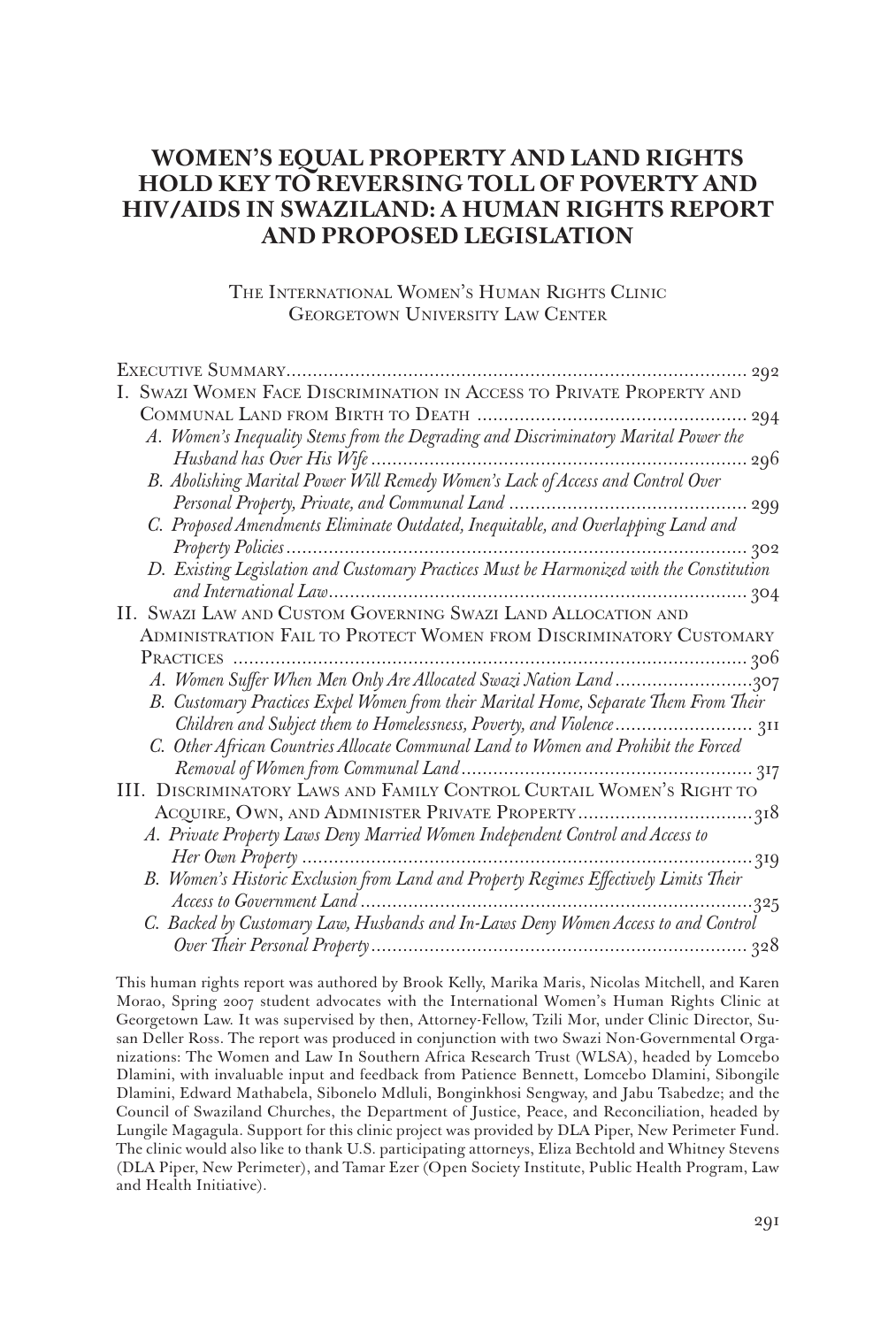# WOMEN'S EQUAL PROPERTY AND LAND RIGHTS HOLD KEY TO REVERSING TOLL OF POVERTY AND HIV/AIDS IN SWAZILAND: A HUMAN RIGHTS REPORT AND PROPOSED LEGISLATION

THE INTERNATIONAL WOMEN'S HUMAN RIGHTS CLINIC
GEORGETOWN UNIVERSITY LAW CENTER

EXECUTIVE SUMMARY .......... 292

I. SWAZI WOMEN FACE DISCRIMINATION IN ACCESS TO PRIVATE PROPERTY AND COMMUNAL LAND FROM BIRTH TO DEATH .......... 294

- *A. Women's Inequality Stems from the Degrading and Discriminatory Marital Power the Husband has Over His Wife* .......... 296
- *B. Abolishing Marital Power Will Remedy Women's Lack of Access and Control Over Personal Property, Private, and Communal Land* .......... 299
- *C. Proposed Amendments Eliminate Outdated, Inequitable, and Overlapping Land and Property Policies* .......... 302
- *D. Existing Legislation and Customary Practices Must be Harmonized with the Constitution and International Law* .......... 304

II. SWAZI LAW AND CUSTOM GOVERNING SWAZI LAND ALLOCATION AND ADMINISTRATION FAIL TO PROTECT WOMEN FROM DISCRIMINATORY CUSTOMARY PRACTICES .......... 306

- *A. Women Suffer When Men Only Are Allocated Swazi Nation Land* .......... 307
- *B. Customary Practices Expel Women from their Marital Home, Separate Them From Their Children and Subject them to Homelessness, Poverty, and Violence* .......... 311
- *C. Other African Countries Allocate Communal Land to Women and Prohibit the Forced Removal of Women from Communal Land* .......... 317

III. DISCRIMINATORY LAWS AND FAMILY CONTROL CURTAIL WOMEN'S RIGHT TO ACQUIRE, OWN, AND ADMINISTER PRIVATE PROPERTY .......... 318

- *A. Private Property Laws Deny Married Women Independent Control and Access to Her Own Property* .......... 319
- *B. Women's Historic Exclusion from Land and Property Regimes Effectively Limits Their Access to Government Land* .......... 325
- *C. Backed by Customary Law, Husbands and In-Laws Deny Women Access to and Control Over Their Personal Property* .......... 328

This human rights report was authored by Brook Kelly, Marika Maris, Nicolas Mitchell, and Karen Morao, Spring 2007 student advocates with the International Women's Human Rights Clinic at Georgetown Law. It was supervised by then, Attorney-Fellow, Tzili Mor, under Clinic Director, Susan Deller Ross. The report was produced in conjunction with two Swazi Non-Governmental Organizations: The Women and Law In Southern Africa Research Trust (WLSA), headed by Lomcebo Dlamini, with invaluable input and feedback from Patience Bennett, Lomcebo Dlamini, Sibongile Dlamini, Edward Mathabela, Sibonelo Mdluli, Bonginkhosi Sengway, and Jabu Tsabedze; and the Council of Swaziland Churches, the Department of Justice, Peace, and Reconciliation, headed by Lungile Magagula. Support for this clinic project was provided by DLA Piper, New Perimeter Fund. The clinic would also like to thank U.S. participating attorneys, Eliza Bechtold and Whitney Stevens (DLA Piper, New Perimeter), and Tamar Ezer (Open Society Institute, Public Health Program, Law and Health Initiative).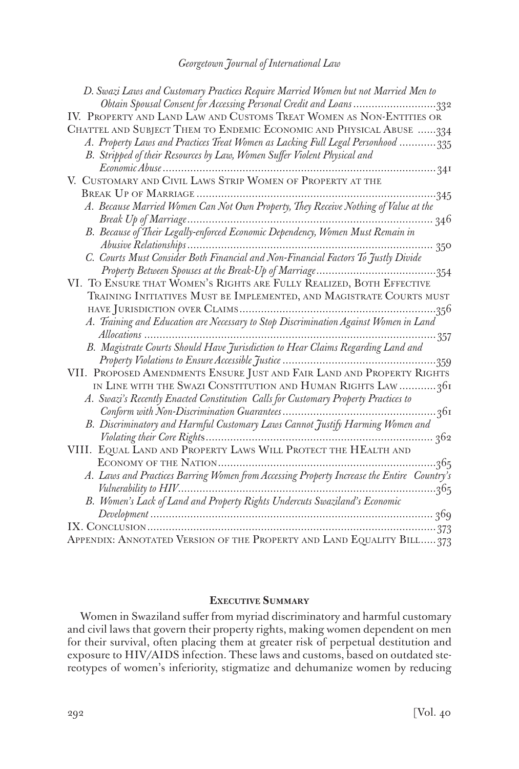*D. Swazi Laws and Customary Practices Require Married Women but not Married Men to Obtain Spousal Consent for Accessing Personal Credit and Loans* ..........................332

IV. Property and Land Law and Customs Treat Women as Non-Entities or Chattel and Subject Them to Endemic Economic and Physical Abuse ......334

*A. Property Laws and Practices Treat Women as Lacking Full Legal Personhood* ............335

*B. Stripped of their Resources by Law, Women Suffer Violent Physical and Economic Abuse* ..........................................................................................341

V. Customary and Civil Laws Strip Women of Property at the Break Up of Marriage .............................................................................345

*A. Because Married Women Can Not Own Property, They Receive Nothing of Value at the Break Up of Marriage* ............................................................................... 346

*B. Because of Their Legally-enforced Economic Dependency, Women Must Remain in Abusive Relationships* ................................................................................ 350

*C. Courts Must Consider Both Financial and Non-Financial Factors To Justly Divide Property Between Spouses at the Break-Up of Marriage* .......................................354

VI. To Ensure that Women's Rights are Fully Realized, Both Effective Training Initiatives Must be Implemented, and Magistrate Courts must have Jurisdiction over Claims ...............................................................356

*A. Training and Education are Necessary to Stop Discrimination Against Women in Land Allocations* ...............................................................................................357

*B. Magistrate Courts Should Have Jurisdiction to Hear Claims Regarding Land and Property Violations to Ensure Accessible Justice* .................................................359

VII. Proposed Amendments Ensure Just and Fair Land and Property Rights in Line with the Swazi Constitution and Human Rights Law ............361

*A. Swazi's Recently Enacted Constitution Calls for Customary Property Practices to Conform with Non-Discrimination Guarantees* .................................................361

*B. Discriminatory and Harmful Customary Laws Cannot Justify Harming Women and Violating their Core Rights* ......................................................................... 362

VIII. Equal Land and Property Laws Will Protect the HEalth and Economy of the Nation......................................................................365

*A. Laws and Practices Barring Women from Accessing Property Increase the Entire Country's Vulnerability to HIV*...................................................................................365

*B. Women's Lack of Land and Property Rights Undercuts Swaziland's Economic Development* ........................................................................................... 369

IX. Conclusion.............................................................................................373

Appendix: Annotated Version of the Property and Land Equality Bill.....373

## Executive Summary

Women in Swaziland suffer from myriad discriminatory and harmful customary and civil laws that govern their property rights, making women dependent on men for their survival, often placing them at greater risk of perpetual destitution and exposure to HIV/AIDS infection. These laws and customs, based on outdated stereotypes of women's inferiority, stigmatize and dehumanize women by reducing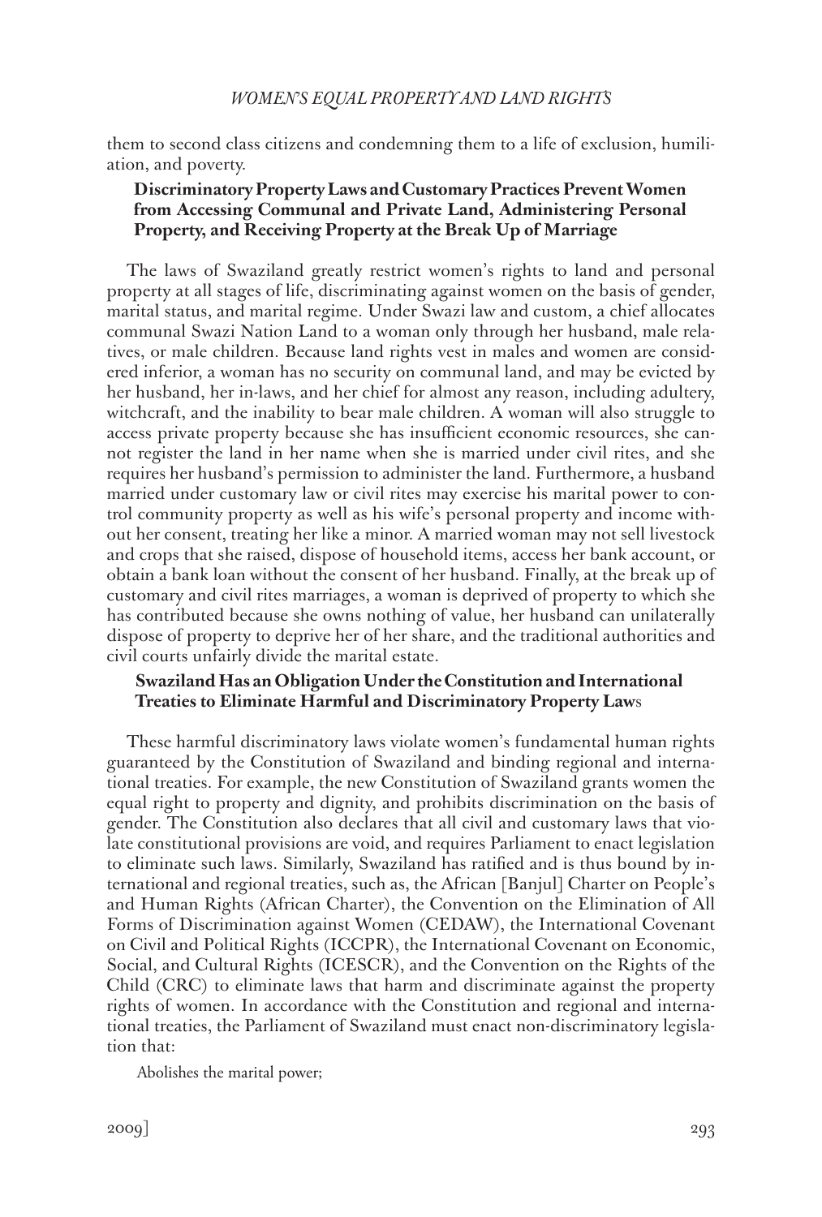them to second class citizens and condemning them to a life of exclusion, humiliation, and poverty.

### Discriminatory Property Laws and Customary Practices Prevent Women from Accessing Communal and Private Land, Administering Personal Property, and Receiving Property at the Break Up of Marriage

The laws of Swaziland greatly restrict women's rights to land and personal property at all stages of life, discriminating against women on the basis of gender, marital status, and marital regime. Under Swazi law and custom, a chief allocates communal Swazi Nation Land to a woman only through her husband, male relatives, or male children. Because land rights vest in males and women are considered inferior, a woman has no security on communal land, and may be evicted by her husband, her in-laws, and her chief for almost any reason, including adultery, witchcraft, and the inability to bear male children. A woman will also struggle to access private property because she has insufficient economic resources, she cannot register the land in her name when she is married under civil rites, and she requires her husband's permission to administer the land. Furthermore, a husband married under customary law or civil rites may exercise his marital power to control community property as well as his wife's personal property and income without her consent, treating her like a minor. A married woman may not sell livestock and crops that she raised, dispose of household items, access her bank account, or obtain a bank loan without the consent of her husband. Finally, at the break up of customary and civil rites marriages, a woman is deprived of property to which she has contributed because she owns nothing of value, her husband can unilaterally dispose of property to deprive her of her share, and the traditional authorities and civil courts unfairly divide the marital estate.

### Swaziland Has an Obligation Under the Constitution and International Treaties to Eliminate Harmful and Discriminatory Property Laws

These harmful discriminatory laws violate women's fundamental human rights guaranteed by the Constitution of Swaziland and binding regional and international treaties. For example, the new Constitution of Swaziland grants women the equal right to property and dignity, and prohibits discrimination on the basis of gender. The Constitution also declares that all civil and customary laws that violate constitutional provisions are void, and requires Parliament to enact legislation to eliminate such laws. Similarly, Swaziland has ratified and is thus bound by international and regional treaties, such as, the African [Banjul] Charter on People's and Human Rights (African Charter), the Convention on the Elimination of All Forms of Discrimination against Women (CEDAW), the International Covenant on Civil and Political Rights (ICCPR), the International Covenant on Economic, Social, and Cultural Rights (ICESCR), and the Convention on the Rights of the Child (CRC) to eliminate laws that harm and discriminate against the property rights of women. In accordance with the Constitution and regional and international treaties, the Parliament of Swaziland must enact non-discriminatory legislation that:

- Abolishes the marital power;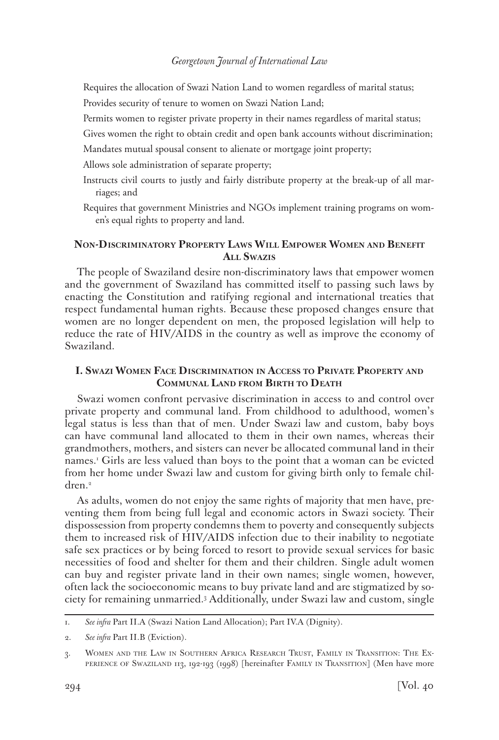Requires the allocation of Swazi Nation Land to women regardless of marital status;

Provides security of tenure to women on Swazi Nation Land;

Permits women to register private property in their names regardless of marital status;

Gives women the right to obtain credit and open bank accounts without discrimination;

Mandates mutual spousal consent to alienate or mortgage joint property;

Allows sole administration of separate property;

Instructs civil courts to justly and fairly distribute property at the break-up of all marriages; and

Requires that government Ministries and NGOs implement training programs on women's equal rights to property and land.

## Non-Discriminatory Property Laws Will Empower Women and Benefit All Swazis

The people of Swaziland desire non-discriminatory laws that empower women and the government of Swaziland has committed itself to passing such laws by enacting the Constitution and ratifying regional and international treaties that respect fundamental human rights. Because these proposed changes ensure that women are no longer dependent on men, the proposed legislation will help to reduce the rate of HIV/AIDS in the country as well as improve the economy of Swaziland.

## I. Swazi Women Face Discrimination in Access to Private Property and Communal Land from Birth to Death

Swazi women confront pervasive discrimination in access to and control over private property and communal land. From childhood to adulthood, women's legal status is less than that of men. Under Swazi law and custom, baby boys can have communal land allocated to them in their own names, whereas their grandmothers, mothers, and sisters can never be allocated communal land in their names.[1] Girls are less valued than boys to the point that a woman can be evicted from her home under Swazi law and custom for giving birth only to female children.[2]

As adults, women do not enjoy the same rights of majority that men have, preventing them from being full legal and economic actors in Swazi society. Their dispossession from property condemns them to poverty and consequently subjects them to increased risk of HIV/AIDS infection due to their inability to negotiate safe sex practices or by being forced to resort to provide sexual services for basic necessities of food and shelter for them and their children. Single adult women can buy and register private land in their own names; single women, however, often lack the socioeconomic means to buy private land and are stigmatized by society for remaining unmarried.[3] Additionally, under Swazi law and custom, single

---

1. *See infra* Part II.A (Swazi Nation Land Allocation); Part IV.A (Dignity).

2. *See infra* Part II.B (Eviction).

3. Women and the Law in Southern Africa Research Trust, Family in Transition: The Experience of Swaziland 113, 192-193 (1998) [hereinafter Family in Transition] (Men have more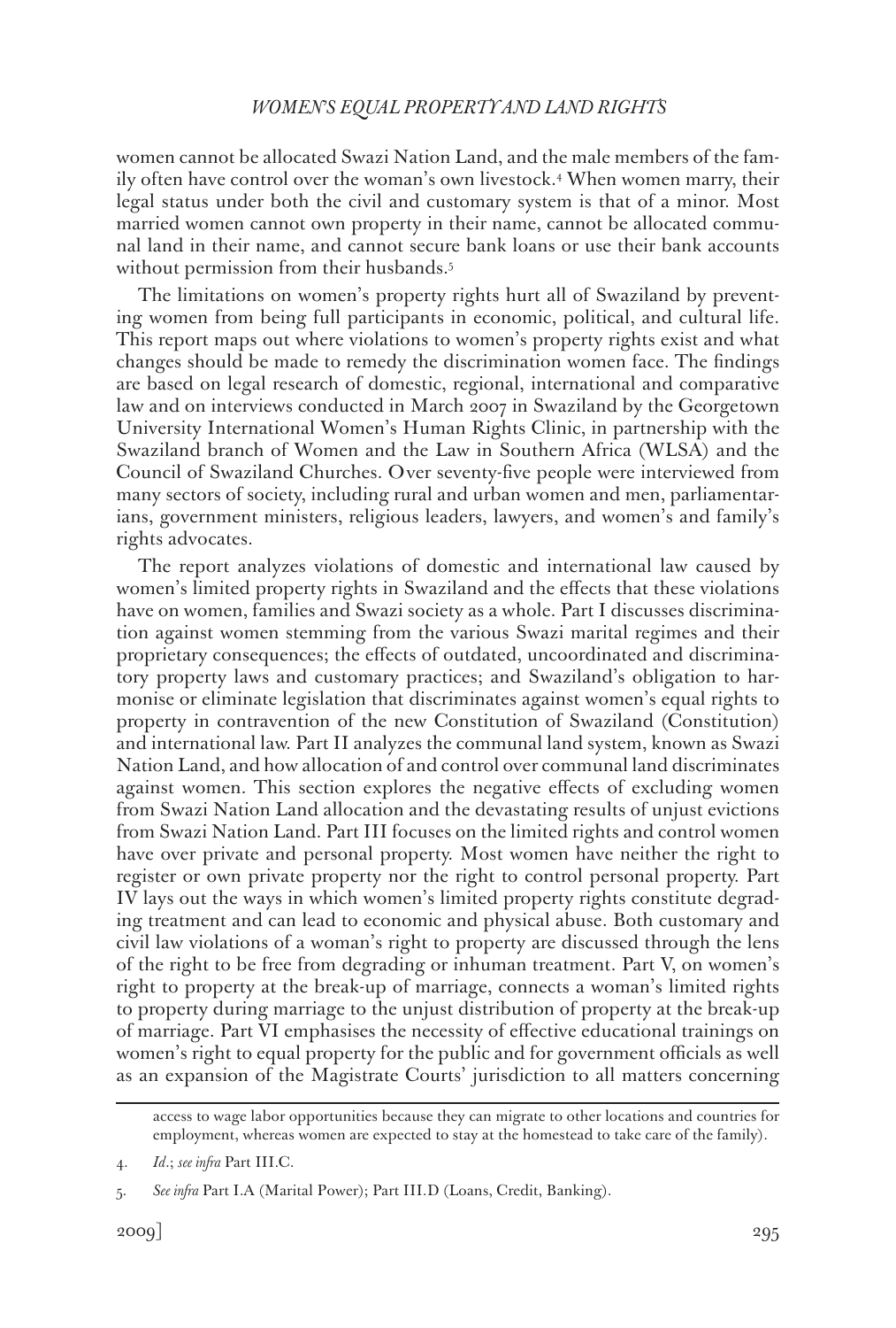women cannot be allocated Swazi Nation Land, and the male members of the family often have control over the woman's own livestock.[4] When women marry, their legal status under both the civil and customary system is that of a minor. Most married women cannot own property in their name, cannot be allocated communal land in their name, and cannot secure bank loans or use their bank accounts without permission from their husbands.[5]

The limitations on women's property rights hurt all of Swaziland by preventing women from being full participants in economic, political, and cultural life. This report maps out where violations to women's property rights exist and what changes should be made to remedy the discrimination women face. The findings are based on legal research of domestic, regional, international and comparative law and on interviews conducted in March 2007 in Swaziland by the Georgetown University International Women's Human Rights Clinic, in partnership with the Swaziland branch of Women and the Law in Southern Africa (WLSA) and the Council of Swaziland Churches. Over seventy-five people were interviewed from many sectors of society, including rural and urban women and men, parliamentarians, government ministers, religious leaders, lawyers, and women's and family's rights advocates.

The report analyzes violations of domestic and international law caused by women's limited property rights in Swaziland and the effects that these violations have on women, families and Swazi society as a whole. Part I discusses discrimination against women stemming from the various Swazi marital regimes and their proprietary consequences; the effects of outdated, uncoordinated and discriminatory property laws and customary practices; and Swaziland's obligation to harmonise or eliminate legislation that discriminates against women's equal rights to property in contravention of the new Constitution of Swaziland (Constitution) and international law. Part II analyzes the communal land system, known as Swazi Nation Land, and how allocation of and control over communal land discriminates against women. This section explores the negative effects of excluding women from Swazi Nation Land allocation and the devastating results of unjust evictions from Swazi Nation Land. Part III focuses on the limited rights and control women have over private and personal property. Most women have neither the right to register or own private property nor the right to control personal property. Part IV lays out the ways in which women's limited property rights constitute degrading treatment and can lead to economic and physical abuse. Both customary and civil law violations of a woman's right to property are discussed through the lens of the right to be free from degrading or inhuman treatment. Part V, on women's right to property at the break-up of marriage, connects a woman's limited rights to property during marriage to the unjust distribution of property at the break-up of marriage. Part VI emphasises the necessity of effective educational trainings on women's right to equal property for the public and for government officials as well as an expansion of the Magistrate Courts' jurisdiction to all matters concerning

---

access to wage labor opportunities because they can migrate to other locations and countries for employment, whereas women are expected to stay at the homestead to take care of the family).

4. *Id*.; *see infra* Part III.C.

5. *See infra* Part I.A (Marital Power); Part III.D (Loans, Credit, Banking).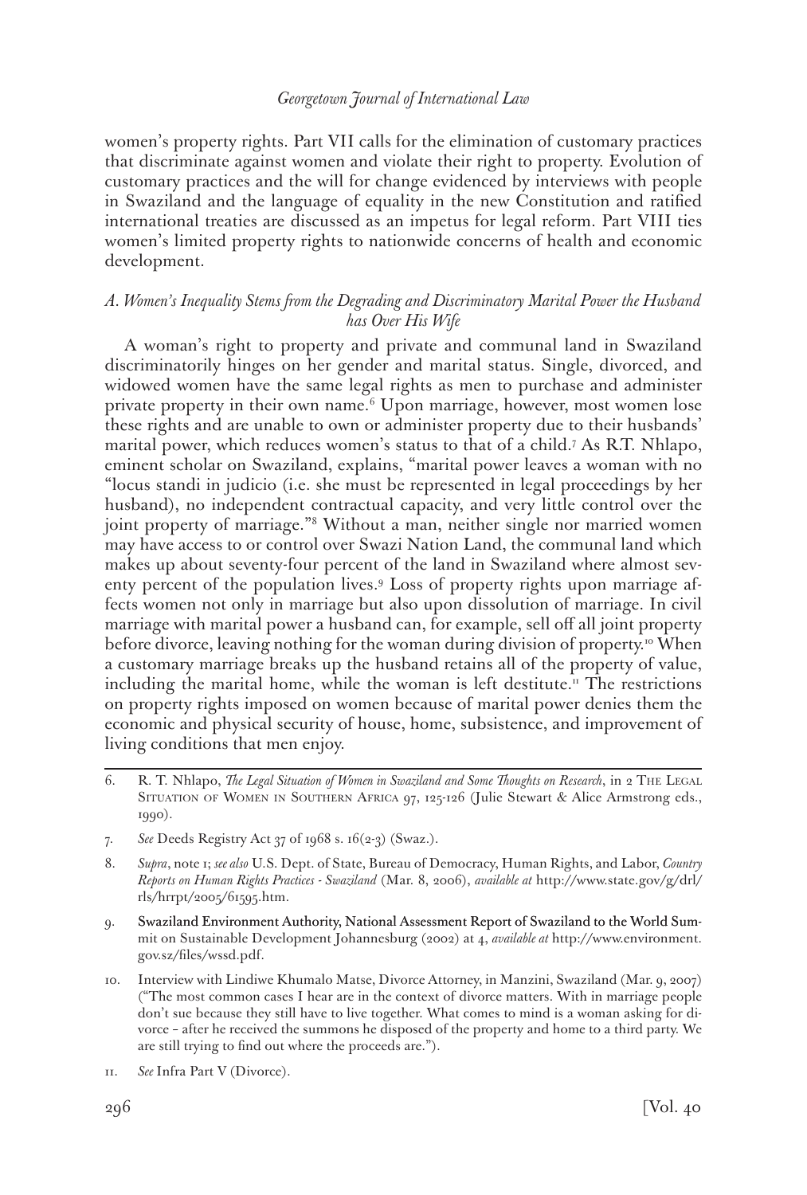women's property rights. Part VII calls for the elimination of customary practices that discriminate against women and violate their right to property. Evolution of customary practices and the will for change evidenced by interviews with people in Swaziland and the language of equality in the new Constitution and ratified international treaties are discussed as an impetus for legal reform. Part VIII ties women's limited property rights to nationwide concerns of health and economic development.

### *A. Women's Inequality Stems from the Degrading and Discriminatory Marital Power the Husband has Over His Wife*

A woman's right to property and private and communal land in Swaziland discriminatorily hinges on her gender and marital status. Single, divorced, and widowed women have the same legal rights as men to purchase and administer private property in their own name.[6] Upon marriage, however, most women lose these rights and are unable to own or administer property due to their husbands' marital power, which reduces women's status to that of a child.[7] As R.T. Nhlapo, eminent scholar on Swaziland, explains, "marital power leaves a woman with no "locus standi in judicio (i.e. she must be represented in legal proceedings by her husband), no independent contractual capacity, and very little control over the joint property of marriage."[8] Without a man, neither single nor married women may have access to or control over Swazi Nation Land, the communal land which makes up about seventy-four percent of the land in Swaziland where almost seventy percent of the population lives.[9] Loss of property rights upon marriage affects women not only in marriage but also upon dissolution of marriage. In civil marriage with marital power a husband can, for example, sell off all joint property before divorce, leaving nothing for the woman during division of property.[10] When a customary marriage breaks up the husband retains all of the property of value, including the marital home, while the woman is left destitute.[11] The restrictions on property rights imposed on women because of marital power denies them the economic and physical security of house, home, subsistence, and improvement of living conditions that men enjoy.

---

6. R. T. Nhlapo, *The Legal Situation of Women in Swaziland and Some Thoughts on Research*, in 2 The Legal Situation of Women in Southern Africa 97, 125-126 (Julie Stewart & Alice Armstrong eds., 1990).

7. *See* Deeds Registry Act 37 of 1968 s. 16(2-3) (Swaz.).

8. *Supra*, note 1; *see also* U.S. Dept. of State, Bureau of Democracy, Human Rights, and Labor, *Country Reports on Human Rights Practices - Swaziland* (Mar. 8, 2006), *available at* http://www.state.gov/g/drl/rls/hrrpt/2005/61595.htm.

9. Swaziland Environment Authority, National Assessment Report of Swaziland to the World Summit on Sustainable Development Johannesburg (2002) at 4, *available at* http://www.environment.gov.sz/files/wssd.pdf.

10. Interview with Lindiwe Khumalo Matse, Divorce Attorney, in Manzini, Swaziland (Mar. 9, 2007) ("The most common cases I hear are in the context of divorce matters. With in marriage people don't sue because they still have to live together. What comes to mind is a woman asking for divorce – after he received the summons he disposed of the property and home to a third party. We are still trying to find out where the proceeds are.").

11. *See* Infra Part V (Divorce).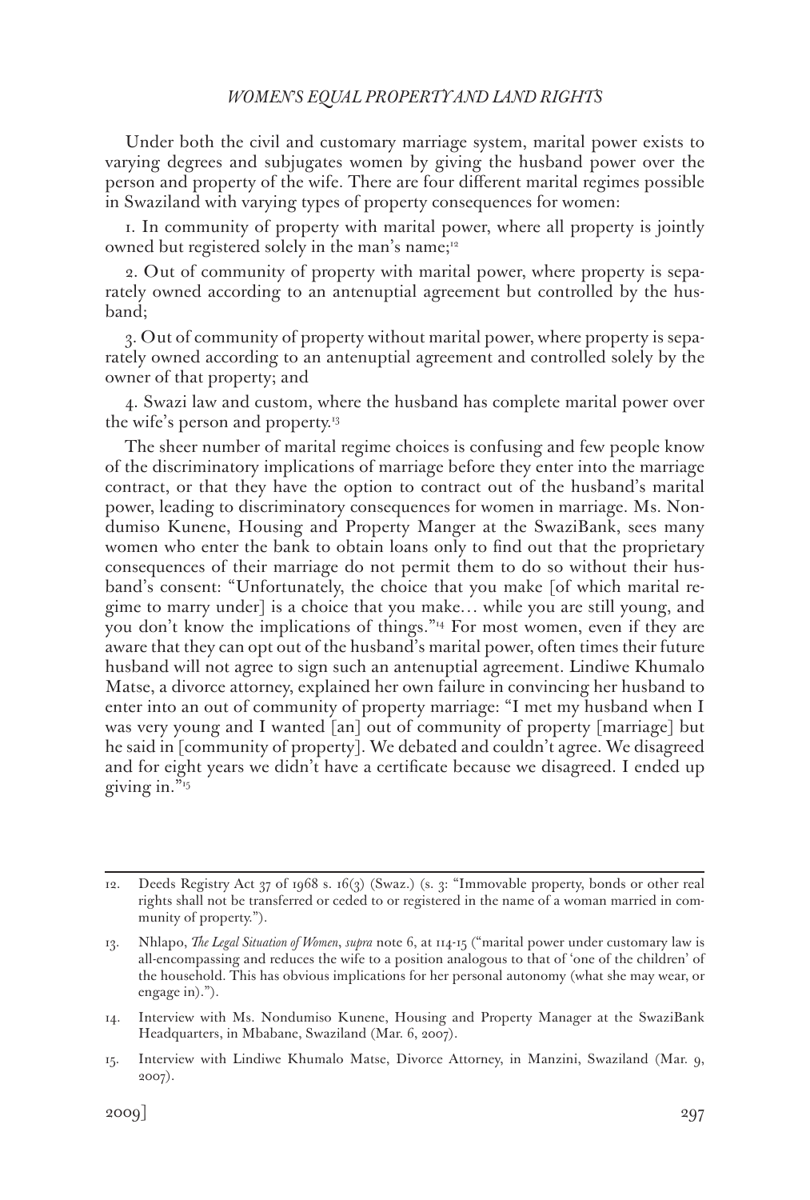Under both the civil and customary marriage system, marital power exists to varying degrees and subjugates women by giving the husband power over the person and property of the wife. There are four different marital regimes possible in Swaziland with varying types of property consequences for women:

1. In community of property with marital power, where all property is jointly owned but registered solely in the man's name;[12]

2. Out of community of property with marital power, where property is separately owned according to an antenuptial agreement but controlled by the husband;

3. Out of community of property without marital power, where property is separately owned according to an antenuptial agreement and controlled solely by the owner of that property; and

4. Swazi law and custom, where the husband has complete marital power over the wife's person and property.[13]

The sheer number of marital regime choices is confusing and few people know of the discriminatory implications of marriage before they enter into the marriage contract, or that they have the option to contract out of the husband's marital power, leading to discriminatory consequences for women in marriage. Ms. Nondumiso Kunene, Housing and Property Manger at the SwaziBank, sees many women who enter the bank to obtain loans only to find out that the proprietary consequences of their marriage do not permit them to do so without their husband's consent: "Unfortunately, the choice that you make [of which marital regime to marry under] is a choice that you make… while you are still young, and you don't know the implications of things."[14] For most women, even if they are aware that they can opt out of the husband's marital power, often times their future husband will not agree to sign such an antenuptial agreement. Lindiwe Khumalo Matse, a divorce attorney, explained her own failure in convincing her husband to enter into an out of community of property marriage: "I met my husband when I was very young and I wanted [an] out of community of property [marriage] but he said in [community of property]. We debated and couldn't agree. We disagreed and for eight years we didn't have a certificate because we disagreed. I ended up giving in."[15]

---

12. Deeds Registry Act 37 of 1968 s. 16(3) (Swaz.) (s. 3: "Immovable property, bonds or other real rights shall not be transferred or ceded to or registered in the name of a woman married in community of property.").

13. Nhlapo, *The Legal Situation of Women*, *supra* note 6, at 114-15 ("marital power under customary law is all-encompassing and reduces the wife to a position analogous to that of 'one of the children' of the household. This has obvious implications for her personal autonomy (what she may wear, or engage in).").

14. Interview with Ms. Nondumiso Kunene, Housing and Property Manager at the SwaziBank Headquarters, in Mbabane, Swaziland (Mar. 6, 2007).

15. Interview with Lindiwe Khumalo Matse, Divorce Attorney, in Manzini, Swaziland (Mar. 9, 2007).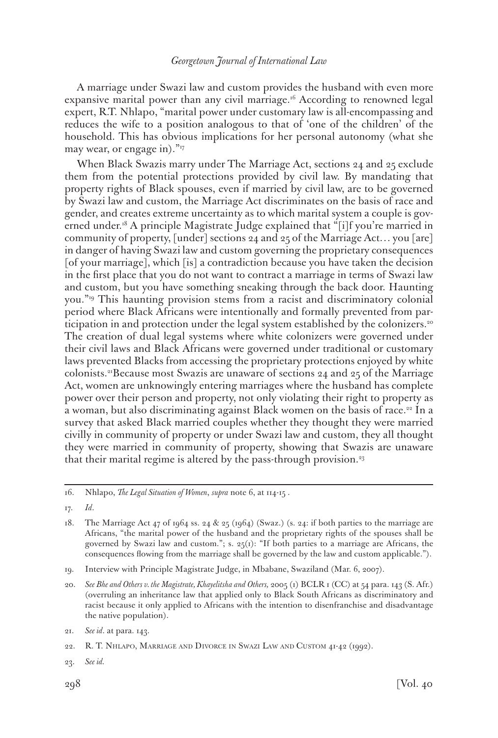A marriage under Swazi law and custom provides the husband with even more expansive marital power than any civil marriage.[16] According to renowned legal expert, R.T. Nhlapo, "marital power under customary law is all-encompassing and reduces the wife to a position analogous to that of 'one of the children' of the household. This has obvious implications for her personal autonomy (what she may wear, or engage in)."[17]

When Black Swazis marry under The Marriage Act, sections 24 and 25 exclude them from the potential protections provided by civil law. By mandating that property rights of Black spouses, even if married by civil law, are to be governed by Swazi law and custom, the Marriage Act discriminates on the basis of race and gender, and creates extreme uncertainty as to which marital system a couple is governed under.[18] A principle Magistrate Judge explained that "[i]f you're married in community of property, [under] sections 24 and 25 of the Marriage Act… you [are] in danger of having Swazi law and custom governing the proprietary consequences [of your marriage], which [is] a contradiction because you have taken the decision in the first place that you do not want to contract a marriage in terms of Swazi law and custom, but you have something sneaking through the back door. Haunting you."[19] This haunting provision stems from a racist and discriminatory colonial period where Black Africans were intentionally and formally prevented from participation in and protection under the legal system established by the colonizers.[20] The creation of dual legal systems where white colonizers were governed under their civil laws and Black Africans were governed under traditional or customary laws prevented Blacks from accessing the proprietary protections enjoyed by white colonists.[21]Because most Swazis are unaware of sections 24 and 25 of the Marriage Act, women are unknowingly entering marriages where the husband has complete power over their person and property, not only violating their right to property as a woman, but also discriminating against Black women on the basis of race.[22] In a survey that asked Black married couples whether they thought they were married civilly in community of property or under Swazi law and custom, they all thought they were married in community of property, showing that Swazis are unaware that their marital regime is altered by the pass-through provision.[23]

---

16. Nhlapo, *The Legal Situation of Women*, *supra* note 6, at 114-15 .

17. *Id*.

18. The Marriage Act 47 of 1964 ss. 24 & 25 (1964) (Swaz.) (s. 24: if both parties to the marriage are Africans, "the marital power of the husband and the proprietary rights of the spouses shall be governed by Swazi law and custom."; s. 25(1): "If both parties to a marriage are Africans, the consequences flowing from the marriage shall be governed by the law and custom applicable.").

19. Interview with Principle Magistrate Judge, in Mbabane, Swaziland (Mar. 6, 2007).

20. *See Bhe and Others v. the Magistrate, Khayelitsha and Others,* 2005 (1) BCLR 1 (CC) at 54 para. 143 (S. Afr.) (overruling an inheritance law that applied only to Black South Africans as discriminatory and racist because it only applied to Africans with the intention to disenfranchise and disadvantage the native population).

21. *See id*. at para. 143.

22. R. T. Nhlapo, Marriage and Divorce in Swazi Law and Custom 41-42 (1992).

23. *See id.*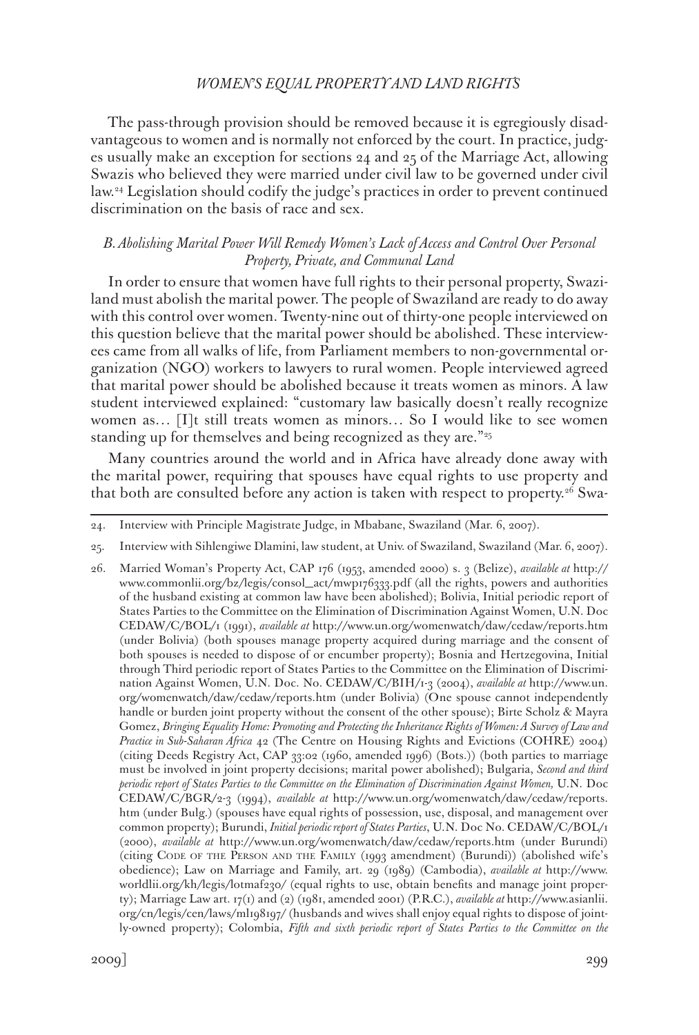The pass-through provision should be removed because it is egregiously disadvantageous to women and is normally not enforced by the court. In practice, judges usually make an exception for sections 24 and 25 of the Marriage Act, allowing Swazis who believed they were married under civil law to be governed under civil law.[24] Legislation should codify the judge's practices in order to prevent continued discrimination on the basis of race and sex.

### *B. Abolishing Marital Power Will Remedy Women's Lack of Access and Control Over Personal Property, Private, and Communal Land*

In order to ensure that women have full rights to their personal property, Swaziland must abolish the marital power. The people of Swaziland are ready to do away with this control over women. Twenty-nine out of thirty-one people interviewed on this question believe that the marital power should be abolished. These interviewees came from all walks of life, from Parliament members to non-governmental organization (NGO) workers to lawyers to rural women. People interviewed agreed that marital power should be abolished because it treats women as minors. A law student interviewed explained: "customary law basically doesn't really recognize women as… [I]t still treats women as minors… So I would like to see women standing up for themselves and being recognized as they are."[25]

Many countries around the world and in Africa have already done away with the marital power, requiring that spouses have equal rights to use property and that both are consulted before any action is taken with respect to property.[26] Swa-

---

24. Interview with Principle Magistrate Judge, in Mbabane, Swaziland (Mar. 6, 2007).

25. Interview with Sihlengiwe Dlamini, law student, at Univ. of Swaziland, Swaziland (Mar. 6, 2007).

26. Married Woman's Property Act, CAP 176 (1953, amended 2000) s. 3 (Belize), *available at* http://www.commonlii.org/bz/legis/consol_act/mwp176333.pdf (all the rights, powers and authorities of the husband existing at common law have been abolished); Bolivia, Initial periodic report of States Parties to the Committee on the Elimination of Discrimination Against Women, U.N. Doc CEDAW/C/BOL/1 (1991), *available at* http://www.un.org/womenwatch/daw/cedaw/reports.htm (under Bolivia) (both spouses manage property acquired during marriage and the consent of both spouses is needed to dispose of or encumber property); Bosnia and Hertzegovina, Initial through Third periodic report of States Parties to the Committee on the Elimination of Discrimination Against Women, U.N. Doc. No. CEDAW/C/BIH/1-3 (2004), *available at* http://www.un.org/womenwatch/daw/cedaw/reports.htm (under Bolivia) (One spouse cannot independently handle or burden joint property without the consent of the other spouse); Birte Scholz & Mayra Gomez, *Bringing Equality Home: Promoting and Protecting the Inheritance Rights of Women: A Survey of Law and Practice in Sub-Saharan Africa* 42 (The Centre on Housing Rights and Evictions (COHRE) 2004) (citing Deeds Registry Act, CAP 33:02 (1960, amended 1996) (Bots.)) (both parties to marriage must be involved in joint property decisions; marital power abolished); Bulgaria, *Second and third periodic report of States Parties to the Committee on the Elimination of Discrimination Against Women,* U.N. Doc CEDAW/C/BGR/2-3 (1994), *available at* http://www.un.org/womenwatch/daw/cedaw/reports.htm (under Bulg.) (spouses have equal rights of possession, use, disposal, and management over common property); Burundi, *Initial periodic report of States Parties*, U.N. Doc No. CEDAW/C/BOL/1 (2000), *available at* http://www.un.org/womenwatch/daw/cedaw/reports.htm (under Burundi) (citing Code of the Person and the Family (1993 amendment) (Burundi)) (abolished wife's obedience); Law on Marriage and Family, art. 29 (1989) (Cambodia), *available at* http://www.worldlii.org/kh/legis/lotmaf230/ (equal rights to use, obtain benefits and manage joint property); Marriage Law art. 17(1) and (2) (1981, amended 2001) (P.R.C.), *available at* http://www.asianlii.org/cn/legis/cen/laws/ml198197/ (husbands and wives shall enjoy equal rights to dispose of jointly-owned property); Colombia, *Fifth and sixth periodic report of States Parties to the Committee on the*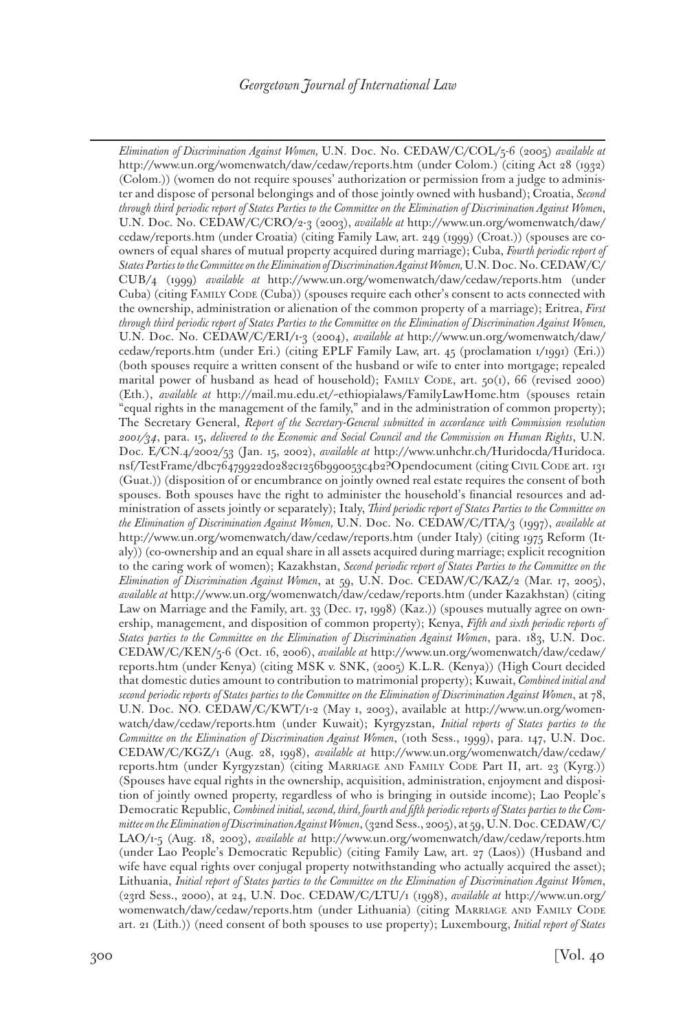*Elimination of Discrimination Against Women,* U.N. Doc. No. CEDAW/C/COL/5-6 (2005) *available at* http://www.un.org/womenwatch/daw/cedaw/reports.htm (under Colom.) (citing Act 28 (1932) (Colom.)) (women do not require spouses' authorization or permission from a judge to administer and dispose of personal belongings and of those jointly owned with husband); Croatia, *Second through third periodic report of States Parties to the Committee on the Elimination of Discrimination Against Women*, U.N. Doc. No. CEDAW/C/CRO/2-3 (2003), *available at* http://www.un.org/womenwatch/daw/cedaw/reports.htm (under Croatia) (citing Family Law, art. 249 (1999) (Croat.)) (spouses are co-owners of equal shares of mutual property acquired during marriage); Cuba, *Fourth periodic report of States Parties to the Committee on the Elimination of Discrimination Against Women,* U.N. Doc. No. CEDAW/C/CUB/4 (1999) *available at* http://www.un.org/womenwatch/daw/cedaw/reports.htm (under Cuba) (citing FAMILY CODE (Cuba)) (spouses require each other's consent to acts connected with the ownership, administration or alienation of the common property of a marriage); Eritrea, *First through third periodic report of States Parties to the Committee on the Elimination of Discrimination Against Women,* U.N. Doc. No. CEDAW/C/ERI/1-3 (2004), *available at* http://www.un.org/womenwatch/daw/cedaw/reports.htm (under Eri.) (citing EPLF Family Law, art. 45 (proclamation 1/1991) (Eri.)) (both spouses require a written consent of the husband or wife to enter into mortgage; repealed marital power of husband as head of household); FAMILY CODE, art. 50(1), 66 (revised 2000) (Eth.), *available at* http://mail.mu.edu.et/~ethiopialaws/FamilyLawHome.htm (spouses retain "equal rights in the management of the family," and in the administration of common property); The Secretary General, *Report of the Secretary-General submitted in accordance with Commission resolution 2001/34*, para. 15, *delivered to the Economic and Social Council and the Commission on Human Rights*, U.N. Doc. E/CN.4/2002/53 (Jan. 15, 2002), *available at* http://www.unhchr.ch/Huridocda/Huridoca.nsf/TestFrame/dbc76479922d0282c1256b990053c4b2?Opendocument (citing CIVIL CODE art. 131 (Guat.)) (disposition of or encumbrance on jointly owned real estate requires the consent of both spouses. Both spouses have the right to administer the household's financial resources and administration of assets jointly or separately); Italy, *Third periodic report of States Parties to the Committee on the Elimination of Discrimination Against Women,* U.N. Doc. No. CEDAW/C/ITA/3 (1997), *available at* http://www.un.org/womenwatch/daw/cedaw/reports.htm (under Italy) (citing 1975 Reform (Italy)) (co-ownership and an equal share in all assets acquired during marriage; explicit recognition to the caring work of women); Kazakhstan, *Second periodic report of States Parties to the Committee on the Elimination of Discrimination Against Women*, at 59, U.N. Doc. CEDAW/C/KAZ/2 (Mar. 17, 2005), *available at* http://www.un.org/womenwatch/daw/cedaw/reports.htm (under Kazakhstan) (citing Law on Marriage and the Family, art. 33 (Dec. 17, 1998) (Kaz.)) (spouses mutually agree on ownership, management, and disposition of common property); Kenya, *Fifth and sixth periodic reports of States parties to the Committee on the Elimination of Discrimination Against Women*, para. 183, U.N. Doc. CEDAW/C/KEN/5-6 (Oct. 16, 2006), *available at* http://www.un.org/womenwatch/daw/cedaw/reports.htm (under Kenya) (citing MSK v. SNK, (2005) K.L.R. (Kenya)) (High Court decided that domestic duties amount to contribution to matrimonial property); Kuwait, *Combined initial and second periodic reports of States parties to the Committee on the Elimination of Discrimination Against Women*, at 78, U.N. Doc. NO. CEDAW/C/KWT/1-2 (May 1, 2003), available at http://www.un.org/womenwatch/daw/cedaw/reports.htm (under Kuwait); Kyrgyzstan, *Initial reports of States parties to the Committee on the Elimination of Discrimination Against Women*, (10th Sess., 1999), para. 147, U.N. Doc. CEDAW/C/KGZ/1 (Aug. 28, 1998), *available at* http://www.un.org/womenwatch/daw/cedaw/reports.htm (under Kyrgyzstan) (citing MARRIAGE AND FAMILY CODE Part II, art. 23 (Kyrg.)) (Spouses have equal rights in the ownership, acquisition, administration, enjoyment and disposition of jointly owned property, regardless of who is bringing in outside income); Lao People's Democratic Republic, *Combined initial, second, third, fourth and fifth periodic reports of States parties to the Committee on the Elimination of Discrimination Against Women*, (32nd Sess., 2005), at 59, U.N. Doc. CEDAW/C/LAO/1-5 (Aug. 18, 2003), *available at* http://www.un.org/womenwatch/daw/cedaw/reports.htm (under Lao People's Democratic Republic) (citing Family Law, art. 27 (Laos)) (Husband and wife have equal rights over conjugal property notwithstanding who actually acquired the asset); Lithuania, *Initial report of States parties to the Committee on the Elimination of Discrimination Against Women*, (23rd Sess., 2000), at 24, U.N. Doc. CEDAW/C/LTU/1 (1998), *available at* http://www.un.org/womenwatch/daw/cedaw/reports.htm (under Lithuania) (citing MARRIAGE AND FAMILY CODE art. 21 (Lith.)) (need consent of both spouses to use property); Luxembourg, *Initial report of States*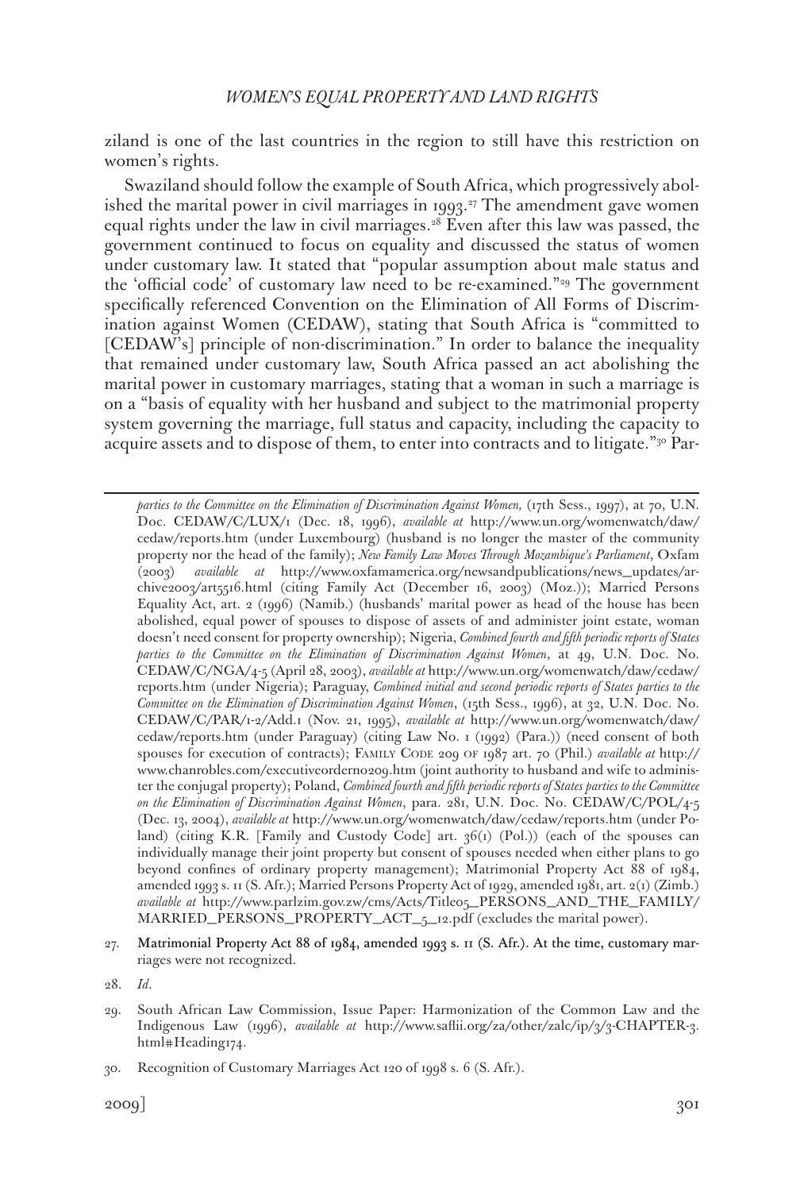ziland is one of the last countries in the region to still have this restriction on women's rights.

Swaziland should follow the example of South Africa, which progressively abolished the marital power in civil marriages in 1993.[27] The amendment gave women equal rights under the law in civil marriages.[28] Even after this law was passed, the government continued to focus on equality and discussed the status of women under customary law. It stated that "popular assumption about male status and the 'official code' of customary law need to be re-examined."[29] The government specifically referenced Convention on the Elimination of All Forms of Discrimination against Women (CEDAW), stating that South Africa is "committed to [CEDAW's] principle of non-discrimination." In order to balance the inequality that remained under customary law, South Africa passed an act abolishing the marital power in customary marriages, stating that a woman in such a marriage is on a "basis of equality with her husband and subject to the matrimonial property system governing the marriage, full status and capacity, including the capacity to acquire assets and to dispose of them, to enter into contracts and to litigate."[30] Par-

---

*parties to the Committee on the Elimination of Discrimination Against Women,* (17th Sess., 1997), at 70, U.N. Doc. CEDAW/C/LUX/1 (Dec. 18, 1996), *available at* http://www.un.org/womenwatch/daw/cedaw/reports.htm (under Luxembourg) (husband is no longer the master of the community property nor the head of the family); *New Family Law Moves Through Mozambique's Parliament*, Oxfam (2003) *available at* http://www.oxfamamerica.org/newsandpublications/news_updates/archive2003/art5516.html (citing Family Act (December 16, 2003) (Moz.)); Married Persons Equality Act, art. 2 (1996) (Namib.) (husbands' marital power as head of the house has been abolished, equal power of spouses to dispose of assets of and administer joint estate, woman doesn't need consent for property ownership); Nigeria, *Combined fourth and fifth periodic reports of States parties to the Committee on the Elimination of Discrimination Against Women*, at 49, U.N. Doc. No. CEDAW/C/NGA/4-5 (April 28, 2003), *available at* http://www.un.org/womenwatch/daw/cedaw/reports.htm (under Nigeria); Paraguay, *Combined initial and second periodic reports of States parties to the Committee on the Elimination of Discrimination Against Women*, (15th Sess., 1996), at 32, U.N. Doc. No. CEDAW/C/PAR/1-2/Add.1 (Nov. 21, 1995), *available at* http://www.un.org/womenwatch/daw/cedaw/reports.htm (under Paraguay) (citing Law No. 1 (1992) (Para.)) (need consent of both spouses for execution of contracts); Family Code 209 of 1987 art. 70 (Phil.) *available at* http://www.chanrobles.com/executiveorderno209.htm (joint authority to husband and wife to administer the conjugal property); Poland, *Combined fourth and fifth periodic reports of States parties to the Committee on the Elimination of Discrimination Against Women*, para. 281, U.N. Doc. No. CEDAW/C/POL/4-5 (Dec. 13, 2004), *available at* http://www.un.org/womenwatch/daw/cedaw/reports.htm (under Poland) (citing K.R. [Family and Custody Code] art. 36(1) (Pol.)) (each of the spouses can individually manage their joint property but consent of spouses needed when either plans to go beyond confines of ordinary property management); Matrimonial Property Act 88 of 1984, amended 1993 s. 11 (S. Afr.); Married Persons Property Act of 1929, amended 1981, art. 2(1) (Zimb.) *available at* http://www.parlzim.gov.zw/cms/Acts/Title05_PERSONS_AND_THE_FAMILY/MARRIED_PERSONS_PROPERTY_ACT_5_12.pdf (excludes the marital power).

27. Matrimonial Property Act 88 of 1984, amended 1993 s. 11 (S. Afr.). At the time, customary marriages were not recognized.

28. *Id*.

29. South African Law Commission, Issue Paper: Harmonization of the Common Law and the Indigenous Law (1996), *available at* http://www.saflii.org/za/other/zalc/ip/3/3-CHAPTER-3.html#Heading174.

30. Recognition of Customary Marriages Act 120 of 1998 s. 6 (S. Afr.).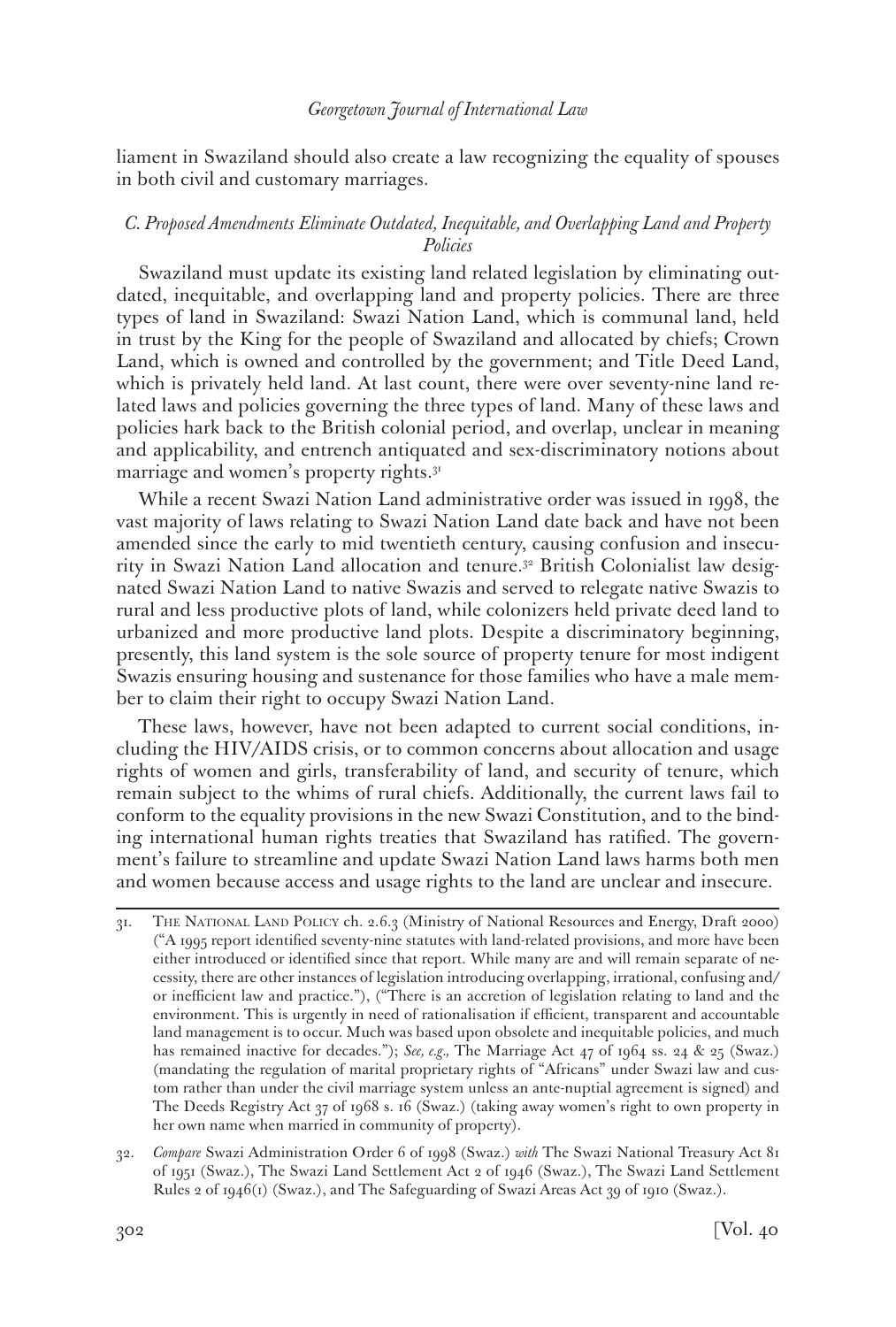liament in Swaziland should also create a law recognizing the equality of spouses in both civil and customary marriages.

### *C. Proposed Amendments Eliminate Outdated, Inequitable, and Overlapping Land and Property Policies*

Swaziland must update its existing land related legislation by eliminating outdated, inequitable, and overlapping land and property policies. There are three types of land in Swaziland: Swazi Nation Land, which is communal land, held in trust by the King for the people of Swaziland and allocated by chiefs; Crown Land, which is owned and controlled by the government; and Title Deed Land, which is privately held land. At last count, there were over seventy-nine land related laws and policies governing the three types of land. Many of these laws and policies hark back to the British colonial period, and overlap, unclear in meaning and applicability, and entrench antiquated and sex-discriminatory notions about marriage and women's property rights.[31]

While a recent Swazi Nation Land administrative order was issued in 1998, the vast majority of laws relating to Swazi Nation Land date back and have not been amended since the early to mid twentieth century, causing confusion and insecurity in Swazi Nation Land allocation and tenure.[32] British Colonialist law designated Swazi Nation Land to native Swazis and served to relegate native Swazis to rural and less productive plots of land, while colonizers held private deed land to urbanized and more productive land plots. Despite a discriminatory beginning, presently, this land system is the sole source of property tenure for most indigent Swazis ensuring housing and sustenance for those families who have a male member to claim their right to occupy Swazi Nation Land.

These laws, however, have not been adapted to current social conditions, including the HIV/AIDS crisis, or to common concerns about allocation and usage rights of women and girls, transferability of land, and security of tenure, which remain subject to the whims of rural chiefs. Additionally, the current laws fail to conform to the equality provisions in the new Swazi Constitution, and to the binding international human rights treaties that Swaziland has ratified. The government's failure to streamline and update Swazi Nation Land laws harms both men and women because access and usage rights to the land are unclear and insecure.

---

31. The National Land Policy ch. 2.6.3 (Ministry of National Resources and Energy, Draft 2000) ("A 1995 report identified seventy-nine statutes with land-related provisions, and more have been either introduced or identified since that report. While many are and will remain separate of necessity, there are other instances of legislation introducing overlapping, irrational, confusing and/or inefficient law and practice."), ("There is an accretion of legislation relating to land and the environment. This is urgently in need of rationalisation if efficient, transparent and accountable land management is to occur. Much was based upon obsolete and inequitable policies, and much has remained inactive for decades."); *See, e.g.,* The Marriage Act 47 of 1964 ss. 24 & 25 (Swaz.) (mandating the regulation of marital proprietary rights of "Africans" under Swazi law and custom rather than under the civil marriage system unless an ante-nuptial agreement is signed) and The Deeds Registry Act 37 of 1968 s. 16 (Swaz.) (taking away women's right to own property in her own name when married in community of property).

32. *Compare* Swazi Administration Order 6 of 1998 (Swaz.) *with* The Swazi National Treasury Act 81 of 1951 (Swaz.), The Swazi Land Settlement Act 2 of 1946 (Swaz.), The Swazi Land Settlement Rules 2 of 1946(1) (Swaz.), and The Safeguarding of Swazi Areas Act 39 of 1910 (Swaz.).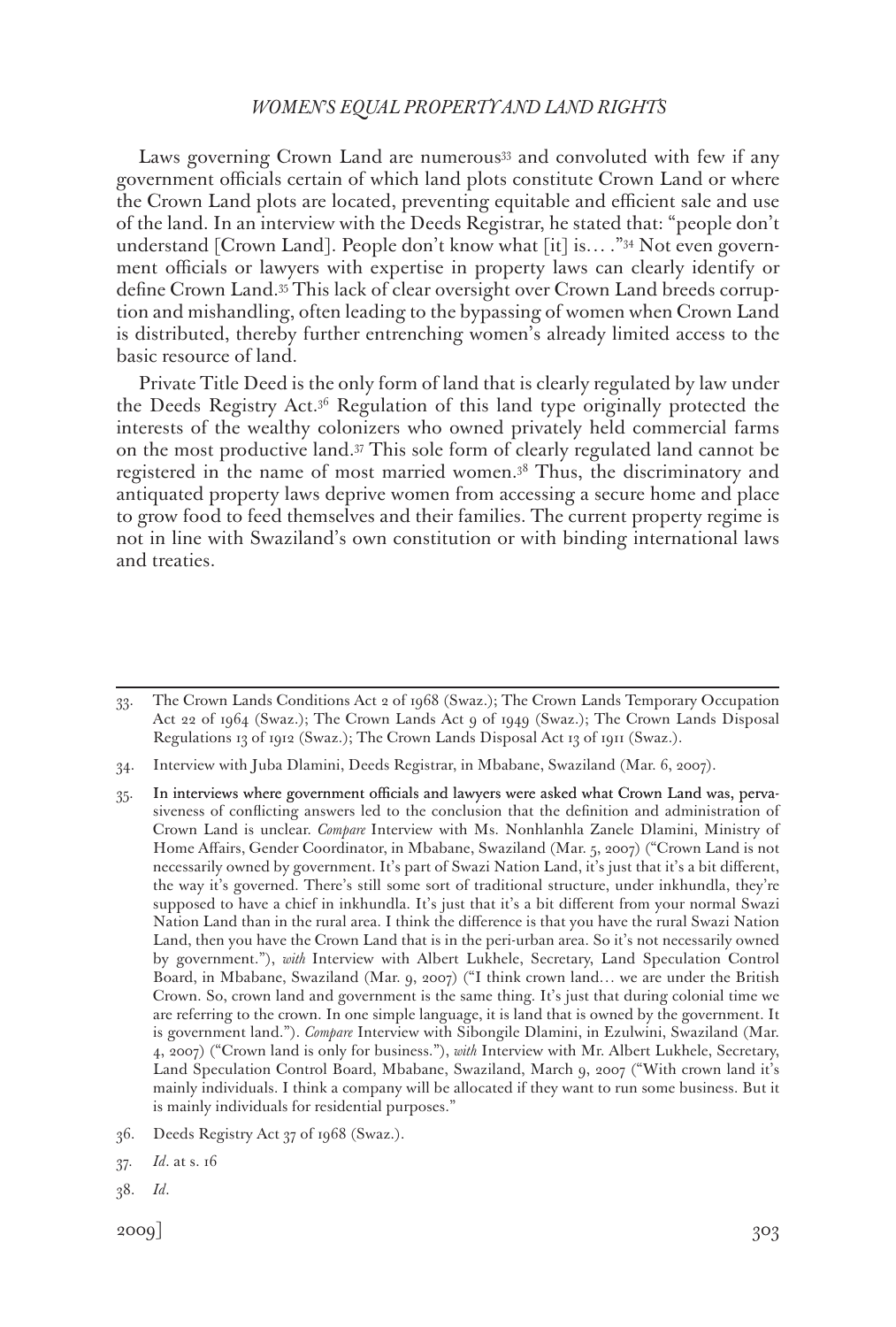Laws governing Crown Land are numerous[33] and convoluted with few if any government officials certain of which land plots constitute Crown Land or where the Crown Land plots are located, preventing equitable and efficient sale and use of the land. In an interview with the Deeds Registrar, he stated that: "people don't understand [Crown Land]. People don't know what [it] is… ."[34] Not even government officials or lawyers with expertise in property laws can clearly identify or define Crown Land.[35] This lack of clear oversight over Crown Land breeds corruption and mishandling, often leading to the bypassing of women when Crown Land is distributed, thereby further entrenching women's already limited access to the basic resource of land.

Private Title Deed is the only form of land that is clearly regulated by law under the Deeds Registry Act.[36] Regulation of this land type originally protected the interests of the wealthy colonizers who owned privately held commercial farms on the most productive land.[37] This sole form of clearly regulated land cannot be registered in the name of most married women.[38] Thus, the discriminatory and antiquated property laws deprive women from accessing a secure home and place to grow food to feed themselves and their families. The current property regime is not in line with Swaziland's own constitution or with binding international laws and treaties.

---

33. The Crown Lands Conditions Act 2 of 1968 (Swaz.); The Crown Lands Temporary Occupation Act 22 of 1964 (Swaz.); The Crown Lands Act 9 of 1949 (Swaz.); The Crown Lands Disposal Regulations 13 of 1912 (Swaz.); The Crown Lands Disposal Act 13 of 1911 (Swaz.).

34. Interview with Juba Dlamini, Deeds Registrar, in Mbabane, Swaziland (Mar. 6, 2007).

35. In interviews where government officials and lawyers were asked what Crown Land was, pervasiveness of conflicting answers led to the conclusion that the definition and administration of Crown Land is unclear. *Compare* Interview with Ms. Nonhlanhla Zanele Dlamini, Ministry of Home Affairs, Gender Coordinator, in Mbabane, Swaziland (Mar. 5, 2007) ("Crown Land is not necessarily owned by government. It's part of Swazi Nation Land, it's just that it's a bit different, the way it's governed. There's still some sort of traditional structure, under inkhundla, they're supposed to have a chief in inkhundla. It's just that it's a bit different from your normal Swazi Nation Land than in the rural area. I think the difference is that you have the rural Swazi Nation Land, then you have the Crown Land that is in the peri-urban area. So it's not necessarily owned by government."), *with* Interview with Albert Lukhele, Secretary, Land Speculation Control Board, in Mbabane, Swaziland (Mar. 9, 2007) ("I think crown land… we are under the British Crown. So, crown land and government is the same thing. It's just that during colonial time we are referring to the crown. In one simple language, it is land that is owned by the government. It is government land."). *Compare* Interview with Sibongile Dlamini, in Ezulwini, Swaziland (Mar. 4, 2007) ("Crown land is only for business."), *with* Interview with Mr. Albert Lukhele, Secretary, Land Speculation Control Board, Mbabane, Swaziland, March 9, 2007 ("With crown land it's mainly individuals. I think a company will be allocated if they want to run some business. But it is mainly individuals for residential purposes."

36. Deeds Registry Act 37 of 1968 (Swaz.).

37. *Id*. at s. 16

38. *Id*.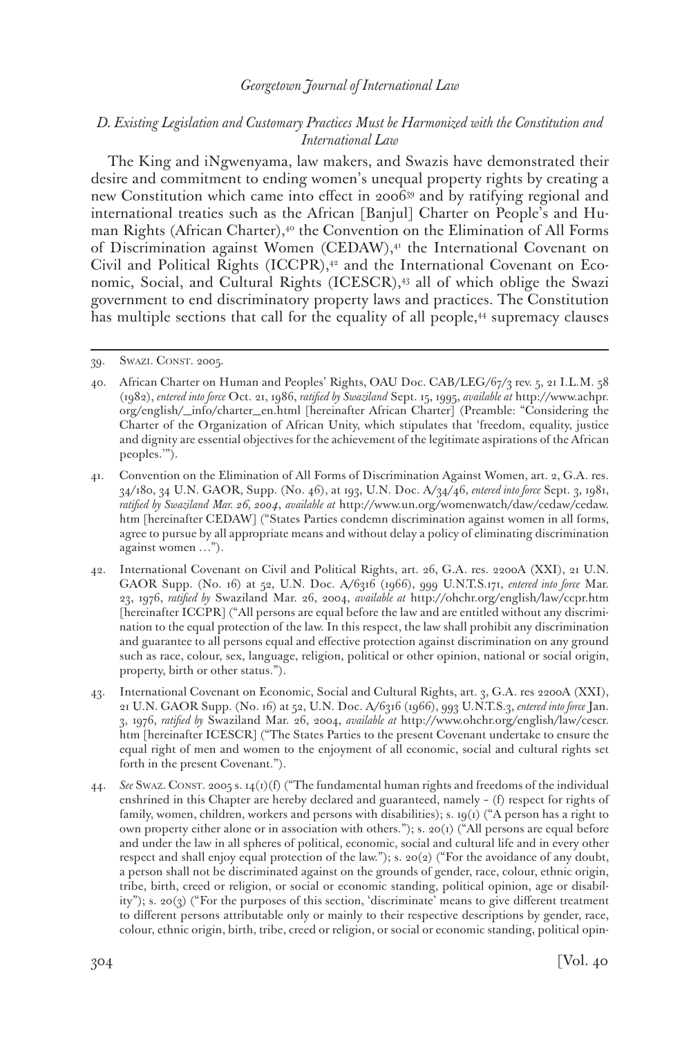### *D. Existing Legislation and Customary Practices Must be Harmonized with the Constitution and International Law*

The King and iNgwenyama, law makers, and Swazis have demonstrated their desire and commitment to ending women's unequal property rights by creating a new Constitution which came into effect in 2006[39] and by ratifying regional and international treaties such as the African [Banjul] Charter on People's and Human Rights (African Charter),[40] the Convention on the Elimination of All Forms of Discrimination against Women (CEDAW),[41] the International Covenant on Civil and Political Rights (ICCPR),[42] and the International Covenant on Economic, Social, and Cultural Rights (ICESCR),[43] all of which oblige the Swazi government to end discriminatory property laws and practices. The Constitution has multiple sections that call for the equality of all people,[44] supremacy clauses

---

39. Swazi. Const. 2005.

40. African Charter on Human and Peoples' Rights, OAU Doc. CAB/LEG/67/3 rev. 5, 21 I.L.M. 58 (1982), *entered into force* Oct. 21, 1986, *ratified by Swaziland* Sept. 15, 1995, *available at* http://www.achpr.org/english/_info/charter_en.html [hereinafter African Charter] (Preamble: "Considering the Charter of the Organization of African Unity, which stipulates that 'freedom, equality, justice and dignity are essential objectives for the achievement of the legitimate aspirations of the African peoples.'").

41. Convention on the Elimination of All Forms of Discrimination Against Women, art. 2, G.A. res. 34/180, 34 U.N. GAOR, Supp. (No. 46), at 193, U.N. Doc. A/34/46, *entered into force* Sept. 3, 1981, *ratified by Swaziland Mar. 26, 2004*, *available at* http://www.un.org/womenwatch/daw/cedaw/cedaw.htm [hereinafter CEDAW] ("States Parties condemn discrimination against women in all forms, agree to pursue by all appropriate means and without delay a policy of eliminating discrimination against women …").

42. International Covenant on Civil and Political Rights, art. 26, G.A. res. 2200A (XXI), 21 U.N. GAOR Supp. (No. 16) at 52, U.N. Doc. A/6316 (1966), 999 U.N.T.S.171, *entered into force* Mar. 23, 1976, *ratified by* Swaziland Mar. 26, 2004, *available at* http://ohchr.org/english/law/ccpr.htm [hereinafter ICCPR] ("All persons are equal before the law and are entitled without any discrimination to the equal protection of the law. In this respect, the law shall prohibit any discrimination and guarantee to all persons equal and effective protection against discrimination on any ground such as race, colour, sex, language, religion, political or other opinion, national or social origin, property, birth or other status.").

43. International Covenant on Economic, Social and Cultural Rights, art. 3, G.A. res 2200A (XXI), 21 U.N. GAOR Supp. (No. 16) at 52, U.N. Doc. A/6316 (1966), 993 U.N.T.S.3, *entered into force* Jan. 3, 1976, *ratified by* Swaziland Mar. 26, 2004, *available at* http://www.ohchr.org/english/law/cescr.htm [hereinafter ICESCR] ("The States Parties to the present Covenant undertake to ensure the equal right of men and women to the enjoyment of all economic, social and cultural rights set forth in the present Covenant.").

44. *See* Swaz. Const. 2005 s. 14(1)(f) ("The fundamental human rights and freedoms of the individual enshrined in this Chapter are hereby declared and guaranteed, namely – (f) respect for rights of family, women, children, workers and persons with disabilities); s. 19(1) ("A person has a right to own property either alone or in association with others."); s. 20(1) ("All persons are equal before and under the law in all spheres of political, economic, social and cultural life and in every other respect and shall enjoy equal protection of the law."); s. 20(2) ("For the avoidance of any doubt, a person shall not be discriminated against on the grounds of gender, race, colour, ethnic origin, tribe, birth, creed or religion, or social or economic standing, political opinion, age or disability"); s. 20(3) ("For the purposes of this section, 'discriminate' means to give different treatment to different persons attributable only or mainly to their respective descriptions by gender, race, colour, ethnic origin, birth, tribe, creed or religion, or social or economic standing, political opin-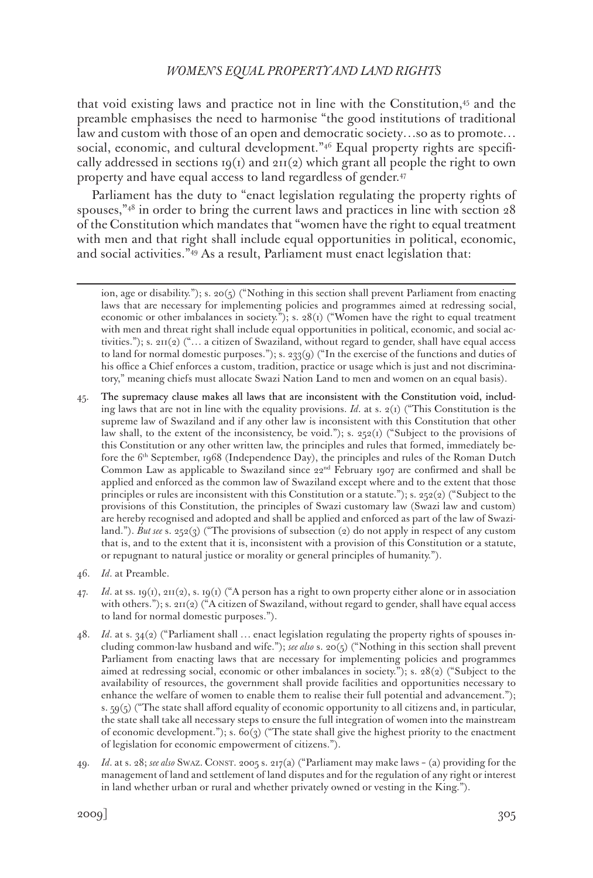that void existing laws and practice not in line with the Constitution,[45] and the preamble emphasises the need to harmonise "the good institutions of traditional law and custom with those of an open and democratic society…so as to promote… social, economic, and cultural development."[46] Equal property rights are specifically addressed in sections 19(1) and 211(2) which grant all people the right to own property and have equal access to land regardless of gender.[47]

Parliament has the duty to "enact legislation regulating the property rights of spouses,"[48] in order to bring the current laws and practices in line with section 28 of the Constitution which mandates that "women have the right to equal treatment with men and that right shall include equal opportunities in political, economic, and social activities."[49] As a result, Parliament must enact legislation that:

---

ion, age or disability."); s. 20(5) ("Nothing in this section shall prevent Parliament from enacting laws that are necessary for implementing policies and programmes aimed at redressing social, economic or other imbalances in society."); s. 28(1) ("Women have the right to equal treatment with men and threat right shall include equal opportunities in political, economic, and social activities."); s. 211(2) ("… a citizen of Swaziland, without regard to gender, shall have equal access to land for normal domestic purposes."); s. 233(9) ("In the exercise of the functions and duties of his office a Chief enforces a custom, tradition, practice or usage which is just and not discriminatory," meaning chiefs must allocate Swazi Nation Land to men and women on an equal basis).

45. The supremacy clause makes all laws that are inconsistent with the Constitution void, including laws that are not in line with the equality provisions. *Id*. at s. 2(1) ("This Constitution is the supreme law of Swaziland and if any other law is inconsistent with this Constitution that other law shall, to the extent of the inconsistency, be void."); s. 252(1) ("Subject to the provisions of this Constitution or any other written law, the principles and rules that formed, immediately before the 6th September, 1968 (Independence Day), the principles and rules of the Roman Dutch Common Law as applicable to Swaziland since 22nd February 1907 are confirmed and shall be applied and enforced as the common law of Swaziland except where and to the extent that those principles or rules are inconsistent with this Constitution or a statute."); s. 252(2) ("Subject to the provisions of this Constitution, the principles of Swazi customary law (Swazi law and custom) are hereby recognised and adopted and shall be applied and enforced as part of the law of Swaziland."). *But see* s. 252(3) ("The provisions of subsection (2) do not apply in respect of any custom that is, and to the extent that it is, inconsistent with a provision of this Constitution or a statute, or repugnant to natural justice or morality or general principles of humanity.").

46. *Id*. at Preamble.

47. *Id*. at ss. 19(1), 211(2), s. 19(1) ("A person has a right to own property either alone or in association with others."); s. 211(2) ("A citizen of Swaziland, without regard to gender, shall have equal access to land for normal domestic purposes.").

48. *Id*. at s. 34(2) ("Parliament shall … enact legislation regulating the property rights of spouses including common-law husband and wife."); *see also* s. 20(5) ("Nothing in this section shall prevent Parliament from enacting laws that are necessary for implementing policies and programmes aimed at redressing social, economic or other imbalances in society."); s. 28(2) ("Subject to the availability of resources, the government shall provide facilities and opportunities necessary to enhance the welfare of women to enable them to realise their full potential and advancement."); s. 59(5) ("The state shall afford equality of economic opportunity to all citizens and, in particular, the state shall take all necessary steps to ensure the full integration of women into the mainstream of economic development."); s. 60(3) ("The state shall give the highest priority to the enactment of legislation for economic empowerment of citizens.").

49. *Id*. at s. 28; *see also* Swaz. Const. 2005 s. 217(a) ("Parliament may make laws – (a) providing for the management of land and settlement of land disputes and for the regulation of any right or interest in land whether urban or rural and whether privately owned or vesting in the King.").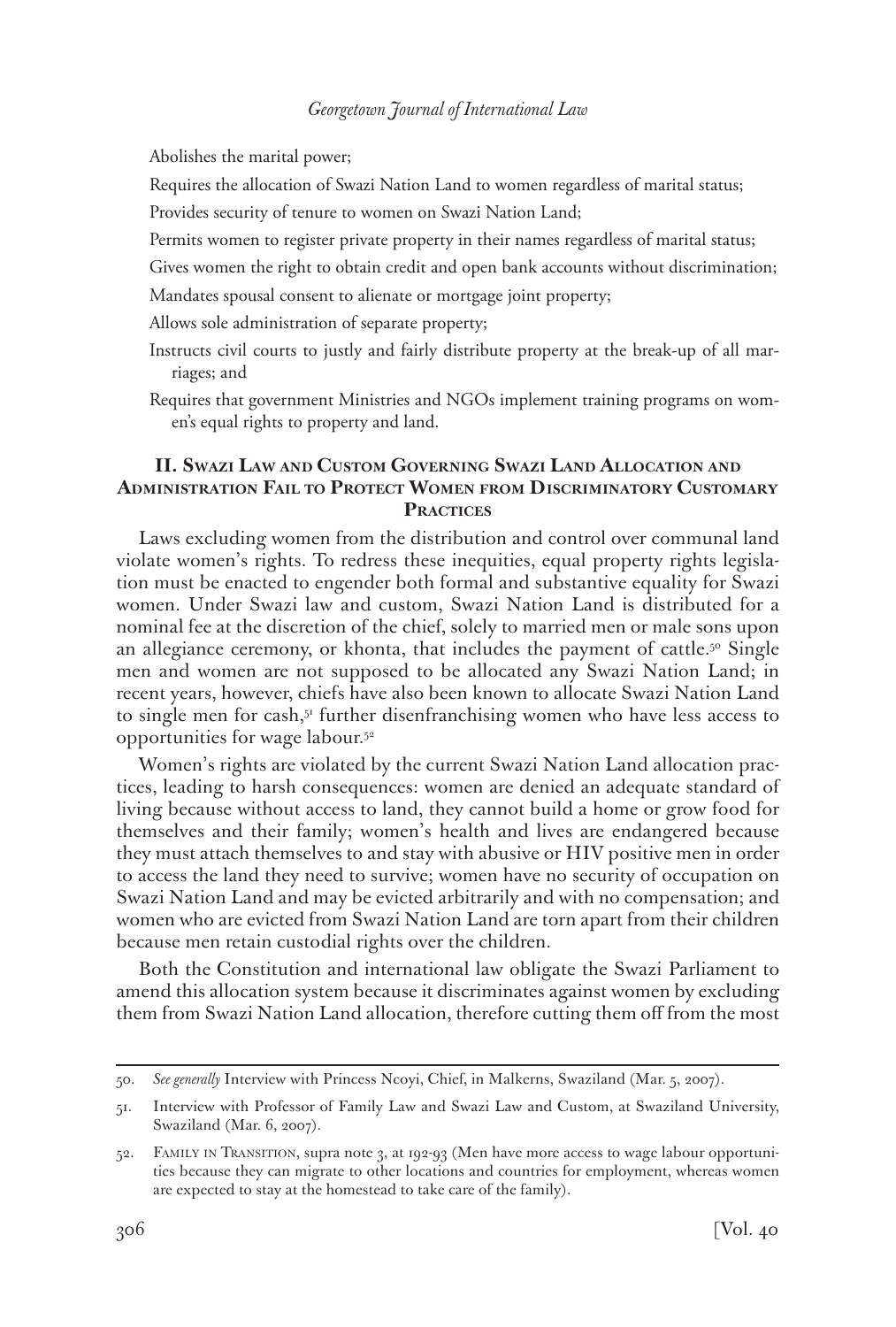- Abolishes the marital power;
- Requires the allocation of Swazi Nation Land to women regardless of marital status;
- Provides security of tenure to women on Swazi Nation Land;
- Permits women to register private property in their names regardless of marital status;
- Gives women the right to obtain credit and open bank accounts without discrimination;
- Mandates spousal consent to alienate or mortgage joint property;
- Allows sole administration of separate property;
- Instructs civil courts to justly and fairly distribute property at the break-up of all marriages; and
- Requires that government Ministries and NGOs implement training programs on women's equal rights to property and land.

## II. Swazi Law and Custom Governing Swazi Land Allocation and Administration Fail to Protect Women from Discriminatory Customary Practices

Laws excluding women from the distribution and control over communal land violate women's rights. To redress these inequities, equal property rights legislation must be enacted to engender both formal and substantive equality for Swazi women. Under Swazi law and custom, Swazi Nation Land is distributed for a nominal fee at the discretion of the chief, solely to married men or male sons upon an allegiance ceremony, or khonta, that includes the payment of cattle.[50] Single men and women are not supposed to be allocated any Swazi Nation Land; in recent years, however, chiefs have also been known to allocate Swazi Nation Land to single men for cash,[51] further disenfranchising women who have less access to opportunities for wage labour.[52]

Women's rights are violated by the current Swazi Nation Land allocation practices, leading to harsh consequences: women are denied an adequate standard of living because without access to land, they cannot build a home or grow food for themselves and their family; women's health and lives are endangered because they must attach themselves to and stay with abusive or HIV positive men in order to access the land they need to survive; women have no security of occupation on Swazi Nation Land and may be evicted arbitrarily and with no compensation; and women who are evicted from Swazi Nation Land are torn apart from their children because men retain custodial rights over the children.

Both the Constitution and international law obligate the Swazi Parliament to amend this allocation system because it discriminates against women by excluding them from Swazi Nation Land allocation, therefore cutting them off from the most

---

50. *See generally* Interview with Princess Ncoyi, Chief, in Malkerns, Swaziland (Mar. 5, 2007).

51. Interview with Professor of Family Law and Swazi Law and Custom, at Swaziland University, Swaziland (Mar. 6, 2007).

52. Family in Transition, supra note 3, at 192-93 (Men have more access to wage labour opportunities because they can migrate to other locations and countries for employment, whereas women are expected to stay at the homestead to take care of the family).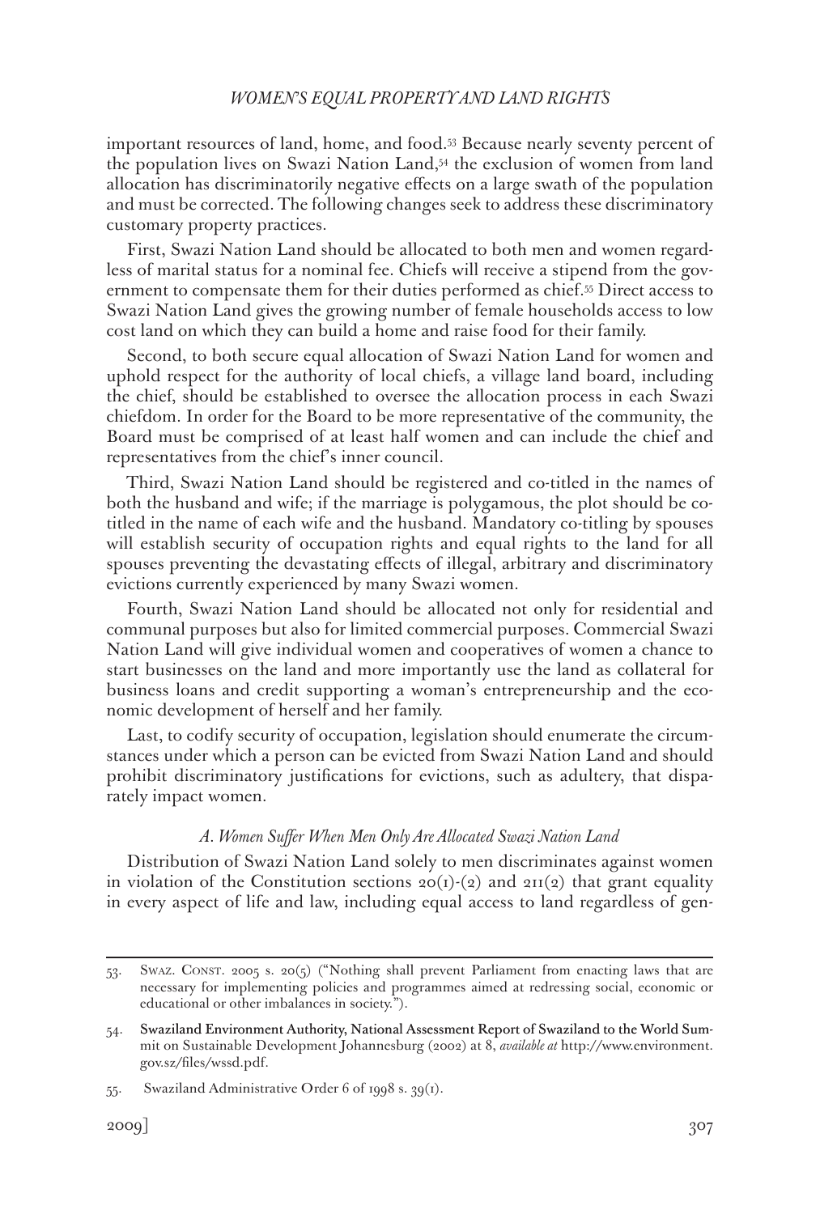important resources of land, home, and food.[53] Because nearly seventy percent of the population lives on Swazi Nation Land,[54] the exclusion of women from land allocation has discriminatorily negative effects on a large swath of the population and must be corrected. The following changes seek to address these discriminatory customary property practices.

First, Swazi Nation Land should be allocated to both men and women regardless of marital status for a nominal fee. Chiefs will receive a stipend from the government to compensate them for their duties performed as chief.[55] Direct access to Swazi Nation Land gives the growing number of female households access to low cost land on which they can build a home and raise food for their family.

Second, to both secure equal allocation of Swazi Nation Land for women and uphold respect for the authority of local chiefs, a village land board, including the chief, should be established to oversee the allocation process in each Swazi chiefdom. In order for the Board to be more representative of the community, the Board must be comprised of at least half women and can include the chief and representatives from the chief's inner council.

Third, Swazi Nation Land should be registered and co-titled in the names of both the husband and wife; if the marriage is polygamous, the plot should be co-titled in the name of each wife and the husband. Mandatory co-titling by spouses will establish security of occupation rights and equal rights to the land for all spouses preventing the devastating effects of illegal, arbitrary and discriminatory evictions currently experienced by many Swazi women.

Fourth, Swazi Nation Land should be allocated not only for residential and communal purposes but also for limited commercial purposes. Commercial Swazi Nation Land will give individual women and cooperatives of women a chance to start businesses on the land and more importantly use the land as collateral for business loans and credit supporting a woman's entrepreneurship and the economic development of herself and her family.

Last, to codify security of occupation, legislation should enumerate the circumstances under which a person can be evicted from Swazi Nation Land and should prohibit discriminatory justifications for evictions, such as adultery, that disparately impact women.

### *A. Women Suffer When Men Only Are Allocated Swazi Nation Land*

Distribution of Swazi Nation Land solely to men discriminates against women in violation of the Constitution sections 20(1)-(2) and 211(2) that grant equality in every aspect of life and law, including equal access to land regardless of gen-

---

53. Swaz. Const. 2005 s. 20(5) ("Nothing shall prevent Parliament from enacting laws that are necessary for implementing policies and programmes aimed at redressing social, economic or educational or other imbalances in society.").

54. Swaziland Environment Authority, National Assessment Report of Swaziland to the World Summit on Sustainable Development Johannesburg (2002) at 8, *available at* http://www.environment.gov.sz/files/wssd.pdf.

55. Swaziland Administrative Order 6 of 1998 s. 39(1).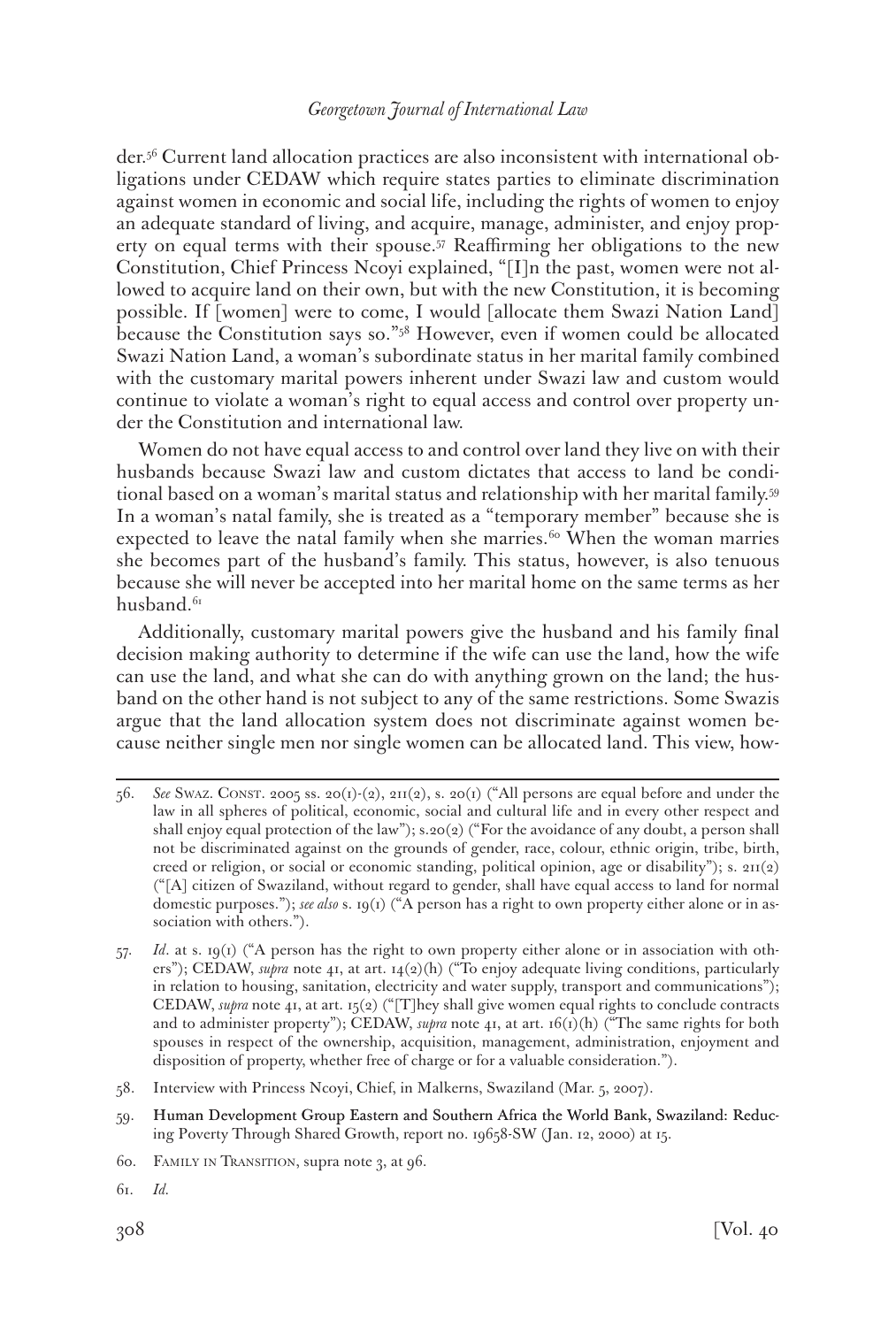der.[56] Current land allocation practices are also inconsistent with international obligations under CEDAW which require states parties to eliminate discrimination against women in economic and social life, including the rights of women to enjoy an adequate standard of living, and acquire, manage, administer, and enjoy property on equal terms with their spouse.[57] Reaffirming her obligations to the new Constitution, Chief Princess Ncoyi explained, "[I]n the past, women were not allowed to acquire land on their own, but with the new Constitution, it is becoming possible. If [women] were to come, I would [allocate them Swazi Nation Land] because the Constitution says so."[58] However, even if women could be allocated Swazi Nation Land, a woman's subordinate status in her marital family combined with the customary marital powers inherent under Swazi law and custom would continue to violate a woman's right to equal access and control over property under the Constitution and international law.

Women do not have equal access to and control over land they live on with their husbands because Swazi law and custom dictates that access to land be conditional based on a woman's marital status and relationship with her marital family.[59] In a woman's natal family, she is treated as a "temporary member" because she is expected to leave the natal family when she marries.[60] When the woman marries she becomes part of the husband's family. This status, however, is also tenuous because she will never be accepted into her marital home on the same terms as her husband.[61]

Additionally, customary marital powers give the husband and his family final decision making authority to determine if the wife can use the land, how the wife can use the land, and what she can do with anything grown on the land; the husband on the other hand is not subject to any of the same restrictions. Some Swazis argue that the land allocation system does not discriminate against women because neither single men nor single women can be allocated land. This view, how-

---

56. *See* Swaz. Const. 2005 ss. 20(1)-(2), 211(2), s. 20(1) ("All persons are equal before and under the law in all spheres of political, economic, social and cultural life and in every other respect and shall enjoy equal protection of the law"); s.20(2) ("For the avoidance of any doubt, a person shall not be discriminated against on the grounds of gender, race, colour, ethnic origin, tribe, birth, creed or religion, or social or economic standing, political opinion, age or disability"); s. 211(2) ("[A] citizen of Swaziland, without regard to gender, shall have equal access to land for normal domestic purposes."); *see also* s. 19(1) ("A person has a right to own property either alone or in association with others.").

57. *Id*. at s. 19(1) ("A person has the right to own property either alone or in association with others"); CEDAW, *supra* note 41, at art. 14(2)(h) ("To enjoy adequate living conditions, particularly in relation to housing, sanitation, electricity and water supply, transport and communications"); CEDAW, *supra* note 41, at art. 15(2) ("[T]hey shall give women equal rights to conclude contracts and to administer property"); CEDAW, *supra* note 41, at art. 16(1)(h) ("The same rights for both spouses in respect of the ownership, acquisition, management, administration, enjoyment and disposition of property, whether free of charge or for a valuable consideration.").

58. Interview with Princess Ncoyi, Chief, in Malkerns, Swaziland (Mar. 5, 2007).

59. Human Development Group Eastern and Southern Africa the World Bank, Swaziland: Reducing Poverty Through Shared Growth, report no. 19658-SW (Jan. 12, 2000) at 15.

60. Family in Transition, supra note 3, at 96.

61. *Id.*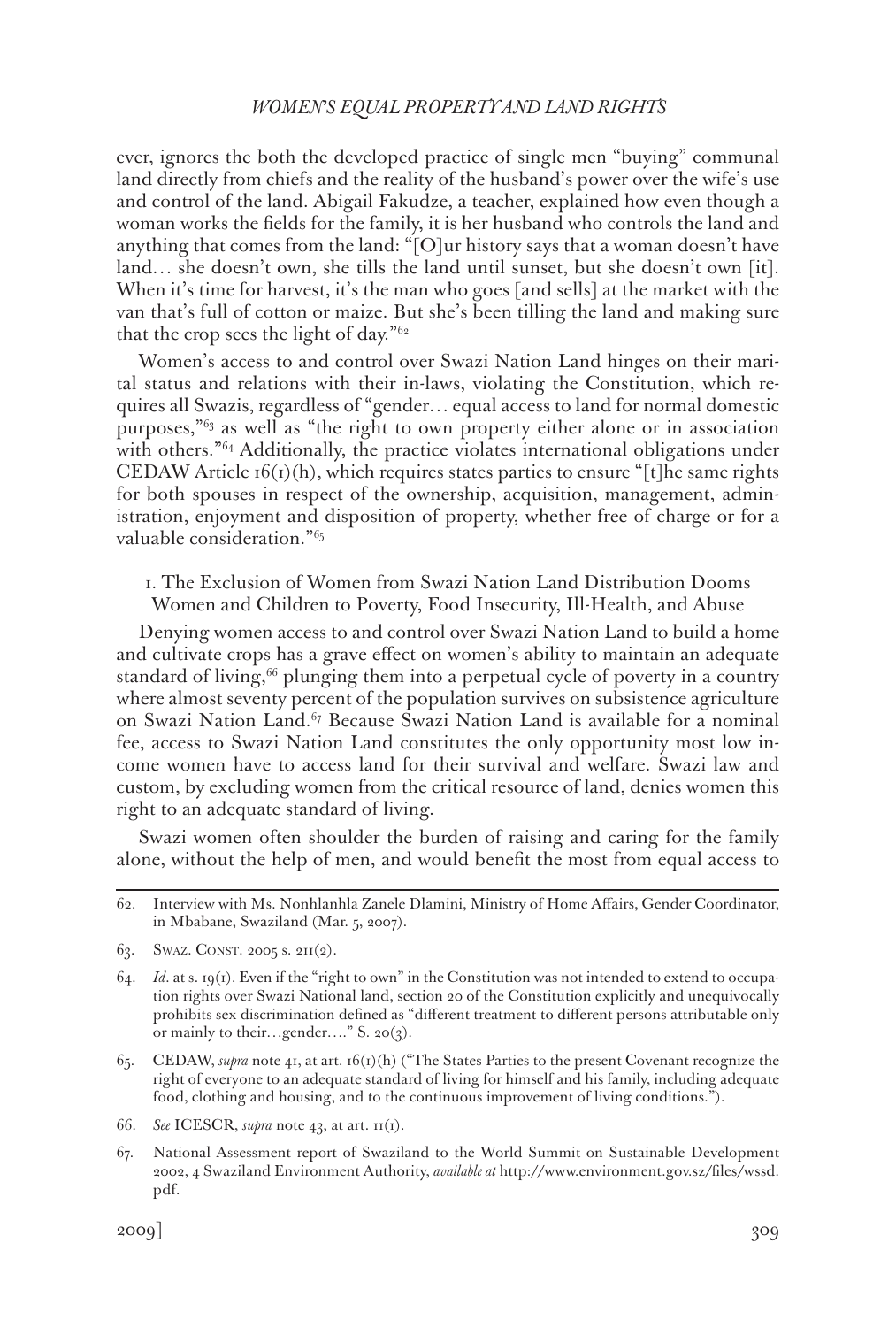ever, ignores the both the developed practice of single men "buying" communal land directly from chiefs and the reality of the husband's power over the wife's use and control of the land. Abigail Fakudze, a teacher, explained how even though a woman works the fields for the family, it is her husband who controls the land and anything that comes from the land: "[O]ur history says that a woman doesn't have land… she doesn't own, she tills the land until sunset, but she doesn't own [it]. When it's time for harvest, it's the man who goes [and sells] at the market with the van that's full of cotton or maize. But she's been tilling the land and making sure that the crop sees the light of day."[62]

Women's access to and control over Swazi Nation Land hinges on their marital status and relations with their in-laws, violating the Constitution, which requires all Swazis, regardless of "gender… equal access to land for normal domestic purposes,"[63] as well as "the right to own property either alone or in association with others."[64] Additionally, the practice violates international obligations under CEDAW Article 16(1)(h), which requires states parties to ensure "[t]he same rights for both spouses in respect of the ownership, acquisition, management, administration, enjoyment and disposition of property, whether free of charge or for a valuable consideration."[65]

### 1. The Exclusion of Women from Swazi Nation Land Distribution Dooms Women and Children to Poverty, Food Insecurity, Ill-Health, and Abuse

Denying women access to and control over Swazi Nation Land to build a home and cultivate crops has a grave effect on women's ability to maintain an adequate standard of living,[66] plunging them into a perpetual cycle of poverty in a country where almost seventy percent of the population survives on subsistence agriculture on Swazi Nation Land.[67] Because Swazi Nation Land is available for a nominal fee, access to Swazi Nation Land constitutes the only opportunity most low income women have to access land for their survival and welfare. Swazi law and custom, by excluding women from the critical resource of land, denies women this right to an adequate standard of living.

Swazi women often shoulder the burden of raising and caring for the family alone, without the help of men, and would benefit the most from equal access to

---

62. Interview with Ms. Nonhlanhla Zanele Dlamini, Ministry of Home Affairs, Gender Coordinator, in Mbabane, Swaziland (Mar. 5, 2007).

63. Swaz. Const. 2005 s. 211(2).

64. *Id*. at s. 19(1). Even if the "right to own" in the Constitution was not intended to extend to occupation rights over Swazi National land, section 20 of the Constitution explicitly and unequivocally prohibits sex discrimination defined as "different treatment to different persons attributable only or mainly to their…gender…." S. 20(3).

65. CEDAW, *supra* note 41, at art. 16(1)(h) ("The States Parties to the present Covenant recognize the right of everyone to an adequate standard of living for himself and his family, including adequate food, clothing and housing, and to the continuous improvement of living conditions.").

66. *See* ICESCR, *supra* note 43, at art. 11(1).

67. National Assessment report of Swaziland to the World Summit on Sustainable Development 2002, 4 Swaziland Environment Authority, *available at* http://www.environment.gov.sz/files/wssd.pdf.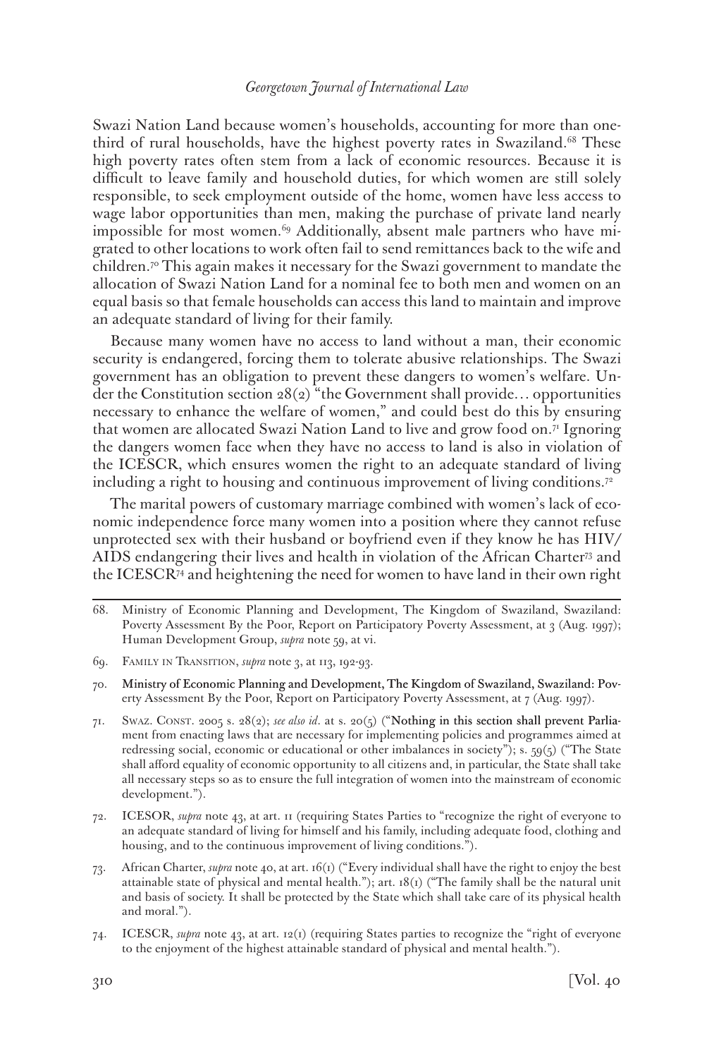Swazi Nation Land because women's households, accounting for more than one-third of rural households, have the highest poverty rates in Swaziland.[68] These high poverty rates often stem from a lack of economic resources. Because it is difficult to leave family and household duties, for which women are still solely responsible, to seek employment outside of the home, women have less access to wage labor opportunities than men, making the purchase of private land nearly impossible for most women.[69] Additionally, absent male partners who have migrated to other locations to work often fail to send remittances back to the wife and children.[70] This again makes it necessary for the Swazi government to mandate the allocation of Swazi Nation Land for a nominal fee to both men and women on an equal basis so that female households can access this land to maintain and improve an adequate standard of living for their family.

Because many women have no access to land without a man, their economic security is endangered, forcing them to tolerate abusive relationships. The Swazi government has an obligation to prevent these dangers to women's welfare. Under the Constitution section 28(2) "the Government shall provide… opportunities necessary to enhance the welfare of women," and could best do this by ensuring that women are allocated Swazi Nation Land to live and grow food on.[71] Ignoring the dangers women face when they have no access to land is also in violation of the ICESCR, which ensures women the right to an adequate standard of living including a right to housing and continuous improvement of living conditions.[72]

The marital powers of customary marriage combined with women's lack of economic independence force many women into a position where they cannot refuse unprotected sex with their husband or boyfriend even if they know he has HIV/AIDS endangering their lives and health in violation of the African Charter[73] and the ICESCR[74] and heightening the need for women to have land in their own right

---

68. Ministry of Economic Planning and Development, The Kingdom of Swaziland, Swaziland: Poverty Assessment By the Poor, Report on Participatory Poverty Assessment, at 3 (Aug. 1997); Human Development Group, *supra* note 59, at vi.

69. Family in Transition, *supra* note 3, at 113, 192-93.

70. Ministry of Economic Planning and Development, The Kingdom of Swaziland, Swaziland: Poverty Assessment By the Poor, Report on Participatory Poverty Assessment, at 7 (Aug. 1997).

71. Swaz. Const. 2005 s. 28(2); *see also id*. at s. 20(5) ("Nothing in this section shall prevent Parliament from enacting laws that are necessary for implementing policies and programmes aimed at redressing social, economic or educational or other imbalances in society"); s. 59(5) ("The State shall afford equality of economic opportunity to all citizens and, in particular, the State shall take all necessary steps so as to ensure the full integration of women into the mainstream of economic development.").

72. ICESOR, *supra* note 43, at art. 11 (requiring States Parties to "recognize the right of everyone to an adequate standard of living for himself and his family, including adequate food, clothing and housing, and to the continuous improvement of living conditions.").

73. African Charter, *supra* note 40, at art. 16(1) ("Every individual shall have the right to enjoy the best attainable state of physical and mental health."); art. 18(1) ("The family shall be the natural unit and basis of society. It shall be protected by the State which shall take care of its physical health and moral.").

74. ICESCR, *supra* note 43, at art. 12(1) (requiring States parties to recognize the "right of everyone to the enjoyment of the highest attainable standard of physical and mental health.").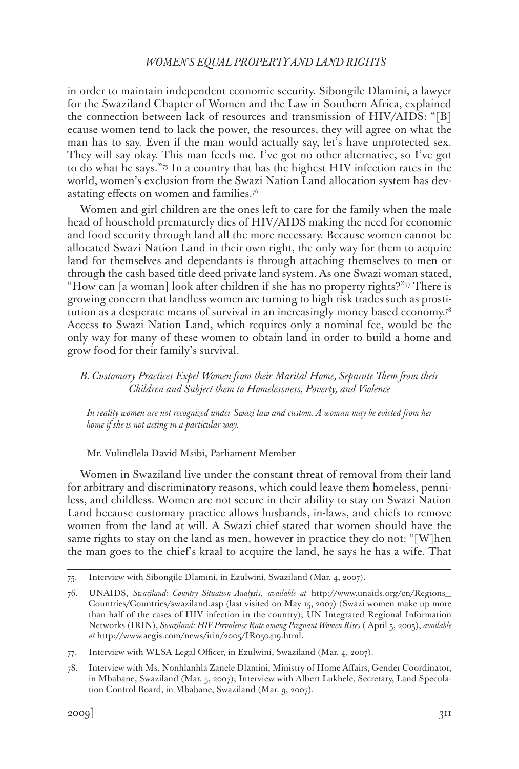in order to maintain independent economic security. Sibongile Dlamini, a lawyer for the Swaziland Chapter of Women and the Law in Southern Africa, explained the connection between lack of resources and transmission of HIV/AIDS: "[B]ecause women tend to lack the power, the resources, they will agree on what the man has to say. Even if the man would actually say, let's have unprotected sex. They will say okay. This man feeds me. I've got no other alternative, so I've got to do what he says."[75] In a country that has the highest HIV infection rates in the world, women's exclusion from the Swazi Nation Land allocation system has devastating effects on women and families.[76]

Women and girl children are the ones left to care for the family when the male head of household prematurely dies of HIV/AIDS making the need for economic and food security through land all the more necessary. Because women cannot be allocated Swazi Nation Land in their own right, the only way for them to acquire land for themselves and dependants is through attaching themselves to men or through the cash based title deed private land system. As one Swazi woman stated, "How can [a woman] look after children if she has no property rights?"[77] There is growing concern that landless women are turning to high risk trades such as prostitution as a desperate means of survival in an increasingly money based economy.[78] Access to Swazi Nation Land, which requires only a nominal fee, would be the only way for many of these women to obtain land in order to build a home and grow food for their family's survival.

### *B. Customary Practices Expel Women from their Marital Home, Separate Them from their Children and Subject them to Homelessness, Poverty, and Violence*

*In reality women are not recognized under Swazi law and custom. A woman may be evicted from her home if she is not acting in a particular way.*

Mr. Vulindlela David Msibi, Parliament Member

Women in Swaziland live under the constant threat of removal from their land for arbitrary and discriminatory reasons, which could leave them homeless, penniless, and childless. Women are not secure in their ability to stay on Swazi Nation Land because customary practice allows husbands, in-laws, and chiefs to remove women from the land at will. A Swazi chief stated that women should have the same rights to stay on the land as men, however in practice they do not: "[W]hen the man goes to the chief's kraal to acquire the land, he says he has a wife. That

---

75. Interview with Sibongile Dlamini, in Ezulwini, Swaziland (Mar. 4, 2007).

76. UNAIDS, *Swaziland: Country Situation Analysis*, *available at* http://www.unaids.org/en/Regions_Countries/Countries/swaziland.asp (last visited on May 15, 2007) (Swazi women make up more than half of the cases of HIV infection in the country); UN Integrated Regional Information Networks (IRIN), *Swaziland: HIV Prevalence Rate among Pregnant Women Rises* ( April 5, 2005), *available at* http://www.aegis.com/news/irin/2005/IR050419.html.

77. Interview with WLSA Legal Officer, in Ezulwini, Swaziland (Mar. 4, 2007).

78. Interview with Ms. Nonhlanhla Zanele Dlamini, Ministry of Home Affairs, Gender Coordinator, in Mbabane, Swaziland (Mar. 5, 2007); Interview with Albert Lukhele, Secretary, Land Speculation Control Board, in Mbabane, Swaziland (Mar. 9, 2007).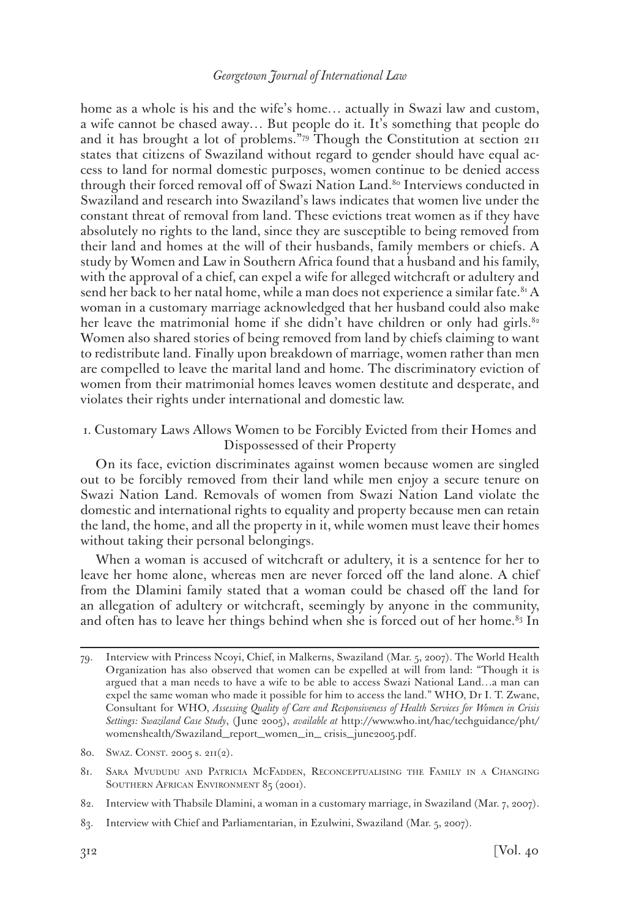home as a whole is his and the wife's home… actually in Swazi law and custom, a wife cannot be chased away… But people do it. It's something that people do and it has brought a lot of problems."[79] Though the Constitution at section 211 states that citizens of Swaziland without regard to gender should have equal access to land for normal domestic purposes, women continue to be denied access through their forced removal off of Swazi Nation Land.[80] Interviews conducted in Swaziland and research into Swaziland's laws indicates that women live under the constant threat of removal from land. These evictions treat women as if they have absolutely no rights to the land, since they are susceptible to being removed from their land and homes at the will of their husbands, family members or chiefs. A study by Women and Law in Southern Africa found that a husband and his family, with the approval of a chief, can expel a wife for alleged witchcraft or adultery and send her back to her natal home, while a man does not experience a similar fate.[81] A woman in a customary marriage acknowledged that her husband could also make her leave the matrimonial home if she didn't have children or only had girls.[82] Women also shared stories of being removed from land by chiefs claiming to want to redistribute land. Finally upon breakdown of marriage, women rather than men are compelled to leave the marital land and home. The discriminatory eviction of women from their matrimonial homes leaves women destitute and desperate, and violates their rights under international and domestic law.

### 1. Customary Laws Allows Women to be Forcibly Evicted from their Homes and Dispossessed of their Property

On its face, eviction discriminates against women because women are singled out to be forcibly removed from their land while men enjoy a secure tenure on Swazi Nation Land. Removals of women from Swazi Nation Land violate the domestic and international rights to equality and property because men can retain the land, the home, and all the property in it, while women must leave their homes without taking their personal belongings.

When a woman is accused of witchcraft or adultery, it is a sentence for her to leave her home alone, whereas men are never forced off the land alone. A chief from the Dlamini family stated that a woman could be chased off the land for an allegation of adultery or witchcraft, seemingly by anyone in the community, and often has to leave her things behind when she is forced out of her home.[83] In

---

79. Interview with Princess Ncoyi, Chief, in Malkerns, Swaziland (Mar. 5, 2007). The World Health Organization has also observed that women can be expelled at will from land: "Though it is argued that a man needs to have a wife to be able to access Swazi National Land…a man can expel the same woman who made it possible for him to access the land." WHO, Dr I. T. Zwane, Consultant for WHO, *Assessing Quality of Care and Responsiveness of Health Services for Women in Crisis Settings: Swaziland Case Study*, (June 2005), *available at* http://www.who.int/hac/techguidance/pht/womenshealth/Swaziland_report_women_in_ crisis_june2005.pdf.

80. SWAZ. CONST. 2005 s. 211(2).

81. SARA MVUDUDU AND PATRICIA MCFADDEN, RECONCEPTUALISING THE FAMILY IN A CHANGING SOUTHERN AFRICAN ENVIRONMENT 85 (2001).

82. Interview with Thabsile Dlamini, a woman in a customary marriage, in Swaziland (Mar. 7, 2007).

83. Interview with Chief and Parliamentarian, in Ezulwini, Swaziland (Mar. 5, 2007).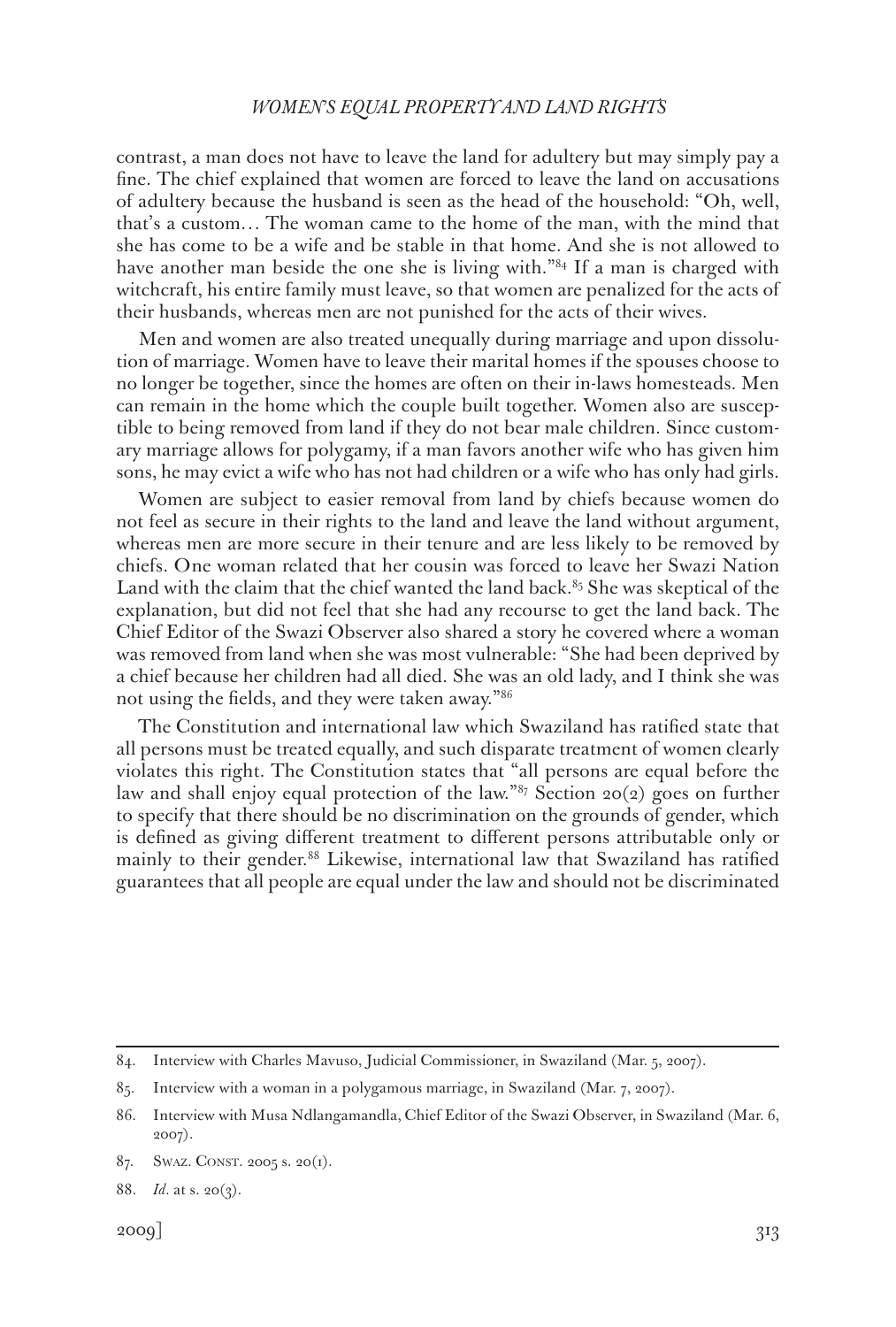contrast, a man does not have to leave the land for adultery but may simply pay a fine. The chief explained that women are forced to leave the land on accusations of adultery because the husband is seen as the head of the household: "Oh, well, that's a custom… The woman came to the home of the man, with the mind that she has come to be a wife and be stable in that home. And she is not allowed to have another man beside the one she is living with."[84] If a man is charged with witchcraft, his entire family must leave, so that women are penalized for the acts of their husbands, whereas men are not punished for the acts of their wives.

Men and women are also treated unequally during marriage and upon dissolution of marriage. Women have to leave their marital homes if the spouses choose to no longer be together, since the homes are often on their in-laws homesteads. Men can remain in the home which the couple built together. Women also are susceptible to being removed from land if they do not bear male children. Since customary marriage allows for polygamy, if a man favors another wife who has given him sons, he may evict a wife who has not had children or a wife who has only had girls.

Women are subject to easier removal from land by chiefs because women do not feel as secure in their rights to the land and leave the land without argument, whereas men are more secure in their tenure and are less likely to be removed by chiefs. One woman related that her cousin was forced to leave her Swazi Nation Land with the claim that the chief wanted the land back.[85] She was skeptical of the explanation, but did not feel that she had any recourse to get the land back. The Chief Editor of the Swazi Observer also shared a story he covered where a woman was removed from land when she was most vulnerable: "She had been deprived by a chief because her children had all died. She was an old lady, and I think she was not using the fields, and they were taken away."[86]

The Constitution and international law which Swaziland has ratified state that all persons must be treated equally, and such disparate treatment of women clearly violates this right. The Constitution states that "all persons are equal before the law and shall enjoy equal protection of the law."[87] Section 20(2) goes on further to specify that there should be no discrimination on the grounds of gender, which is defined as giving different treatment to different persons attributable only or mainly to their gender.[88] Likewise, international law that Swaziland has ratified guarantees that all people are equal under the law and should not be discriminated

---

84. Interview with Charles Mavuso, Judicial Commissioner, in Swaziland (Mar. 5, 2007).

85. Interview with a woman in a polygamous marriage, in Swaziland (Mar. 7, 2007).

86. Interview with Musa Ndlangamandla, Chief Editor of the Swazi Observer, in Swaziland (Mar. 6, 2007).

87. Swaz. Const. 2005 s. 20(1).

88. *Id.* at s. 20(3).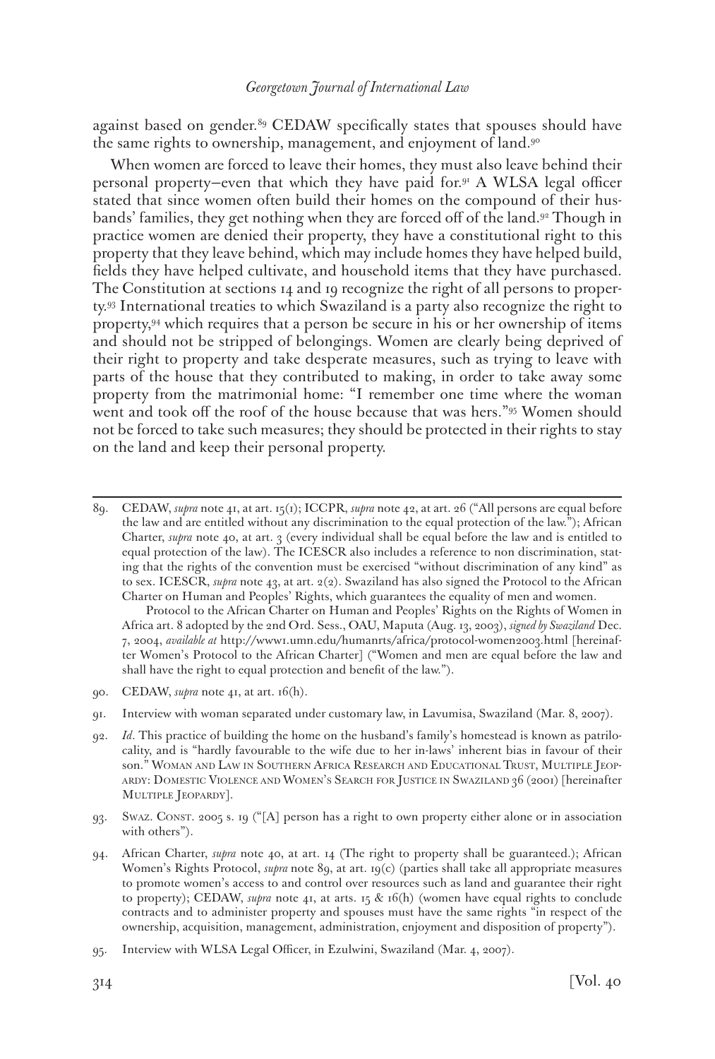against based on gender.[89] CEDAW specifically states that spouses should have the same rights to ownership, management, and enjoyment of land.[90]

When women are forced to leave their homes, they must also leave behind their personal property—even that which they have paid for.[91] A WLSA legal officer stated that since women often build their homes on the compound of their husbands' families, they get nothing when they are forced off of the land.[92] Though in practice women are denied their property, they have a constitutional right to this property that they leave behind, which may include homes they have helped build, fields they have helped cultivate, and household items that they have purchased. The Constitution at sections 14 and 19 recognize the right of all persons to property.[93] International treaties to which Swaziland is a party also recognize the right to property,[94] which requires that a person be secure in his or her ownership of items and should not be stripped of belongings. Women are clearly being deprived of their right to property and take desperate measures, such as trying to leave with parts of the house that they contributed to making, in order to take away some property from the matrimonial home: "I remember one time where the woman went and took off the roof of the house because that was hers."[95] Women should not be forced to take such measures; they should be protected in their rights to stay on the land and keep their personal property.

---

89. CEDAW, *supra* note 41, at art. 15(1); ICCPR, *supra* note 42, at art. 26 ("All persons are equal before the law and are entitled without any discrimination to the equal protection of the law."); African Charter, *supra* note 40, at art. 3 (every individual shall be equal before the law and is entitled to equal protection of the law). The ICESCR also includes a reference to non discrimination, stating that the rights of the convention must be exercised "without discrimination of any kind" as to sex. ICESCR, *supra* note 43, at art. 2(2). Swaziland has also signed the Protocol to the African Charter on Human and Peoples' Rights, which guarantees the equality of men and women.

    Protocol to the African Charter on Human and Peoples' Rights on the Rights of Women in Africa art. 8 adopted by the 2nd Ord. Sess., OAU, Maputa (Aug. 13, 2003), *signed by Swaziland* Dec. 7, 2004, *available at* http://www1.umn.edu/humanrts/africa/protocol-women2003.html [hereinafter Women's Protocol to the African Charter] ("Women and men are equal before the law and shall have the right to equal protection and benefit of the law.").

90. CEDAW, *supra* note 41, at art. 16(h).

91. Interview with woman separated under customary law, in Lavumisa, Swaziland (Mar. 8, 2007).

92. *Id*. This practice of building the home on the husband's family's homestead is known as patrilocality, and is "hardly favourable to the wife due to her in-laws' inherent bias in favour of their son." Woman and Law in Southern Africa Research and Educational Trust, Multiple Jeopardy: Domestic Violence and Women's Search for Justice in Swaziland 36 (2001) [hereinafter Multiple Jeopardy].

93. Swaz. Const. 2005 s. 19 ("[A] person has a right to own property either alone or in association with others").

94. African Charter, *supra* note 40, at art. 14 (The right to property shall be guaranteed.); African Women's Rights Protocol, *supra* note 89, at art. 19(c) (parties shall take all appropriate measures to promote women's access to and control over resources such as land and guarantee their right to property); CEDAW, *supra* note 41, at arts. 15 & 16(h) (women have equal rights to conclude contracts and to administer property and spouses must have the same rights "in respect of the ownership, acquisition, management, administration, enjoyment and disposition of property").

95. Interview with WLSA Legal Officer, in Ezulwini, Swaziland (Mar. 4, 2007).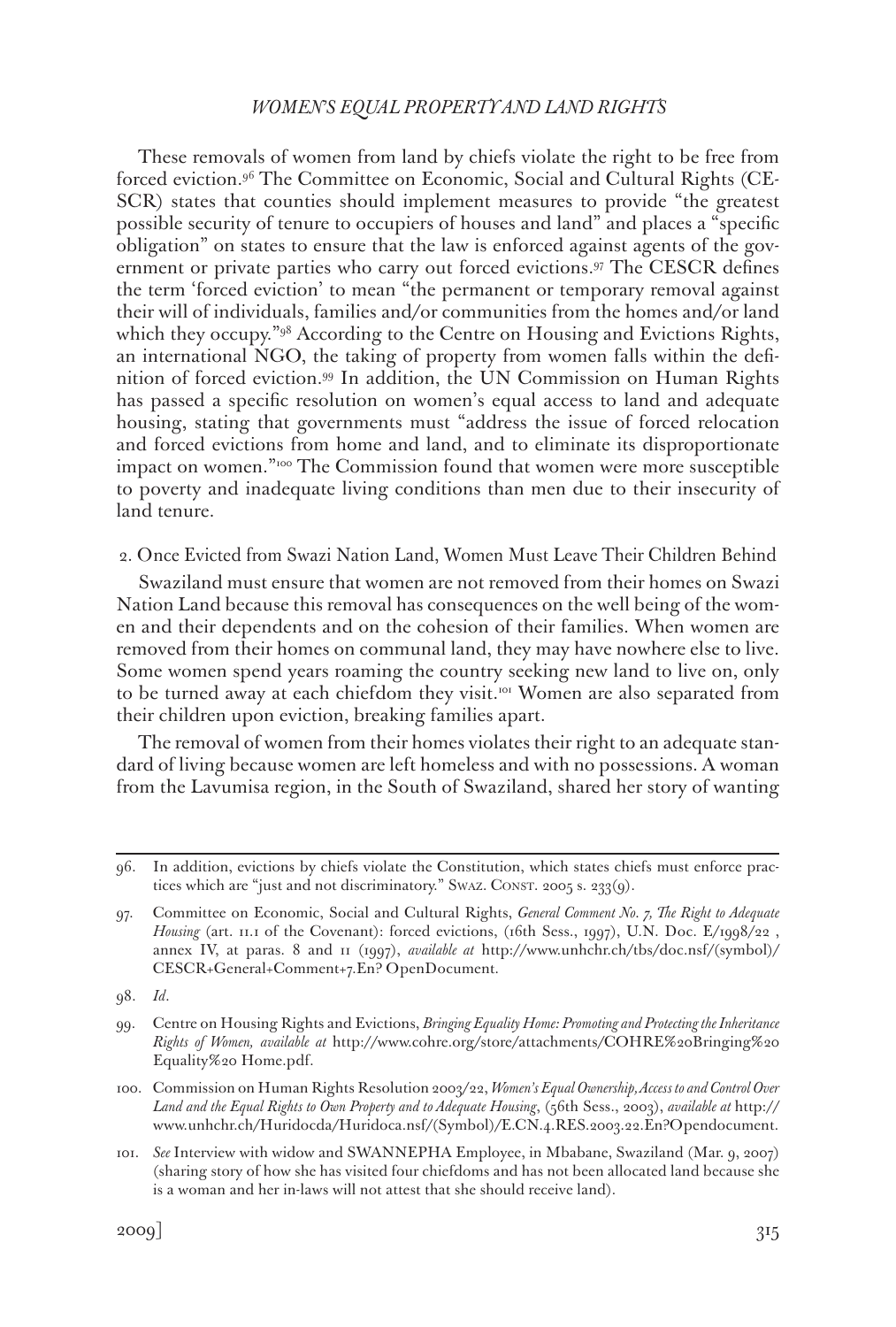These removals of women from land by chiefs violate the right to be free from forced eviction.[96] The Committee on Economic, Social and Cultural Rights (CESCR) states that counties should implement measures to provide "the greatest possible security of tenure to occupiers of houses and land" and places a "specific obligation" on states to ensure that the law is enforced against agents of the government or private parties who carry out forced evictions.[97] The CESCR defines the term 'forced eviction' to mean "the permanent or temporary removal against their will of individuals, families and/or communities from the homes and/or land which they occupy."[98] According to the Centre on Housing and Evictions Rights, an international NGO, the taking of property from women falls within the definition of forced eviction.[99] In addition, the UN Commission on Human Rights has passed a specific resolution on women's equal access to land and adequate housing, stating that governments must "address the issue of forced relocation and forced evictions from home and land, and to eliminate its disproportionate impact on women."[100] The Commission found that women were more susceptible to poverty and inadequate living conditions than men due to their insecurity of land tenure.

2. Once Evicted from Swazi Nation Land, Women Must Leave Their Children Behind

Swaziland must ensure that women are not removed from their homes on Swazi Nation Land because this removal has consequences on the well being of the women and their dependents and on the cohesion of their families. When women are removed from their homes on communal land, they may have nowhere else to live. Some women spend years roaming the country seeking new land to live on, only to be turned away at each chiefdom they visit.[101] Women are also separated from their children upon eviction, breaking families apart.

The removal of women from their homes violates their right to an adequate standard of living because women are left homeless and with no possessions. A woman from the Lavumisa region, in the South of Swaziland, shared her story of wanting

---

96. In addition, evictions by chiefs violate the Constitution, which states chiefs must enforce practices which are "just and not discriminatory." Swaz. Const. 2005 s. 233(9).

97. Committee on Economic, Social and Cultural Rights, *General Comment No. 7, The Right to Adequate Housing* (art. 11.1 of the Covenant): forced evictions, (16th Sess., 1997), U.N. Doc. E/1998/22 , annex IV, at paras. 8 and 11 (1997), *available at* http://www.unhchr.ch/tbs/doc.nsf/(symbol)/CESCR+General+Comment+7.En? OpenDocument.

98. *Id*.

99. Centre on Housing Rights and Evictions, *Bringing Equality Home: Promoting and Protecting the Inheritance Rights of Women, available at* http://www.cohre.org/store/attachments/COHRE%20Bringing%20Equality%20 Home.pdf.

100. Commission on Human Rights Resolution 2003/22, *Women's Equal Ownership, Access to and Control Over Land and the Equal Rights to Own Property and to Adequate Housing*, (56th Sess., 2003), *available at* http://www.unhchr.ch/Huridocda/Huridoca.nsf/(Symbol)/E.CN.4.RES.2003.22.En?Opendocument.

101. *See* Interview with widow and SWANNEPHA Employee, in Mbabane, Swaziland (Mar. 9, 2007) (sharing story of how she has visited four chiefdoms and has not been allocated land because she is a woman and her in-laws will not attest that she should receive land).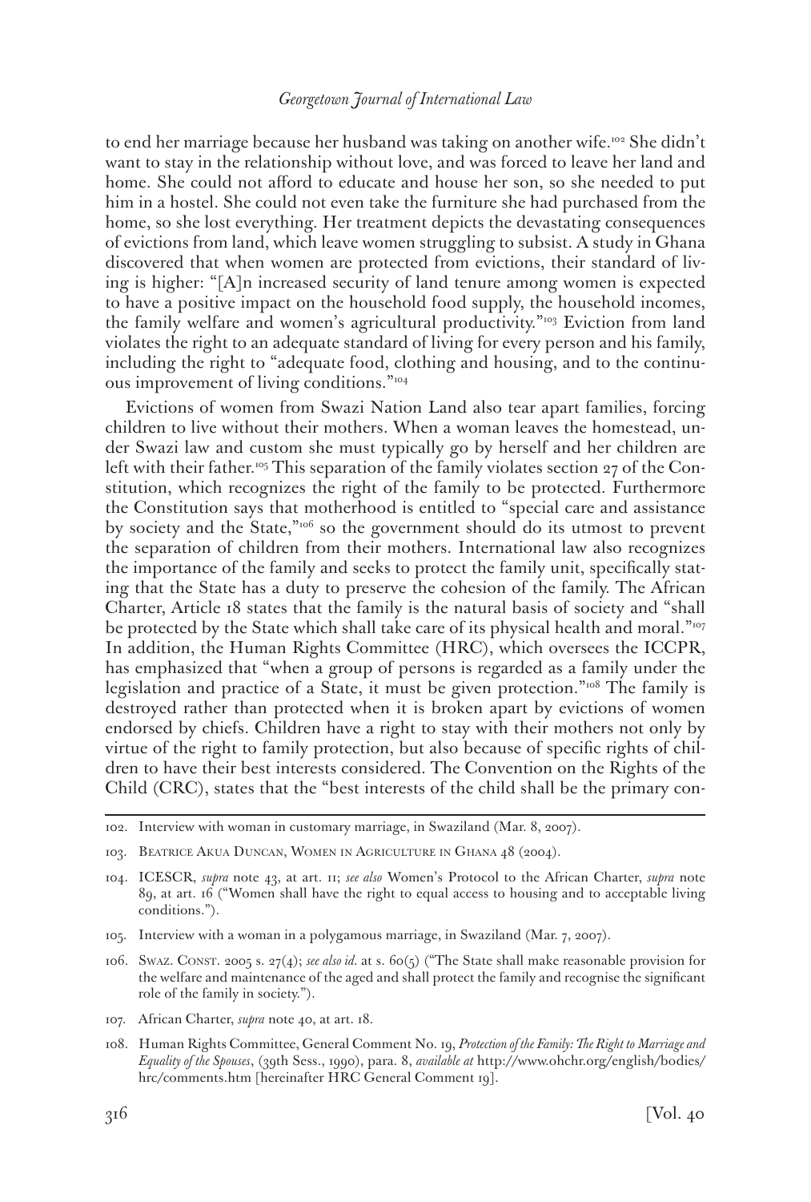to end her marriage because her husband was taking on another wife.[102] She didn't want to stay in the relationship without love, and was forced to leave her land and home. She could not afford to educate and house her son, so she needed to put him in a hostel. She could not even take the furniture she had purchased from the home, so she lost everything. Her treatment depicts the devastating consequences of evictions from land, which leave women struggling to subsist. A study in Ghana discovered that when women are protected from evictions, their standard of living is higher: "[A]n increased security of land tenure among women is expected to have a positive impact on the household food supply, the household incomes, the family welfare and women's agricultural productivity."[103] Eviction from land violates the right to an adequate standard of living for every person and his family, including the right to "adequate food, clothing and housing, and to the continuous improvement of living conditions."[104]

Evictions of women from Swazi Nation Land also tear apart families, forcing children to live without their mothers. When a woman leaves the homestead, under Swazi law and custom she must typically go by herself and her children are left with their father.[105] This separation of the family violates section 27 of the Constitution, which recognizes the right of the family to be protected. Furthermore the Constitution says that motherhood is entitled to "special care and assistance by society and the State,"[106] so the government should do its utmost to prevent the separation of children from their mothers. International law also recognizes the importance of the family and seeks to protect the family unit, specifically stating that the State has a duty to preserve the cohesion of the family. The African Charter, Article 18 states that the family is the natural basis of society and "shall be protected by the State which shall take care of its physical health and moral."[107] In addition, the Human Rights Committee (HRC), which oversees the ICCPR, has emphasized that "when a group of persons is regarded as a family under the legislation and practice of a State, it must be given protection."[108] The family is destroyed rather than protected when it is broken apart by evictions of women endorsed by chiefs. Children have a right to stay with their mothers not only by virtue of the right to family protection, but also because of specific rights of children to have their best interests considered. The Convention on the Rights of the Child (CRC), states that the "best interests of the child shall be the primary con-

---

102. Interview with woman in customary marriage, in Swaziland (Mar. 8, 2007).

103. Beatrice Akua Duncan, Women in Agriculture in Ghana 48 (2004).

104. ICESCR, *supra* note 43, at art. 11; *see also* Women's Protocol to the African Charter, *supra* note 89, at art. 16 ("Women shall have the right to equal access to housing and to acceptable living conditions.").

105. Interview with a woman in a polygamous marriage, in Swaziland (Mar. 7, 2007).

106. Swaz. Const. 2005 s. 27(4); *see also id.* at s. 60(5) ("The State shall make reasonable provision for the welfare and maintenance of the aged and shall protect the family and recognise the significant role of the family in society.").

107. African Charter, *supra* note 40, at art. 18.

108. Human Rights Committee, General Comment No. 19, *Protection of the Family: The Right to Marriage and Equality of the Spouses*, (39th Sess., 1990), para. 8, *available at* http://www.ohchr.org/english/bodies/hrc/comments.htm [hereinafter HRC General Comment 19].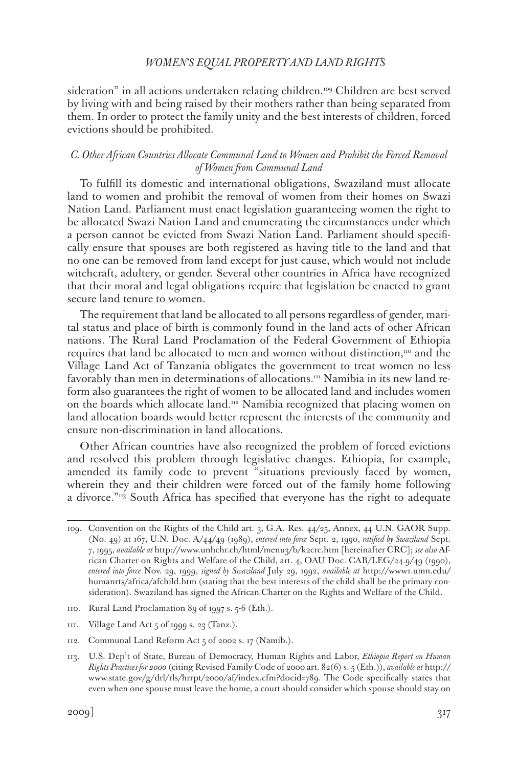sideration" in all actions undertaken relating children.[109] Children are best served by living with and being raised by their mothers rather than being separated from them. In order to protect the family unity and the best interests of children, forced evictions should be prohibited.

### *C. Other African Countries Allocate Communal Land to Women and Prohibit the Forced Removal of Women from Communal Land*

To fulfill its domestic and international obligations, Swaziland must allocate land to women and prohibit the removal of women from their homes on Swazi Nation Land. Parliament must enact legislation guaranteeing women the right to be allocated Swazi Nation Land and enumerating the circumstances under which a person cannot be evicted from Swazi Nation Land. Parliament should specifically ensure that spouses are both registered as having title to the land and that no one can be removed from land except for just cause, which would not include witchcraft, adultery, or gender. Several other countries in Africa have recognized that their moral and legal obligations require that legislation be enacted to grant secure land tenure to women.

The requirement that land be allocated to all persons regardless of gender, marital status and place of birth is commonly found in the land acts of other African nations. The Rural Land Proclamation of the Federal Government of Ethiopia requires that land be allocated to men and women without distinction,[110] and the Village Land Act of Tanzania obligates the government to treat women no less favorably than men in determinations of allocations.[111] Namibia in its new land reform also guarantees the right of women to be allocated land and includes women on the boards which allocate land.[112] Namibia recognized that placing women on land allocation boards would better represent the interests of the community and ensure non-discrimination in land allocations.

Other African countries have also recognized the problem of forced evictions and resolved this problem through legislative changes. Ethiopia, for example, amended its family code to prevent "situations previously faced by women, wherein they and their children were forced out of the family home following a divorce."[113] South Africa has specified that everyone has the right to adequate

---

109. Convention on the Rights of the Child art. 3, G.A. Res. 44/25, Annex, 44 U.N. GAOR Supp. (No. 49) at 167, U.N. Doc. A/44/49 (1989), *entered into force* Sept. 2, 1990, *ratified by Swaziland* Sept. 7, 1995, *available at* http://www.unhchr.ch/html/menu3/b/k2crc.htm [hereinafter CRC]; *see also* African Charter on Rights and Welfare of the Child, art. 4, OAU Doc. CAB/LEG/24.9/49 (1990), *entered into force* Nov. 29, 1999, *signed by Swaziland* July 29, 1992, *available at* http://www1.umn.edu/humanrts/africa/afchild.htm (stating that the best interests of the child shall be the primary consideration). Swaziland has signed the African Charter on the Rights and Welfare of the Child.

110. Rural Land Proclamation 89 of 1997 s. 5-6 (Eth.).

111. Village Land Act 5 of 1999 s. 23 (Tanz.).

112. Communal Land Reform Act 5 of 2002 s. 17 (Namib.).

113. U.S. Dep't of State, Bureau of Democracy, Human Rights and Labor, *Ethiopia Report on Human Rights Practices for 2000* (citing Revised Family Code of 2000 art. 82(6) s. 5 (Eth.)), *available at* http://www.state.gov/g/drl/rls/hrrpt/2000/af/index.cfm?docid=789. The Code specifically states that even when one spouse must leave the home, a court should consider which spouse should stay on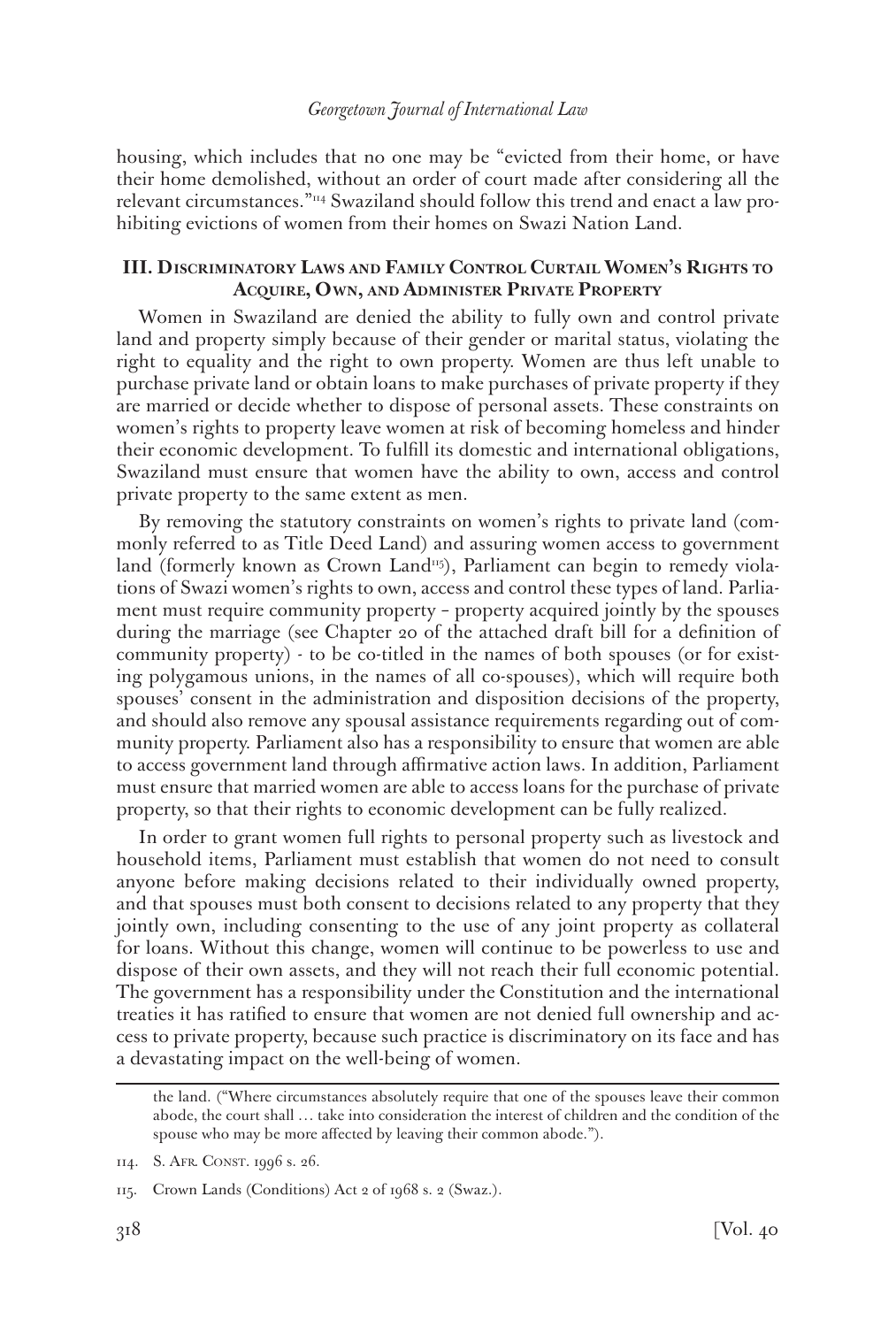housing, which includes that no one may be "evicted from their home, or have their home demolished, without an order of court made after considering all the relevant circumstances."[114] Swaziland should follow this trend and enact a law prohibiting evictions of women from their homes on Swazi Nation Land.

## III. Discriminatory Laws and Family Control Curtail Women's Rights to Acquire, Own, and Administer Private Property

Women in Swaziland are denied the ability to fully own and control private land and property simply because of their gender or marital status, violating the right to equality and the right to own property. Women are thus left unable to purchase private land or obtain loans to make purchases of private property if they are married or decide whether to dispose of personal assets. These constraints on women's rights to property leave women at risk of becoming homeless and hinder their economic development. To fulfill its domestic and international obligations, Swaziland must ensure that women have the ability to own, access and control private property to the same extent as men.

By removing the statutory constraints on women's rights to private land (commonly referred to as Title Deed Land) and assuring women access to government land (formerly known as Crown Land[115]), Parliament can begin to remedy violations of Swazi women's rights to own, access and control these types of land. Parliament must require community property – property acquired jointly by the spouses during the marriage (see Chapter 20 of the attached draft bill for a definition of community property) - to be co-titled in the names of both spouses (or for existing polygamous unions, in the names of all co-spouses), which will require both spouses' consent in the administration and disposition decisions of the property, and should also remove any spousal assistance requirements regarding out of community property. Parliament also has a responsibility to ensure that women are able to access government land through affirmative action laws. In addition, Parliament must ensure that married women are able to access loans for the purchase of private property, so that their rights to economic development can be fully realized.

In order to grant women full rights to personal property such as livestock and household items, Parliament must establish that women do not need to consult anyone before making decisions related to their individually owned property, and that spouses must both consent to decisions related to any property that they jointly own, including consenting to the use of any joint property as collateral for loans. Without this change, women will continue to be powerless to use and dispose of their own assets, and they will not reach their full economic potential. The government has a responsibility under the Constitution and the international treaties it has ratified to ensure that women are not denied full ownership and access to private property, because such practice is discriminatory on its face and has a devastating impact on the well-being of women.

---

the land. ("Where circumstances absolutely require that one of the spouses leave their common abode, the court shall … take into consideration the interest of children and the condition of the spouse who may be more affected by leaving their common abode.").

114. S. Afr. Const. 1996 s. 26.

115. Crown Lands (Conditions) Act 2 of 1968 s. 2 (Swaz.).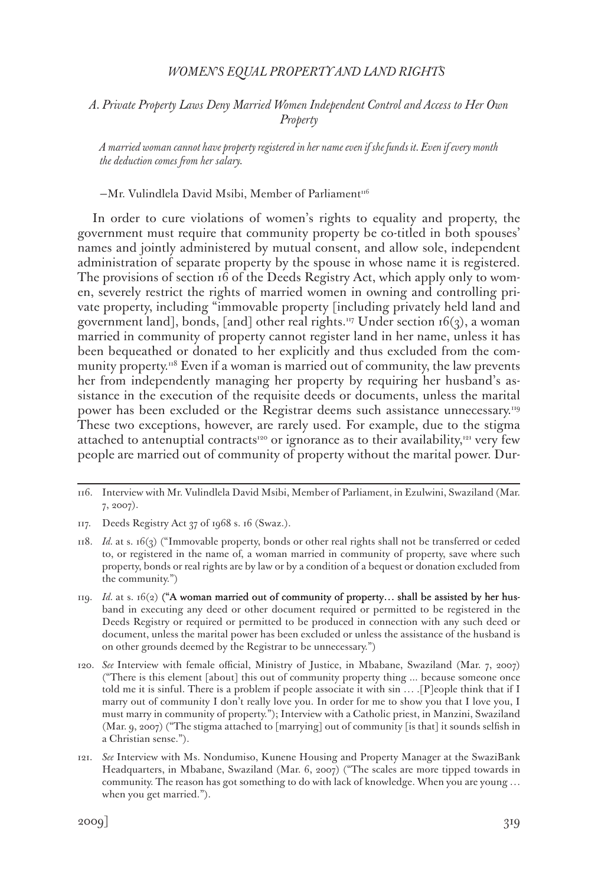## A. Private Property Laws Deny Married Women Independent Control and Access to Her Own Property

> *A married woman cannot have property registered in her name even if she funds it. Even if every month the deduction comes from her salary.*
>
> —Mr. Vulindlela David Msibi, Member of Parliament[116]

In order to cure violations of women's rights to equality and property, the government must require that community property be co-titled in both spouses' names and jointly administered by mutual consent, and allow sole, independent administration of separate property by the spouse in whose name it is registered. The provisions of section 16 of the Deeds Registry Act, which apply only to women, severely restrict the rights of married women in owning and controlling private property, including "immovable property [including privately held land and government land], bonds, [and] other real rights.[117] Under section 16(3), a woman married in community of property cannot register land in her name, unless it has been bequeathed or donated to her explicitly and thus excluded from the community property.[118] Even if a woman is married out of community, the law prevents her from independently managing her property by requiring her husband's assistance in the execution of the requisite deeds or documents, unless the marital power has been excluded or the Registrar deems such assistance unnecessary.[119] These two exceptions, however, are rarely used. For example, due to the stigma attached to antenuptial contracts[120] or ignorance as to their availability,[121] very few people are married out of community of property without the marital power. Dur-

---

116. Interview with Mr. Vulindlela David Msibi, Member of Parliament, in Ezulwini, Swaziland (Mar. 7, 2007).

117. Deeds Registry Act 37 of 1968 s. 16 (Swaz.).

118. *Id.* at s. 16(3) ("Immovable property, bonds or other real rights shall not be transferred or ceded to, or registered in the name of, a woman married in community of property, save where such property, bonds or real rights are by law or by a condition of a bequest or donation excluded from the community.")

119. *Id.* at s. 16(2) ("A woman married out of community of property… shall be assisted by her husband in executing any deed or other document required or permitted to be registered in the Deeds Registry or required or permitted to be produced in connection with any such deed or document, unless the marital power has been excluded or unless the assistance of the husband is on other grounds deemed by the Registrar to be unnecessary.")

120. *See* Interview with female official, Ministry of Justice, in Mbabane, Swaziland (Mar. 7, 2007) ("There is this element [about] this out of community property thing ... because someone once told me it is sinful. There is a problem if people associate it with sin … .[P]eople think that if I marry out of community I don't really love you. In order for me to show you that I love you, I must marry in community of property."); Interview with a Catholic priest, in Manzini, Swaziland (Mar. 9, 2007) ("The stigma attached to [marrying] out of community [is that] it sounds selfish in a Christian sense.").

121. *See* Interview with Ms. Nondumiso, Kunene Housing and Property Manager at the SwaziBank Headquarters, in Mbabane, Swaziland (Mar. 6, 2007) ("The scales are more tipped towards in community. The reason has got something to do with lack of knowledge. When you are young … when you get married.").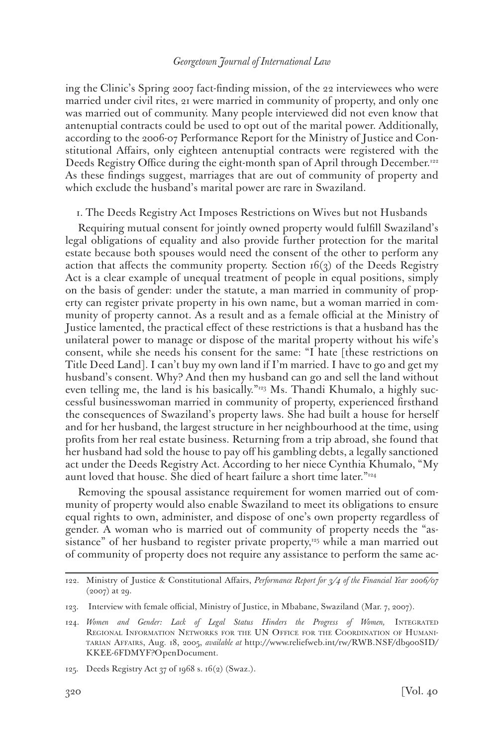ing the Clinic's Spring 2007 fact-finding mission, of the 22 interviewees who were married under civil rites, 21 were married in community of property, and only one was married out of community. Many people interviewed did not even know that antenuptial contracts could be used to opt out of the marital power. Additionally, according to the 2006-07 Performance Report for the Ministry of Justice and Constitutional Affairs, only eighteen antenuptial contracts were registered with the Deeds Registry Office during the eight-month span of April through December.[122] As these findings suggest, marriages that are out of community of property and which exclude the husband's marital power are rare in Swaziland.

1. The Deeds Registry Act Imposes Restrictions on Wives but not Husbands

Requiring mutual consent for jointly owned property would fulfill Swaziland's legal obligations of equality and also provide further protection for the marital estate because both spouses would need the consent of the other to perform any action that affects the community property. Section 16(3) of the Deeds Registry Act is a clear example of unequal treatment of people in equal positions, simply on the basis of gender: under the statute, a man married in community of property can register private property in his own name, but a woman married in community of property cannot. As a result and as a female official at the Ministry of Justice lamented, the practical effect of these restrictions is that a husband has the unilateral power to manage or dispose of the marital property without his wife's consent, while she needs his consent for the same: "I hate [these restrictions on Title Deed Land]. I can't buy my own land if I'm married. I have to go and get my husband's consent. Why? And then my husband can go and sell the land without even telling me, the land is his basically."[123] Ms. Thandi Khumalo, a highly successful businesswoman married in community of property, experienced firsthand the consequences of Swaziland's property laws. She had built a house for herself and for her husband, the largest structure in her neighbourhood at the time, using profits from her real estate business. Returning from a trip abroad, she found that her husband had sold the house to pay off his gambling debts, a legally sanctioned act under the Deeds Registry Act. According to her niece Cynthia Khumalo, "My aunt loved that house. She died of heart failure a short time later."[124]

Removing the spousal assistance requirement for women married out of community of property would also enable Swaziland to meet its obligations to ensure equal rights to own, administer, and dispose of one's own property regardless of gender. A woman who is married out of community of property needs the "assistance" of her husband to register private property,[125] while a man married out of community of property does not require any assistance to perform the same ac-

---

122. Ministry of Justice & Constitutional Affairs, *Performance Report for 3/4 of the Financial Year 2006/07* (2007) at 29.

123. Interview with female official, Ministry of Justice, in Mbabane, Swaziland (Mar. 7, 2007).

124. *Women and Gender: Lack of Legal Status Hinders the Progress of Women,* Integrated Regional Information Networks for the UN Office for the Coordination of Humanitarian Affairs, Aug. 18, 2005, *available at* http://www.reliefweb.int/rw/RWB.NSF/db900SID/KKEE-6FDMYF?OpenDocument.

125. Deeds Registry Act 37 of 1968 s. 16(2) (Swaz.).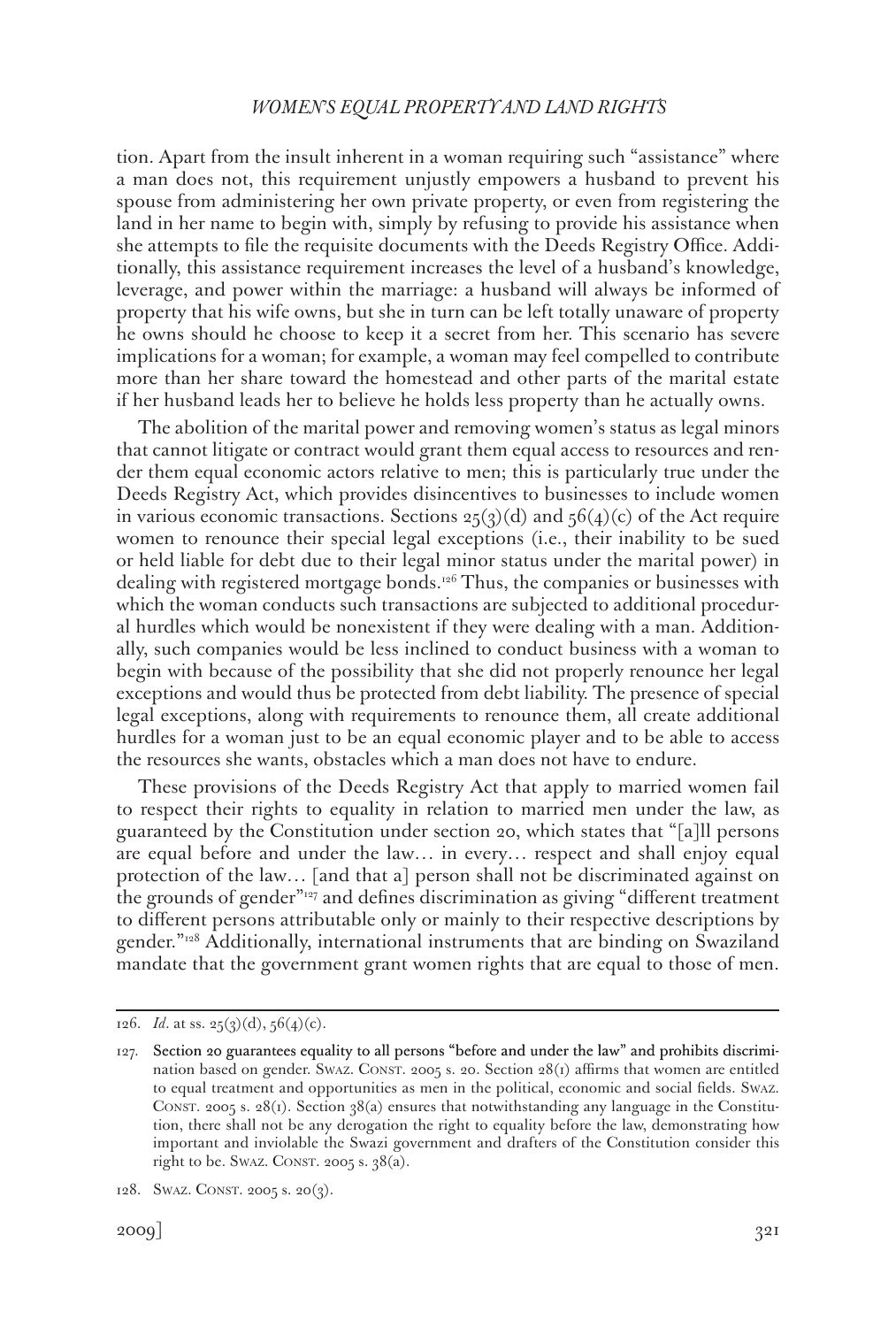tion. Apart from the insult inherent in a woman requiring such "assistance" where a man does not, this requirement unjustly empowers a husband to prevent his spouse from administering her own private property, or even from registering the land in her name to begin with, simply by refusing to provide his assistance when she attempts to file the requisite documents with the Deeds Registry Office. Additionally, this assistance requirement increases the level of a husband's knowledge, leverage, and power within the marriage: a husband will always be informed of property that his wife owns, but she in turn can be left totally unaware of property he owns should he choose to keep it a secret from her. This scenario has severe implications for a woman; for example, a woman may feel compelled to contribute more than her share toward the homestead and other parts of the marital estate if her husband leads her to believe he holds less property than he actually owns.

The abolition of the marital power and removing women's status as legal minors that cannot litigate or contract would grant them equal access to resources and render them equal economic actors relative to men; this is particularly true under the Deeds Registry Act, which provides disincentives to businesses to include women in various economic transactions. Sections 25(3)(d) and 56(4)(c) of the Act require women to renounce their special legal exceptions (i.e., their inability to be sued or held liable for debt due to their legal minor status under the marital power) in dealing with registered mortgage bonds.[126] Thus, the companies or businesses with which the woman conducts such transactions are subjected to additional procedural hurdles which would be nonexistent if they were dealing with a man. Additionally, such companies would be less inclined to conduct business with a woman to begin with because of the possibility that she did not properly renounce her legal exceptions and would thus be protected from debt liability. The presence of special legal exceptions, along with requirements to renounce them, all create additional hurdles for a woman just to be an equal economic player and to be able to access the resources she wants, obstacles which a man does not have to endure.

These provisions of the Deeds Registry Act that apply to married women fail to respect their rights to equality in relation to married men under the law, as guaranteed by the Constitution under section 20, which states that "[a]ll persons are equal before and under the law… in every… respect and shall enjoy equal protection of the law… [and that a] person shall not be discriminated against on the grounds of gender"[127] and defines discrimination as giving "different treatment to different persons attributable only or mainly to their respective descriptions by gender."[128] Additionally, international instruments that are binding on Swaziland mandate that the government grant women rights that are equal to those of men.

---

126. *Id.* at ss. 25(3)(d), 56(4)(c).

127. Section 20 guarantees equality to all persons "before and under the law" and prohibits discrimination based on gender. Swaz. Const. 2005 s. 20. Section 28(1) affirms that women are entitled to equal treatment and opportunities as men in the political, economic and social fields. Swaz. Const. 2005 s. 28(1). Section 38(a) ensures that notwithstanding any language in the Constitution, there shall not be any derogation the right to equality before the law, demonstrating how important and inviolable the Swazi government and drafters of the Constitution consider this right to be. Swaz. Const. 2005 s. 38(a).

128. Swaz. Const. 2005 s. 20(3).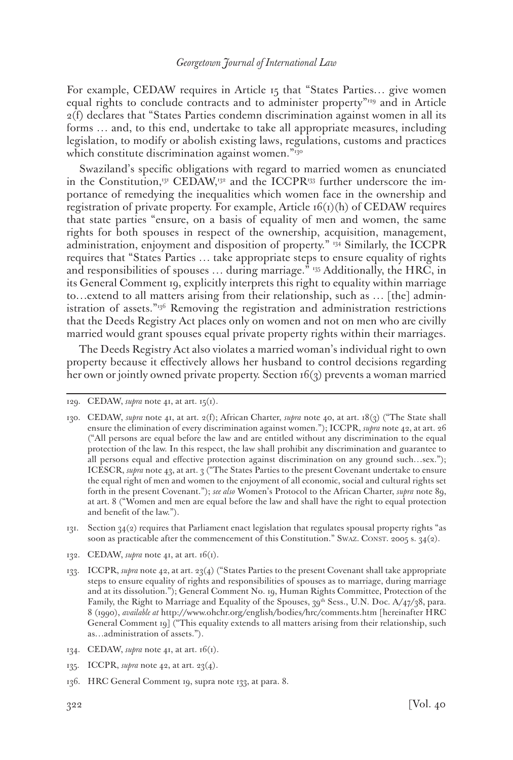For example, CEDAW requires in Article 15 that "States Parties… give women equal rights to conclude contracts and to administer property"[129] and in Article 2(f) declares that "States Parties condemn discrimination against women in all its forms … and, to this end, undertake to take all appropriate measures, including legislation, to modify or abolish existing laws, regulations, customs and practices which constitute discrimination against women."[130]

Swaziland's specific obligations with regard to married women as enunciated in the Constitution,[131] CEDAW,[132] and the ICCPR[133] further underscore the importance of remedying the inequalities which women face in the ownership and registration of private property. For example, Article 16(1)(h) of CEDAW requires that state parties "ensure, on a basis of equality of men and women, the same rights for both spouses in respect of the ownership, acquisition, management, administration, enjoyment and disposition of property." [134] Similarly, the ICCPR requires that "States Parties … take appropriate steps to ensure equality of rights and responsibilities of spouses … during marriage." [135] Additionally, the HRC, in its General Comment 19, explicitly interprets this right to equality within marriage to…extend to all matters arising from their relationship, such as … [the] administration of assets."[136] Removing the registration and administration restrictions that the Deeds Registry Act places only on women and not on men who are civilly married would grant spouses equal private property rights within their marriages.

The Deeds Registry Act also violates a married woman's individual right to own property because it effectively allows her husband to control decisions regarding her own or jointly owned private property. Section 16(3) prevents a woman married

---

129. CEDAW, *supra* note 41, at art. 15(1).

130. CEDAW, *supra* note 41, at art. 2(f); African Charter, *supra* note 40, at art. 18(3) ("The State shall ensure the elimination of every discrimination against women."); ICCPR, *supra* note 42, at art. 26 ("All persons are equal before the law and are entitled without any discrimination to the equal protection of the law. In this respect, the law shall prohibit any discrimination and guarantee to all persons equal and effective protection against discrimination on any ground such…sex."); ICESCR, *supra* note 43, at art. 3 ("The States Parties to the present Covenant undertake to ensure the equal right of men and women to the enjoyment of all economic, social and cultural rights set forth in the present Covenant."); *see also* Women's Protocol to the African Charter, *supra* note 89, at art. 8 ("Women and men are equal before the law and shall have the right to equal protection and benefit of the law.").

131. Section 34(2) requires that Parliament enact legislation that regulates spousal property rights "as soon as practicable after the commencement of this Constitution." Swaz. Const. 2005 s. 34(2).

132. CEDAW, *supra* note 41, at art. 16(1).

133. ICCPR, *supra* note 42, at art. 23(4) ("States Parties to the present Covenant shall take appropriate steps to ensure equality of rights and responsibilities of spouses as to marriage, during marriage and at its dissolution."); General Comment No. 19, Human Rights Committee, Protection of the Family, the Right to Marriage and Equality of the Spouses, 39th Sess., U.N. Doc. A/47/38, para. 8 (1990), *available at* http://www.ohchr.org/english/bodies/hrc/comments.htm [hereinafter HRC General Comment 19] ("This equality extends to all matters arising from their relationship, such as…administration of assets.").

134. CEDAW, *supra* note 41, at art. 16(1).

135. ICCPR, *supra* note 42, at art. 23(4).

136. HRC General Comment 19, supra note 133, at para. 8.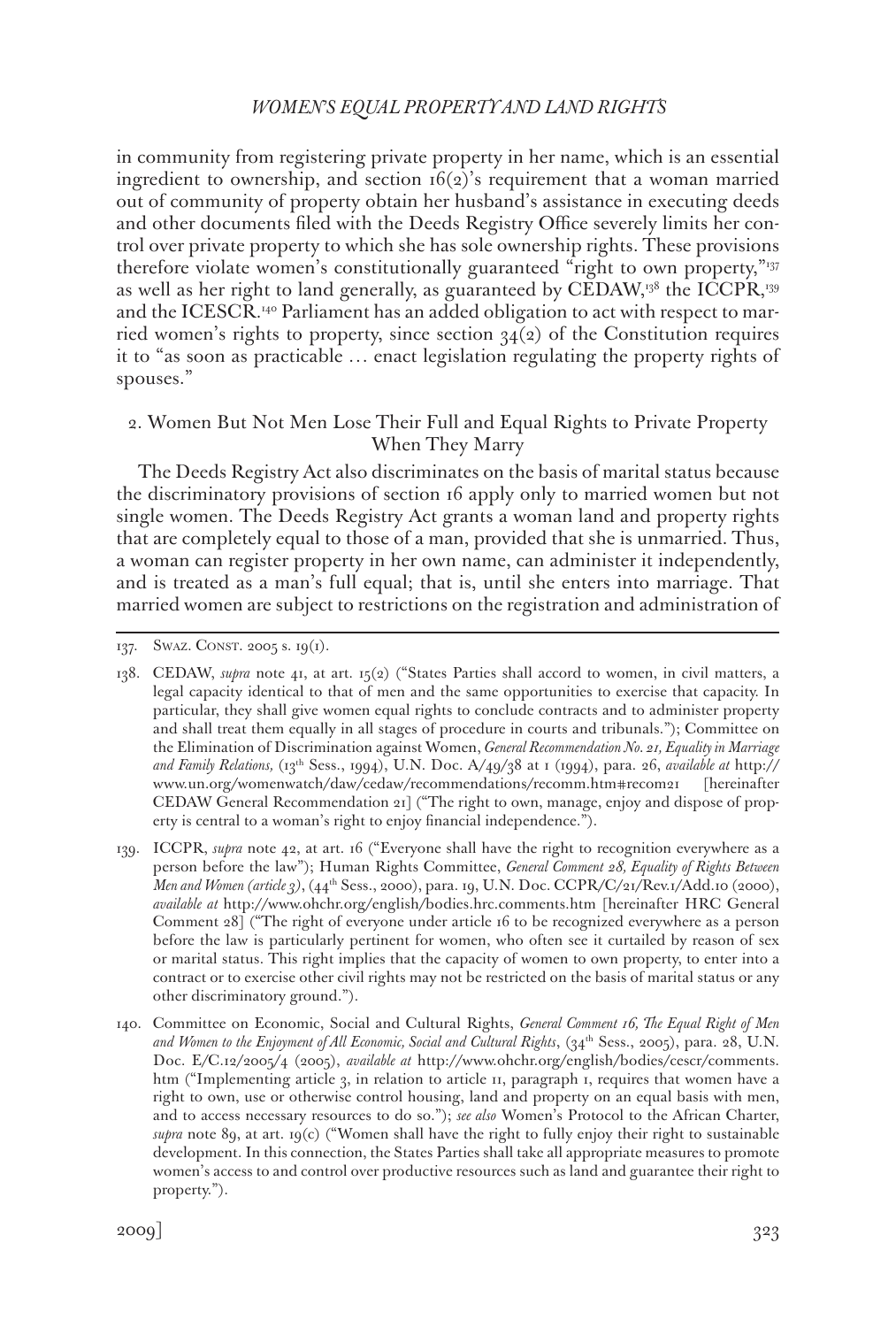in community from registering private property in her name, which is an essential ingredient to ownership, and section 16(2)'s requirement that a woman married out of community of property obtain her husband's assistance in executing deeds and other documents filed with the Deeds Registry Office severely limits her control over private property to which she has sole ownership rights. These provisions therefore violate women's constitutionally guaranteed "right to own property,"[137] as well as her right to land generally, as guaranteed by CEDAW,[138] the ICCPR,[139] and the ICESCR.[140] Parliament has an added obligation to act with respect to married women's rights to property, since section 34(2) of the Constitution requires it to "as soon as practicable … enact legislation regulating the property rights of spouses."

### 2. Women But Not Men Lose Their Full and Equal Rights to Private Property When They Marry

The Deeds Registry Act also discriminates on the basis of marital status because the discriminatory provisions of section 16 apply only to married women but not single women. The Deeds Registry Act grants a woman land and property rights that are completely equal to those of a man, provided that she is unmarried. Thus, a woman can register property in her own name, can administer it independently, and is treated as a man's full equal; that is, until she enters into marriage. That married women are subject to restrictions on the registration and administration of

---

137. Swaz. Const. 2005 s. 19(1).

138. CEDAW, *supra* note 41, at art. 15(2) ("States Parties shall accord to women, in civil matters, a legal capacity identical to that of men and the same opportunities to exercise that capacity. In particular, they shall give women equal rights to conclude contracts and to administer property and shall treat them equally in all stages of procedure in courts and tribunals."); Committee on the Elimination of Discrimination against Women, *General Recommendation No. 21, Equality in Marriage and Family Relations,* (13th Sess., 1994), U.N. Doc. A/49/38 at 1 (1994), para. 26, *available at* http://www.un.org/womenwatch/daw/cedaw/recommendations/recomm.htm#recom21 [hereinafter CEDAW General Recommendation 21] ("The right to own, manage, enjoy and dispose of property is central to a woman's right to enjoy financial independence.").

139. ICCPR, *supra* note 42, at art. 16 ("Everyone shall have the right to recognition everywhere as a person before the law"); Human Rights Committee, *General Comment 28, Equality of Rights Between Men and Women (article 3)*, (44th Sess., 2000), para. 19, U.N. Doc. CCPR/C/21/Rev.1/Add.10 (2000), *available at* http://www.ohchr.org/english/bodies.hrc.comments.htm [hereinafter HRC General Comment 28] ("The right of everyone under article 16 to be recognized everywhere as a person before the law is particularly pertinent for women, who often see it curtailed by reason of sex or marital status. This right implies that the capacity of women to own property, to enter into a contract or to exercise other civil rights may not be restricted on the basis of marital status or any other discriminatory ground.").

140. Committee on Economic, Social and Cultural Rights, *General Comment 16, The Equal Right of Men and Women to the Enjoyment of All Economic, Social and Cultural Rights*, (34th Sess., 2005), para. 28, U.N. Doc. E/C.12/2005/4 (2005), *available at* http://www.ohchr.org/english/bodies/cescr/comments.htm ("Implementing article 3, in relation to article 11, paragraph 1, requires that women have a right to own, use or otherwise control housing, land and property on an equal basis with men, and to access necessary resources to do so."); *see also* Women's Protocol to the African Charter, *supra* note 89, at art. 19(c) ("Women shall have the right to fully enjoy their right to sustainable development. In this connection, the States Parties shall take all appropriate measures to promote women's access to and control over productive resources such as land and guarantee their right to property.").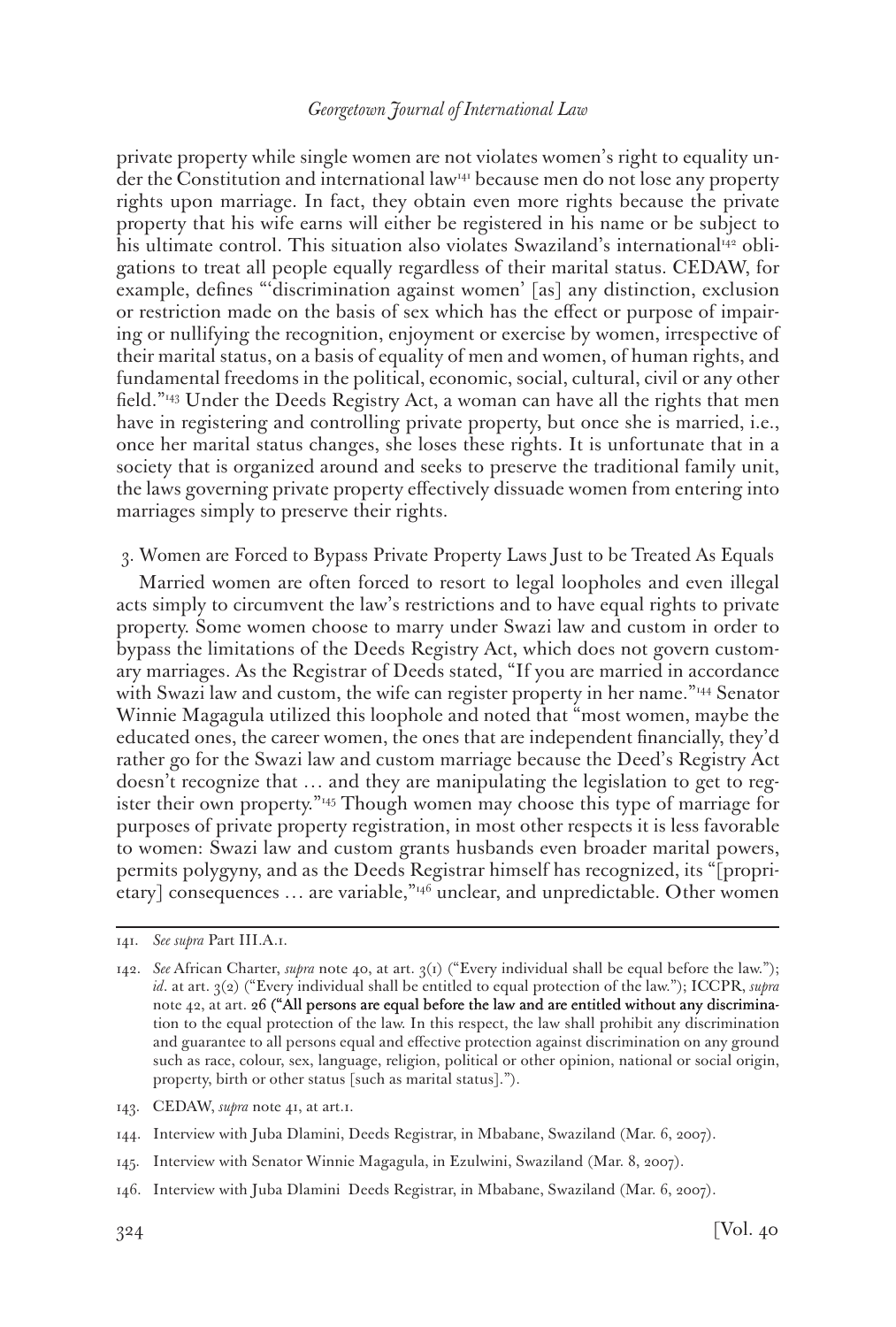private property while single women are not violates women's right to equality under the Constitution and international law[141] because men do not lose any property rights upon marriage. In fact, they obtain even more rights because the private property that his wife earns will either be registered in his name or be subject to his ultimate control. This situation also violates Swaziland's international[142] obligations to treat all people equally regardless of their marital status. CEDAW, for example, defines "'discrimination against women' [as] any distinction, exclusion or restriction made on the basis of sex which has the effect or purpose of impairing or nullifying the recognition, enjoyment or exercise by women, irrespective of their marital status, on a basis of equality of men and women, of human rights, and fundamental freedoms in the political, economic, social, cultural, civil or any other field."[143] Under the Deeds Registry Act, a woman can have all the rights that men have in registering and controlling private property, but once she is married, i.e., once her marital status changes, she loses these rights. It is unfortunate that in a society that is organized around and seeks to preserve the traditional family unit, the laws governing private property effectively dissuade women from entering into marriages simply to preserve their rights.

3. Women are Forced to Bypass Private Property Laws Just to be Treated As Equals

Married women are often forced to resort to legal loopholes and even illegal acts simply to circumvent the law's restrictions and to have equal rights to private property. Some women choose to marry under Swazi law and custom in order to bypass the limitations of the Deeds Registry Act, which does not govern customary marriages. As the Registrar of Deeds stated, "If you are married in accordance with Swazi law and custom, the wife can register property in her name."[144] Senator Winnie Magagula utilized this loophole and noted that "most women, maybe the educated ones, the career women, the ones that are independent financially, they'd rather go for the Swazi law and custom marriage because the Deed's Registry Act doesn't recognize that … and they are manipulating the legislation to get to register their own property."[145] Though women may choose this type of marriage for purposes of private property registration, in most other respects it is less favorable to women: Swazi law and custom grants husbands even broader marital powers, permits polygyny, and as the Deeds Registrar himself has recognized, its "[proprietary] consequences … are variable,"[146] unclear, and unpredictable. Other women

---

141. *See supra* Part III.A.1.

142. *See* African Charter, *supra* note 40, at art. 3(1) ("Every individual shall be equal before the law."); *id*. at art. 3(2) ("Every individual shall be entitled to equal protection of the law."); ICCPR, *supra* note 42, at art. 26 ("All persons are equal before the law and are entitled without any discrimination to the equal protection of the law. In this respect, the law shall prohibit any discrimination and guarantee to all persons equal and effective protection against discrimination on any ground such as race, colour, sex, language, religion, political or other opinion, national or social origin, property, birth or other status [such as marital status].").

143. CEDAW, *supra* note 41, at art.1.

144. Interview with Juba Dlamini, Deeds Registrar, in Mbabane, Swaziland (Mar. 6, 2007).

145. Interview with Senator Winnie Magagula, in Ezulwini, Swaziland (Mar. 8, 2007).

146. Interview with Juba Dlamini Deeds Registrar, in Mbabane, Swaziland (Mar. 6, 2007).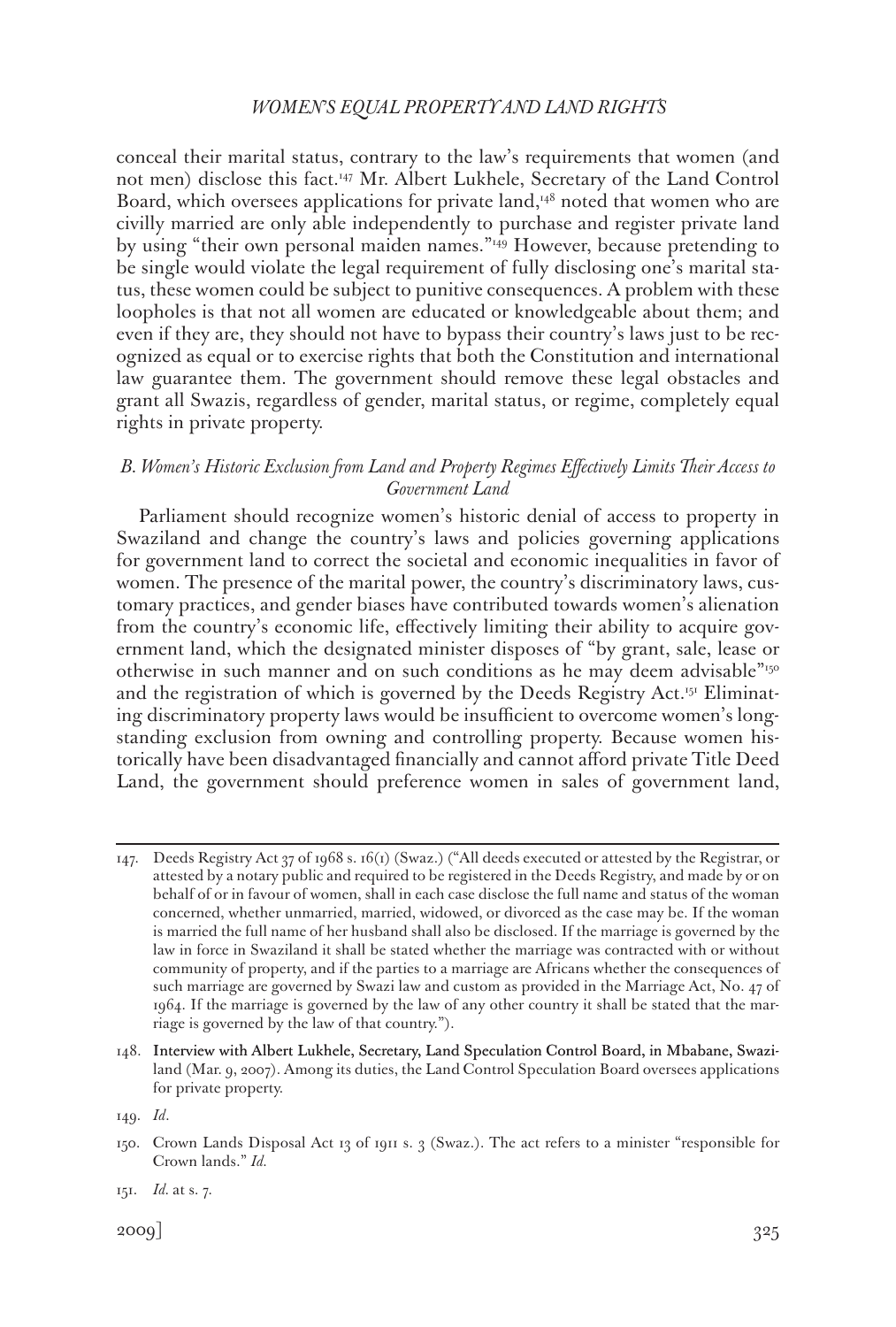conceal their marital status, contrary to the law's requirements that women (and not men) disclose this fact.[147] Mr. Albert Lukhele, Secretary of the Land Control Board, which oversees applications for private land,[148] noted that women who are civilly married are only able independently to purchase and register private land by using "their own personal maiden names."[149] However, because pretending to be single would violate the legal requirement of fully disclosing one's marital status, these women could be subject to punitive consequences. A problem with these loopholes is that not all women are educated or knowledgeable about them; and even if they are, they should not have to bypass their country's laws just to be recognized as equal or to exercise rights that both the Constitution and international law guarantee them. The government should remove these legal obstacles and grant all Swazis, regardless of gender, marital status, or regime, completely equal rights in private property.

### *B. Women's Historic Exclusion from Land and Property Regimes Effectively Limits Their Access to Government Land*

Parliament should recognize women's historic denial of access to property in Swaziland and change the country's laws and policies governing applications for government land to correct the societal and economic inequalities in favor of women. The presence of the marital power, the country's discriminatory laws, customary practices, and gender biases have contributed towards women's alienation from the country's economic life, effectively limiting their ability to acquire government land, which the designated minister disposes of "by grant, sale, lease or otherwise in such manner and on such conditions as he may deem advisable"[150] and the registration of which is governed by the Deeds Registry Act.[151] Eliminating discriminatory property laws would be insufficient to overcome women's longstanding exclusion from owning and controlling property. Because women historically have been disadvantaged financially and cannot afford private Title Deed Land, the government should preference women in sales of government land,

---

147. Deeds Registry Act 37 of 1968 s. 16(1) (Swaz.) ("All deeds executed or attested by the Registrar, or attested by a notary public and required to be registered in the Deeds Registry, and made by or on behalf of or in favour of women, shall in each case disclose the full name and status of the woman concerned, whether unmarried, married, widowed, or divorced as the case may be. If the woman is married the full name of her husband shall also be disclosed. If the marriage is governed by the law in force in Swaziland it shall be stated whether the marriage was contracted with or without community of property, and if the parties to a marriage are Africans whether the consequences of such marriage are governed by Swazi law and custom as provided in the Marriage Act, No. 47 of 1964. If the marriage is governed by the law of any other country it shall be stated that the marriage is governed by the law of that country.").

148. Interview with Albert Lukhele, Secretary, Land Speculation Control Board, in Mbabane, Swaziland (Mar. 9, 2007). Among its duties, the Land Control Speculation Board oversees applications for private property.

149. *Id.*

150. Crown Lands Disposal Act 13 of 1911 s. 3 (Swaz.). The act refers to a minister "responsible for Crown lands." *Id.*

151. *Id.* at s. 7.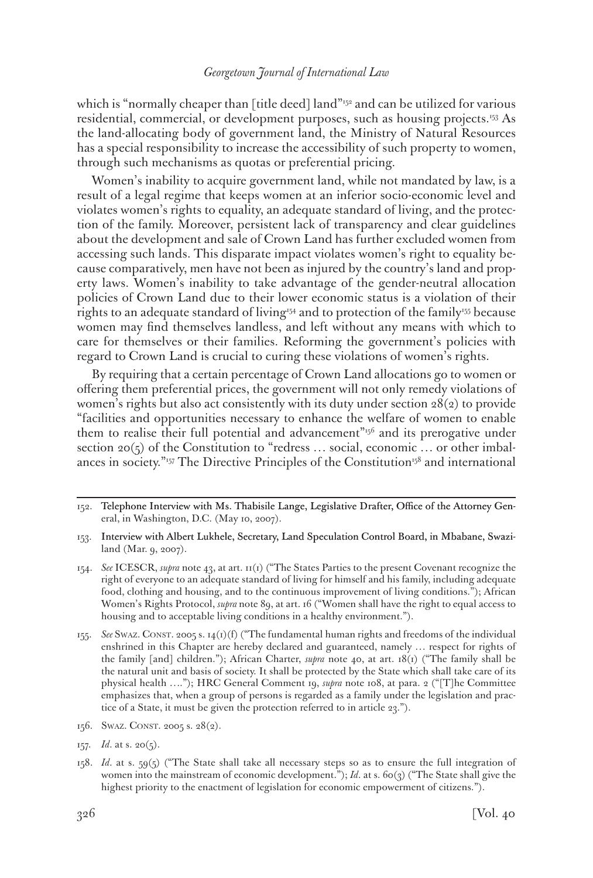which is "normally cheaper than [title deed] land"[152] and can be utilized for various residential, commercial, or development purposes, such as housing projects.[153] As the land-allocating body of government land, the Ministry of Natural Resources has a special responsibility to increase the accessibility of such property to women, through such mechanisms as quotas or preferential pricing.

Women's inability to acquire government land, while not mandated by law, is a result of a legal regime that keeps women at an inferior socio-economic level and violates women's rights to equality, an adequate standard of living, and the protection of the family. Moreover, persistent lack of transparency and clear guidelines about the development and sale of Crown Land has further excluded women from accessing such lands. This disparate impact violates women's right to equality because comparatively, men have not been as injured by the country's land and property laws. Women's inability to take advantage of the gender-neutral allocation policies of Crown Land due to their lower economic status is a violation of their rights to an adequate standard of living[154] and to protection of the family[155] because women may find themselves landless, and left without any means with which to care for themselves or their families. Reforming the government's policies with regard to Crown Land is crucial to curing these violations of women's rights.

By requiring that a certain percentage of Crown Land allocations go to women or offering them preferential prices, the government will not only remedy violations of women's rights but also act consistently with its duty under section 28(2) to provide "facilities and opportunities necessary to enhance the welfare of women to enable them to realise their full potential and advancement"[156] and its prerogative under section 20(5) of the Constitution to "redress … social, economic … or other imbalances in society."[157] The Directive Principles of the Constitution[158] and international

---

152. Telephone Interview with Ms. Thabisile Lange, Legislative Drafter, Office of the Attorney General, in Washington, D.C. (May 10, 2007).

153. Interview with Albert Lukhele, Secretary, Land Speculation Control Board, in Mbabane, Swaziland (Mar. 9, 2007).

154. *See* ICESCR, *supra* note 43, at art. 11(1) ("The States Parties to the present Covenant recognize the right of everyone to an adequate standard of living for himself and his family, including adequate food, clothing and housing, and to the continuous improvement of living conditions."); African Women's Rights Protocol, *supra* note 89, at art. 16 ("Women shall have the right to equal access to housing and to acceptable living conditions in a healthy environment.").

155. *See* SWAZ. CONST. 2005 s. 14(1)(f) ("The fundamental human rights and freedoms of the individual enshrined in this Chapter are hereby declared and guaranteed, namely … respect for rights of the family [and] children."); African Charter, *supra* note 40, at art. 18(1) ("The family shall be the natural unit and basis of society. It shall be protected by the State which shall take care of its physical health …."); HRC General Comment 19, *supra* note 108, at para. 2 ("[T]he Committee emphasizes that, when a group of persons is regarded as a family under the legislation and practice of a State, it must be given the protection referred to in article 23.").

156. SWAZ. CONST. 2005 s. 28(2).

157. *Id.* at s. 20(5).

158. *Id.* at s. 59(5) ("The State shall take all necessary steps so as to ensure the full integration of women into the mainstream of economic development."); *Id.* at s. 60(3) ("The State shall give the highest priority to the enactment of legislation for economic empowerment of citizens.").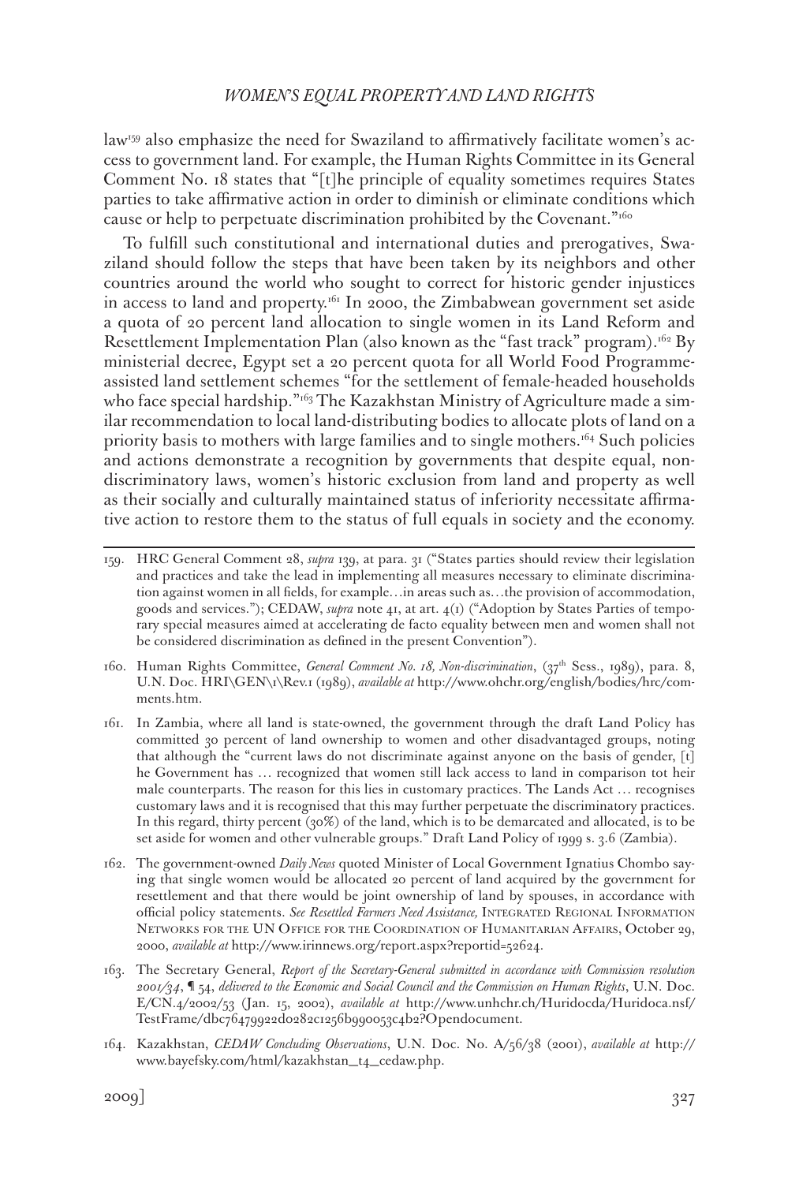law[159] also emphasize the need for Swaziland to affirmatively facilitate women's access to government land. For example, the Human Rights Committee in its General Comment No. 18 states that "[t]he principle of equality sometimes requires States parties to take affirmative action in order to diminish or eliminate conditions which cause or help to perpetuate discrimination prohibited by the Covenant."[160]

To fulfill such constitutional and international duties and prerogatives, Swaziland should follow the steps that have been taken by its neighbors and other countries around the world who sought to correct for historic gender injustices in access to land and property.[161] In 2000, the Zimbabwean government set aside a quota of 20 percent land allocation to single women in its Land Reform and Resettlement Implementation Plan (also known as the "fast track" program).[162] By ministerial decree, Egypt set a 20 percent quota for all World Food Programme-assisted land settlement schemes "for the settlement of female-headed households who face special hardship."[163] The Kazakhstan Ministry of Agriculture made a similar recommendation to local land-distributing bodies to allocate plots of land on a priority basis to mothers with large families and to single mothers.[164] Such policies and actions demonstrate a recognition by governments that despite equal, non-discriminatory laws, women's historic exclusion from land and property as well as their socially and culturally maintained status of inferiority necessitate affirmative action to restore them to the status of full equals in society and the economy.

---

159. HRC General Comment 28, *supra* 139, at para. 31 ("States parties should review their legislation and practices and take the lead in implementing all measures necessary to eliminate discrimination against women in all fields, for example…in areas such as…the provision of accommodation, goods and services."); CEDAW, *supra* note 41, at art. 4(1) ("Adoption by States Parties of temporary special measures aimed at accelerating de facto equality between men and women shall not be considered discrimination as defined in the present Convention").

160. Human Rights Committee, *General Comment No. 18, Non-discrimination*, (37th Sess., 1989), para. 8, U.N. Doc. HRI\GEN\1\Rev.1 (1989), *available at* http://www.ohchr.org/english/bodies/hrc/comments.htm.

161. In Zambia, where all land is state-owned, the government through the draft Land Policy has committed 30 percent of land ownership to women and other disadvantaged groups, noting that although the "current laws do not discriminate against anyone on the basis of gender, [t]he Government has … recognized that women still lack access to land in comparison tot heir male counterparts. The reason for this lies in customary practices. The Lands Act … recognises customary laws and it is recognised that this may further perpetuate the discriminatory practices. In this regard, thirty percent (30%) of the land, which is to be demarcated and allocated, is to be set aside for women and other vulnerable groups." Draft Land Policy of 1999 s. 3.6 (Zambia).

162. The government-owned *Daily News* quoted Minister of Local Government Ignatius Chombo saying that single women would be allocated 20 percent of land acquired by the government for resettlement and that there would be joint ownership of land by spouses, in accordance with official policy statements. *See Resettled Farmers Need Assistance,* Integrated Regional Information Networks for the UN Office for the Coordination of Humanitarian Affairs, October 29, 2000, *available at* http://www.irinnews.org/report.aspx?reportid=52624.

163. The Secretary General, *Report of the Secretary-General submitted in accordance with Commission resolution 2001/34*, ¶ 54, *delivered to the Economic and Social Council and the Commission on Human Rights*, U.N. Doc. E/CN.4/2002/53 (Jan. 15, 2002), *available at* http://www.unhchr.ch/Huridocda/Huridoca.nsf/TestFrame/dbc76479922d0282c1256b990053c4b2?Opendocument.

164. Kazakhstan, *CEDAW Concluding Observations*, U.N. Doc. No. A/56/38 (2001), *available at* http://www.bayefsky.com/html/kazakhstan_t4_cedaw.php.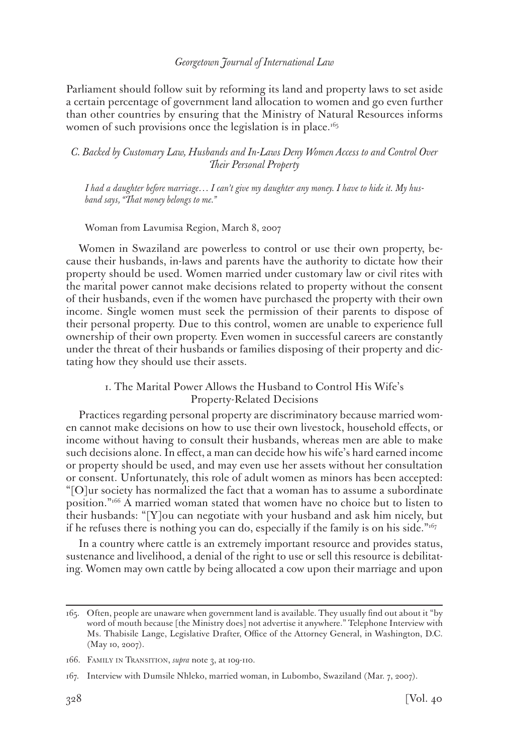Parliament should follow suit by reforming its land and property laws to set aside a certain percentage of government land allocation to women and go even further than other countries by ensuring that the Ministry of Natural Resources informs women of such provisions once the legislation is in place.[165]

### *C. Backed by Customary Law, Husbands and In-Laws Deny Women Access to and Control Over Their Personal Property*

> *I had a daughter before marriage… I can't give my daughter any money. I have to hide it. My husband says, "That money belongs to me."*
>
> Woman from Lavumisa Region, March 8, 2007

Women in Swaziland are powerless to control or use their own property, because their husbands, in-laws and parents have the authority to dictate how their property should be used. Women married under customary law or civil rites with the marital power cannot make decisions related to property without the consent of their husbands, even if the women have purchased the property with their own income. Single women must seek the permission of their parents to dispose of their personal property. Due to this control, women are unable to experience full ownership of their own property. Even women in successful careers are constantly under the threat of their husbands or families disposing of their property and dictating how they should use their assets.

#### 1. The Marital Power Allows the Husband to Control His Wife's Property-Related Decisions

Practices regarding personal property are discriminatory because married women cannot make decisions on how to use their own livestock, household effects, or income without having to consult their husbands, whereas men are able to make such decisions alone. In effect, a man can decide how his wife's hard earned income or property should be used, and may even use her assets without her consultation or consent. Unfortunately, this role of adult women as minors has been accepted: "[O]ur society has normalized the fact that a woman has to assume a subordinate position."[166] A married woman stated that women have no choice but to listen to their husbands: "[Y]ou can negotiate with your husband and ask him nicely, but if he refuses there is nothing you can do, especially if the family is on his side."[167]

In a country where cattle is an extremely important resource and provides status, sustenance and livelihood, a denial of the right to use or sell this resource is debilitating. Women may own cattle by being allocated a cow upon their marriage and upon

---

165. Often, people are unaware when government land is available. They usually find out about it "by word of mouth because [the Ministry does] not advertise it anywhere." Telephone Interview with Ms. Thabisile Lange, Legislative Drafter, Office of the Attorney General, in Washington, D.C. (May 10, 2007).

166. Family in Transition, *supra* note 3, at 109-110.

167. Interview with Dumsile Nhleko, married woman, in Lubombo, Swaziland (Mar. 7, 2007).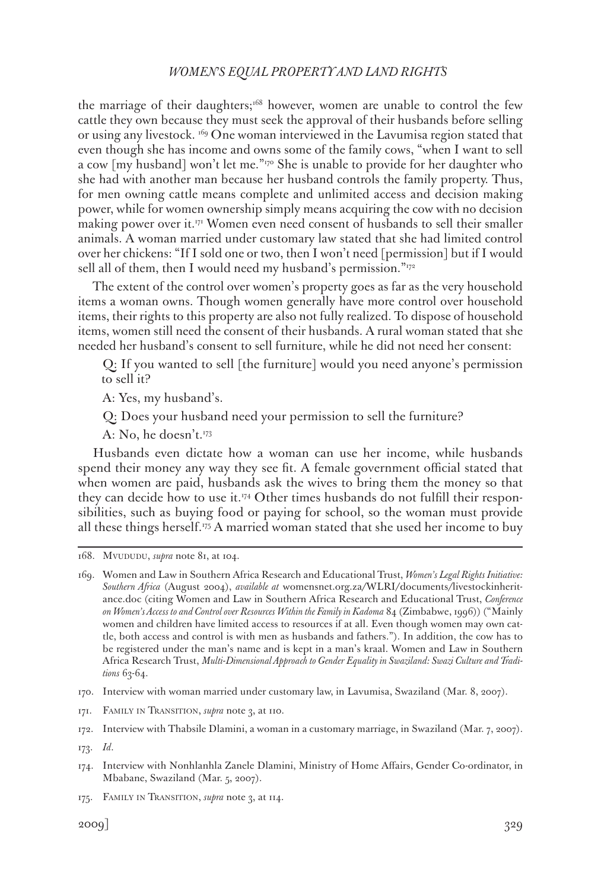the marriage of their daughters;[168] however, women are unable to control the few cattle they own because they must seek the approval of their husbands before selling or using any livestock. [169] One woman interviewed in the Lavumisa region stated that even though she has income and owns some of the family cows, "when I want to sell a cow [my husband] won't let me."[170] She is unable to provide for her daughter who she had with another man because her husband controls the family property. Thus, for men owning cattle means complete and unlimited access and decision making power, while for women ownership simply means acquiring the cow with no decision making power over it.[171] Women even need consent of husbands to sell their smaller animals. A woman married under customary law stated that she had limited control over her chickens: "If I sold one or two, then I won't need [permission] but if I would sell all of them, then I would need my husband's permission."[172]

The extent of the control over women's property goes as far as the very household items a woman owns. Though women generally have more control over household items, their rights to this property are also not fully realized. To dispose of household items, women still need the consent of their husbands. A rural woman stated that she needed her husband's consent to sell furniture, while he did not need her consent:

> Q: If you wanted to sell [the furniture] would you need anyone's permission to sell it?
>
> A: Yes, my husband's.
>
> Q: Does your husband need your permission to sell the furniture?
>
> A: No, he doesn't.[173]

Husbands even dictate how a woman can use her income, while husbands spend their money any way they see fit. A female government official stated that when women are paid, husbands ask the wives to bring them the money so that they can decide how to use it.[174] Other times husbands do not fulfill their responsibilities, such as buying food or paying for school, so the woman must provide all these things herself.[175] A married woman stated that she used her income to buy

---

168. Mvududu, *supra* note 81, at 104.

169. Women and Law in Southern Africa Research and Educational Trust, *Women's Legal Rights Initiative: Southern Africa* (August 2004), *available at* womensnet.org.za/WLRI/documents/livestockinheritance.doc (citing Women and Law in Southern Africa Research and Educational Trust, *Conference on Women's Access to and Control over Resources Within the Family in Kadoma* 84 (Zimbabwe, 1996)) ("Mainly women and children have limited access to resources if at all. Even though women may own cattle, both access and control is with men as husbands and fathers."). In addition, the cow has to be registered under the man's name and is kept in a man's kraal. Women and Law in Southern Africa Research Trust, *Multi-Dimensional Approach to Gender Equality in Swaziland: Swazi Culture and Traditions* 63-64.

170. Interview with woman married under customary law, in Lavumisa, Swaziland (Mar. 8, 2007).

171. Family in Transition, *supra* note 3, at 110.

172. Interview with Thabsile Dlamini, a woman in a customary marriage, in Swaziland (Mar. 7, 2007).

173. *Id*.

174. Interview with Nonhlanhla Zanele Dlamini, Ministry of Home Affairs, Gender Co-ordinator, in Mbabane, Swaziland (Mar. 5, 2007).

175. Family in Transition, *supra* note 3, at 114.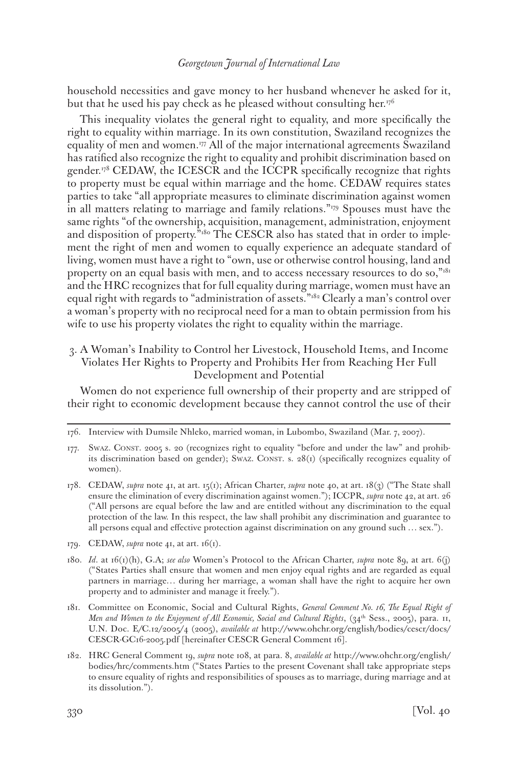household necessities and gave money to her husband whenever he asked for it, but that he used his pay check as he pleased without consulting her.[176]

This inequality violates the general right to equality, and more specifically the right to equality within marriage. In its own constitution, Swaziland recognizes the equality of men and women.[177] All of the major international agreements Swaziland has ratified also recognize the right to equality and prohibit discrimination based on gender.[178] CEDAW, the ICESCR and the ICCPR specifically recognize that rights to property must be equal within marriage and the home. CEDAW requires states parties to take "all appropriate measures to eliminate discrimination against women in all matters relating to marriage and family relations."[179] Spouses must have the same rights "of the ownership, acquisition, management, administration, enjoyment and disposition of property."[180] The CESCR also has stated that in order to implement the right of men and women to equally experience an adequate standard of living, women must have a right to "own, use or otherwise control housing, land and property on an equal basis with men, and to access necessary resources to do so,"[181] and the HRC recognizes that for full equality during marriage, women must have an equal right with regards to "administration of assets."[182] Clearly a man's control over a woman's property with no reciprocal need for a man to obtain permission from his wife to use his property violates the right to equality within the marriage.

### 3. A Woman's Inability to Control her Livestock, Household Items, and Income Violates Her Rights to Property and Prohibits Her from Reaching Her Full Development and Potential

Women do not experience full ownership of their property and are stripped of their right to economic development because they cannot control the use of their

---

176. Interview with Dumsile Nhleko, married woman, in Lubombo, Swaziland (Mar. 7, 2007).

177. SWAZ. CONST. 2005 s. 20 (recognizes right to equality "before and under the law" and prohibits discrimination based on gender); SWAZ. CONST. s. 28(1) (specifically recognizes equality of women).

178. CEDAW, *supra* note 41, at art. 15(1); African Charter, *supra* note 40, at art. 18(3) ("The State shall ensure the elimination of every discrimination against women."); ICCPR, *supra* note 42, at art. 26 ("All persons are equal before the law and are entitled without any discrimination to the equal protection of the law. In this respect, the law shall prohibit any discrimination and guarantee to all persons equal and effective protection against discrimination on any ground such … sex.").

179. CEDAW, *supra* note 41, at art. 16(1).

180. *Id.* at 16(1)(h), G.A; *see also* Women's Protocol to the African Charter, *supra* note 89, at art. 6(j) ("States Parties shall ensure that women and men enjoy equal rights and are regarded as equal partners in marriage… during her marriage, a woman shall have the right to acquire her own property and to administer and manage it freely.").

181. Committee on Economic, Social and Cultural Rights, *General Comment No. 16, The Equal Right of Men and Women to the Enjoyment of All Economic, Social and Cultural Rights*, (34th Sess., 2005), para. 11, U.N. Doc. E/C.12/2005/4 (2005), *available at* http://www.ohchr.org/english/bodies/cescr/docs/CESCR-GC16-2005.pdf [hereinafter CESCR General Comment 16].

182. HRC General Comment 19, *supra* note 108, at para. 8, *available at* http://www.ohchr.org/english/bodies/hrc/comments.htm ("States Parties to the present Covenant shall take appropriate steps to ensure equality of rights and responsibilities of spouses as to marriage, during marriage and at its dissolution.").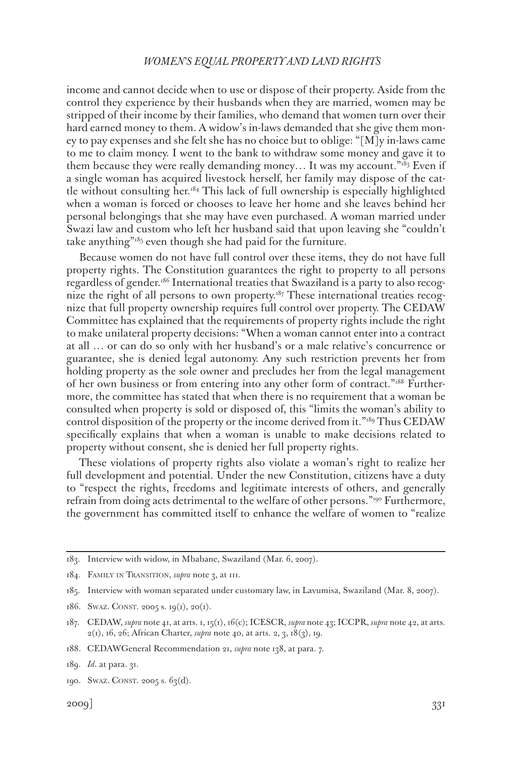income and cannot decide when to use or dispose of their property. Aside from the control they experience by their husbands when they are married, women may be stripped of their income by their families, who demand that women turn over their hard earned money to them. A widow's in-laws demanded that she give them money to pay expenses and she felt she has no choice but to oblige: "[M]y in-laws came to me to claim money. I went to the bank to withdraw some money and gave it to them because they were really demanding money… It was my account."[183] Even if a single woman has acquired livestock herself, her family may dispose of the cattle without consulting her.[184] This lack of full ownership is especially highlighted when a woman is forced or chooses to leave her home and she leaves behind her personal belongings that she may have even purchased. A woman married under Swazi law and custom who left her husband said that upon leaving she "couldn't take anything"[185] even though she had paid for the furniture.

Because women do not have full control over these items, they do not have full property rights. The Constitution guarantees the right to property to all persons regardless of gender.[186] International treaties that Swaziland is a party to also recognize the right of all persons to own property.[187] These international treaties recognize that full property ownership requires full control over property. The CEDAW Committee has explained that the requirements of property rights include the right to make unilateral property decisions: "When a woman cannot enter into a contract at all … or can do so only with her husband's or a male relative's concurrence or guarantee, she is denied legal autonomy. Any such restriction prevents her from holding property as the sole owner and precludes her from the legal management of her own business or from entering into any other form of contract."[188] Furthermore, the committee has stated that when there is no requirement that a woman be consulted when property is sold or disposed of, this "limits the woman's ability to control disposition of the property or the income derived from it."[189] Thus CEDAW specifically explains that when a woman is unable to make decisions related to property without consent, she is denied her full property rights.

These violations of property rights also violate a woman's right to realize her full development and potential. Under the new Constitution, citizens have a duty to "respect the rights, freedoms and legitimate interests of others, and generally refrain from doing acts detrimental to the welfare of other persons."[190] Furthermore, the government has committed itself to enhance the welfare of women to "realize

---

183. Interview with widow, in Mbabane, Swaziland (Mar. 6, 2007).

184. Family in Transition, *supra* note 3, at 111.

185. Interview with woman separated under customary law, in Lavumisa, Swaziland (Mar. 8, 2007).

186. Swaz. Const. 2005 s. 19(1), 20(1).

187. CEDAW, *supra* note 41, at arts. 1, 15(1), 16(c); ICESCR, *supra* note 43; ICCPR, *supra* note 42, at arts. 2(1), 16, 26; African Charter, *supra* note 40, at arts. 2, 3, 18(3), 19.

188. CEDAWGeneral Recommendation 21, *supra* note 138, at para. 7.

189. *Id*. at para. 31.

190. Swaz. Const. 2005 s. 63(d).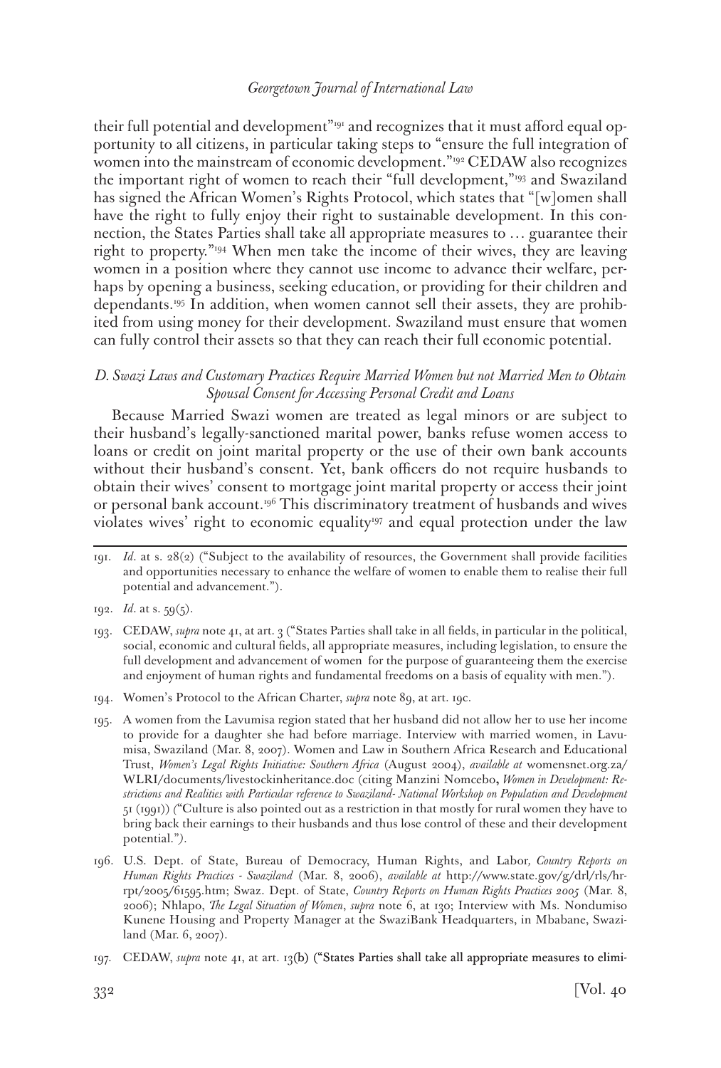their full potential and development"[191] and recognizes that it must afford equal opportunity to all citizens, in particular taking steps to "ensure the full integration of women into the mainstream of economic development."[192] CEDAW also recognizes the important right of women to reach their "full development,"[193] and Swaziland has signed the African Women's Rights Protocol, which states that "[w]omen shall have the right to fully enjoy their right to sustainable development. In this connection, the States Parties shall take all appropriate measures to … guarantee their right to property."[194] When men take the income of their wives, they are leaving women in a position where they cannot use income to advance their welfare, perhaps by opening a business, seeking education, or providing for their children and dependants.[195] In addition, when women cannot sell their assets, they are prohibited from using money for their development. Swaziland must ensure that women can fully control their assets so that they can reach their full economic potential.

### *D. Swazi Laws and Customary Practices Require Married Women but not Married Men to Obtain Spousal Consent for Accessing Personal Credit and Loans*

Because Married Swazi women are treated as legal minors or are subject to their husband's legally-sanctioned marital power, banks refuse women access to loans or credit on joint marital property or the use of their own bank accounts without their husband's consent. Yet, bank officers do not require husbands to obtain their wives' consent to mortgage joint marital property or access their joint or personal bank account.[196] This discriminatory treatment of husbands and wives violates wives' right to economic equality[197] and equal protection under the law

---

191. *Id*. at s. 28(2) ("Subject to the availability of resources, the Government shall provide facilities and opportunities necessary to enhance the welfare of women to enable them to realise their full potential and advancement.").

192. *Id*. at s. 59(5).

193. CEDAW, *supra* note 41, at art. 3 ("States Parties shall take in all fields, in particular in the political, social, economic and cultural fields, all appropriate measures, including legislation, to ensure the full development and advancement of women for the purpose of guaranteeing them the exercise and enjoyment of human rights and fundamental freedoms on a basis of equality with men.").

194. Women's Protocol to the African Charter, *supra* note 89, at art. 19c.

195. A women from the Lavumisa region stated that her husband did not allow her to use her income to provide for a daughter she had before marriage. Interview with married women, in Lavumisa, Swaziland (Mar. 8, 2007). Women and Law in Southern Africa Research and Educational Trust, *Women's Legal Rights Initiative: Southern Africa* (August 2004), *available at* womensnet.org.za/WLRI/documents/livestockinheritance.doc (citing Manzini Nomcebo, *Women in Development: Restrictions and Realities with Particular reference to Swaziland- National Workshop on Population and Development* 51 (1991)) ("Culture is also pointed out as a restriction in that mostly for rural women they have to bring back their earnings to their husbands and thus lose control of these and their development potential.").

196. U.S. Dept. of State, Bureau of Democracy, Human Rights, and Labor, *Country Reports on Human Rights Practices - Swaziland* (Mar. 8, 2006), *available at* http://www.state.gov/g/drl/rls/hrrpt/2005/61595.htm; Swaz. Dept. of State, *Country Reports on Human Rights Practices 2005* (Mar. 8, 2006); Nhlapo, *The Legal Situation of Women*, *supra* note 6, at 130; Interview with Ms. Nondumiso Kunene Housing and Property Manager at the SwaziBank Headquarters, in Mbabane, Swaziland (Mar. 6, 2007).

197. CEDAW, *supra* note 41, at art. 13(b) ("States Parties shall take all appropriate measures to elimi-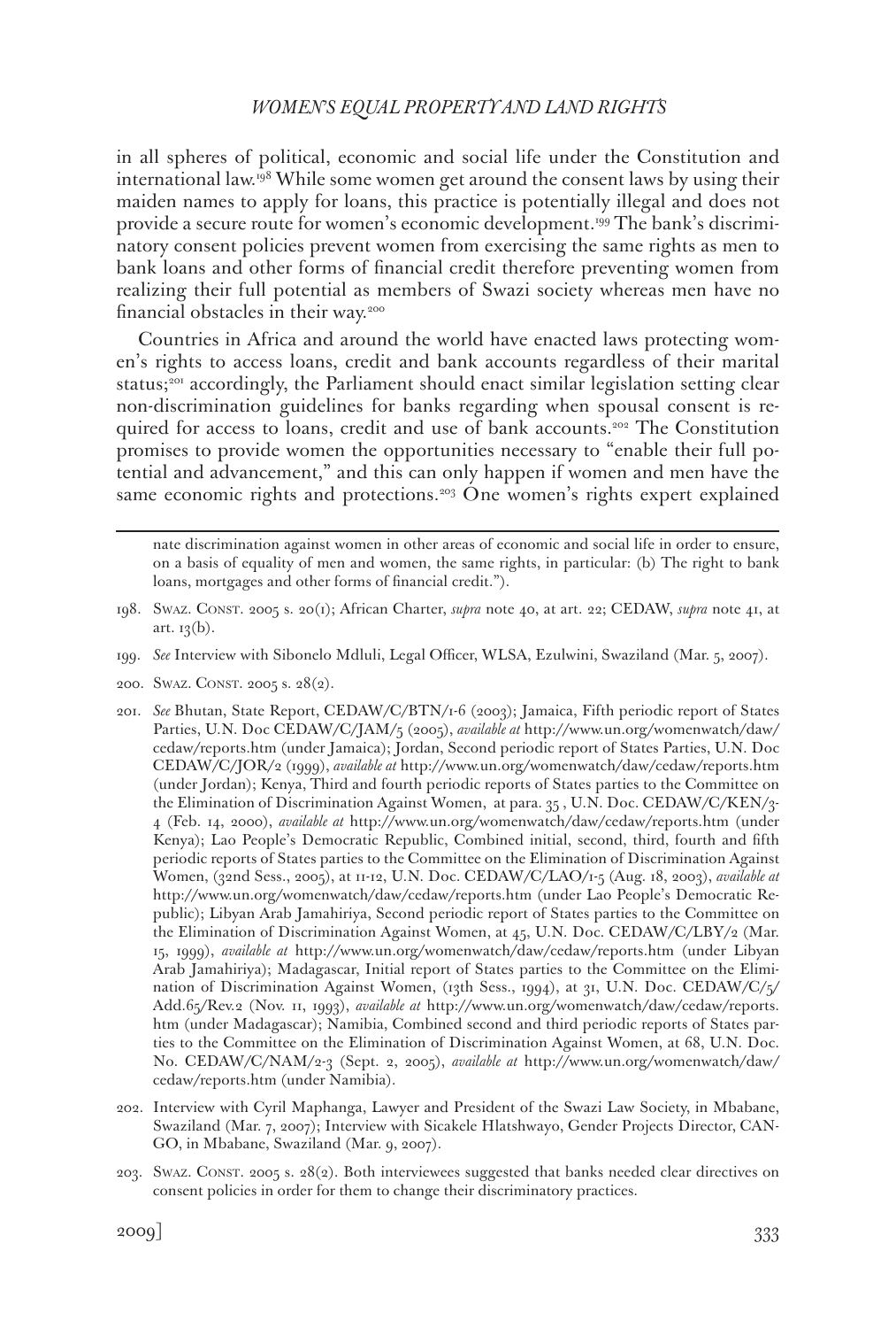in all spheres of political, economic and social life under the Constitution and international law.[198] While some women get around the consent laws by using their maiden names to apply for loans, this practice is potentially illegal and does not provide a secure route for women's economic development.[199] The bank's discriminatory consent policies prevent women from exercising the same rights as men to bank loans and other forms of financial credit therefore preventing women from realizing their full potential as members of Swazi society whereas men have no financial obstacles in their way.[200]

Countries in Africa and around the world have enacted laws protecting women's rights to access loans, credit and bank accounts regardless of their marital status;[201] accordingly, the Parliament should enact similar legislation setting clear non-discrimination guidelines for banks regarding when spousal consent is required for access to loans, credit and use of bank accounts.[202] The Constitution promises to provide women the opportunities necessary to "enable their full potential and advancement," and this can only happen if women and men have the same economic rights and protections.[203] One women's rights expert explained

---

nate discrimination against women in other areas of economic and social life in order to ensure, on a basis of equality of men and women, the same rights, in particular: (b) The right to bank loans, mortgages and other forms of financial credit.").

198. Swaz. Const. 2005 s. 20(1); African Charter, *supra* note 40, at art. 22; CEDAW, *supra* note 41, at art. 13(b).

199. *See* Interview with Sibonelo Mdluli, Legal Officer, WLSA, Ezulwini, Swaziland (Mar. 5, 2007).

200. Swaz. Const. 2005 s. 28(2).

201. *See* Bhutan, State Report, CEDAW/C/BTN/1-6 (2003); Jamaica, Fifth periodic report of States Parties, U.N. Doc CEDAW/C/JAM/5 (2005), *available at* http://www.un.org/womenwatch/daw/cedaw/reports.htm (under Jamaica); Jordan, Second periodic report of States Parties, U.N. Doc CEDAW/C/JOR/2 (1999), *available at* http://www.un.org/womenwatch/daw/cedaw/reports.htm (under Jordan); Kenya, Third and fourth periodic reports of States parties to the Committee on the Elimination of Discrimination Against Women, at para. 35 , U.N. Doc. CEDAW/C/KEN/3-4 (Feb. 14, 2000), *available at* http://www.un.org/womenwatch/daw/cedaw/reports.htm (under Kenya); Lao People's Democratic Republic, Combined initial, second, third, fourth and fifth periodic reports of States parties to the Committee on the Elimination of Discrimination Against Women, (32nd Sess., 2005), at 11-12, U.N. Doc. CEDAW/C/LAO/1-5 (Aug. 18, 2003), *available at* http://www.un.org/womenwatch/daw/cedaw/reports.htm (under Lao People's Democratic Republic); Libyan Arab Jamahiriya, Second periodic report of States parties to the Committee on the Elimination of Discrimination Against Women, at 45, U.N. Doc. CEDAW/C/LBY/2 (Mar. 15, 1999), *available at* http://www.un.org/womenwatch/daw/cedaw/reports.htm (under Libyan Arab Jamahiriya); Madagascar, Initial report of States parties to the Committee on the Elimination of Discrimination Against Women, (13th Sess., 1994), at 31, U.N. Doc. CEDAW/C/5/Add.65/Rev.2 (Nov. 11, 1993), *available at* http://www.un.org/womenwatch/daw/cedaw/reports.htm (under Madagascar); Namibia, Combined second and third periodic reports of States parties to the Committee on the Elimination of Discrimination Against Women, at 68, U.N. Doc. No. CEDAW/C/NAM/2-3 (Sept. 2, 2005), *available at* http://www.un.org/womenwatch/daw/cedaw/reports.htm (under Namibia).

202. Interview with Cyril Maphanga, Lawyer and President of the Swazi Law Society, in Mbabane, Swaziland (Mar. 7, 2007); Interview with Sicakele Hlatshwayo, Gender Projects Director, CANGO, in Mbabane, Swaziland (Mar. 9, 2007).

203. Swaz. Const. 2005 s. 28(2). Both interviewees suggested that banks needed clear directives on consent policies in order for them to change their discriminatory practices.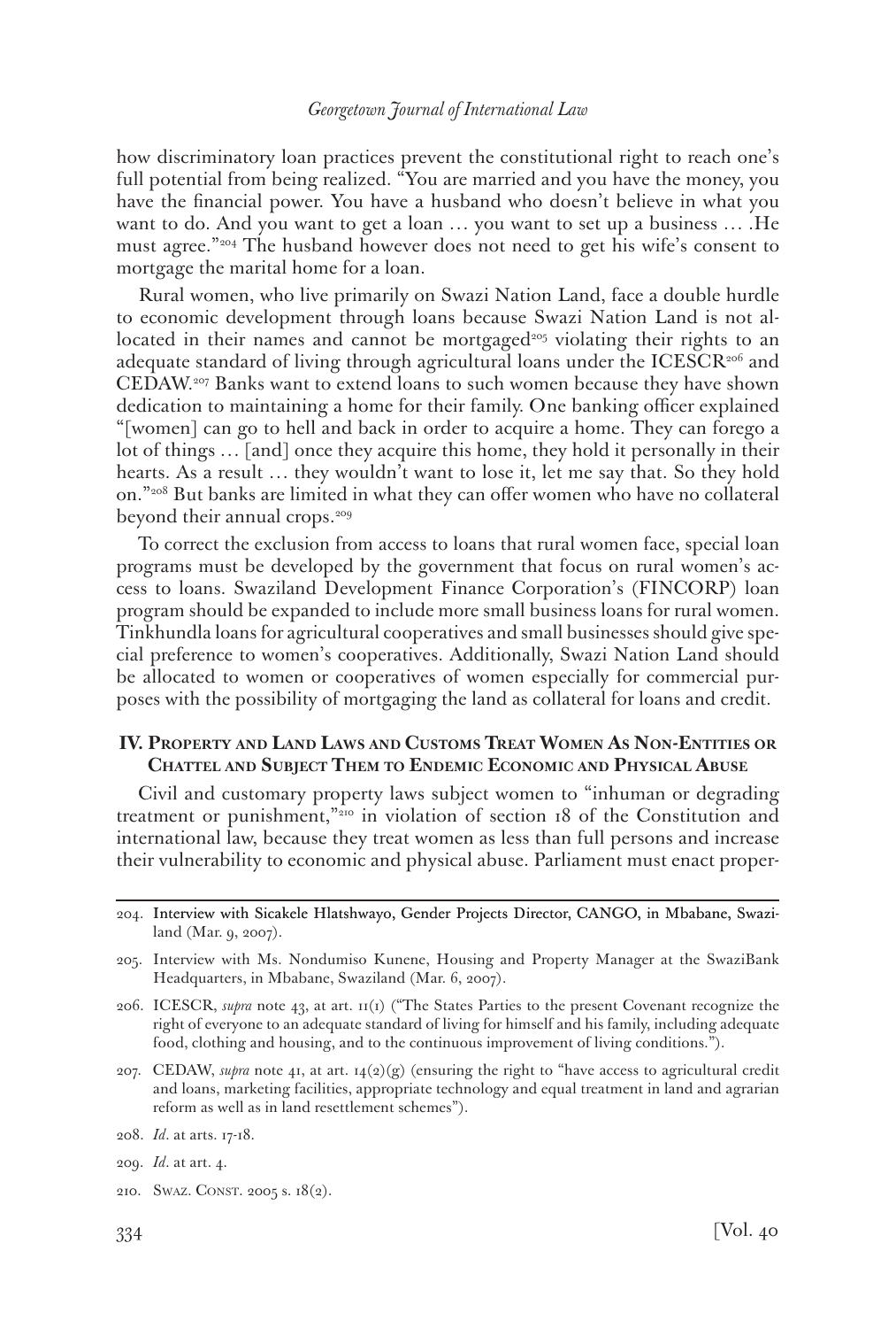how discriminatory loan practices prevent the constitutional right to reach one's full potential from being realized. "You are married and you have the money, you have the financial power. You have a husband who doesn't believe in what you want to do. And you want to get a loan … you want to set up a business … .He must agree."[204] The husband however does not need to get his wife's consent to mortgage the marital home for a loan.

Rural women, who live primarily on Swazi Nation Land, face a double hurdle to economic development through loans because Swazi Nation Land is not allocated in their names and cannot be mortgaged[205] violating their rights to an adequate standard of living through agricultural loans under the ICESCR[206] and CEDAW.[207] Banks want to extend loans to such women because they have shown dedication to maintaining a home for their family. One banking officer explained "[women] can go to hell and back in order to acquire a home. They can forego a lot of things … [and] once they acquire this home, they hold it personally in their hearts. As a result … they wouldn't want to lose it, let me say that. So they hold on."[208] But banks are limited in what they can offer women who have no collateral beyond their annual crops.[209]

To correct the exclusion from access to loans that rural women face, special loan programs must be developed by the government that focus on rural women's access to loans. Swaziland Development Finance Corporation's (FINCORP) loan program should be expanded to include more small business loans for rural women. Tinkhundla loans for agricultural cooperatives and small businesses should give special preference to women's cooperatives. Additionally, Swazi Nation Land should be allocated to women or cooperatives of women especially for commercial purposes with the possibility of mortgaging the land as collateral for loans and credit.

## IV. Property and Land Laws and Customs Treat Women As Non-Entities or Chattel and Subject Them to Endemic Economic and Physical Abuse

Civil and customary property laws subject women to "inhuman or degrading treatment or punishment,"[210] in violation of section 18 of the Constitution and international law, because they treat women as less than full persons and increase their vulnerability to economic and physical abuse. Parliament must enact proper-

---

204. Interview with Sicakele Hlatshwayo, Gender Projects Director, CANGO, in Mbabane, Swaziland (Mar. 9, 2007).

205. Interview with Ms. Nondumiso Kunene, Housing and Property Manager at the SwaziBank Headquarters, in Mbabane, Swaziland (Mar. 6, 2007).

206. ICESCR, *supra* note 43, at art. 11(1) ("The States Parties to the present Covenant recognize the right of everyone to an adequate standard of living for himself and his family, including adequate food, clothing and housing, and to the continuous improvement of living conditions.").

207. CEDAW, *supra* note 41, at art. 14(2)(g) (ensuring the right to "have access to agricultural credit and loans, marketing facilities, appropriate technology and equal treatment in land and agrarian reform as well as in land resettlement schemes").

208. *Id*. at arts. 17-18.

209. *Id*. at art. 4.

210. Swaz. Const. 2005 s. 18(2).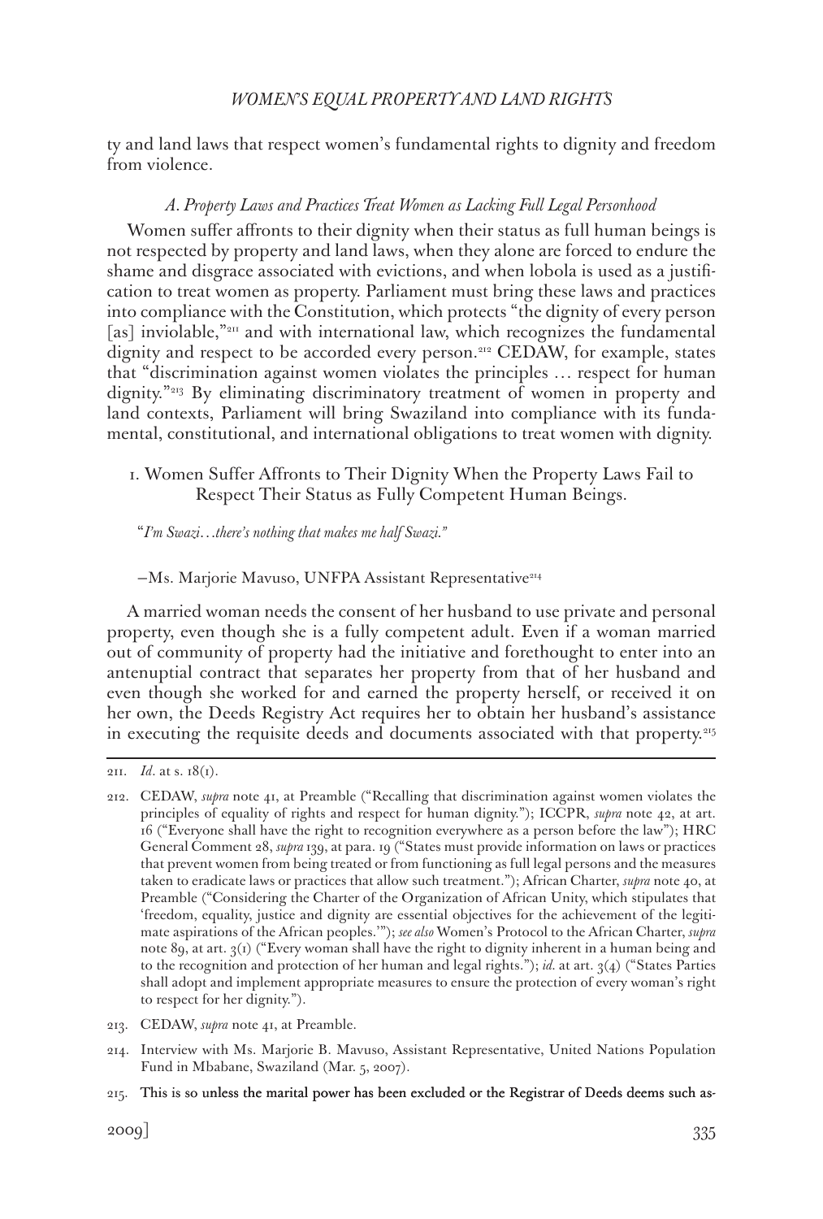ty and land laws that respect women's fundamental rights to dignity and freedom from violence.

### *A. Property Laws and Practices Treat Women as Lacking Full Legal Personhood*

Women suffer affronts to their dignity when their status as full human beings is not respected by property and land laws, when they alone are forced to endure the shame and disgrace associated with evictions, and when lobola is used as a justification to treat women as property. Parliament must bring these laws and practices into compliance with the Constitution, which protects "the dignity of every person [as] inviolable,"[211] and with international law, which recognizes the fundamental dignity and respect to be accorded every person.[212] CEDAW, for example, states that "discrimination against women violates the principles … respect for human dignity."[213] By eliminating discriminatory treatment of women in property and land contexts, Parliament will bring Swaziland into compliance with its fundamental, constitutional, and international obligations to treat women with dignity.

#### 1. Women Suffer Affronts to Their Dignity When the Property Laws Fail to Respect Their Status as Fully Competent Human Beings.

"*I'm Swazi…there's nothing that makes me half Swazi.*"

—Ms. Marjorie Mavuso, UNFPA Assistant Representative[214]

A married woman needs the consent of her husband to use private and personal property, even though she is a fully competent adult. Even if a woman married out of community of property had the initiative and forethought to enter into an antenuptial contract that separates her property from that of her husband and even though she worked for and earned the property herself, or received it on her own, the Deeds Registry Act requires her to obtain her husband's assistance in executing the requisite deeds and documents associated with that property.[215]

---

211. *Id*. at s. 18(1).

212. CEDAW, *supra* note 41, at Preamble ("Recalling that discrimination against women violates the principles of equality of rights and respect for human dignity."); ICCPR, *supra* note 42, at art. 16 ("Everyone shall have the right to recognition everywhere as a person before the law"); HRC General Comment 28, *supra* 139, at para. 19 ("States must provide information on laws or practices that prevent women from being treated or from functioning as full legal persons and the measures taken to eradicate laws or practices that allow such treatment."); African Charter, *supra* note 40, at Preamble ("Considering the Charter of the Organization of African Unity, which stipulates that 'freedom, equality, justice and dignity are essential objectives for the achievement of the legitimate aspirations of the African peoples.'"); *see also* Women's Protocol to the African Charter, *supra* note 89, at art. 3(1) ("Every woman shall have the right to dignity inherent in a human being and to the recognition and protection of her human and legal rights."); *id.* at art. 3(4) ("States Parties shall adopt and implement appropriate measures to ensure the protection of every woman's right to respect for her dignity.").

213. CEDAW, *supra* note 41, at Preamble.

214. Interview with Ms. Marjorie B. Mavuso, Assistant Representative, United Nations Population Fund in Mbabane, Swaziland (Mar. 5, 2007).

215. This is so unless the marital power has been excluded or the Registrar of Deeds deems such as-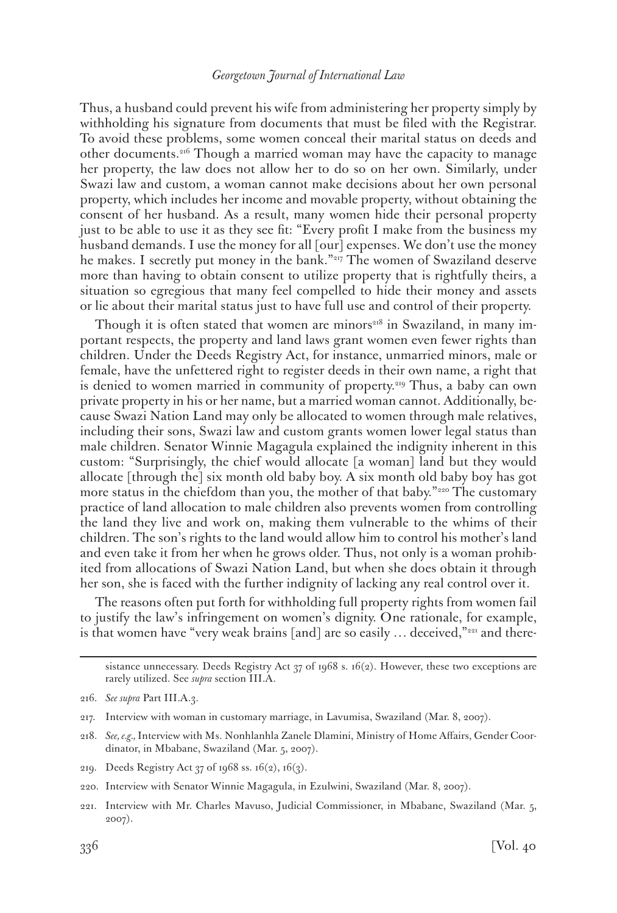Thus, a husband could prevent his wife from administering her property simply by withholding his signature from documents that must be filed with the Registrar. To avoid these problems, some women conceal their marital status on deeds and other documents.[216] Though a married woman may have the capacity to manage her property, the law does not allow her to do so on her own. Similarly, under Swazi law and custom, a woman cannot make decisions about her own personal property, which includes her income and movable property, without obtaining the consent of her husband. As a result, many women hide their personal property just to be able to use it as they see fit: "Every profit I make from the business my husband demands. I use the money for all [our] expenses. We don't use the money he makes. I secretly put money in the bank."[217] The women of Swaziland deserve more than having to obtain consent to utilize property that is rightfully theirs, a situation so egregious that many feel compelled to hide their money and assets or lie about their marital status just to have full use and control of their property.

Though it is often stated that women are minors[218] in Swaziland, in many important respects, the property and land laws grant women even fewer rights than children. Under the Deeds Registry Act, for instance, unmarried minors, male or female, have the unfettered right to register deeds in their own name, a right that is denied to women married in community of property.[219] Thus, a baby can own private property in his or her name, but a married woman cannot. Additionally, because Swazi Nation Land may only be allocated to women through male relatives, including their sons, Swazi law and custom grants women lower legal status than male children. Senator Winnie Magagula explained the indignity inherent in this custom: "Surprisingly, the chief would allocate [a woman] land but they would allocate [through the] six month old baby boy. A six month old baby boy has got more status in the chiefdom than you, the mother of that baby."[220] The customary practice of land allocation to male children also prevents women from controlling the land they live and work on, making them vulnerable to the whims of their children. The son's rights to the land would allow him to control his mother's land and even take it from her when he grows older. Thus, not only is a woman prohibited from allocations of Swazi Nation Land, but when she does obtain it through her son, she is faced with the further indignity of lacking any real control over it.

The reasons often put forth for withholding full property rights from women fail to justify the law's infringement on women's dignity. One rationale, for example, is that women have "very weak brains [and] are so easily … deceived,"[221] and there-

sistance unnecessary. Deeds Registry Act 37 of 1968 s. 16(2). However, these two exceptions are rarely utilized. See *supra* section III.A.

216. *See supra* Part III.A.3.

217. Interview with woman in customary marriage, in Lavumisa, Swaziland (Mar. 8, 2007).

218. *See, e.g.,* Interview with Ms. Nonhlanhla Zanele Dlamini, Ministry of Home Affairs, Gender Coordinator, in Mbabane, Swaziland (Mar. 5, 2007).

219. Deeds Registry Act 37 of 1968 ss. 16(2), 16(3).

220. Interview with Senator Winnie Magagula, in Ezulwini, Swaziland (Mar. 8, 2007).

221. Interview with Mr. Charles Mavuso, Judicial Commissioner, in Mbabane, Swaziland (Mar. 5, 2007).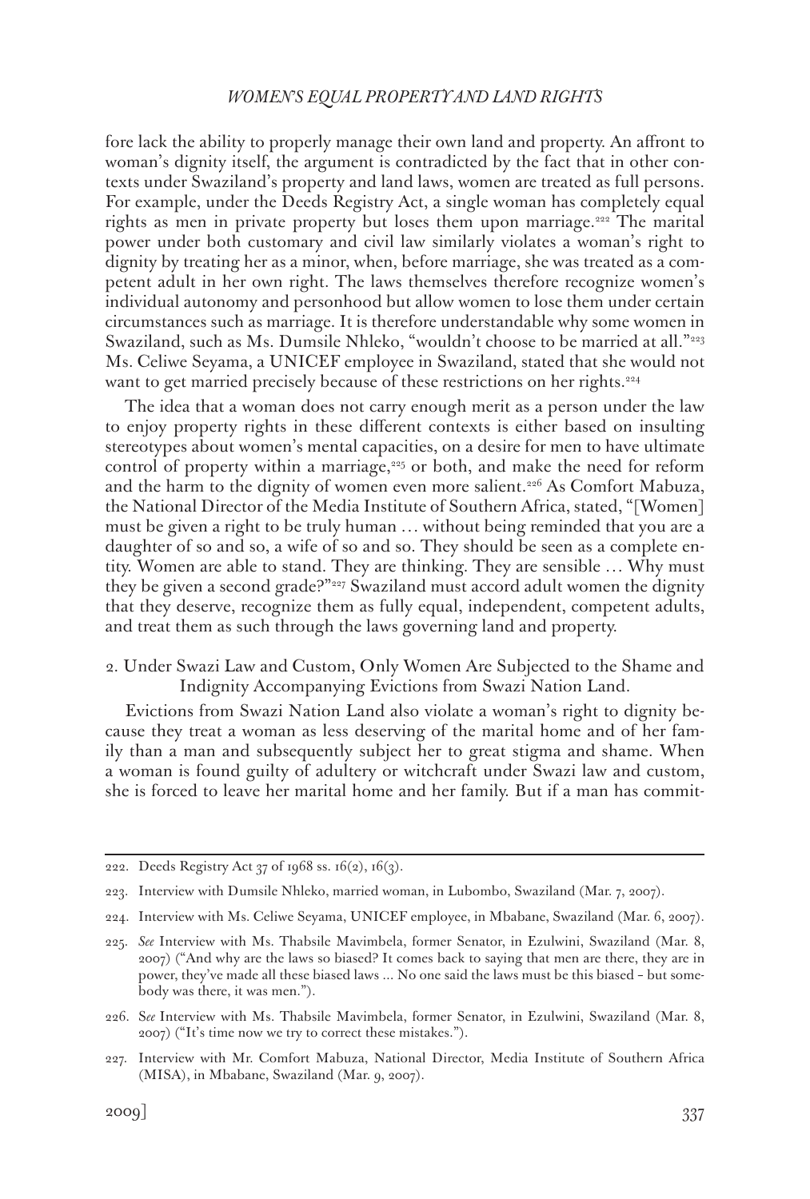fore lack the ability to properly manage their own land and property. An affront to woman's dignity itself, the argument is contradicted by the fact that in other contexts under Swaziland's property and land laws, women are treated as full persons. For example, under the Deeds Registry Act, a single woman has completely equal rights as men in private property but loses them upon marriage.[222] The marital power under both customary and civil law similarly violates a woman's right to dignity by treating her as a minor, when, before marriage, she was treated as a competent adult in her own right. The laws themselves therefore recognize women's individual autonomy and personhood but allow women to lose them under certain circumstances such as marriage. It is therefore understandable why some women in Swaziland, such as Ms. Dumsile Nhleko, "wouldn't choose to be married at all."[223] Ms. Celiwe Seyama, a UNICEF employee in Swaziland, stated that she would not want to get married precisely because of these restrictions on her rights.[224]

The idea that a woman does not carry enough merit as a person under the law to enjoy property rights in these different contexts is either based on insulting stereotypes about women's mental capacities, on a desire for men to have ultimate control of property within a marriage,[225] or both, and make the need for reform and the harm to the dignity of women even more salient.[226] As Comfort Mabuza, the National Director of the Media Institute of Southern Africa, stated, "[Women] must be given a right to be truly human … without being reminded that you are a daughter of so and so, a wife of so and so. They should be seen as a complete entity. Women are able to stand. They are thinking. They are sensible … Why must they be given a second grade?"[227] Swaziland must accord adult women the dignity that they deserve, recognize them as fully equal, independent, competent adults, and treat them as such through the laws governing land and property.

2. Under Swazi Law and Custom, Only Women Are Subjected to the Shame and Indignity Accompanying Evictions from Swazi Nation Land.

Evictions from Swazi Nation Land also violate a woman's right to dignity because they treat a woman as less deserving of the marital home and of her family than a man and subsequently subject her to great stigma and shame. When a woman is found guilty of adultery or witchcraft under Swazi law and custom, she is forced to leave her marital home and her family. But if a man has commit-

---

222. Deeds Registry Act 37 of 1968 ss. 16(2), 16(3).

223. Interview with Dumsile Nhleko, married woman, in Lubombo, Swaziland (Mar. 7, 2007).

224. Interview with Ms. Celiwe Seyama, UNICEF employee, in Mbabane, Swaziland (Mar. 6, 2007).

225. *See* Interview with Ms. Thabsile Mavimbela, former Senator, in Ezulwini, Swaziland (Mar. 8, 2007) ("And why are the laws so biased? It comes back to saying that men are there, they are in power, they've made all these biased laws ... No one said the laws must be this biased – but somebody was there, it was men.").

226. *See* Interview with Ms. Thabsile Mavimbela, former Senator, in Ezulwini, Swaziland (Mar. 8, 2007) ("It's time now we try to correct these mistakes.").

227. Interview with Mr. Comfort Mabuza, National Director, Media Institute of Southern Africa (MISA), in Mbabane, Swaziland (Mar. 9, 2007).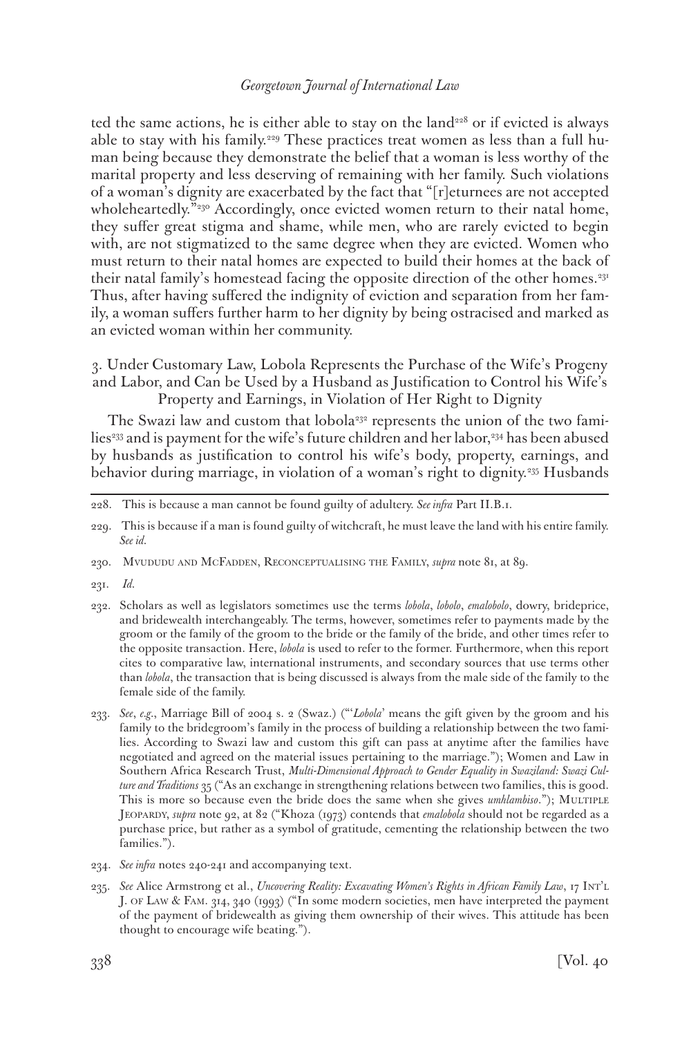ted the same actions, he is either able to stay on the land[228] or if evicted is always able to stay with his family.[229] These practices treat women as less than a full human being because they demonstrate the belief that a woman is less worthy of the marital property and less deserving of remaining with her family. Such violations of a woman's dignity are exacerbated by the fact that "[r]eturnees are not accepted wholeheartedly."[230] Accordingly, once evicted women return to their natal home, they suffer great stigma and shame, while men, who are rarely evicted to begin with, are not stigmatized to the same degree when they are evicted. Women who must return to their natal homes are expected to build their homes at the back of their natal family's homestead facing the opposite direction of the other homes.[231] Thus, after having suffered the indignity of eviction and separation from her family, a woman suffers further harm to her dignity by being ostracised and marked as an evicted woman within her community.

### 3. Under Customary Law, Lobola Represents the Purchase of the Wife's Progeny and Labor, and Can be Used by a Husband as Justification to Control his Wife's Property and Earnings, in Violation of Her Right to Dignity

The Swazi law and custom that lobola[232] represents the union of the two families[233] and is payment for the wife's future children and her labor,[234] has been abused by husbands as justification to control his wife's body, property, earnings, and behavior during marriage, in violation of a woman's right to dignity.[235] Husbands

---

228. This is because a man cannot be found guilty of adultery. *See infra* Part II.B.1.

229. This is because if a man is found guilty of witchcraft, he must leave the land with his entire family. *See id.*

230. Mvududu and McFadden, Reconceptualising the Family, *supra* note 81, at 89.

231. *Id.*

232. Scholars as well as legislators sometimes use the terms *lobola*, *lobolo*, *emalobolo*, dowry, brideprice, and bridewealth interchangeably. The terms, however, sometimes refer to payments made by the groom or the family of the groom to the bride or the family of the bride, and other times refer to the opposite transaction. Here, *lobola* is used to refer to the former. Furthermore, when this report cites to comparative law, international instruments, and secondary sources that use terms other than *lobola*, the transaction that is being discussed is always from the male side of the family to the female side of the family.

233. *See, e.g.*, Marriage Bill of 2004 s. 2 (Swaz.) ("'*Lobola*' means the gift given by the groom and his family to the bridegroom's family in the process of building a relationship between the two families. According to Swazi law and custom this gift can pass at anytime after the families have negotiated and agreed on the material issues pertaining to the marriage."); Women and Law in Southern Africa Research Trust, *Multi-Dimensional Approach to Gender Equality in Swaziland: Swazi Culture and Traditions* 35 ("As an exchange in strengthening relations between two families, this is good. This is more so because even the bride does the same when she gives *umhlambiso*."); Multiple Jeopardy, *supra* note 92, at 82 ("Khoza (1973) contends that *emalobola* should not be regarded as a purchase price, but rather as a symbol of gratitude, cementing the relationship between the two families.").

234. *See infra* notes 240-241 and accompanying text.

235. *See* Alice Armstrong et al., *Uncovering Reality: Excavating Women's Rights in African Family Law*, 17 Int'l J. of Law & Fam. 314, 340 (1993) ("In some modern societies, men have interpreted the payment of the payment of bridewealth as giving them ownership of their wives. This attitude has been thought to encourage wife beating.").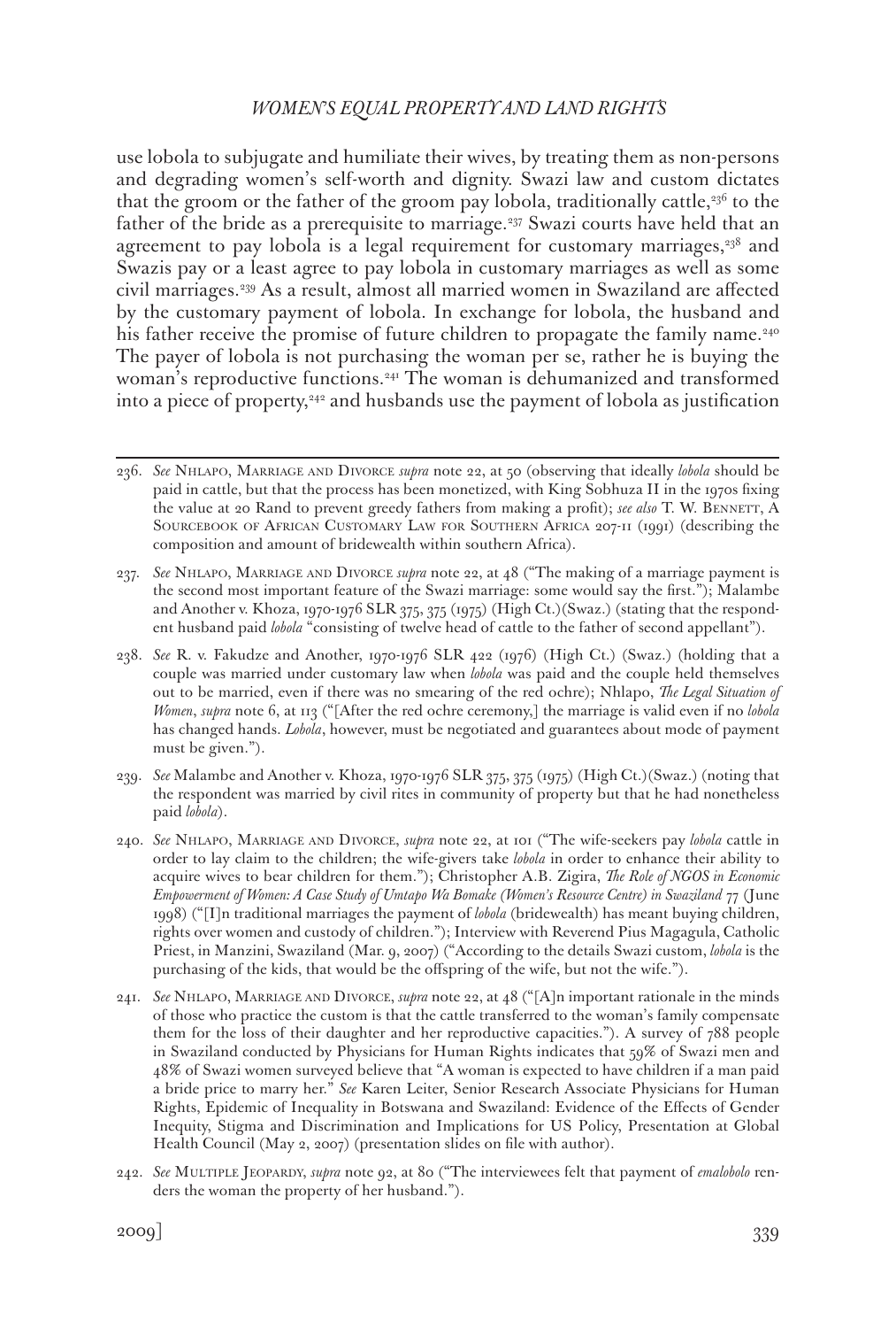use lobola to subjugate and humiliate their wives, by treating them as non-persons and degrading women's self-worth and dignity. Swazi law and custom dictates that the groom or the father of the groom pay lobola, traditionally cattle,[236] to the father of the bride as a prerequisite to marriage.[237] Swazi courts have held that an agreement to pay lobola is a legal requirement for customary marriages,[238] and Swazis pay or a least agree to pay lobola in customary marriages as well as some civil marriages.[239] As a result, almost all married women in Swaziland are affected by the customary payment of lobola. In exchange for lobola, the husband and his father receive the promise of future children to propagate the family name.[240] The payer of lobola is not purchasing the woman per se, rather he is buying the woman's reproductive functions.[241] The woman is dehumanized and transformed into a piece of property,[242] and husbands use the payment of lobola as justification

---

236. *See* Nhlapo, Marriage and Divorce *supra* note 22, at 50 (observing that ideally *lobola* should be paid in cattle, but that the process has been monetized, with King Sobhuza II in the 1970s fixing the value at 20 Rand to prevent greedy fathers from making a profit); *see also* T. W. Bennett, A Sourcebook of African Customary Law for Southern Africa 207-11 (1991) (describing the composition and amount of bridewealth within southern Africa).

237. *See* Nhlapo, Marriage and Divorce *supra* note 22, at 48 ("The making of a marriage payment is the second most important feature of the Swazi marriage: some would say the first."); Malambe and Another v. Khoza, 1970-1976 SLR 375, 375 (1975) (High Ct.)(Swaz.) (stating that the respondent husband paid *lobola* "consisting of twelve head of cattle to the father of second appellant").

238. *See* R. v. Fakudze and Another, 1970-1976 SLR 422 (1976) (High Ct.) (Swaz.) (holding that a couple was married under customary law when *lobola* was paid and the couple held themselves out to be married, even if there was no smearing of the red ochre); Nhlapo, *The Legal Situation of Women*, *supra* note 6, at 113 ("[After the red ochre ceremony,] the marriage is valid even if no *lobola* has changed hands. *Lobola*, however, must be negotiated and guarantees about mode of payment must be given.").

239. *See* Malambe and Another v. Khoza, 1970-1976 SLR 375, 375 (1975) (High Ct.)(Swaz.) (noting that the respondent was married by civil rites in community of property but that he had nonetheless paid *lobola*).

240. *See* Nhlapo, Marriage and Divorce, *supra* note 22, at 101 ("The wife-seekers pay *lobola* cattle in order to lay claim to the children; the wife-givers take *lobola* in order to enhance their ability to acquire wives to bear children for them."); Christopher A.B. Zigira, *The Role of NGOS in Economic Empowerment of Women: A Case Study of Umtapo Wa Bomake (Women's Resource Centre) in Swaziland* 77 (June 1998) ("[I]n traditional marriages the payment of *lobola* (bridewealth) has meant buying children, rights over women and custody of children."); Interview with Reverend Pius Magagula, Catholic Priest, in Manzini, Swaziland (Mar. 9, 2007) ("According to the details Swazi custom, *lobola* is the purchasing of the kids, that would be the offspring of the wife, but not the wife.").

241. *See* Nhlapo, Marriage and Divorce, *supra* note 22, at 48 ("[A]n important rationale in the minds of those who practice the custom is that the cattle transferred to the woman's family compensate them for the loss of their daughter and her reproductive capacities."). A survey of 788 people in Swaziland conducted by Physicians for Human Rights indicates that 59% of Swazi men and 48% of Swazi women surveyed believe that "A woman is expected to have children if a man paid a bride price to marry her." *See* Karen Leiter, Senior Research Associate Physicians for Human Rights, Epidemic of Inequality in Botswana and Swaziland: Evidence of the Effects of Gender Inequity, Stigma and Discrimination and Implications for US Policy, Presentation at Global Health Council (May 2, 2007) (presentation slides on file with author).

242. *See* Multiple Jeopardy, *supra* note 92, at 80 ("The interviewees felt that payment of *emalobolo* renders the woman the property of her husband.").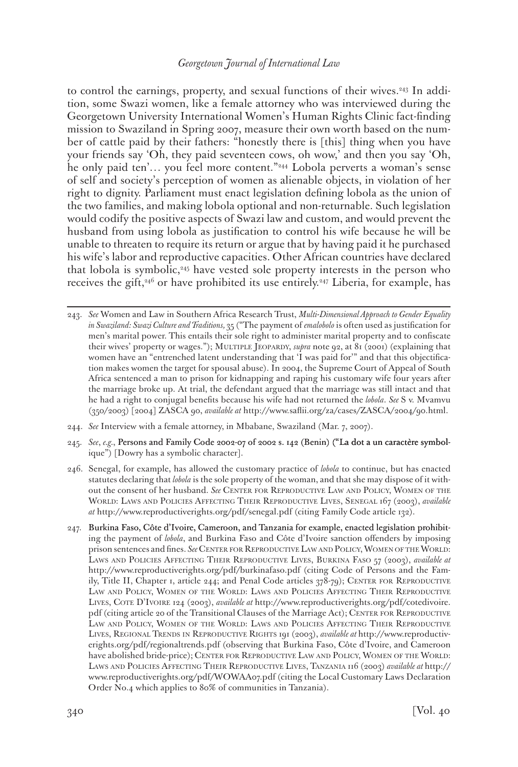to control the earnings, property, and sexual functions of their wives.[243] In addition, some Swazi women, like a female attorney who was interviewed during the Georgetown University International Women's Human Rights Clinic fact-finding mission to Swaziland in Spring 2007, measure their own worth based on the number of cattle paid by their fathers: "honestly there is [this] thing when you have your friends say 'Oh, they paid seventeen cows, oh wow,' and then you say 'Oh, he only paid ten'… you feel more content."[244] Lobola perverts a woman's sense of self and society's perception of women as alienable objects, in violation of her right to dignity. Parliament must enact legislation defining lobola as the union of the two families, and making lobola optional and non-returnable. Such legislation would codify the positive aspects of Swazi law and custom, and would prevent the husband from using lobola as justification to control his wife because he will be unable to threaten to require its return or argue that by having paid it he purchased his wife's labor and reproductive capacities. Other African countries have declared that lobola is symbolic,[245] have vested sole property interests in the person who receives the gift,[246] or have prohibited its use entirely.[247] Liberia, for example, has

---

243. *See* Women and Law in Southern Africa Research Trust, *Multi-Dimensional Approach to Gender Equality in Swaziland: Swazi Culture and Traditions,* 35 ("The payment of *emalobolo* is often used as justification for men's marital power. This entails their sole right to administer marital property and to confiscate their wives' property or wages."); Multiple Jeopardy, *supra* note 92, at 81 (2001) (explaining that women have an "entrenched latent understanding that 'I was paid for'" and that this objectification makes women the target for spousal abuse). In 2004, the Supreme Court of Appeal of South Africa sentenced a man to prison for kidnapping and raping his customary wife four years after the marriage broke up. At trial, the defendant argued that the marriage was still intact and that he had a right to conjugal benefits because his wife had not returned the *lobola*. *See* S v. Mvamvu (350/2003) [2004] ZASCA 90, *available at* http://www.saflii.org/za/cases/ZASCA/2004/90.html.

244. *See* Interview with a female attorney, in Mbabane, Swaziland (Mar. 7, 2007).

245. *See*, *e.g.*, Persons and Family Code 2002-07 of 2002 s. 142 (Benin) ("La dot a un caractère symbolique") [Dowry has a symbolic character].

246. Senegal, for example, has allowed the customary practice of *lobola* to continue, but has enacted statutes declaring that *lobola* is the sole property of the woman, and that she may dispose of it without the consent of her husband. *See* Center for Reproductive Law and Policy, Women of the World: Laws and Policies Affecting Their Reproductive Lives, Senegal 167 (2003), *available at* http://www.reproductiverights.org/pdf/senegal.pdf (citing Family Code article 132).

247. Burkina Faso, Côte d'Ivoire, Cameroon, and Tanzania for example, enacted legislation prohibiting the payment of *lobola*, and Burkina Faso and Côte d'Ivoire sanction offenders by imposing prison sentences and fines. *See* Center for Reproductive Law and Policy, Women of the World: Laws and Policies Affecting Their Reproductive Lives, Burkina Faso 57 (2003), *available at* http://www.reproductiverights.org/pdf/burkinafaso.pdf (citing Code of Persons and the Family, Title II, Chapter 1, article 244; and Penal Code articles 378-79); Center for Reproductive Law and Policy, Women of the World: Laws and Policies Affecting Their Reproductive Lives, Cote D'Ivoire 124 (2003), *available at* http://www.reproductiverights.org/pdf/cotedivoire.pdf (citing article 20 of the Transitional Clauses of the Marriage Act); Center for Reproductive Law and Policy, Women of the World: Laws and Policies Affecting Their Reproductive Lives, Regional Trends in Reproductive Rights 191 (2003), *available at* http://www.reproductiverights.org/pdf/regionaltrends.pdf (observing that Burkina Faso, Côte d'Ivoire, and Cameroon have abolished bride-price); Center for Reproductive Law and Policy, Women of the World: Laws and Policies Affecting Their Reproductive Lives, Tanzania 116 (2003) *available at* http://www.reproductiverights.org/pdf/WOWAA07.pdf (citing the Local Customary Laws Declaration Order No.4 which applies to 80% of communities in Tanzania).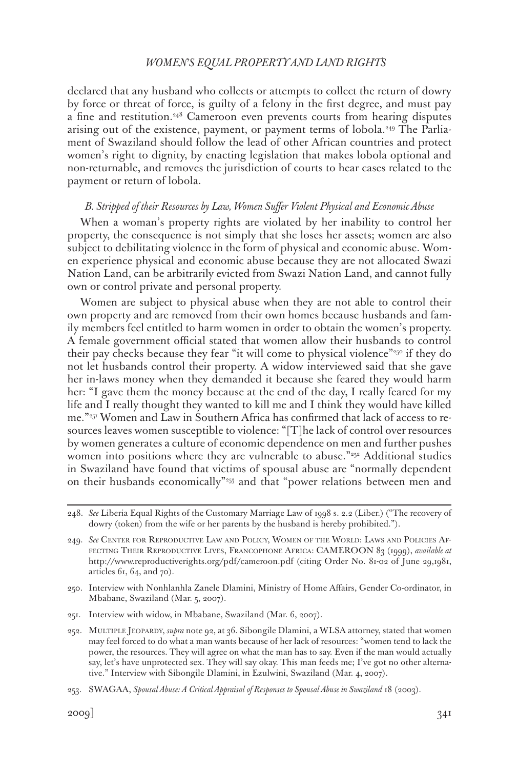declared that any husband who collects or attempts to collect the return of dowry by force or threat of force, is guilty of a felony in the first degree, and must pay a fine and restitution.[248] Cameroon even prevents courts from hearing disputes arising out of the existence, payment, or payment terms of lobola.[249] The Parliament of Swaziland should follow the lead of other African countries and protect women's right to dignity, by enacting legislation that makes lobola optional and non-returnable, and removes the jurisdiction of courts to hear cases related to the payment or return of lobola.

### *B. Stripped of their Resources by Law, Women Suffer Violent Physical and Economic Abuse*

When a woman's property rights are violated by her inability to control her property, the consequence is not simply that she loses her assets; women are also subject to debilitating violence in the form of physical and economic abuse. Women experience physical and economic abuse because they are not allocated Swazi Nation Land, can be arbitrarily evicted from Swazi Nation Land, and cannot fully own or control private and personal property.

Women are subject to physical abuse when they are not able to control their own property and are removed from their own homes because husbands and family members feel entitled to harm women in order to obtain the women's property. A female government official stated that women allow their husbands to control their pay checks because they fear "it will come to physical violence"[250] if they do not let husbands control their property. A widow interviewed said that she gave her in-laws money when they demanded it because she feared they would harm her: "I gave them the money because at the end of the day, I really feared for my life and I really thought they wanted to kill me and I think they would have killed me."[251] Women and Law in Southern Africa has confirmed that lack of access to resources leaves women susceptible to violence: "[T]he lack of control over resources by women generates a culture of economic dependence on men and further pushes women into positions where they are vulnerable to abuse."[252] Additional studies in Swaziland have found that victims of spousal abuse are "normally dependent on their husbands economically"[253] and that "power relations between men and

---

248. *See* Liberia Equal Rights of the Customary Marriage Law of 1998 s. 2.2 (Liber.) ("The recovery of dowry (token) from the wife or her parents by the husband is hereby prohibited.").

249. *See* Center for Reproductive Law and Policy, Women of the World: Laws and Policies Affecting Their Reproductive Lives, Francophone Africa: CAMEROON 83 (1999), *available at* http://www.reproductiverights.org/pdf/cameroon.pdf (citing Order No. 81-02 of June 29,1981, articles 61, 64, and 70).

250. Interview with Nonhlanhla Zanele Dlamini, Ministry of Home Affairs, Gender Co-ordinator, in Mbabane, Swaziland (Mar. 5, 2007).

251. Interview with widow, in Mbabane, Swaziland (Mar. 6, 2007).

252. Multiple Jeopardy, *supra* note 92, at 36. Sibongile Dlamini, a WLSA attorney, stated that women may feel forced to do what a man wants because of her lack of resources: "women tend to lack the power, the resources. They will agree on what the man has to say. Even if the man would actually say, let's have unprotected sex. They will say okay. This man feeds me; I've got no other alternative." Interview with Sibongile Dlamini, in Ezulwini, Swaziland (Mar. 4, 2007).

253. SWAGAA, *Spousal Abuse: A Critical Appraisal of Responses to Spousal Abuse in Swaziland* 18 (2003).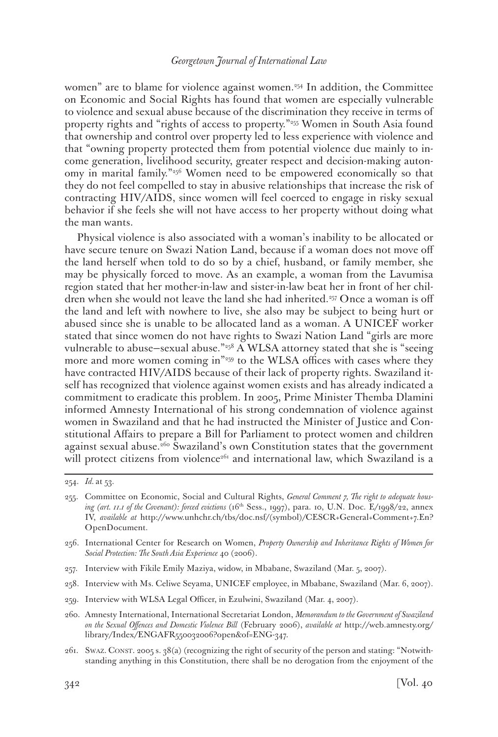women" are to blame for violence against women.[254] In addition, the Committee on Economic and Social Rights has found that women are especially vulnerable to violence and sexual abuse because of the discrimination they receive in terms of property rights and "rights of access to property."[255] Women in South Asia found that ownership and control over property led to less experience with violence and that "owning property protected them from potential violence due mainly to income generation, livelihood security, greater respect and decision-making autonomy in marital family."[256] Women need to be empowered economically so that they do not feel compelled to stay in abusive relationships that increase the risk of contracting HIV/AIDS, since women will feel coerced to engage in risky sexual behavior if she feels she will not have access to her property without doing what the man wants.

Physical violence is also associated with a woman's inability to be allocated or have secure tenure on Swazi Nation Land, because if a woman does not move off the land herself when told to do so by a chief, husband, or family member, she may be physically forced to move. As an example, a woman from the Lavumisa region stated that her mother-in-law and sister-in-law beat her in front of her children when she would not leave the land she had inherited.[257] Once a woman is off the land and left with nowhere to live, she also may be subject to being hurt or abused since she is unable to be allocated land as a woman. A UNICEF worker stated that since women do not have rights to Swazi Nation Land "girls are more vulnerable to abuse—sexual abuse."[258] A WLSA attorney stated that she is "seeing more and more women coming in"[259] to the WLSA offices with cases where they have contracted HIV/AIDS because of their lack of property rights. Swaziland itself has recognized that violence against women exists and has already indicated a commitment to eradicate this problem. In 2005, Prime Minister Themba Dlamini informed Amnesty International of his strong condemnation of violence against women in Swaziland and that he had instructed the Minister of Justice and Constitutional Affairs to prepare a Bill for Parliament to protect women and children against sexual abuse.[260] Swaziland's own Constitution states that the government will protect citizens from violence[261] and international law, which Swaziland is a

---

254. *Id.* at 53.

255. Committee on Economic, Social and Cultural Rights, *General Comment 7, The right to adequate housing (art. 11.1 of the Covenant): forced evictions* (16th Sess., 1997), para. 10, U.N. Doc. E/1998/22, annex IV, *available at* http://www.unhchr.ch/tbs/doc.nsf/(symbol)/CESCR+General+Comment+7.En?OpenDocument.

256. International Center for Research on Women, *Property Ownership and Inheritance Rights of Women for Social Protection: The South Asia Experience* 40 (2006).

257. Interview with Fikile Emily Maziya, widow, in Mbabane, Swaziland (Mar. 5, 2007).

258. Interview with Ms. Celiwe Seyama, UNICEF employee, in Mbabane, Swaziland (Mar. 6, 2007).

259. Interview with WLSA Legal Officer, in Ezulwini, Swaziland (Mar. 4, 2007).

260. Amnesty International, International Secretariat London, *Memorandum to the Government of Swaziland on the Sexual Offences and Domestic Violence Bill* (February 2006), *available at* http://web.amnesty.org/library/Index/ENGAFR550032006?open&of=ENG-347.

261. SWAZ. CONST. 2005 s. 38(a) (recognizing the right of security of the person and stating: "Notwithstanding anything in this Constitution, there shall be no derogation from the enjoyment of the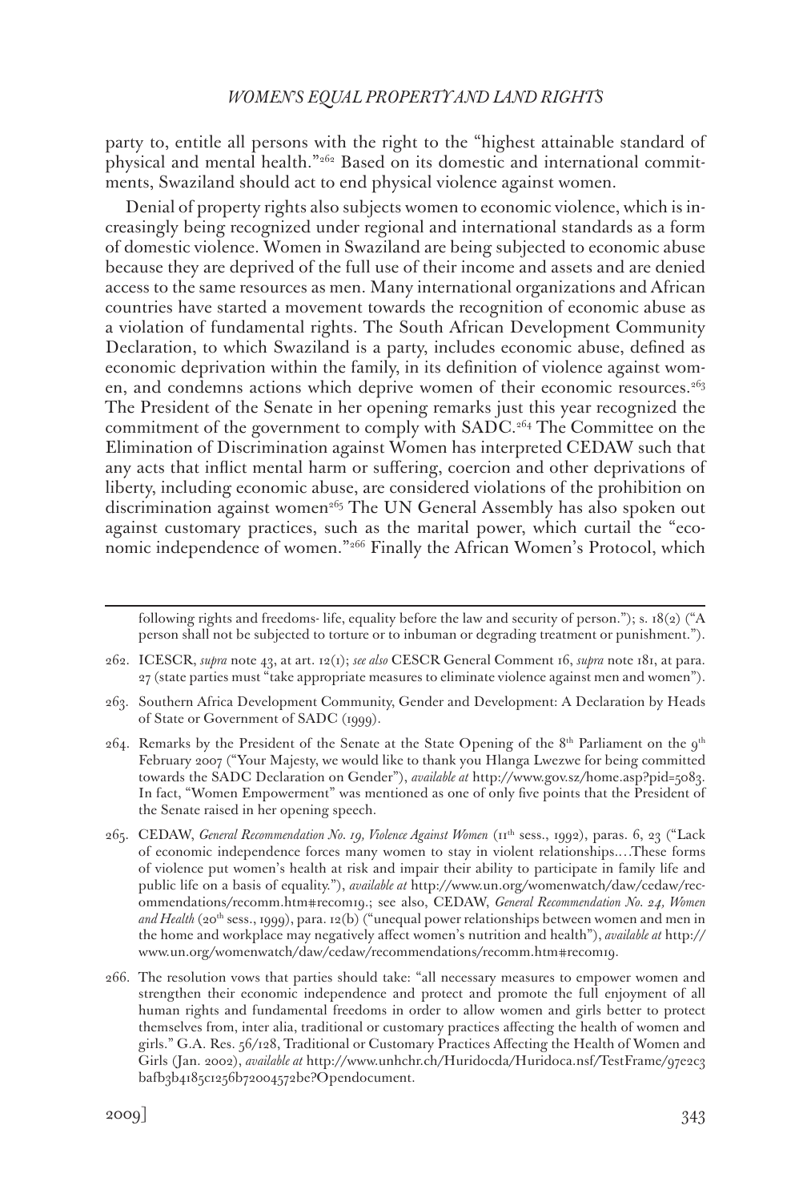party to, entitle all persons with the right to the "highest attainable standard of physical and mental health."[262] Based on its domestic and international commitments, Swaziland should act to end physical violence against women.

Denial of property rights also subjects women to economic violence, which is increasingly being recognized under regional and international standards as a form of domestic violence. Women in Swaziland are being subjected to economic abuse because they are deprived of the full use of their income and assets and are denied access to the same resources as men. Many international organizations and African countries have started a movement towards the recognition of economic abuse as a violation of fundamental rights. The South African Development Community Declaration, to which Swaziland is a party, includes economic abuse, defined as economic deprivation within the family, in its definition of violence against women, and condemns actions which deprive women of their economic resources.[263] The President of the Senate in her opening remarks just this year recognized the commitment of the government to comply with SADC.[264] The Committee on the Elimination of Discrimination against Women has interpreted CEDAW such that any acts that inflict mental harm or suffering, coercion and other deprivations of liberty, including economic abuse, are considered violations of the prohibition on discrimination against women[265] The UN General Assembly has also spoken out against customary practices, such as the marital power, which curtail the "economic independence of women."[266] Finally the African Women's Protocol, which

---

following rights and freedoms- life, equality before the law and security of person."); s. 18(2) ("A person shall not be subjected to torture or to inhuman or degrading treatment or punishment.").

262. ICESCR, *supra* note 43, at art. 12(1); *see also* CESCR General Comment 16, *supra* note 181, at para. 27 (state parties must "take appropriate measures to eliminate violence against men and women").

263. Southern Africa Development Community, Gender and Development: A Declaration by Heads of State or Government of SADC (1999).

264. Remarks by the President of the Senate at the State Opening of the 8th Parliament on the 9th February 2007 ("Your Majesty, we would like to thank you Hlanga Lwezwe for being committed towards the SADC Declaration on Gender"), *available at* http://www.gov.sz/home.asp?pid=5083. In fact, "Women Empowerment" was mentioned as one of only five points that the President of the Senate raised in her opening speech.

265. CEDAW, *General Recommendation No. 19, Violence Against Women* (11th sess., 1992), paras. 6, 23 ("Lack of economic independence forces many women to stay in violent relationships.…These forms of violence put women's health at risk and impair their ability to participate in family life and public life on a basis of equality."), *available at* http://www.un.org/womenwatch/daw/cedaw/recommendations/recomm.htm#recom19.; see also, CEDAW, *General Recommendation No. 24, Women and Health* (20th sess., 1999), para. 12(b) ("unequal power relationships between women and men in the home and workplace may negatively affect women's nutrition and health"), *available at* http://www.un.org/womenwatch/daw/cedaw/recommendations/recomm.htm#recom19.

266. The resolution vows that parties should take: "all necessary measures to empower women and strengthen their economic independence and protect and promote the full enjoyment of all human rights and fundamental freedoms in order to allow women and girls better to protect themselves from, inter alia, traditional or customary practices affecting the health of women and girls." G.A. Res. 56/128, Traditional or Customary Practices Affecting the Health of Women and Girls (Jan. 2002), *available at* http://www.unhchr.ch/Huridocda/Huridoca.nsf/TestFrame/97e2c3bafb3b4185c1256b72004572be?Opendocument.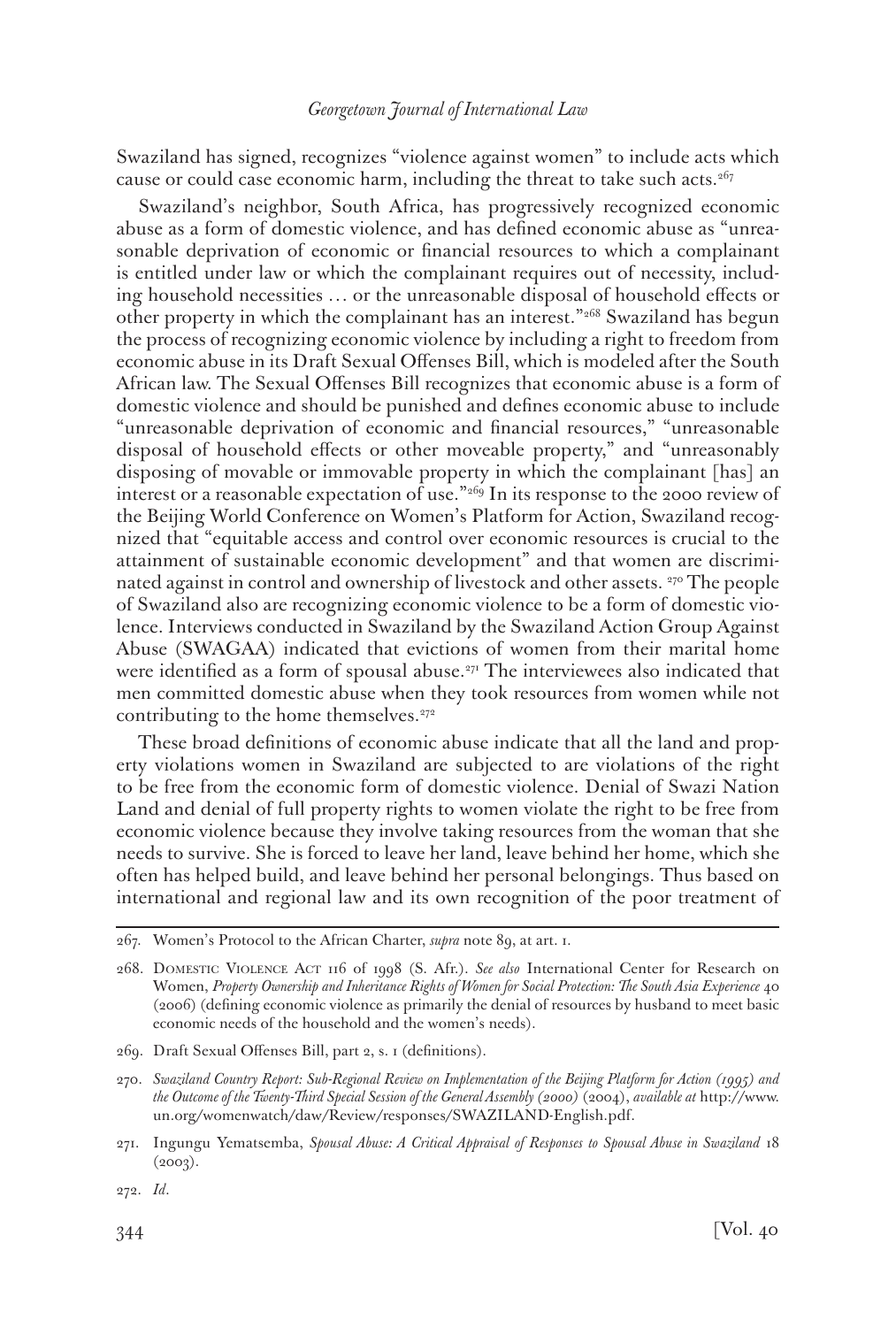Swaziland has signed, recognizes "violence against women" to include acts which cause or could case economic harm, including the threat to take such acts.[267]

Swaziland's neighbor, South Africa, has progressively recognized economic abuse as a form of domestic violence, and has defined economic abuse as "unreasonable deprivation of economic or financial resources to which a complainant is entitled under law or which the complainant requires out of necessity, including household necessities ... or the unreasonable disposal of household effects or other property in which the complainant has an interest."[268] Swaziland has begun the process of recognizing economic violence by including a right to freedom from economic abuse in its Draft Sexual Offenses Bill, which is modeled after the South African law. The Sexual Offenses Bill recognizes that economic abuse is a form of domestic violence and should be punished and defines economic abuse to include "unreasonable deprivation of economic and financial resources," "unreasonable disposal of household effects or other moveable property," and "unreasonably disposing of movable or immovable property in which the complainant [has] an interest or a reasonable expectation of use."[269] In its response to the 2000 review of the Beijing World Conference on Women's Platform for Action, Swaziland recognized that "equitable access and control over economic resources is crucial to the attainment of sustainable economic development" and that women are discriminated against in control and ownership of livestock and other assets. [270] The people of Swaziland also are recognizing economic violence to be a form of domestic violence. Interviews conducted in Swaziland by the Swaziland Action Group Against Abuse (SWAGAA) indicated that evictions of women from their marital home were identified as a form of spousal abuse.[271] The interviewees also indicated that men committed domestic abuse when they took resources from women while not contributing to the home themselves.[272]

These broad definitions of economic abuse indicate that all the land and property violations women in Swaziland are subjected to are violations of the right to be free from the economic form of domestic violence. Denial of Swazi Nation Land and denial of full property rights to women violate the right to be free from economic violence because they involve taking resources from the woman that she needs to survive. She is forced to leave her land, leave behind her home, which she often has helped build, and leave behind her personal belongings. Thus based on international and regional law and its own recognition of the poor treatment of

---

267. Women's Protocol to the African Charter, *supra* note 89, at art. 1.

268. Domestic Violence Act 116 of 1998 (S. Afr.). *See also* International Center for Research on Women, *Property Ownership and Inheritance Rights of Women for Social Protection: The South Asia Experience* 40 (2006) (defining economic violence as primarily the denial of resources by husband to meet basic economic needs of the household and the women's needs).

269. Draft Sexual Offenses Bill, part 2, s. 1 (definitions).

270. *Swaziland Country Report: Sub-Regional Review on Implementation of the Beijing Platform for Action (1995) and the Outcome of the Twenty-Third Special Session of the General Assembly (2000)* (2004), *available at* http://www.un.org/womenwatch/daw/Review/responses/SWAZILAND-English.pdf.

271. Ingungu Yematsemba, *Spousal Abuse: A Critical Appraisal of Responses to Spousal Abuse in Swaziland* 18 (2003).

272. *Id.*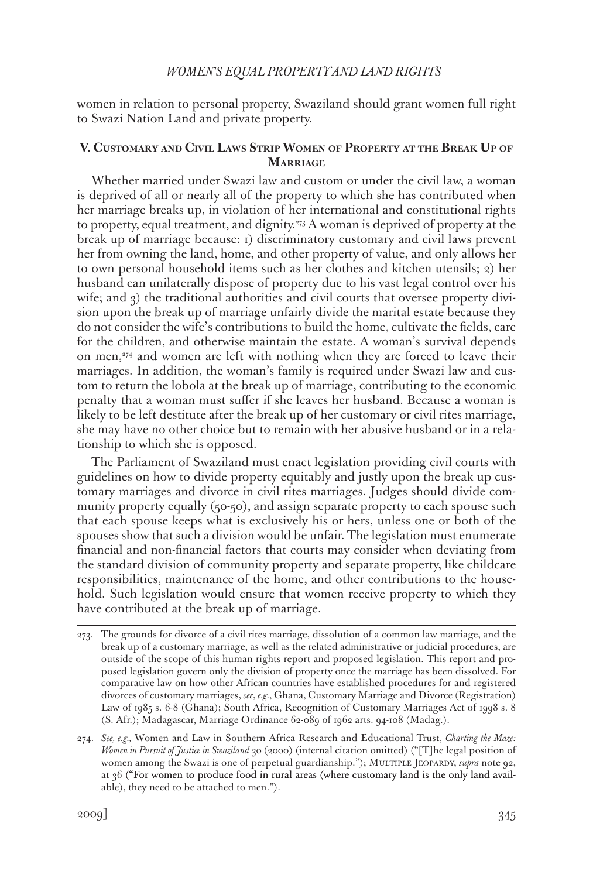women in relation to personal property, Swaziland should grant women full right to Swazi Nation Land and private property.

## V. Customary and Civil Laws Strip Women of Property at the Break Up of Marriage

Whether married under Swazi law and custom or under the civil law, a woman is deprived of all or nearly all of the property to which she has contributed when her marriage breaks up, in violation of her international and constitutional rights to property, equal treatment, and dignity.[273] A woman is deprived of property at the break up of marriage because: 1) discriminatory customary and civil laws prevent her from owning the land, home, and other property of value, and only allows her to own personal household items such as her clothes and kitchen utensils; 2) her husband can unilaterally dispose of property due to his vast legal control over his wife; and 3) the traditional authorities and civil courts that oversee property division upon the break up of marriage unfairly divide the marital estate because they do not consider the wife's contributions to build the home, cultivate the fields, care for the children, and otherwise maintain the estate. A woman's survival depends on men,[274] and women are left with nothing when they are forced to leave their marriages. In addition, the woman's family is required under Swazi law and custom to return the lobola at the break up of marriage, contributing to the economic penalty that a woman must suffer if she leaves her husband. Because a woman is likely to be left destitute after the break up of her customary or civil rites marriage, she may have no other choice but to remain with her abusive husband or in a relationship to which she is opposed.

The Parliament of Swaziland must enact legislation providing civil courts with guidelines on how to divide property equitably and justly upon the break up customary marriages and divorce in civil rites marriages. Judges should divide community property equally (50-50), and assign separate property to each spouse such that each spouse keeps what is exclusively his or hers, unless one or both of the spouses show that such a division would be unfair. The legislation must enumerate financial and non-financial factors that courts may consider when deviating from the standard division of community property and separate property, like childcare responsibilities, maintenance of the home, and other contributions to the household. Such legislation would ensure that women receive property to which they have contributed at the break up of marriage.

---

273. The grounds for divorce of a civil rites marriage, dissolution of a common law marriage, and the break up of a customary marriage, as well as the related administrative or judicial procedures, are outside of the scope of this human rights report and proposed legislation. This report and proposed legislation govern only the division of property once the marriage has been dissolved. For comparative law on how other African countries have established procedures for and registered divorces of customary marriages, *see*, *e.g.*, Ghana, Customary Marriage and Divorce (Registration) Law of 1985 s. 6-8 (Ghana); South Africa, Recognition of Customary Marriages Act of 1998 s. 8 (S. Afr.); Madagascar, Marriage Ordinance 62-089 of 1962 arts. 94-108 (Madag.).

274. *See, e.g.,* Women and Law in Southern Africa Research and Educational Trust, *Charting the Maze: Women in Pursuit of Justice in Swaziland* 30 (2000) (internal citation omitted) ("[T]he legal position of women among the Swazi is one of perpetual guardianship."); Multiple Jeopardy, *supra* note 92, at 36 ("For women to produce food in rural areas (where customary land is the only land available), they need to be attached to men.").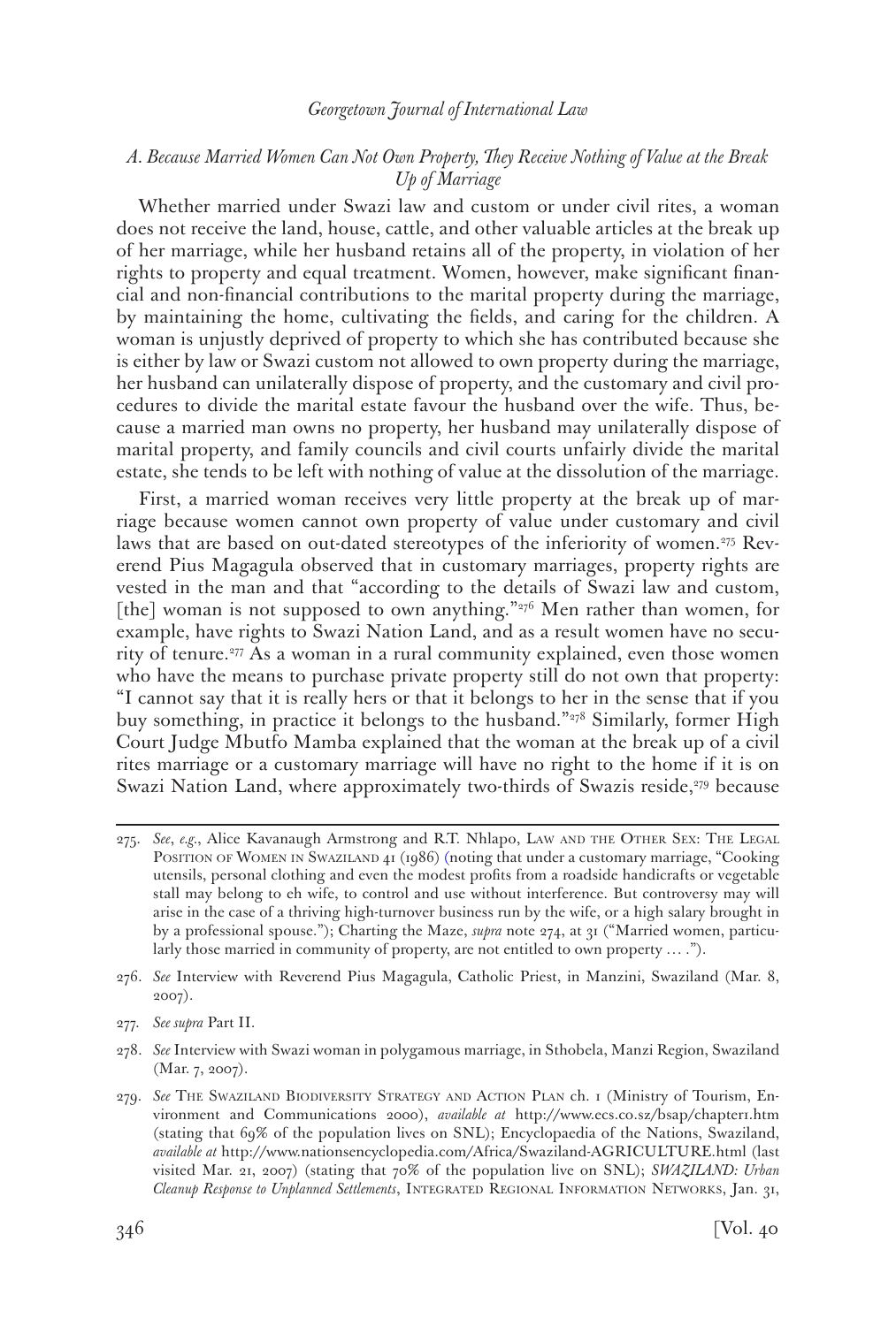### *A. Because Married Women Can Not Own Property, They Receive Nothing of Value at the Break Up of Marriage*

Whether married under Swazi law and custom or under civil rites, a woman does not receive the land, house, cattle, and other valuable articles at the break up of her marriage, while her husband retains all of the property, in violation of her rights to property and equal treatment. Women, however, make significant financial and non-financial contributions to the marital property during the marriage, by maintaining the home, cultivating the fields, and caring for the children. A woman is unjustly deprived of property to which she has contributed because she is either by law or Swazi custom not allowed to own property during the marriage, her husband can unilaterally dispose of property, and the customary and civil procedures to divide the marital estate favour the husband over the wife. Thus, because a married man owns no property, her husband may unilaterally dispose of marital property, and family councils and civil courts unfairly divide the marital estate, she tends to be left with nothing of value at the dissolution of the marriage.

First, a married woman receives very little property at the break up of marriage because women cannot own property of value under customary and civil laws that are based on out-dated stereotypes of the inferiority of women.[275] Reverend Pius Magagula observed that in customary marriages, property rights are vested in the man and that "according to the details of Swazi law and custom, [the] woman is not supposed to own anything."[276] Men rather than women, for example, have rights to Swazi Nation Land, and as a result women have no security of tenure.[277] As a woman in a rural community explained, even those women who have the means to purchase private property still do not own that property: "I cannot say that it is really hers or that it belongs to her in the sense that if you buy something, in practice it belongs to the husband."[278] Similarly, former High Court Judge Mbutfo Mamba explained that the woman at the break up of a civil rites marriage or a customary marriage will have no right to the home if it is on Swazi Nation Land, where approximately two-thirds of Swazis reside,[279] because

---

275. *See*, *e.g.*, Alice Kavanaugh Armstrong and R.T. Nhlapo, Law and the Other Sex: The Legal Position of Women in Swaziland 41 (1986) (noting that under a customary marriage, "Cooking utensils, personal clothing and even the modest profits from a roadside handicrafts or vegetable stall may belong to eh wife, to control and use without interference. But controversy may will arise in the case of a thriving high-turnover business run by the wife, or a high salary brought in by a professional spouse."); Charting the Maze, *supra* note 274, at 31 ("Married women, particularly those married in community of property, are not entitled to own property . . . .").

276. *See* Interview with Reverend Pius Magagula, Catholic Priest, in Manzini, Swaziland (Mar. 8, 2007).

277. *See supra* Part II.

278. *See* Interview with Swazi woman in polygamous marriage, in Sthobela, Manzi Region, Swaziland (Mar. 7, 2007).

279. *See* The Swaziland Biodiversity Strategy and Action Plan ch. 1 (Ministry of Tourism, Environment and Communications 2000), *available at* http://www.ecs.co.sz/bsap/chapter1.htm (stating that 69% of the population lives on SNL); Encyclopaedia of the Nations, Swaziland, *available at* http://www.nationsencyclopedia.com/Africa/Swaziland-AGRICULTURE.html (last visited Mar. 21, 2007) (stating that 70% of the population live on SNL); *SWAZILAND: Urban Cleanup Response to Unplanned Settlements*, Integrated Regional Information Networks, Jan. 31,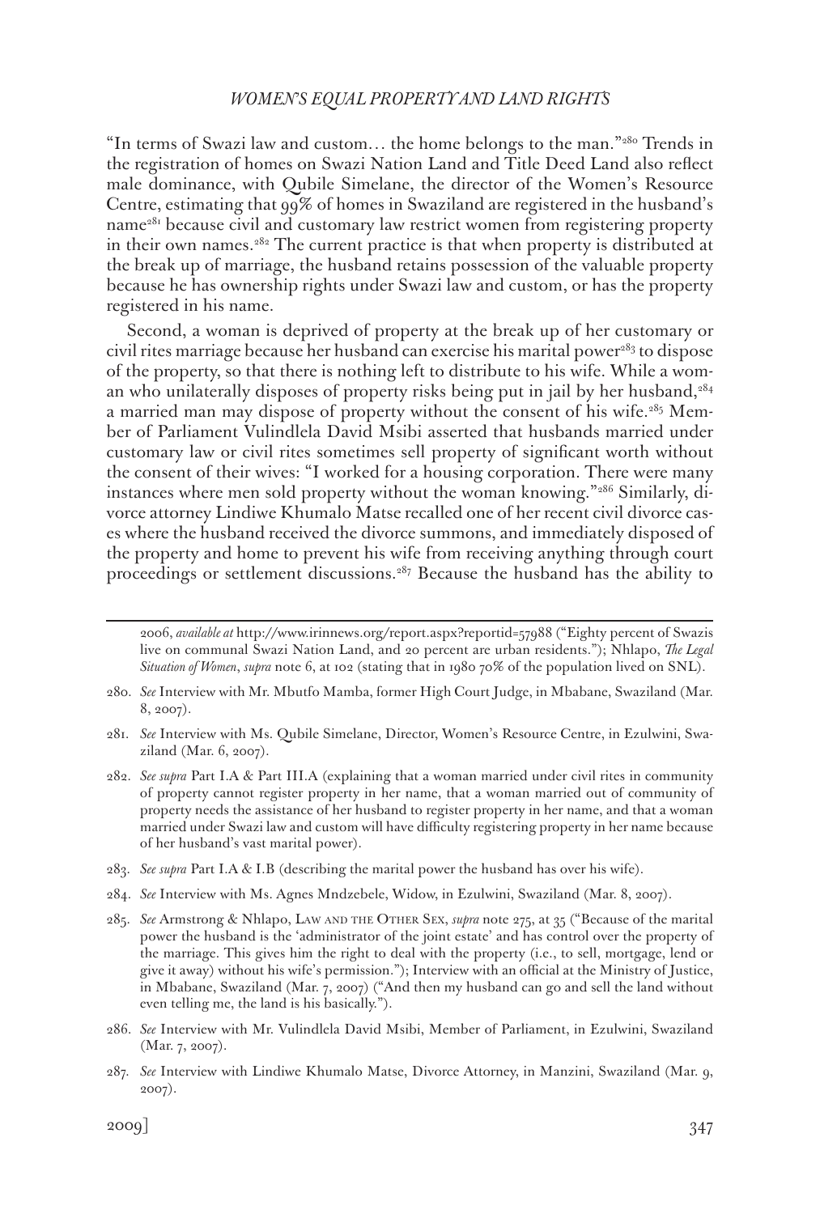"In terms of Swazi law and custom… the home belongs to the man."[280] Trends in the registration of homes on Swazi Nation Land and Title Deed Land also reflect male dominance, with Qubile Simelane, the director of the Women's Resource Centre, estimating that 99% of homes in Swaziland are registered in the husband's name[281] because civil and customary law restrict women from registering property in their own names.[282] The current practice is that when property is distributed at the break up of marriage, the husband retains possession of the valuable property because he has ownership rights under Swazi law and custom, or has the property registered in his name.

Second, a woman is deprived of property at the break up of her customary or civil rites marriage because her husband can exercise his marital power[283] to dispose of the property, so that there is nothing left to distribute to his wife. While a woman who unilaterally disposes of property risks being put in jail by her husband,[284] a married man may dispose of property without the consent of his wife.[285] Member of Parliament Vulindlela David Msibi asserted that husbands married under customary law or civil rites sometimes sell property of significant worth without the consent of their wives: "I worked for a housing corporation. There were many instances where men sold property without the woman knowing."[286] Similarly, divorce attorney Lindiwe Khumalo Matse recalled one of her recent civil divorce cases where the husband received the divorce summons, and immediately disposed of the property and home to prevent his wife from receiving anything through court proceedings or settlement discussions.[287] Because the husband has the ability to

---

2006, *available at* http://www.irinnews.org/report.aspx?reportid=57988 ("Eighty percent of Swazis live on communal Swazi Nation Land, and 20 percent are urban residents."); Nhlapo, *The Legal Situation of Women*, *supra* note 6, at 102 (stating that in 1980 70% of the population lived on SNL).

280. *See* Interview with Mr. Mbutfo Mamba, former High Court Judge, in Mbabane, Swaziland (Mar. 8, 2007).

281. *See* Interview with Ms. Qubile Simelane, Director, Women's Resource Centre, in Ezulwini, Swaziland (Mar. 6, 2007).

282. *See supra* Part I.A & Part III.A (explaining that a woman married under civil rites in community of property cannot register property in her name, that a woman married out of community of property needs the assistance of her husband to register property in her name, and that a woman married under Swazi law and custom will have difficulty registering property in her name because of her husband's vast marital power).

283. *See supra* Part I.A & I.B (describing the marital power the husband has over his wife).

284. *See* Interview with Ms. Agnes Mndzebele, Widow, in Ezulwini, Swaziland (Mar. 8, 2007).

285. *See* Armstrong & Nhlapo, Law and the Other Sex, *supra* note 275, at 35 ("Because of the marital power the husband is the 'administrator of the joint estate' and has control over the property of the marriage. This gives him the right to deal with the property (i.e., to sell, mortgage, lend or give it away) without his wife's permission."); Interview with an official at the Ministry of Justice, in Mbabane, Swaziland (Mar. 7, 2007) ("And then my husband can go and sell the land without even telling me, the land is his basically.").

286. *See* Interview with Mr. Vulindlela David Msibi, Member of Parliament, in Ezulwini, Swaziland (Mar. 7, 2007).

287. *See* Interview with Lindiwe Khumalo Matse, Divorce Attorney, in Manzini, Swaziland (Mar. 9, 2007).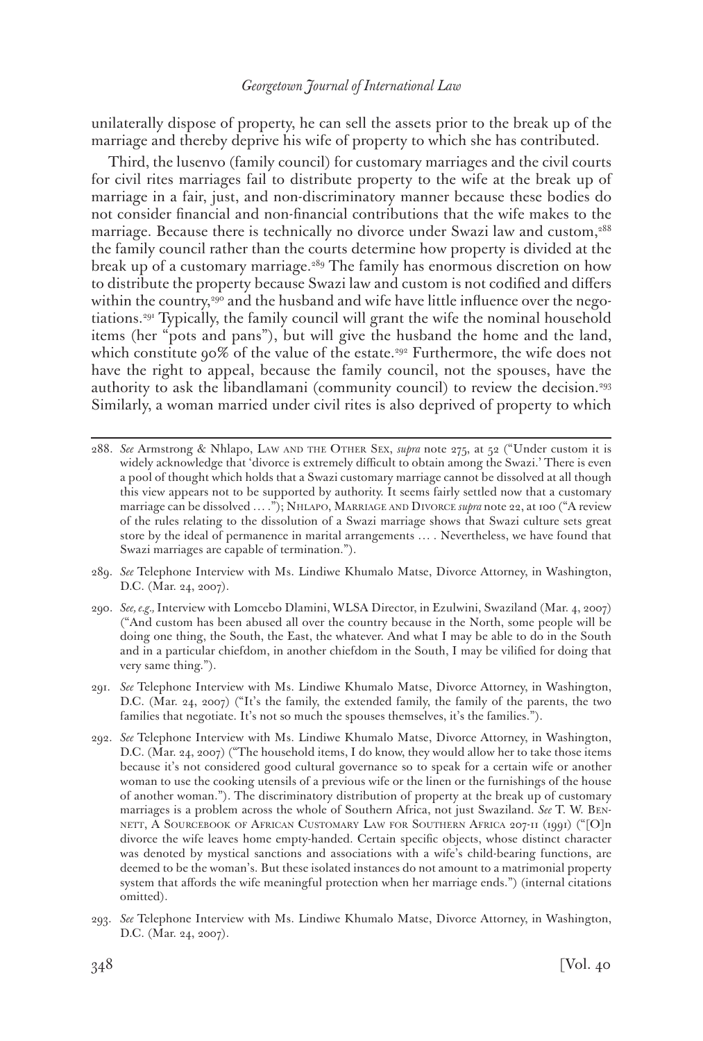unilaterally dispose of property, he can sell the assets prior to the break up of the marriage and thereby deprive his wife of property to which she has contributed.

Third, the lusenvo (family council) for customary marriages and the civil courts for civil rites marriages fail to distribute property to the wife at the break up of marriage in a fair, just, and non-discriminatory manner because these bodies do not consider financial and non-financial contributions that the wife makes to the marriage. Because there is technically no divorce under Swazi law and custom,[288] the family council rather than the courts determine how property is divided at the break up of a customary marriage.[289] The family has enormous discretion on how to distribute the property because Swazi law and custom is not codified and differs within the country,[290] and the husband and wife have little influence over the negotiations.[291] Typically, the family council will grant the wife the nominal household items (her "pots and pans"), but will give the husband the home and the land, which constitute 90% of the value of the estate.[292] Furthermore, the wife does not have the right to appeal, because the family council, not the spouses, have the authority to ask the libandlamani (community council) to review the decision.[293] Similarly, a woman married under civil rites is also deprived of property to which

---

288. *See* Armstrong & Nhlapo, Law and the Other Sex, *supra* note 275, at 52 ("Under custom it is widely acknowledge that 'divorce is extremely difficult to obtain among the Swazi.' There is even a pool of thought which holds that a Swazi customary marriage cannot be dissolved at all though this view appears not to be supported by authority. It seems fairly settled now that a customary marriage can be dissolved . . . ."); Nhlapo, Marriage and Divorce *supra* note 22, at 100 ("A review of the rules relating to the dissolution of a Swazi marriage shows that Swazi culture sets great store by the ideal of permanence in marital arrangements . . . . Nevertheless, we have found that Swazi marriages are capable of termination.").

289. *See* Telephone Interview with Ms. Lindiwe Khumalo Matse, Divorce Attorney, in Washington, D.C. (Mar. 24, 2007).

290. *See, e.g.,* Interview with Lomcebo Dlamini, WLSA Director, in Ezulwini, Swaziland (Mar. 4, 2007) ("And custom has been abused all over the country because in the North, some people will be doing one thing, the South, the East, the whatever. And what I may be able to do in the South and in a particular chiefdom, in another chiefdom in the South, I may be vilified for doing that very same thing.").

291. *See* Telephone Interview with Ms. Lindiwe Khumalo Matse, Divorce Attorney, in Washington, D.C. (Mar. 24, 2007) ("It's the family, the extended family, the family of the parents, the two families that negotiate. It's not so much the spouses themselves, it's the families.").

292. *See* Telephone Interview with Ms. Lindiwe Khumalo Matse, Divorce Attorney, in Washington, D.C. (Mar. 24, 2007) ("The household items, I do know, they would allow her to take those items because it's not considered good cultural governance so to speak for a certain wife or another woman to use the cooking utensils of a previous wife or the linen or the furnishings of the house of another woman."). The discriminatory distribution of property at the break up of customary marriages is a problem across the whole of Southern Africa, not just Swaziland. *See* T. W. Bennett, A Sourcebook of African Customary Law for Southern Africa 207-11 (1991) ("[O]n divorce the wife leaves home empty-handed. Certain specific objects, whose distinct character was denoted by mystical sanctions and associations with a wife's child-bearing functions, are deemed to be the woman's. But these isolated instances do not amount to a matrimonial property system that affords the wife meaningful protection when her marriage ends.") (internal citations omitted).

293. *See* Telephone Interview with Ms. Lindiwe Khumalo Matse, Divorce Attorney, in Washington, D.C. (Mar. 24, 2007).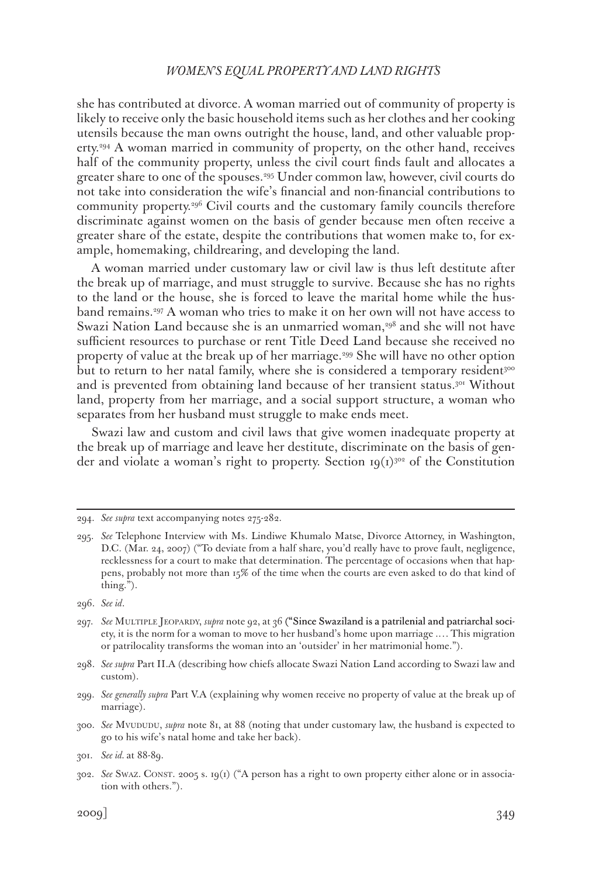she has contributed at divorce. A woman married out of community of property is likely to receive only the basic household items such as her clothes and her cooking utensils because the man owns outright the house, land, and other valuable property.[294] A woman married in community of property, on the other hand, receives half of the community property, unless the civil court finds fault and allocates a greater share to one of the spouses.[295] Under common law, however, civil courts do not take into consideration the wife's financial and non-financial contributions to community property.[296] Civil courts and the customary family councils therefore discriminate against women on the basis of gender because men often receive a greater share of the estate, despite the contributions that women make to, for example, homemaking, childrearing, and developing the land.

A woman married under customary law or civil law is thus left destitute after the break up of marriage, and must struggle to survive. Because she has no rights to the land or the house, she is forced to leave the marital home while the husband remains.[297] A woman who tries to make it on her own will not have access to Swazi Nation Land because she is an unmarried woman,[298] and she will not have sufficient resources to purchase or rent Title Deed Land because she received no property of value at the break up of her marriage.[299] She will have no other option but to return to her natal family, where she is considered a temporary resident[300] and is prevented from obtaining land because of her transient status.[301] Without land, property from her marriage, and a social support structure, a woman who separates from her husband must struggle to make ends meet.

Swazi law and custom and civil laws that give women inadequate property at the break up of marriage and leave her destitute, discriminate on the basis of gender and violate a woman's right to property. Section 19(1)[302] of the Constitution

---

294. *See supra* text accompanying notes 275-282.

295. *See* Telephone Interview with Ms. Lindiwe Khumalo Matse, Divorce Attorney, in Washington, D.C. (Mar. 24, 2007) ("To deviate from a half share, you'd really have to prove fault, negligence, recklessness for a court to make that determination. The percentage of occasions when that happens, probably not more than 15% of the time when the courts are even asked to do that kind of thing.").

296. *See id*.

297. *See* Multiple Jeopardy, *supra* note 92, at 36 ("Since Swaziland is a patrilenial and patriarchal society, it is the norm for a woman to move to her husband's home upon marriage .... This migration or patrilocality transforms the woman into an 'outsider' in her matrimonial home.").

298. *See supra* Part II.A (describing how chiefs allocate Swazi Nation Land according to Swazi law and custom).

299. *See generally supra* Part V.A (explaining why women receive no property of value at the break up of marriage).

300. *See* Mvududu, *supra* note 81, at 88 (noting that under customary law, the husband is expected to go to his wife's natal home and take her back).

301. *See id.* at 88-89.

302. *See* Swaz. Const. 2005 s. 19(1) ("A person has a right to own property either alone or in association with others.").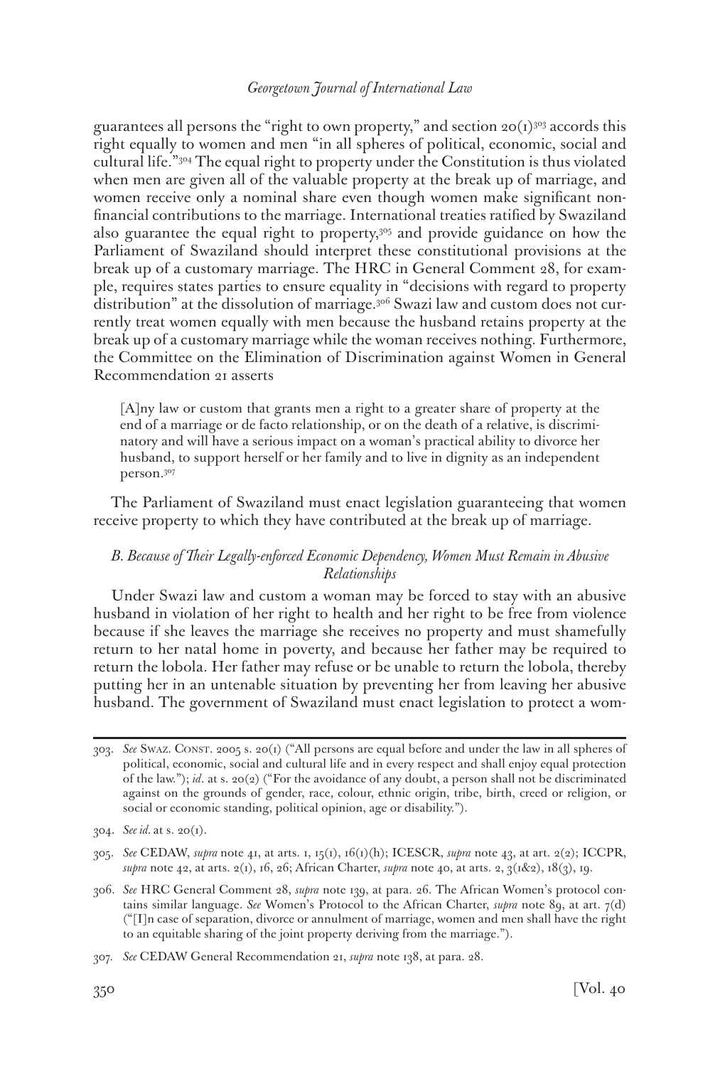guarantees all persons the "right to own property," and section 20(1)[303] accords this right equally to women and men "in all spheres of political, economic, social and cultural life."[304] The equal right to property under the Constitution is thus violated when men are given all of the valuable property at the break up of marriage, and women receive only a nominal share even though women make significant non-financial contributions to the marriage. International treaties ratified by Swaziland also guarantee the equal right to property,[305] and provide guidance on how the Parliament of Swaziland should interpret these constitutional provisions at the break up of a customary marriage. The HRC in General Comment 28, for example, requires states parties to ensure equality in "decisions with regard to property distribution" at the dissolution of marriage.[306] Swazi law and custom does not currently treat women equally with men because the husband retains property at the break up of a customary marriage while the woman receives nothing. Furthermore, the Committee on the Elimination of Discrimination against Women in General Recommendation 21 asserts

> [A]ny law or custom that grants men a right to a greater share of property at the end of a marriage or de facto relationship, or on the death of a relative, is discriminatory and will have a serious impact on a woman's practical ability to divorce her husband, to support herself or her family and to live in dignity as an independent person.[307]

The Parliament of Swaziland must enact legislation guaranteeing that women receive property to which they have contributed at the break up of marriage.

### *B. Because of Their Legally-enforced Economic Dependency, Women Must Remain in Abusive Relationships*

Under Swazi law and custom a woman may be forced to stay with an abusive husband in violation of her right to health and her right to be free from violence because if she leaves the marriage she receives no property and must shamefully return to her natal home in poverty, and because her father may be required to return the lobola. Her father may refuse or be unable to return the lobola, thereby putting her in an untenable situation by preventing her from leaving her abusive husband. The government of Swaziland must enact legislation to protect a wom-

---

303. *See* Swaz. Const. 2005 s. 20(1) ("All persons are equal before and under the law in all spheres of political, economic, social and cultural life and in every respect and shall enjoy equal protection of the law."); *id*. at s. 20(2) ("For the avoidance of any doubt, a person shall not be discriminated against on the grounds of gender, race, colour, ethnic origin, tribe, birth, creed or religion, or social or economic standing, political opinion, age or disability.").

304. *See id.* at s. 20(1).

305. *See* CEDAW, *supra* note 41, at arts. 1, 15(1), 16(1)(h); ICESCR, *supra* note 43, at art. 2(2); ICCPR, *supra* note 42, at arts. 2(1), 16, 26; African Charter, *supra* note 40, at arts. 2, 3(1&2), 18(3), 19.

306. *See* HRC General Comment 28, *supra* note 139, at para. 26. The African Women's protocol contains similar language. *See* Women's Protocol to the African Charter, *supra* note 89, at art. 7(d) ("[I]n case of separation, divorce or annulment of marriage, women and men shall have the right to an equitable sharing of the joint property deriving from the marriage.").

307. *See* CEDAW General Recommendation 21, *supra* note 138, at para. 28.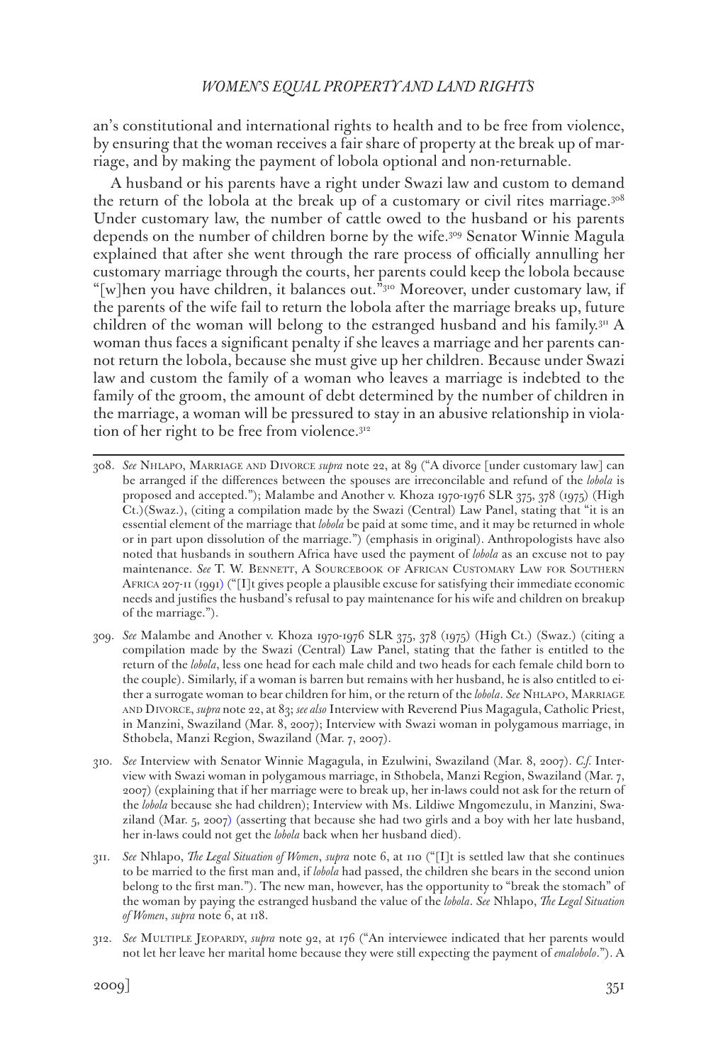an's constitutional and international rights to health and to be free from violence, by ensuring that the woman receives a fair share of property at the break up of marriage, and by making the payment of lobola optional and non-returnable.

A husband or his parents have a right under Swazi law and custom to demand the return of the lobola at the break up of a customary or civil rites marriage.[308] Under customary law, the number of cattle owed to the husband or his parents depends on the number of children borne by the wife.[309] Senator Winnie Magula explained that after she went through the rare process of officially annulling her customary marriage through the courts, her parents could keep the lobola because "[w]hen you have children, it balances out."[310] Moreover, under customary law, if the parents of the wife fail to return the lobola after the marriage breaks up, future children of the woman will belong to the estranged husband and his family.[311] A woman thus faces a significant penalty if she leaves a marriage and her parents cannot return the lobola, because she must give up her children. Because under Swazi law and custom the family of a woman who leaves a marriage is indebted to the family of the groom, the amount of debt determined by the number of children in the marriage, a woman will be pressured to stay in an abusive relationship in violation of her right to be free from violence.[312]

---

308. *See* Nhlapo, Marriage and Divorce *supra* note 22, at 89 ("A divorce [under customary law] can be arranged if the differences between the spouses are irreconcilable and refund of the *lobola* is proposed and accepted."); Malambe and Another v. Khoza 1970-1976 SLR 375, 378 (1975) (High Ct.)(Swaz.), (citing a compilation made by the Swazi (Central) Law Panel, stating that "it is an essential element of the marriage that *lobola* be paid at some time, and it may be returned in whole or in part upon dissolution of the marriage.") (emphasis in original). Anthropologists have also noted that husbands in southern Africa have used the payment of *lobola* as an excuse not to pay maintenance. *See* T. W. Bennett, A Sourcebook of African Customary Law for Southern Africa 207-11 (1991) ("[I]t gives people a plausible excuse for satisfying their immediate economic needs and justifies the husband's refusal to pay maintenance for his wife and children on breakup of the marriage.").

309. *See* Malambe and Another v. Khoza 1970-1976 SLR 375, 378 (1975) (High Ct.) (Swaz.) (citing a compilation made by the Swazi (Central) Law Panel, stating that the father is entitled to the return of the *lobola*, less one head for each male child and two heads for each female child born to the couple). Similarly, if a woman is barren but remains with her husband, he is also entitled to either a surrogate woman to bear children for him, or the return of the *lobola*. *See* Nhlapo, Marriage and Divorce, *supra* note 22, at 83; *see also* Interview with Reverend Pius Magagula, Catholic Priest, in Manzini, Swaziland (Mar. 8, 2007); Interview with Swazi woman in polygamous marriage, in Sthobela, Manzi Region, Swaziland (Mar. 7, 2007).

310. *See* Interview with Senator Winnie Magagula, in Ezulwini, Swaziland (Mar. 8, 2007). *C.f.* Interview with Swazi woman in polygamous marriage, in Sthobela, Manzi Region, Swaziland (Mar. 7, 2007) (explaining that if her marriage were to break up, her in-laws could not ask for the return of the *lobola* because she had children); Interview with Ms. Lildiwe Mngomezulu, in Manzini, Swaziland (Mar. 5, 2007) (asserting that because she had two girls and a boy with her late husband, her in-laws could not get the *lobola* back when her husband died).

311. *See* Nhlapo, *The Legal Situation of Women*, *supra* note 6, at 110 ("[I]t is settled law that she continues to be married to the first man and, if *lobola* had passed, the children she bears in the second union belong to the first man."). The new man, however, has the opportunity to "break the stomach" of the woman by paying the estranged husband the value of the *lobola*. *See* Nhlapo, *The Legal Situation of Women*, *supra* note 6, at 118.

312. *See* Multiple Jeopardy, *supra* note 92, at 176 ("An interviewee indicated that her parents would not let her leave her marital home because they were still expecting the payment of *emalobolo*."). A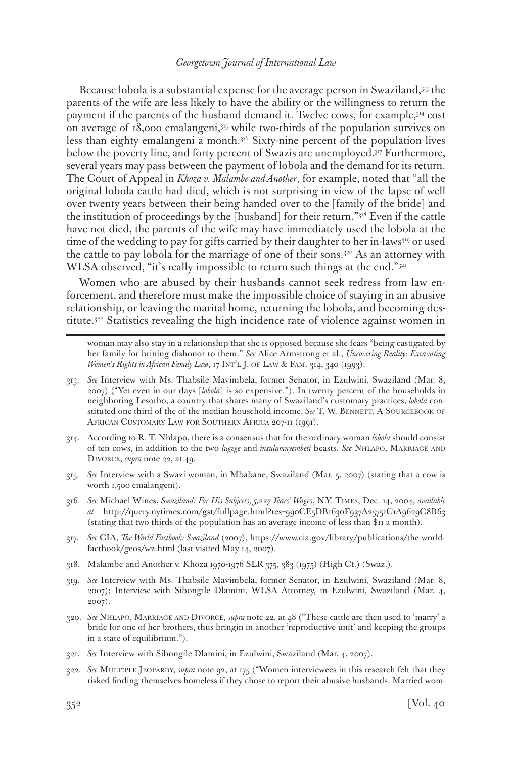Because lobola is a substantial expense for the average person in Swaziland,[313] the parents of the wife are less likely to have the ability or the willingness to return the payment if the parents of the husband demand it. Twelve cows, for example,[314] cost on average of 18,000 emalangeni,[315] while two-thirds of the population survives on less than eighty emalangeni a month.[316] Sixty-nine percent of the population lives below the poverty line, and forty percent of Swazis are unemployed.[317] Furthermore, several years may pass between the payment of lobola and the demand for its return. The Court of Appeal in *Khoza v. Malambe and Another*, for example, noted that "all the original lobola cattle had died, which is not surprising in view of the lapse of well over twenty years between their being handed over to the [family of the bride] and the institution of proceedings by the [husband] for their return."[318] Even if the cattle have not died, the parents of the wife may have immediately used the lobola at the time of the wedding to pay for gifts carried by their daughter to her in-laws[319] or used the cattle to pay lobola for the marriage of one of their sons.[320] As an attorney with WLSA observed, "it's really impossible to return such things at the end."[321]

Women who are abused by their husbands cannot seek redress from law enforcement, and therefore must make the impossible choice of staying in an abusive relationship, or leaving the marital home, returning the lobola, and becoming destitute.[322] Statistics revealing the high incidence rate of violence against women in

---

woman may also stay in a relationship that she is opposed because she fears "being castigated by her family for brining dishonor to them." *See* Alice Armstrong et al., *Uncovering Reality: Excavating Women's Rights in African Family Law*, 17 INT'L J. OF LAW & FAM. 314, 340 (1993).

313. *See* Interview with Ms. Thabsile Mavimbela, former Senator, in Ezulwini, Swaziland (Mar. 8, 2007) ("Yet even in our days [*lobola*] is so expensive."). In twenty percent of the households in neighboring Lesotho, a country that shares many of Swaziland's customary practices, *lobola* constituted one third of the of the median household income. *See* T. W. BENNETT, A SOURCEBOOK OF AFRICAN CUSTOMARY LAW FOR SOUTHERN AFRICA 207-11 (1991).

314. According to R. T. Nhlapo, there is a consensus that for the ordinary woman *lobola* should consist of ten cows, in addition to the two *lugege* and *insulamnyembeti* beasts. *See* NHLAPO, MARRIAGE AND DIVORCE, *supra* note 22, at 49.

315. *See* Interview with a Swazi woman, in Mbabane, Swaziland (Mar. 5, 2007) (stating that a cow is worth 1,500 emalangeni).

316. *See* Michael Wines, *Swaziland: For His Subjects, 5,227 Years' Wages*, N.Y. TIMES, Dec. 14, 2004, *available at* http://query.nytimes.com/gst/fullpage.html?res=990CE5DB1630F937A25751C1A9629C8B63 (stating that two thirds of the population has an average income of less than $11 a month).

317. *See* CIA, *The World Factbook: Swaziland* (2007), https://www.cia.gov/library/publications/the-world-factbook/geos/wz.html (last visited May 14, 2007).

318. Malambe and Another v. Khoza 1970-1976 SLR 375, 383 (1975) (High Ct.) (Swaz.).

319. *See* Interview with Ms. Thabsile Mavimbela, former Senator, in Ezulwini, Swaziland (Mar. 8, 2007); Interview with Sibongile Dlamini, WLSA Attorney, in Ezulwini, Swaziland (Mar. 4, 2007).

320. *See* NHLAPO, MARRIAGE AND DIVORCE, *supra* note 22, at 48 ("These cattle are then used to 'marry' a bride for one of her brothers, thus bringin in another 'reproductive unit' and keeping the groups in a state of equilibrium.").

321. *See* Interview with Sibongile Dlamini, in Ezulwini, Swaziland (Mar. 4, 2007).

322. *See* MULTIPLE JEOPARDY, *supra* note 92, at 175 ("Women interviewees in this research felt that they risked finding themselves homeless if they chose to report their abusive husbands. Married wom-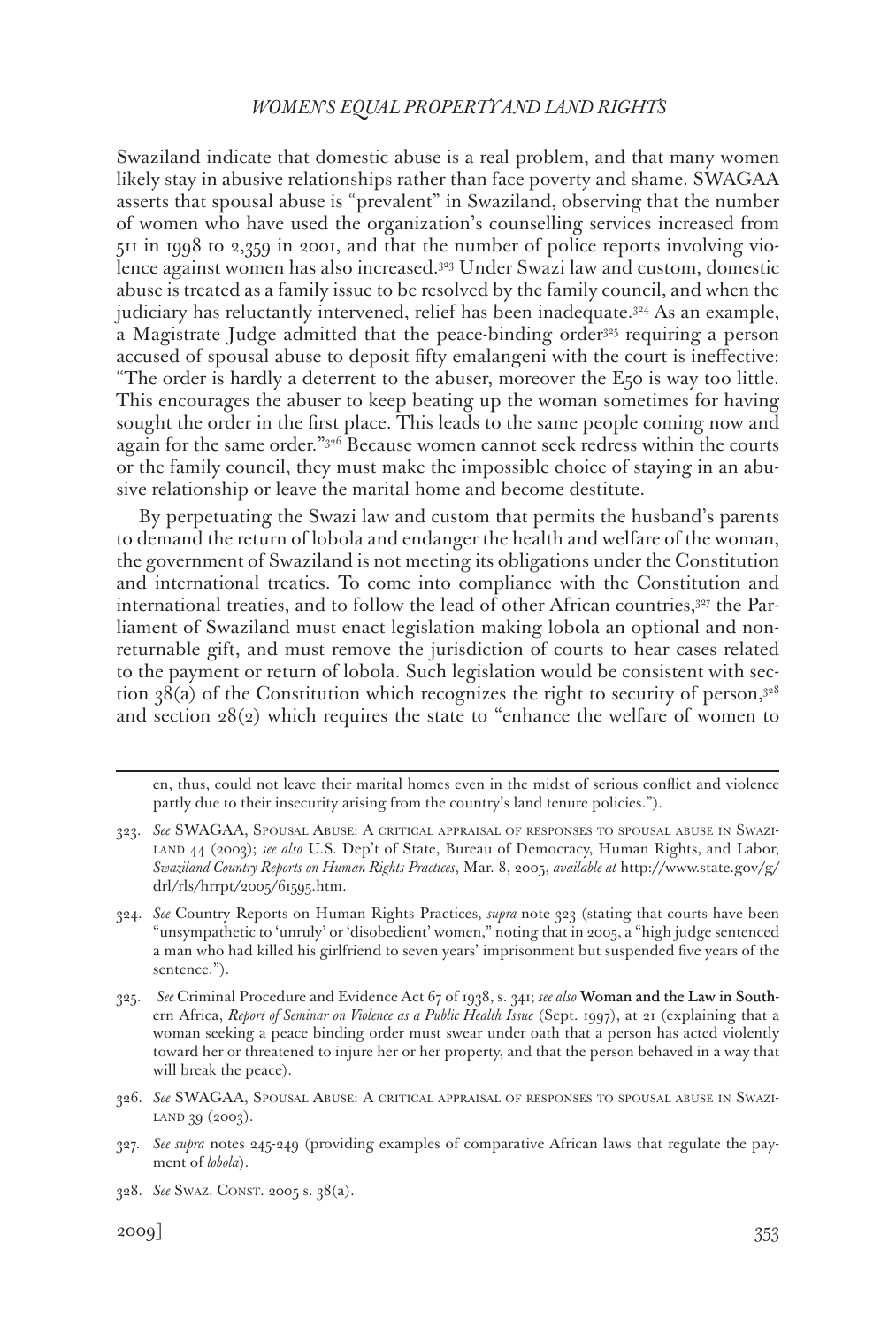Swaziland indicate that domestic abuse is a real problem, and that many women likely stay in abusive relationships rather than face poverty and shame. SWAGAA asserts that spousal abuse is "prevalent" in Swaziland, observing that the number of women who have used the organization's counselling services increased from 511 in 1998 to 2,359 in 2001, and that the number of police reports involving violence against women has also increased.[323] Under Swazi law and custom, domestic abuse is treated as a family issue to be resolved by the family council, and when the judiciary has reluctantly intervened, relief has been inadequate.[324] As an example, a Magistrate Judge admitted that the peace-binding order[325] requiring a person accused of spousal abuse to deposit fifty emalangeni with the court is ineffective: "The order is hardly a deterrent to the abuser, moreover the E50 is way too little. This encourages the abuser to keep beating up the woman sometimes for having sought the order in the first place. This leads to the same people coming now and again for the same order."[326] Because women cannot seek redress within the courts or the family council, they must make the impossible choice of staying in an abusive relationship or leave the marital home and become destitute.

By perpetuating the Swazi law and custom that permits the husband's parents to demand the return of lobola and endanger the health and welfare of the woman, the government of Swaziland is not meeting its obligations under the Constitution and international treaties. To come into compliance with the Constitution and international treaties, and to follow the lead of other African countries,[327] the Parliament of Swaziland must enact legislation making lobola an optional and non-returnable gift, and must remove the jurisdiction of courts to hear cases related to the payment or return of lobola. Such legislation would be consistent with section 38(a) of the Constitution which recognizes the right to security of person,[328] and section 28(2) which requires the state to "enhance the welfare of women to

---

en, thus, could not leave their marital homes even in the midst of serious conflict and violence partly due to their insecurity arising from the country's land tenure policies.").

323. *See* SWAGAA, Spousal Abuse: A critical appraisal of responses to spousal abuse in Swaziland 44 (2003); *see also* U.S. Dep't of State, Bureau of Democracy, Human Rights, and Labor, *Swaziland Country Reports on Human Rights Practices*, Mar. 8, 2005, *available at* http://www.state.gov/g/drl/rls/hrrpt/2005/61595.htm.

324. *See* Country Reports on Human Rights Practices, *supra* note 323 (stating that courts have been "unsympathetic to 'unruly' or 'disobedient' women," noting that in 2005, a "high judge sentenced a man who had killed his girlfriend to seven years' imprisonment but suspended five years of the sentence.").

325. *See* Criminal Procedure and Evidence Act 67 of 1938, s. 341; *see also* Woman and the Law in Southern Africa, *Report of Seminar on Violence as a Public Health Issue* (Sept. 1997), at 21 (explaining that a woman seeking a peace binding order must swear under oath that a person has acted violently toward her or threatened to injure her or her property, and that the person behaved in a way that will break the peace).

326. *See* SWAGAA, Spousal Abuse: A critical appraisal of responses to spousal abuse in Swaziland 39 (2003).

327. *See supra* notes 245-249 (providing examples of comparative African laws that regulate the payment of *lobola*).

328. *See* Swaz. Const. 2005 s. 38(a).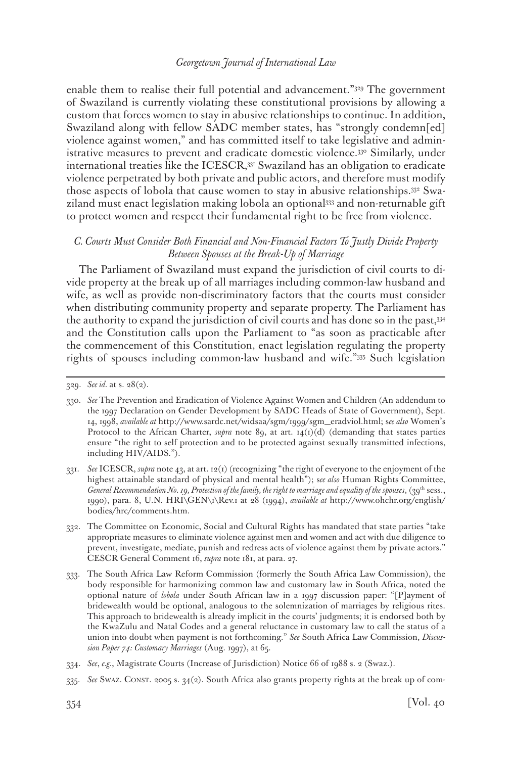enable them to realise their full potential and advancement."[329] The government of Swaziland is currently violating these constitutional provisions by allowing a custom that forces women to stay in abusive relationships to continue. In addition, Swaziland along with fellow SADC member states, has "strongly condemn[ed] violence against women," and has committed itself to take legislative and administrative measures to prevent and eradicate domestic violence.[330] Similarly, under international treaties like the ICESCR,[331] Swaziland has an obligation to eradicate violence perpetrated by both private and public actors, and therefore must modify those aspects of lobola that cause women to stay in abusive relationships.[332] Swaziland must enact legislation making lobola an optional[333] and non-returnable gift to protect women and respect their fundamental right to be free from violence.

### *C. Courts Must Consider Both Financial and Non-Financial Factors To Justly Divide Property Between Spouses at the Break-Up of Marriage*

The Parliament of Swaziland must expand the jurisdiction of civil courts to divide property at the break up of all marriages including common-law husband and wife, as well as provide non-discriminatory factors that the courts must consider when distributing community property and separate property. The Parliament has the authority to expand the jurisdiction of civil courts and has done so in the past,[334] and the Constitution calls upon the Parliament to "as soon as practicable after the commencement of this Constitution, enact legislation regulating the property rights of spouses including common-law husband and wife."[335] Such legislation

---

329. *See id.* at s. 28(2).

330. *See* The Prevention and Eradication of Violence Against Women and Children (An addendum to the 1997 Declaration on Gender Development by SADC Heads of State of Government), Sept. 14, 1998, *available at* http://www.sardc.net/widsaa/sgm/1999/sgm_eradviol.html; s*ee also* Women's Protocol to the African Charter, *supra* note 89, at art. 14(1)(d) (demanding that states parties ensure "the right to self protection and to be protected against sexually transmitted infections, including HIV/AIDS.").

331. *See* ICESCR, *supra* note 43, at art. 12(1) (recognizing "the right of everyone to the enjoyment of the highest attainable standard of physical and mental health"); s*ee also* Human Rights Committee, *General Recommendation No. 19, Protection of the family, the right to marriage and equality of the spouses*, (39th sess., 1990), para. 8, U.N. HRI\GEN\1\Rev.1 at 28 (1994), *available at* http://www.ohchr.org/english/bodies/hrc/comments.htm.

332. The Committee on Economic, Social and Cultural Rights has mandated that state parties "take appropriate measures to eliminate violence against men and women and act with due diligence to prevent, investigate, mediate, punish and redress acts of violence against them by private actors." CESCR General Comment 16, *supra* note 181, at para. 27.

333. The South Africa Law Reform Commission (formerly the South Africa Law Commission), the body responsible for harmonizing common law and customary law in South Africa, noted the optional nature of *lobola* under South African law in a 1997 discussion paper: "[P]ayment of bridewealth would be optional, analogous to the solemnization of marriages by religious rites. This approach to bridewealth is already implicit in the courts' judgments; it is endorsed both by the KwaZulu and Natal Codes and a general reluctance in customary law to call the status of a union into doubt when payment is not forthcoming." *See* South Africa Law Commission, *Discussion Paper 74: Customary Marriages* (Aug. 1997), at 65.

334. *See*, *e.g.*, Magistrate Courts (Increase of Jurisdiction) Notice 66 of 1988 s. 2 (Swaz.).

335. *See* SWAZ. CONST. 2005 s. 34(2). South Africa also grants property rights at the break up of com-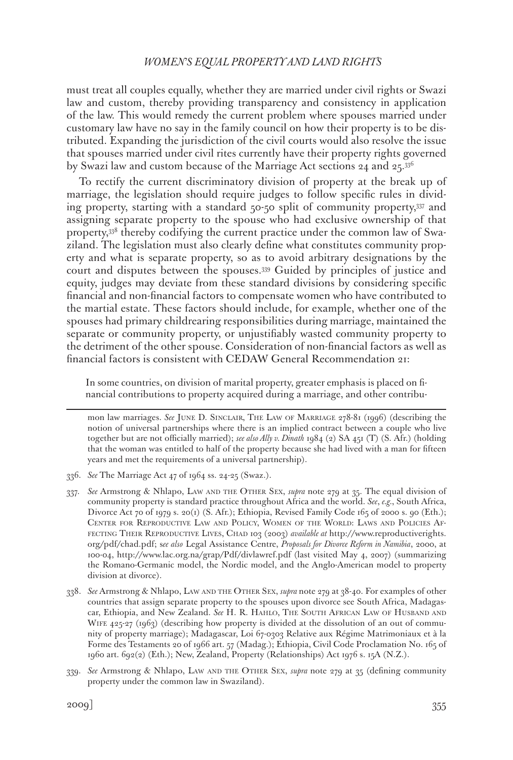must treat all couples equally, whether they are married under civil rights or Swazi law and custom, thereby providing transparency and consistency in application of the law. This would remedy the current problem where spouses married under customary law have no say in the family council on how their property is to be distributed. Expanding the jurisdiction of the civil courts would also resolve the issue that spouses married under civil rites currently have their property rights governed by Swazi law and custom because of the Marriage Act sections 24 and 25.[336]

To rectify the current discriminatory division of property at the break up of marriage, the legislation should require judges to follow specific rules in dividing property, starting with a standard 50-50 split of community property,[337] and assigning separate property to the spouse who had exclusive ownership of that property,[338] thereby codifying the current practice under the common law of Swaziland. The legislation must also clearly define what constitutes community property and what is separate property, so as to avoid arbitrary designations by the court and disputes between the spouses.[339] Guided by principles of justice and equity, judges may deviate from these standard divisions by considering specific financial and non-financial factors to compensate women who have contributed to the martial estate. These factors should include, for example, whether one of the spouses had primary childrearing responsibilities during marriage, maintained the separate or community property, or unjustifiably wasted community property to the detriment of the other spouse. Consideration of non-financial factors as well as financial factors is consistent with CEDAW General Recommendation 21:

> In some countries, on division of marital property, greater emphasis is placed on financial contributions to property acquired during a marriage, and other contribu-

---

mon law marriages. *See* June D. Sinclair, The Law of Marriage 278-81 (1996) (describing the notion of universal partnerships where there is an implied contract between a couple who live together but are not officially married); *see also Ally v. Dinath* 1984 (2) SA 451 (T) (S. Afr.) (holding that the woman was entitled to half of the property because she had lived with a man for fifteen years and met the requirements of a universal partnership).

336. *See* The Marriage Act 47 of 1964 ss. 24-25 (Swaz.).

337. *See* Armstrong & Nhlapo, Law and the Other Sex, *supra* note 279 at 35. The equal division of community property is standard practice throughout Africa and the world. *See*, *e.g.*, South Africa, Divorce Act 70 of 1979 s. 20(1) (S. Afr.); Ethiopia, Revised Family Code 165 of 2000 s. 90 (Eth.); Center for Reproductive Law and Policy, Women of the World: Laws and Policies Affecting Their Reproductive Lives, Chad 103 (2003) *available at* http://www.reproductiverights.org/pdf/chad.pdf; s*ee also* Legal Assistance Centre, *Proposals for Divorce Reform in Namibia*, 2000, at 100-04, http://www.lac.org.na/grap/Pdf/divlawref.pdf (last visited May 4, 2007) (summarizing the Romano-Germanic model, the Nordic model, and the Anglo-American model to property division at divorce).

338. *See* Armstrong & Nhlapo, Law and the Other Sex, *supra* note 279 at 38-40. For examples of other countries that assign separate property to the spouses upon divorce see South Africa, Madagascar, Ethiopia, and New Zealand. *See* H. R. Hahlo, The South African Law of Husband and Wife 425-27 (1963) (describing how property is divided at the dissolution of an out of community of property marriage); Madagascar, Loi 67-0303 Relative aux Régime Matrimoniaux et à la Forme des Testaments 20 of 1966 art. 57 (Madag.); Ethiopia, Civil Code Proclamation No. 165 of 1960 art. 692(2) (Eth.); New, Zealand, Property (Relationships) Act 1976 s. 15A (N.Z.).

339. *See* Armstrong & Nhlapo, Law and the Other Sex, *supra* note 279 at 35 (defining community property under the common law in Swaziland).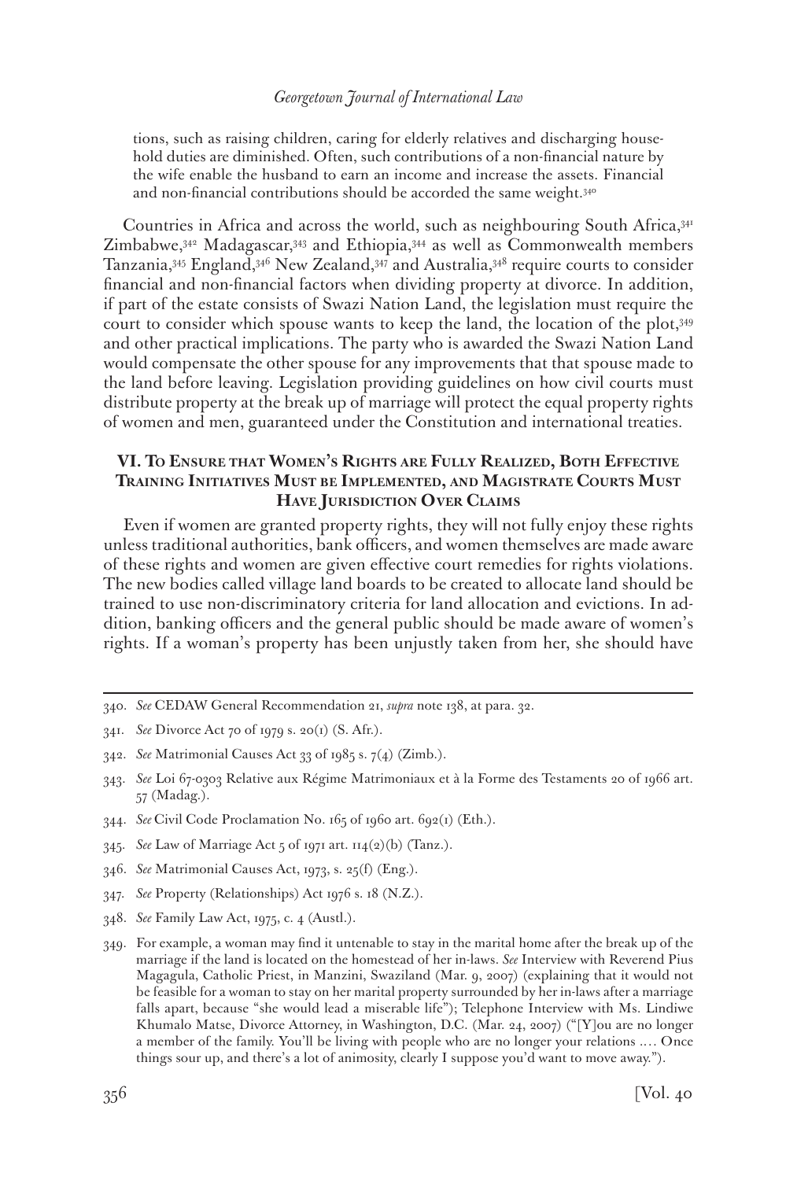tions, such as raising children, caring for elderly relatives and discharging household duties are diminished. Often, such contributions of a non-financial nature by the wife enable the husband to earn an income and increase the assets. Financial and non-financial contributions should be accorded the same weight.[340]

Countries in Africa and across the world, such as neighbouring South Africa,[341] Zimbabwe,[342] Madagascar,[343] and Ethiopia,[344] as well as Commonwealth members Tanzania,[345] England,[346] New Zealand,[347] and Australia,[348] require courts to consider financial and non-financial factors when dividing property at divorce. In addition, if part of the estate consists of Swazi Nation Land, the legislation must require the court to consider which spouse wants to keep the land, the location of the plot,[349] and other practical implications. The party who is awarded the Swazi Nation Land would compensate the other spouse for any improvements that that spouse made to the land before leaving. Legislation providing guidelines on how civil courts must distribute property at the break up of marriage will protect the equal property rights of women and men, guaranteed under the Constitution and international treaties.

## VI. To Ensure that Women's Rights are Fully Realized, Both Effective Training Initiatives Must be Implemented, and Magistrate Courts Must Have Jurisdiction Over Claims

Even if women are granted property rights, they will not fully enjoy these rights unless traditional authorities, bank officers, and women themselves are made aware of these rights and women are given effective court remedies for rights violations. The new bodies called village land boards to be created to allocate land should be trained to use non-discriminatory criteria for land allocation and evictions. In addition, banking officers and the general public should be made aware of women's rights. If a woman's property has been unjustly taken from her, she should have

---

340. *See* CEDAW General Recommendation 21, *supra* note 138, at para. 32.

341. *See* Divorce Act 70 of 1979 s. 20(1) (S. Afr.).

342. *See* Matrimonial Causes Act 33 of 1985 s. 7(4) (Zimb.).

343. *See* Loi 67-0303 Relative aux Régime Matrimoniaux et à la Forme des Testaments 20 of 1966 art. 57 (Madag.).

344. *See* Civil Code Proclamation No. 165 of 1960 art. 692(1) (Eth.).

345. *See* Law of Marriage Act 5 of 1971 art. 114(2)(b) (Tanz.).

346. *See* Matrimonial Causes Act, 1973, s. 25(f) (Eng.).

347. *See* Property (Relationships) Act 1976 s. 18 (N.Z.).

348. *See* Family Law Act, 1975, c. 4 (Austl.).

349. For example, a woman may find it untenable to stay in the marital home after the break up of the marriage if the land is located on the homestead of her in-laws. *See* Interview with Reverend Pius Magagula, Catholic Priest, in Manzini, Swaziland (Mar. 9, 2007) (explaining that it would not be feasible for a woman to stay on her marital property surrounded by her in-laws after a marriage falls apart, because "she would lead a miserable life"); Telephone Interview with Ms. Lindiwe Khumalo Matse, Divorce Attorney, in Washington, D.C. (Mar. 24, 2007) ("[Y]ou are no longer a member of the family. You'll be living with people who are no longer your relations .… Once things sour up, and there's a lot of animosity, clearly I suppose you'd want to move away.").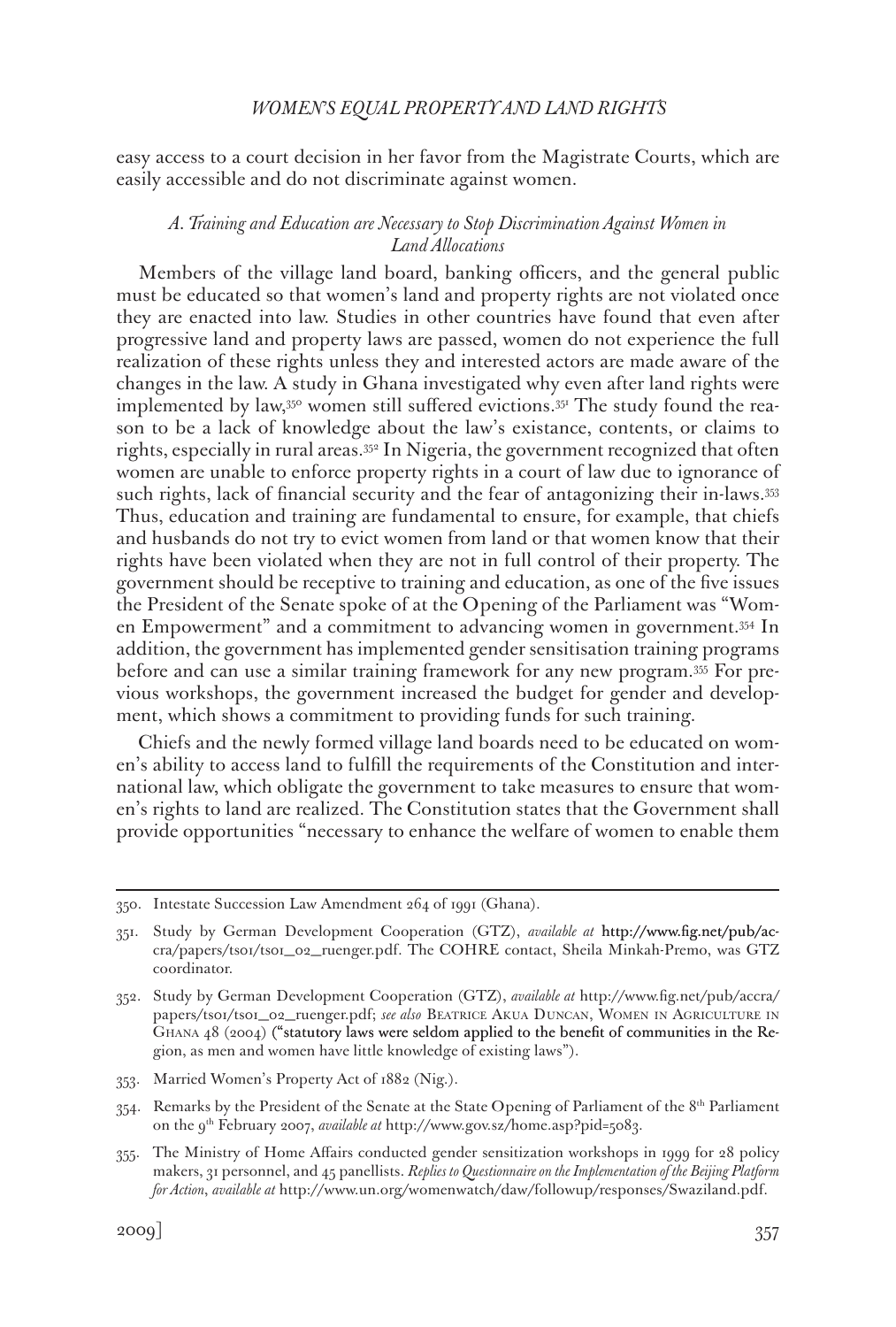easy access to a court decision in her favor from the Magistrate Courts, which are easily accessible and do not discriminate against women.

### *A. Training and Education are Necessary to Stop Discrimination Against Women in Land Allocations*

Members of the village land board, banking officers, and the general public must be educated so that women's land and property rights are not violated once they are enacted into law. Studies in other countries have found that even after progressive land and property laws are passed, women do not experience the full realization of these rights unless they and interested actors are made aware of the changes in the law. A study in Ghana investigated why even after land rights were implemented by law,[350] women still suffered evictions.[351] The study found the reason to be a lack of knowledge about the law's existance, contents, or claims to rights, especially in rural areas.[352] In Nigeria, the government recognized that often women are unable to enforce property rights in a court of law due to ignorance of such rights, lack of financial security and the fear of antagonizing their in-laws.[353] Thus, education and training are fundamental to ensure, for example, that chiefs and husbands do not try to evict women from land or that women know that their rights have been violated when they are not in full control of their property. The government should be receptive to training and education, as one of the five issues the President of the Senate spoke of at the Opening of the Parliament was "Women Empowerment" and a commitment to advancing women in government.[354] In addition, the government has implemented gender sensitisation training programs before and can use a similar training framework for any new program.[355] For previous workshops, the government increased the budget for gender and development, which shows a commitment to providing funds for such training.

Chiefs and the newly formed village land boards need to be educated on women's ability to access land to fulfill the requirements of the Constitution and international law, which obligate the government to take measures to ensure that women's rights to land are realized. The Constitution states that the Government shall provide opportunities "necessary to enhance the welfare of women to enable them

---

350. Intestate Succession Law Amendment 264 of 1991 (Ghana).

351. Study by German Development Cooperation (GTZ), *available at* http://www.fig.net/pub/accra/papers/ts01/ts01_02_ruenger.pdf. The COHRE contact, Sheila Minkah-Premo, was GTZ coordinator.

352. Study by German Development Cooperation (GTZ), *available at* http://www.fig.net/pub/accra/papers/ts01/ts01_02_ruenger.pdf; *see also* Beatrice Akua Duncan, Women in Agriculture in Ghana 48 (2004) ("statutory laws were seldom applied to the benefit of communities in the Region, as men and women have little knowledge of existing laws").

353. Married Women's Property Act of 1882 (Nig.).

354. Remarks by the President of the Senate at the State Opening of Parliament of the 8th Parliament on the 9th February 2007, *available at* http://www.gov.sz/home.asp?pid=5083.

355. The Ministry of Home Affairs conducted gender sensitization workshops in 1999 for 28 policy makers, 31 personnel, and 45 panellists. *Replies to Questionnaire on the Implementation of the Beijing Platform for Action*, *available at* http://www.un.org/womenwatch/daw/followup/responses/Swaziland.pdf.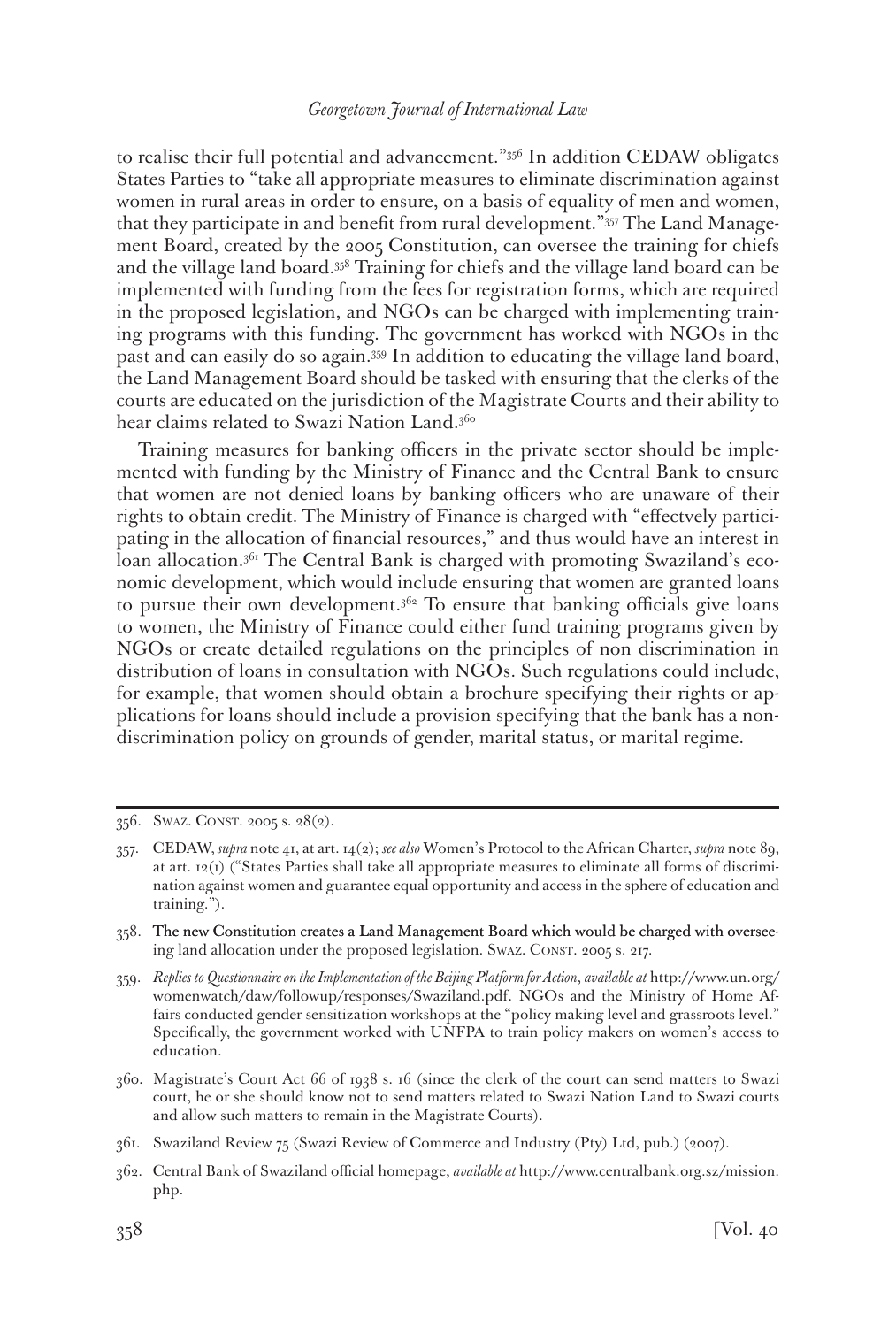to realise their full potential and advancement."[356] In addition CEDAW obligates States Parties to "take all appropriate measures to eliminate discrimination against women in rural areas in order to ensure, on a basis of equality of men and women, that they participate in and benefit from rural development."[357] The Land Management Board, created by the 2005 Constitution, can oversee the training for chiefs and the village land board.[358] Training for chiefs and the village land board can be implemented with funding from the fees for registration forms, which are required in the proposed legislation, and NGOs can be charged with implementing training programs with this funding. The government has worked with NGOs in the past and can easily do so again.[359] In addition to educating the village land board, the Land Management Board should be tasked with ensuring that the clerks of the courts are educated on the jurisdiction of the Magistrate Courts and their ability to hear claims related to Swazi Nation Land.[360]

Training measures for banking officers in the private sector should be implemented with funding by the Ministry of Finance and the Central Bank to ensure that women are not denied loans by banking officers who are unaware of their rights to obtain credit. The Ministry of Finance is charged with "effectvely participating in the allocation of financial resources," and thus would have an interest in loan allocation.[361] The Central Bank is charged with promoting Swaziland's economic development, which would include ensuring that women are granted loans to pursue their own development.[362] To ensure that banking officials give loans to women, the Ministry of Finance could either fund training programs given by NGOs or create detailed regulations on the principles of non discrimination in distribution of loans in consultation with NGOs. Such regulations could include, for example, that women should obtain a brochure specifying their rights or applications for loans should include a provision specifying that the bank has a non-discrimination policy on grounds of gender, marital status, or marital regime.

---

356. SWAZ. CONST. 2005 s. 28(2).

357. CEDAW, *supra* note 41, at art. 14(2); *see also* Women's Protocol to the African Charter, *supra* note 89, at art. 12(1) ("States Parties shall take all appropriate measures to eliminate all forms of discrimination against women and guarantee equal opportunity and access in the sphere of education and training.").

358. The new Constitution creates a Land Management Board which would be charged with overseeing land allocation under the proposed legislation. SWAZ. CONST. 2005 s. 217.

359. *Replies to Questionnaire on the Implementation of the Beijing Platform for Action*, *available at* http://www.un.org/womenwatch/daw/followup/responses/Swaziland.pdf. NGOs and the Ministry of Home Affairs conducted gender sensitization workshops at the "policy making level and grassroots level." Specifically, the government worked with UNFPA to train policy makers on women's access to education.

360. Magistrate's Court Act 66 of 1938 s. 16 (since the clerk of the court can send matters to Swazi court, he or she should know not to send matters related to Swazi Nation Land to Swazi courts and allow such matters to remain in the Magistrate Courts).

361. Swaziland Review 75 (Swazi Review of Commerce and Industry (Pty) Ltd, pub.) (2007).

362. Central Bank of Swaziland official homepage, *available at* http://www.centralbank.org.sz/mission.php.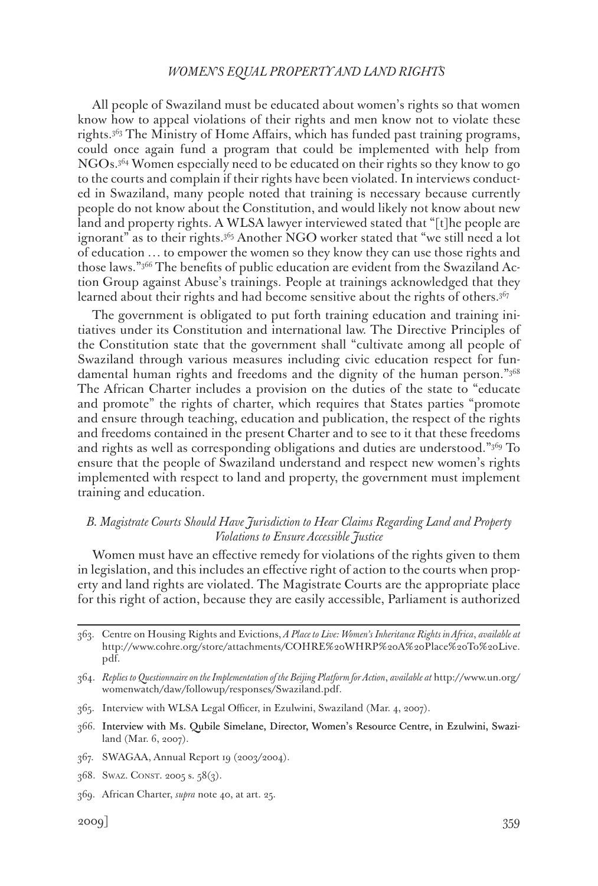All people of Swaziland must be educated about women's rights so that women know how to appeal violations of their rights and men know not to violate these rights.[363] The Ministry of Home Affairs, which has funded past training programs, could once again fund a program that could be implemented with help from NGOs.[364] Women especially need to be educated on their rights so they know to go to the courts and complain if their rights have been violated. In interviews conducted in Swaziland, many people noted that training is necessary because currently people do not know about the Constitution, and would likely not know about new land and property rights. A WLSA lawyer interviewed stated that "[t]he people are ignorant" as to their rights.[365] Another NGO worker stated that "we still need a lot of education … to empower the women so they know they can use those rights and those laws."[366] The benefits of public education are evident from the Swaziland Action Group against Abuse's trainings. People at trainings acknowledged that they learned about their rights and had become sensitive about the rights of others.[367]

The government is obligated to put forth training education and training initiatives under its Constitution and international law. The Directive Principles of the Constitution state that the government shall "cultivate among all people of Swaziland through various measures including civic education respect for fundamental human rights and freedoms and the dignity of the human person."[368] The African Charter includes a provision on the duties of the state to "educate and promote" the rights of charter, which requires that States parties "promote and ensure through teaching, education and publication, the respect of the rights and freedoms contained in the present Charter and to see to it that these freedoms and rights as well as corresponding obligations and duties are understood."[369] To ensure that the people of Swaziland understand and respect new women's rights implemented with respect to land and property, the government must implement training and education.

### *B. Magistrate Courts Should Have Jurisdiction to Hear Claims Regarding Land and Property Violations to Ensure Accessible Justice*

Women must have an effective remedy for violations of the rights given to them in legislation, and this includes an effective right of action to the courts when property and land rights are violated. The Magistrate Courts are the appropriate place for this right of action, because they are easily accessible, Parliament is authorized

---

363. Centre on Housing Rights and Evictions, *A Place to Live: Women's Inheritance Rights in Africa*, *available at* http://www.cohre.org/store/attachments/COHRE%20WHRP%20A%20Place%20To%20Live.pdf.

364. *Replies to Questionnaire on the Implementation of the Beijing Platform for Action*, *available at* http://www.un.org/womenwatch/daw/followup/responses/Swaziland.pdf.

365. Interview with WLSA Legal Officer, in Ezulwini, Swaziland (Mar. 4, 2007).

366. Interview with Ms. Qubile Simelane, Director, Women's Resource Centre, in Ezulwini, Swaziland (Mar. 6, 2007).

367. SWAGAA, Annual Report 19 (2003/2004).

368. Swaz. Const. 2005 s. 58(3).

369. African Charter, *supra* note 40, at art. 25.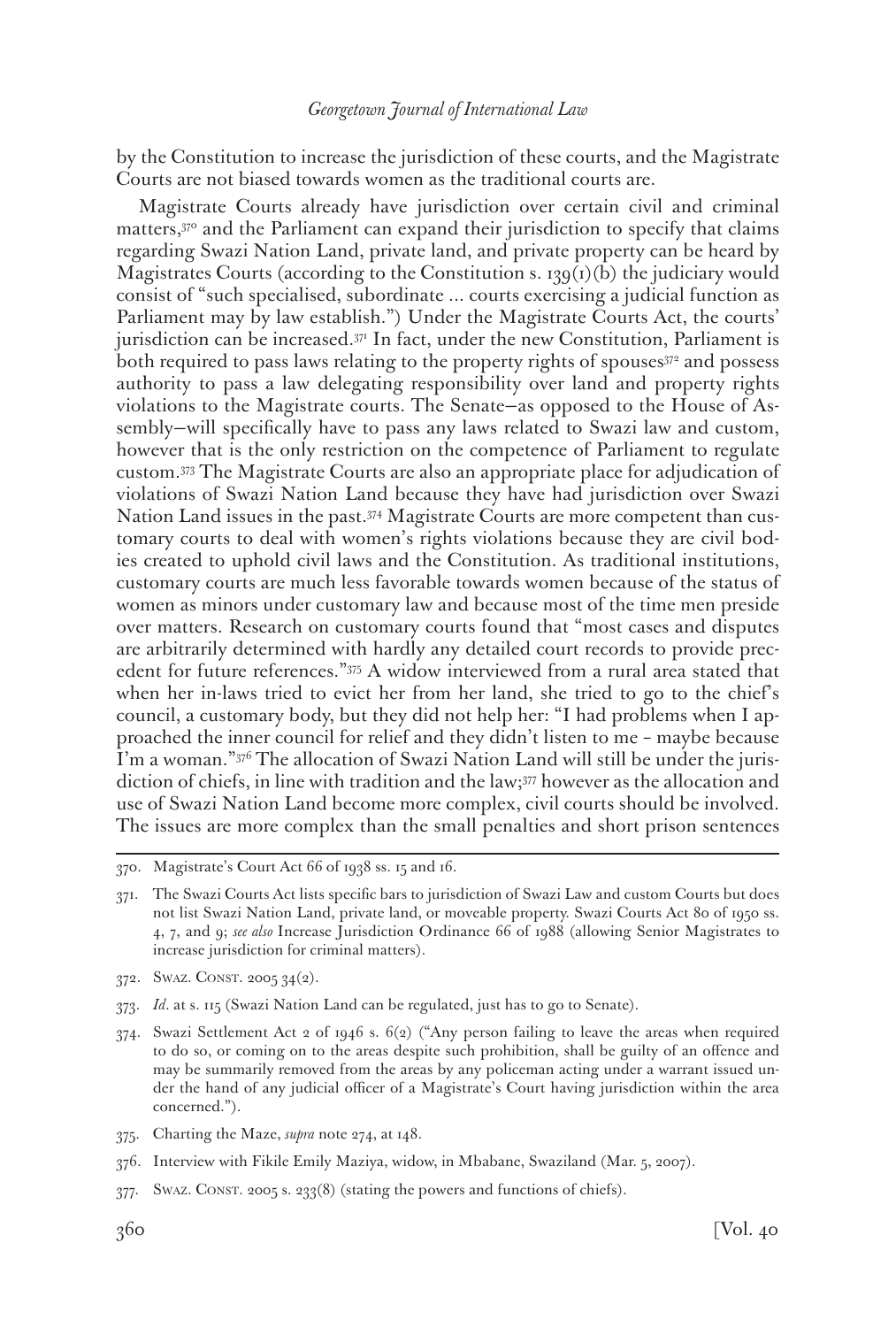by the Constitution to increase the jurisdiction of these courts, and the Magistrate Courts are not biased towards women as the traditional courts are.

Magistrate Courts already have jurisdiction over certain civil and criminal matters,[370] and the Parliament can expand their jurisdiction to specify that claims regarding Swazi Nation Land, private land, and private property can be heard by Magistrates Courts (according to the Constitution s. 139(1)(b) the judiciary would consist of "such specialised, subordinate ... courts exercising a judicial function as Parliament may by law establish.") Under the Magistrate Courts Act, the courts' jurisdiction can be increased.[371] In fact, under the new Constitution, Parliament is both required to pass laws relating to the property rights of spouses[372] and possess authority to pass a law delegating responsibility over land and property rights violations to the Magistrate courts. The Senate—as opposed to the House of Assembly—will specifically have to pass any laws related to Swazi law and custom, however that is the only restriction on the competence of Parliament to regulate custom.[373] The Magistrate Courts are also an appropriate place for adjudication of violations of Swazi Nation Land because they have had jurisdiction over Swazi Nation Land issues in the past.[374] Magistrate Courts are more competent than customary courts to deal with women's rights violations because they are civil bodies created to uphold civil laws and the Constitution. As traditional institutions, customary courts are much less favorable towards women because of the status of women as minors under customary law and because most of the time men preside over matters. Research on customary courts found that "most cases and disputes are arbitrarily determined with hardly any detailed court records to provide precedent for future references."[375] A widow interviewed from a rural area stated that when her in-laws tried to evict her from her land, she tried to go to the chief's council, a customary body, but they did not help her: "I had problems when I approached the inner council for relief and they didn't listen to me – maybe because I'm a woman."[376] The allocation of Swazi Nation Land will still be under the jurisdiction of chiefs, in line with tradition and the law;[377] however as the allocation and use of Swazi Nation Land become more complex, civil courts should be involved. The issues are more complex than the small penalties and short prison sentences

---

370. Magistrate's Court Act 66 of 1938 ss. 15 and 16.

371. The Swazi Courts Act lists specific bars to jurisdiction of Swazi Law and custom Courts but does not list Swazi Nation Land, private land, or moveable property. Swazi Courts Act 80 of 1950 ss. 4, 7, and 9; *see also* Increase Jurisdiction Ordinance 66 of 1988 (allowing Senior Magistrates to increase jurisdiction for criminal matters).

372. Swaz. Const. 2005 34(2).

373. *Id*. at s. 115 (Swazi Nation Land can be regulated, just has to go to Senate).

374. Swazi Settlement Act 2 of 1946 s. 6(2) ("Any person failing to leave the areas when required to do so, or coming on to the areas despite such prohibition, shall be guilty of an offence and may be summarily removed from the areas by any policeman acting under a warrant issued under the hand of any judicial officer of a Magistrate's Court having jurisdiction within the area concerned.").

375. Charting the Maze, *supra* note 274, at 148.

376. Interview with Fikile Emily Maziya, widow, in Mbabane, Swaziland (Mar. 5, 2007).

377. Swaz. Const. 2005 s. 233(8) (stating the powers and functions of chiefs).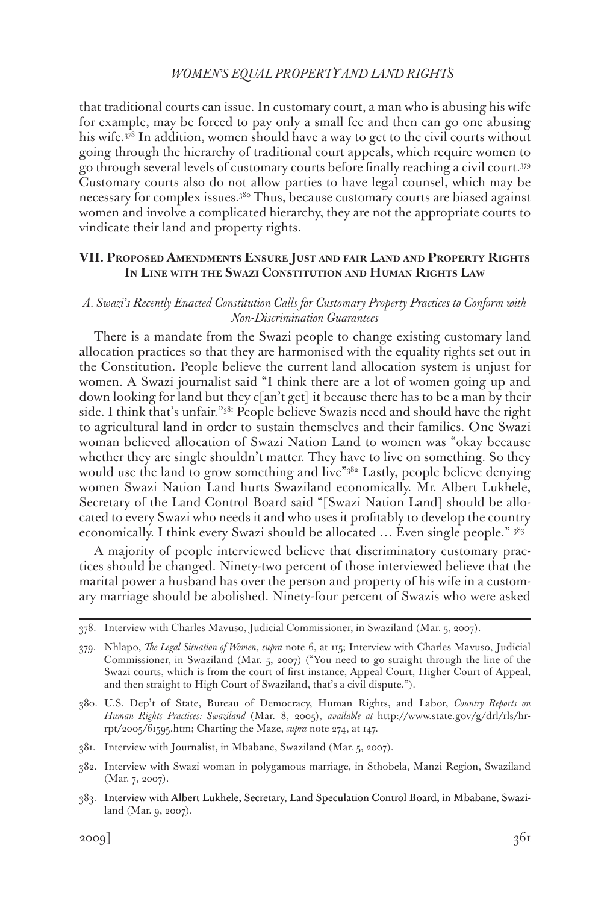that traditional courts can issue. In customary court, a man who is abusing his wife for example, may be forced to pay only a small fee and then can go one abusing his wife.[378] In addition, women should have a way to get to the civil courts without going through the hierarchy of traditional court appeals, which require women to go through several levels of customary courts before finally reaching a civil court.[379] Customary courts also do not allow parties to have legal counsel, which may be necessary for complex issues.[380] Thus, because customary courts are biased against women and involve a complicated hierarchy, they are not the appropriate courts to vindicate their land and property rights.

## VII. Proposed Amendments Ensure Just and fair Land and Property Rights In Line with the Swazi Constitution and Human Rights Law

### *A. Swazi's Recently Enacted Constitution Calls for Customary Property Practices to Conform with Non-Discrimination Guarantees*

There is a mandate from the Swazi people to change existing customary land allocation practices so that they are harmonised with the equality rights set out in the Constitution. People believe the current land allocation system is unjust for women. A Swazi journalist said "I think there are a lot of women going up and down looking for land but they c[an't get] it because there has to be a man by their side. I think that's unfair."[381] People believe Swazis need and should have the right to agricultural land in order to sustain themselves and their families. One Swazi woman believed allocation of Swazi Nation Land to women was "okay because whether they are single shouldn't matter. They have to live on something. So they would use the land to grow something and live"[382] Lastly, people believe denying women Swazi Nation Land hurts Swaziland economically. Mr. Albert Lukhele, Secretary of the Land Control Board said "[Swazi Nation Land] should be allocated to every Swazi who needs it and who uses it profitably to develop the country economically. I think every Swazi should be allocated … Even single people." [383]

A majority of people interviewed believe that discriminatory customary practices should be changed. Ninety-two percent of those interviewed believe that the marital power a husband has over the person and property of his wife in a customary marriage should be abolished. Ninety-four percent of Swazis who were asked

---

378. Interview with Charles Mavuso, Judicial Commissioner, in Swaziland (Mar. 5, 2007).

379. Nhlapo, *The Legal Situation of Women*, *supra* note 6, at 115; Interview with Charles Mavuso, Judicial Commissioner, in Swaziland (Mar. 5, 2007) ("You need to go straight through the line of the Swazi courts, which is from the court of first instance, Appeal Court, Higher Court of Appeal, and then straight to High Court of Swaziland, that's a civil dispute.").

380. U.S. Dep't of State, Bureau of Democracy, Human Rights, and Labor, *Country Reports on Human Rights Practices: Swaziland* (Mar. 8, 2005), *available at* http://www.state.gov/g/drl/rls/hrrpt/2005/61595.htm; Charting the Maze, *supra* note 274, at 147.

381. Interview with Journalist, in Mbabane, Swaziland (Mar. 5, 2007).

382. Interview with Swazi woman in polygamous marriage, in Sthobela, Manzi Region, Swaziland (Mar. 7, 2007).

383. Interview with Albert Lukhele, Secretary, Land Speculation Control Board, in Mbabane, Swaziland (Mar. 9, 2007).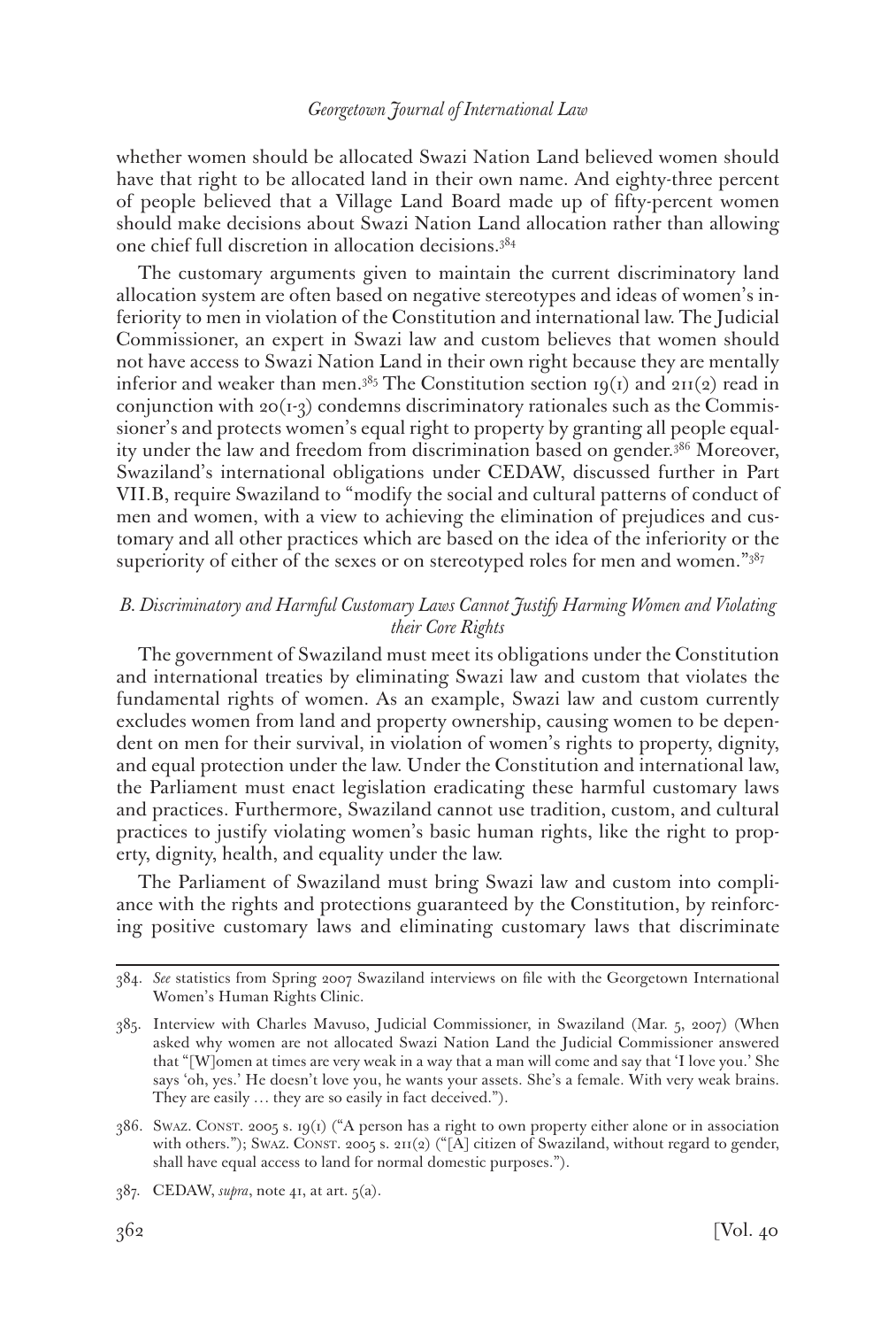whether women should be allocated Swazi Nation Land believed women should have that right to be allocated land in their own name. And eighty-three percent of people believed that a Village Land Board made up of fifty-percent women should make decisions about Swazi Nation Land allocation rather than allowing one chief full discretion in allocation decisions.[384]

The customary arguments given to maintain the current discriminatory land allocation system are often based on negative stereotypes and ideas of women's inferiority to men in violation of the Constitution and international law. The Judicial Commissioner, an expert in Swazi law and custom believes that women should not have access to Swazi Nation Land in their own right because they are mentally inferior and weaker than men.[385] The Constitution section 19(1) and 211(2) read in conjunction with 20(1-3) condemns discriminatory rationales such as the Commissioner's and protects women's equal right to property by granting all people equality under the law and freedom from discrimination based on gender.[386] Moreover, Swaziland's international obligations under CEDAW, discussed further in Part VII.B, require Swaziland to "modify the social and cultural patterns of conduct of men and women, with a view to achieving the elimination of prejudices and customary and all other practices which are based on the idea of the inferiority or the superiority of either of the sexes or on stereotyped roles for men and women."[387]

### *B. Discriminatory and Harmful Customary Laws Cannot Justify Harming Women and Violating their Core Rights*

The government of Swaziland must meet its obligations under the Constitution and international treaties by eliminating Swazi law and custom that violates the fundamental rights of women. As an example, Swazi law and custom currently excludes women from land and property ownership, causing women to be dependent on men for their survival, in violation of women's rights to property, dignity, and equal protection under the law. Under the Constitution and international law, the Parliament must enact legislation eradicating these harmful customary laws and practices. Furthermore, Swaziland cannot use tradition, custom, and cultural practices to justify violating women's basic human rights, like the right to property, dignity, health, and equality under the law.

The Parliament of Swaziland must bring Swazi law and custom into compliance with the rights and protections guaranteed by the Constitution, by reinforcing positive customary laws and eliminating customary laws that discriminate

---

384. *See* statistics from Spring 2007 Swaziland interviews on file with the Georgetown International Women's Human Rights Clinic.

385. Interview with Charles Mavuso, Judicial Commissioner, in Swaziland (Mar. 5, 2007) (When asked why women are not allocated Swazi Nation Land the Judicial Commissioner answered that "[W]omen at times are very weak in a way that a man will come and say that 'I love you.' She says 'oh, yes.' He doesn't love you, he wants your assets. She's a female. With very weak brains. They are easily … they are so easily in fact deceived.").

386. Swaz. Const. 2005 s. 19(1) ("A person has a right to own property either alone or in association with others."); Swaz. Const. 2005 s. 211(2) ("[A] citizen of Swaziland, without regard to gender, shall have equal access to land for normal domestic purposes.").

387. CEDAW, *supra*, note 41, at art. 5(a).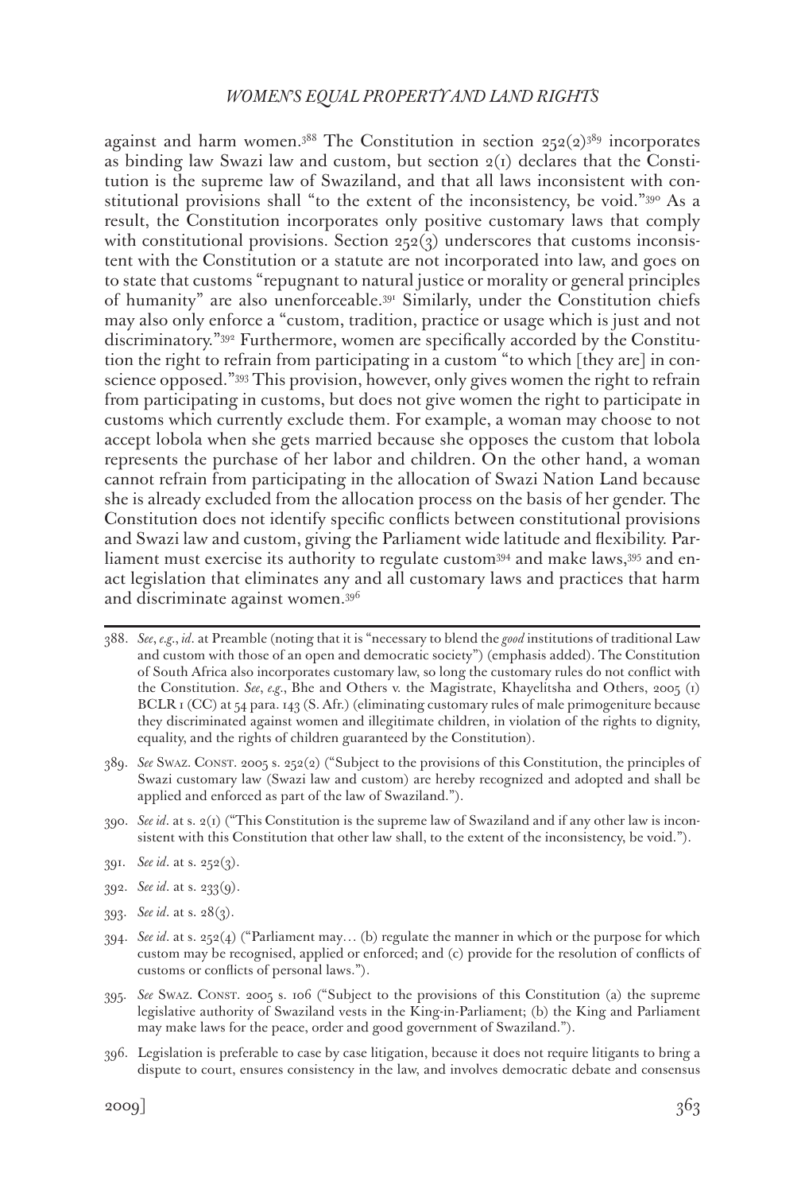against and harm women.[388] The Constitution in section 252(2)[389] incorporates as binding law Swazi law and custom, but section 2(1) declares that the Constitution is the supreme law of Swaziland, and that all laws inconsistent with constitutional provisions shall "to the extent of the inconsistency, be void."[390] As a result, the Constitution incorporates only positive customary laws that comply with constitutional provisions. Section 252(3) underscores that customs inconsistent with the Constitution or a statute are not incorporated into law, and goes on to state that customs "repugnant to natural justice or morality or general principles of humanity" are also unenforceable.[391] Similarly, under the Constitution chiefs may also only enforce a "custom, tradition, practice or usage which is just and not discriminatory."[392] Furthermore, women are specifically accorded by the Constitution the right to refrain from participating in a custom "to which [they are] in conscience opposed."[393] This provision, however, only gives women the right to refrain from participating in customs, but does not give women the right to participate in customs which currently exclude them. For example, a woman may choose to not accept lobola when she gets married because she opposes the custom that lobola represents the purchase of her labor and children. On the other hand, a woman cannot refrain from participating in the allocation of Swazi Nation Land because she is already excluded from the allocation process on the basis of her gender. The Constitution does not identify specific conflicts between constitutional provisions and Swazi law and custom, giving the Parliament wide latitude and flexibility. Parliament must exercise its authority to regulate custom[394] and make laws,[395] and enact legislation that eliminates any and all customary laws and practices that harm and discriminate against women.[396]

---

388. *See*, *e.g.*, *id*. at Preamble (noting that it is "necessary to blend the *good* institutions of traditional Law and custom with those of an open and democratic society") (emphasis added). The Constitution of South Africa also incorporates customary law, so long the customary rules do not conflict with the Constitution. *See*, *e.g.*, Bhe and Others v. the Magistrate, Khayelitsha and Others, 2005 (1) BCLR 1 (CC) at 54 para. 143 (S. Afr.) (eliminating customary rules of male primogeniture because they discriminated against women and illegitimate children, in violation of the rights to dignity, equality, and the rights of children guaranteed by the Constitution).

389. *See* Swaz. Const. 2005 s. 252(2) ("Subject to the provisions of this Constitution, the principles of Swazi customary law (Swazi law and custom) are hereby recognized and adopted and shall be applied and enforced as part of the law of Swaziland.").

390. *See id*. at s. 2(1) ("This Constitution is the supreme law of Swaziland and if any other law is inconsistent with this Constitution that other law shall, to the extent of the inconsistency, be void.").

391. *See id*. at s. 252(3).

392. *See id*. at s. 233(9).

393. *See id*. at s. 28(3).

394. *See id*. at s. 252(4) ("Parliament may… (b) regulate the manner in which or the purpose for which custom may be recognised, applied or enforced; and (c) provide for the resolution of conflicts of customs or conflicts of personal laws.").

395. *See* Swaz. Const. 2005 s. 106 ("Subject to the provisions of this Constitution (a) the supreme legislative authority of Swaziland vests in the King-in-Parliament; (b) the King and Parliament may make laws for the peace, order and good government of Swaziland.").

396. Legislation is preferable to case by case litigation, because it does not require litigants to bring a dispute to court, ensures consistency in the law, and involves democratic debate and consensus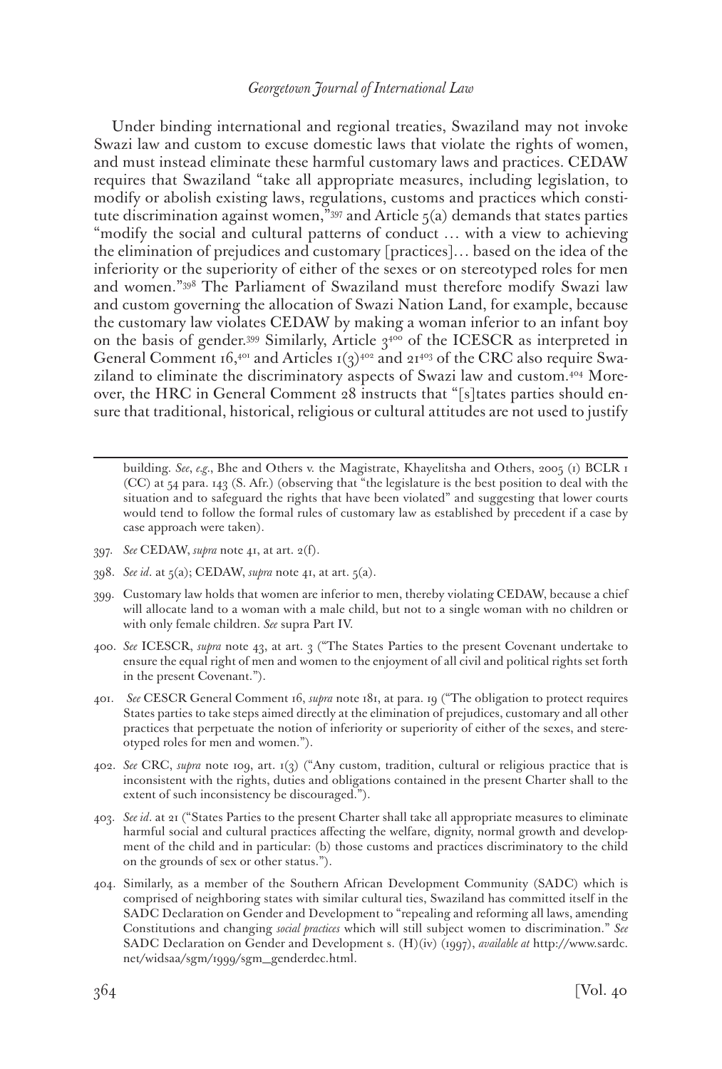Under binding international and regional treaties, Swaziland may not invoke Swazi law and custom to excuse domestic laws that violate the rights of women, and must instead eliminate these harmful customary laws and practices. CEDAW requires that Swaziland "take all appropriate measures, including legislation, to modify or abolish existing laws, regulations, customs and practices which constitute discrimination against women,"[397] and Article 5(a) demands that states parties "modify the social and cultural patterns of conduct … with a view to achieving the elimination of prejudices and customary [practices]… based on the idea of the inferiority or the superiority of either of the sexes or on stereotyped roles for men and women."[398] The Parliament of Swaziland must therefore modify Swazi law and custom governing the allocation of Swazi Nation Land, for example, because the customary law violates CEDAW by making a woman inferior to an infant boy on the basis of gender.[399] Similarly, Article 3[400] of the ICESCR as interpreted in General Comment 16,[401] and Articles 1(3)[402] and 21[403] of the CRC also require Swaziland to eliminate the discriminatory aspects of Swazi law and custom.[404] Moreover, the HRC in General Comment 28 instructs that "[s]tates parties should ensure that traditional, historical, religious or cultural attitudes are not used to justify

---

building. *See*, *e.g.*, Bhe and Others v. the Magistrate, Khayelitsha and Others, 2005 (1) BCLR 1 (CC) at 54 para. 143 (S. Afr.) (observing that "the legislature is the best position to deal with the situation and to safeguard the rights that have been violated" and suggesting that lower courts would tend to follow the formal rules of customary law as established by precedent if a case by case approach were taken).

397. *See* CEDAW, *supra* note 41, at art. 2(f).

398. *See id*. at 5(a); CEDAW, *supra* note 41, at art. 5(a).

399. Customary law holds that women are inferior to men, thereby violating CEDAW, because a chief will allocate land to a woman with a male child, but not to a single woman with no children or with only female children. *See* supra Part IV.

400. *See* ICESCR, *supra* note 43, at art. 3 ("The States Parties to the present Covenant undertake to ensure the equal right of men and women to the enjoyment of all civil and political rights set forth in the present Covenant.").

401. *See* CESCR General Comment 16, *supra* note 181, at para. 19 ("The obligation to protect requires States parties to take steps aimed directly at the elimination of prejudices, customary and all other practices that perpetuate the notion of inferiority or superiority of either of the sexes, and stereotyped roles for men and women.").

402. *See* CRC, *supra* note 109, art. 1(3) ("Any custom, tradition, cultural or religious practice that is inconsistent with the rights, duties and obligations contained in the present Charter shall to the extent of such inconsistency be discouraged.").

403. *See id*. at 21 ("States Parties to the present Charter shall take all appropriate measures to eliminate harmful social and cultural practices affecting the welfare, dignity, normal growth and development of the child and in particular: (b) those customs and practices discriminatory to the child on the grounds of sex or other status.").

404. Similarly, as a member of the Southern African Development Community (SADC) which is comprised of neighboring states with similar cultural ties, Swaziland has committed itself in the SADC Declaration on Gender and Development to "repealing and reforming all laws, amending Constitutions and changing *social practices* which will still subject women to discrimination." *See* SADC Declaration on Gender and Development s. (H)(iv) (1997), *available at* http://www.sardc.net/widsaa/sgm/1999/sgm_genderdec.html.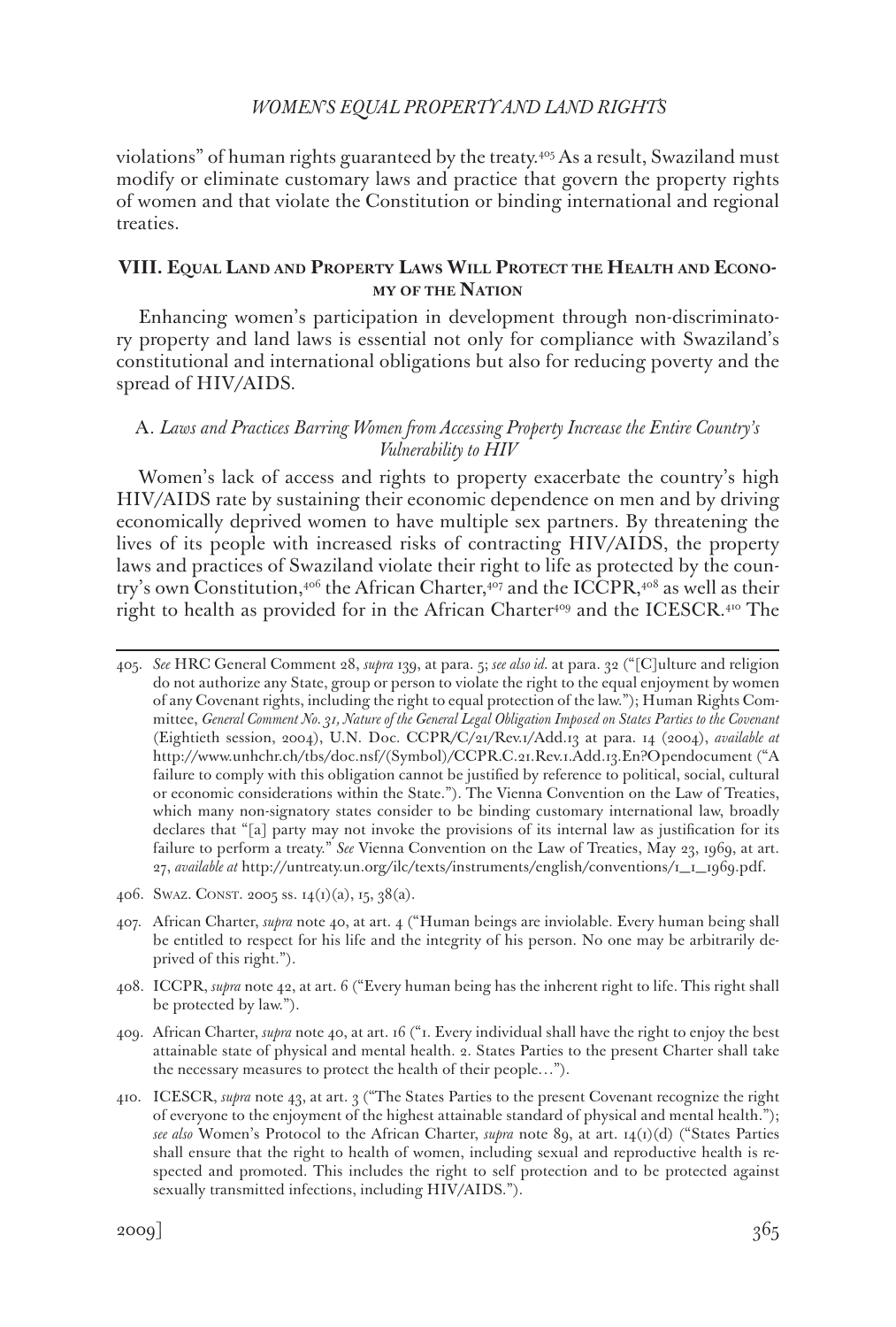violations" of human rights guaranteed by the treaty.[405] As a result, Swaziland must modify or eliminate customary laws and practice that govern the property rights of women and that violate the Constitution or binding international and regional treaties.

## VIII. Equal Land and Property Laws Will Protect the Health and Economy of the Nation

Enhancing women's participation in development through non-discriminatory property and land laws is essential not only for compliance with Swaziland's constitutional and international obligations but also for reducing poverty and the spread of HIV/AIDS.

### A. *Laws and Practices Barring Women from Accessing Property Increase the Entire Country's Vulnerability to HIV*

Women's lack of access and rights to property exacerbate the country's high HIV/AIDS rate by sustaining their economic dependence on men and by driving economically deprived women to have multiple sex partners. By threatening the lives of its people with increased risks of contracting HIV/AIDS, the property laws and practices of Swaziland violate their right to life as protected by the country's own Constitution,[406] the African Charter,[407] and the ICCPR,[408] as well as their right to health as provided for in the African Charter[409] and the ICESCR.[410] The

---

405. *See* HRC General Comment 28, *supra* 139, at para. 5; *see also id.* at para. 32 ("[C]ulture and religion do not authorize any State, group or person to violate the right to the equal enjoyment by women of any Covenant rights, including the right to equal protection of the law."); Human Rights Committee, *General Comment No. 31, Nature of the General Legal Obligation Imposed on States Parties to the Covenant* (Eightieth session, 2004), U.N. Doc. CCPR/C/21/Rev.1/Add.13 at para. 14 (2004), *available at* http://www.unhchr.ch/tbs/doc.nsf/(Symbol)/CCPR.C.21.Rev.1.Add.13.En?Opendocument ("A failure to comply with this obligation cannot be justified by reference to political, social, cultural or economic considerations within the State."). The Vienna Convention on the Law of Treaties, which many non-signatory states consider to be binding customary international law, broadly declares that "[a] party may not invoke the provisions of its internal law as justification for its failure to perform a treaty." *See* Vienna Convention on the Law of Treaties, May 23, 1969, at art. 27, *available at* http://untreaty.un.org/ilc/texts/instruments/english/conventions/1_1_1969.pdf.

406. Swaz. Const. 2005 ss. 14(1)(a), 15, 38(a).

407. African Charter, *supra* note 40, at art. 4 ("Human beings are inviolable. Every human being shall be entitled to respect for his life and the integrity of his person. No one may be arbitrarily deprived of this right.").

408. ICCPR, *supra* note 42, at art. 6 ("Every human being has the inherent right to life. This right shall be protected by law.").

409. African Charter, *supra* note 40, at art. 16 ("1. Every individual shall have the right to enjoy the best attainable state of physical and mental health. 2. States Parties to the present Charter shall take the necessary measures to protect the health of their people…").

410. ICESCR, *supra* note 43, at art. 3 ("The States Parties to the present Covenant recognize the right of everyone to the enjoyment of the highest attainable standard of physical and mental health."); *see also* Women's Protocol to the African Charter, *supra* note 89, at art. 14(1)(d) ("States Parties shall ensure that the right to health of women, including sexual and reproductive health is respected and promoted. This includes the right to self protection and to be protected against sexually transmitted infections, including HIV/AIDS.").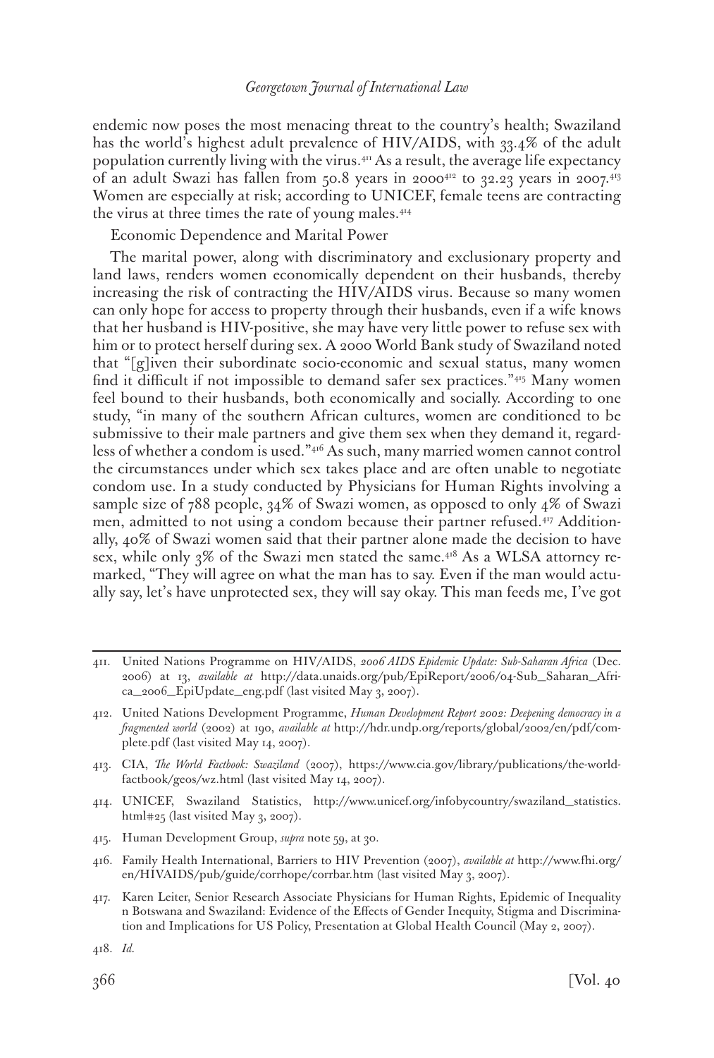endemic now poses the most menacing threat to the country's health; Swaziland has the world's highest adult prevalence of HIV/AIDS, with 33.4% of the adult population currently living with the virus.[411] As a result, the average life expectancy of an adult Swazi has fallen from 50.8 years in 2000[412] to 32.23 years in 2007.[413] Women are especially at risk; according to UNICEF, female teens are contracting the virus at three times the rate of young males.[414]

Economic Dependence and Marital Power

The marital power, along with discriminatory and exclusionary property and land laws, renders women economically dependent on their husbands, thereby increasing the risk of contracting the HIV/AIDS virus. Because so many women can only hope for access to property through their husbands, even if a wife knows that her husband is HIV-positive, she may have very little power to refuse sex with him or to protect herself during sex. A 2000 World Bank study of Swaziland noted that "[g]iven their subordinate socio-economic and sexual status, many women find it difficult if not impossible to demand safer sex practices."[415] Many women feel bound to their husbands, both economically and socially. According to one study, "in many of the southern African cultures, women are conditioned to be submissive to their male partners and give them sex when they demand it, regardless of whether a condom is used."[416] As such, many married women cannot control the circumstances under which sex takes place and are often unable to negotiate condom use. In a study conducted by Physicians for Human Rights involving a sample size of 788 people, 34% of Swazi women, as opposed to only 4% of Swazi men, admitted to not using a condom because their partner refused.[417] Additionally, 40% of Swazi women said that their partner alone made the decision to have sex, while only 3% of the Swazi men stated the same.[418] As a WLSA attorney remarked, "They will agree on what the man has to say. Even if the man would actually say, let's have unprotected sex, they will say okay. This man feeds me, I've got

---

411. United Nations Programme on HIV/AIDS, *2006 AIDS Epidemic Update: Sub-Saharan Africa* (Dec. 2006) at 13, *available at* http://data.unaids.org/pub/EpiReport/2006/04-Sub_Saharan_Africa_2006_EpiUpdate_eng.pdf (last visited May 3, 2007).

412. United Nations Development Programme, *Human Development Report 2002: Deepening democracy in a fragmented world* (2002) at 190, *available at* http://hdr.undp.org/reports/global/2002/en/pdf/complete.pdf (last visited May 14, 2007).

413. CIA, *The World Factbook: Swaziland* (2007), https://www.cia.gov/library/publications/the-world-factbook/geos/wz.html (last visited May 14, 2007).

414. UNICEF, Swaziland Statistics, http://www.unicef.org/infobycountry/swaziland_statistics.html#25 (last visited May 3, 2007).

415. Human Development Group, *supra* note 59, at 30.

416. Family Health International, Barriers to HIV Prevention (2007), *available at* http://www.fhi.org/en/HIVAIDS/pub/guide/corrhope/corrbar.htm (last visited May 3, 2007).

417. Karen Leiter, Senior Research Associate Physicians for Human Rights, Epidemic of Inequality n Botswana and Swaziland: Evidence of the Effects of Gender Inequity, Stigma and Discrimination and Implications for US Policy, Presentation at Global Health Council (May 2, 2007).

418. *Id.*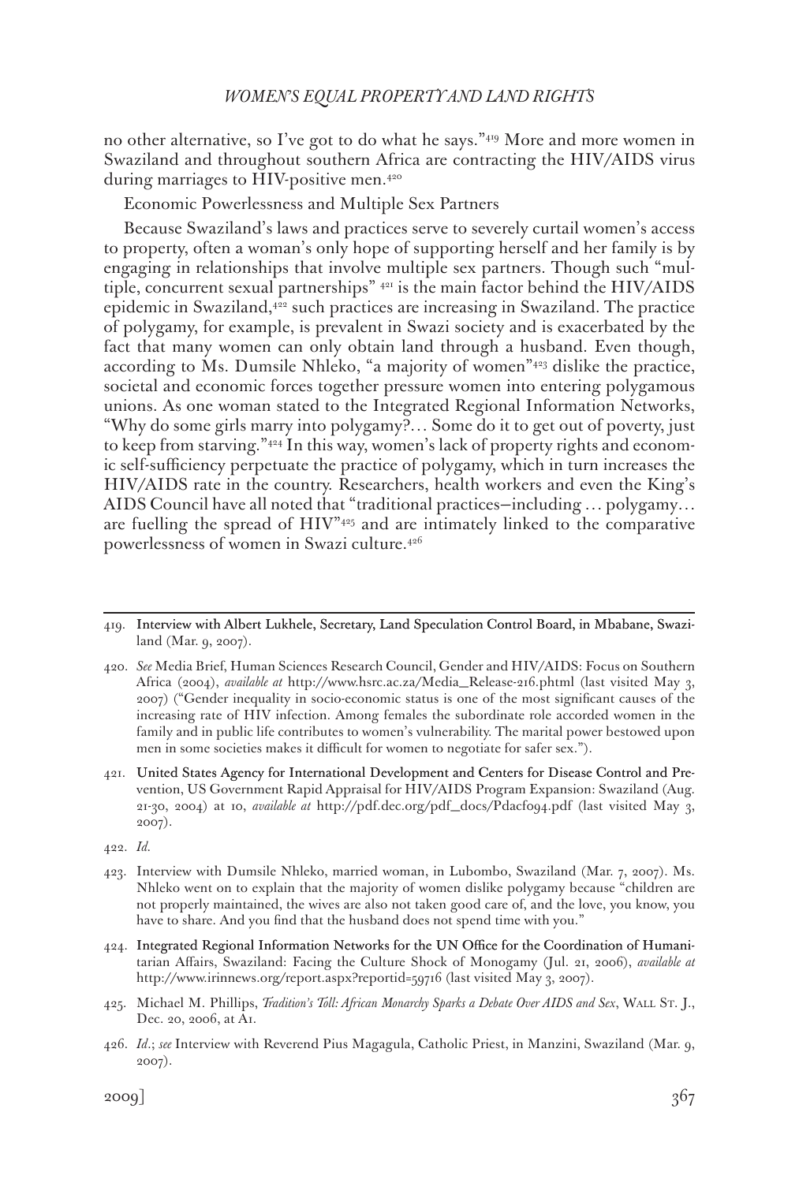no other alternative, so I've got to do what he says."[419] More and more women in Swaziland and throughout southern Africa are contracting the HIV/AIDS virus during marriages to HIV-positive men.[420]

Economic Powerlessness and Multiple Sex Partners

Because Swaziland's laws and practices serve to severely curtail women's access to property, often a woman's only hope of supporting herself and her family is by engaging in relationships that involve multiple sex partners. Though such "multiple, concurrent sexual partnerships" [421] is the main factor behind the HIV/AIDS epidemic in Swaziland,[422] such practices are increasing in Swaziland. The practice of polygamy, for example, is prevalent in Swazi society and is exacerbated by the fact that many women can only obtain land through a husband. Even though, according to Ms. Dumsile Nhleko, "a majority of women"[423] dislike the practice, societal and economic forces together pressure women into entering polygamous unions. As one woman stated to the Integrated Regional Information Networks, "Why do some girls marry into polygamy?… Some do it to get out of poverty, just to keep from starving."[424] In this way, women's lack of property rights and economic self-sufficiency perpetuate the practice of polygamy, which in turn increases the HIV/AIDS rate in the country. Researchers, health workers and even the King's AIDS Council have all noted that "traditional practices—including … polygamy… are fuelling the spread of HIV"[425] and are intimately linked to the comparative powerlessness of women in Swazi culture.[426]

---

419. Interview with Albert Lukhele, Secretary, Land Speculation Control Board, in Mbabane, Swaziland (Mar. 9, 2007).

420. *See* Media Brief, Human Sciences Research Council, Gender and HIV/AIDS: Focus on Southern Africa (2004), *available at* http://www.hsrc.ac.za/Media_Release-216.phtml (last visited May 3, 2007) ("Gender inequality in socio-economic status is one of the most significant causes of the increasing rate of HIV infection. Among females the subordinate role accorded women in the family and in public life contributes to women's vulnerability. The marital power bestowed upon men in some societies makes it difficult for women to negotiate for safer sex.").

421. United States Agency for International Development and Centers for Disease Control and Prevention, US Government Rapid Appraisal for HIV/AIDS Program Expansion: Swaziland (Aug. 21-30, 2004) at 10, *available at* http://pdf.dec.org/pdf_docs/Pdacf094.pdf (last visited May 3, 2007).

422. *Id.*

423. Interview with Dumsile Nhleko, married woman, in Lubombo, Swaziland (Mar. 7, 2007). Ms. Nhleko went on to explain that the majority of women dislike polygamy because "children are not properly maintained, the wives are also not taken good care of, and the love, you know, you have to share. And you find that the husband does not spend time with you."

424. Integrated Regional Information Networks for the UN Office for the Coordination of Humanitarian Affairs, Swaziland: Facing the Culture Shock of Monogamy (Jul. 21, 2006), *available at* http://www.irinnews.org/report.aspx?reportid=59716 (last visited May 3, 2007).

425. Michael M. Phillips, *Tradition's Toll: African Monarchy Sparks a Debate Over AIDS and Sex*, Wall St. J., Dec. 20, 2006, at A1.

426. *Id.*; *see* Interview with Reverend Pius Magagula, Catholic Priest, in Manzini, Swaziland (Mar. 9, 2007).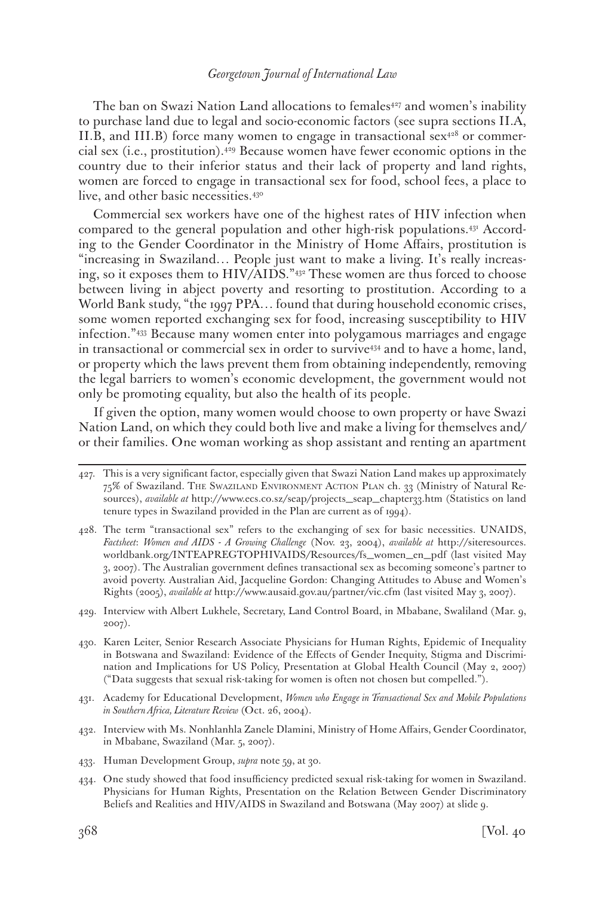The ban on Swazi Nation Land allocations to females[427] and women's inability to purchase land due to legal and socio-economic factors (see supra sections II.A, II.B, and III.B) force many women to engage in transactional sex[428] or commercial sex (i.e., prostitution).[429] Because women have fewer economic options in the country due to their inferior status and their lack of property and land rights, women are forced to engage in transactional sex for food, school fees, a place to live, and other basic necessities.[430]

Commercial sex workers have one of the highest rates of HIV infection when compared to the general population and other high-risk populations.[431] According to the Gender Coordinator in the Ministry of Home Affairs, prostitution is "increasing in Swaziland… People just want to make a living. It's really increasing, so it exposes them to HIV/AIDS."[432] These women are thus forced to choose between living in abject poverty and resorting to prostitution. According to a World Bank study, "the 1997 PPA… found that during household economic crises, some women reported exchanging sex for food, increasing susceptibility to HIV infection."[433] Because many women enter into polygamous marriages and engage in transactional or commercial sex in order to survive[434] and to have a home, land, or property which the laws prevent them from obtaining independently, removing the legal barriers to women's economic development, the government would not only be promoting equality, but also the health of its people.

If given the option, many women would choose to own property or have Swazi Nation Land, on which they could both live and make a living for themselves and/or their families. One woman working as shop assistant and renting an apartment

---

427. This is a very significant factor, especially given that Swazi Nation Land makes up approximately 75% of Swaziland. THE SWAZILAND ENVIRONMENT ACTION PLAN ch. 33 (Ministry of Natural Resources), *available at* http://www.ecs.co.sz/seap/projects_seap_chapter33.htm (Statistics on land tenure types in Swaziland provided in the Plan are current as of 1994).

428. The term "transactional sex" refers to the exchanging of sex for basic necessities. UNAIDS, *Factsheet*: *Women and AIDS - A Growing Challenge* (Nov. 23, 2004), *available at* http://siteresources.worldbank.org/INTEAPREGTOPHIVAIDS/Resources/fs_women_en_pdf (last visited May 3, 2007). The Australian government defines transactional sex as becoming someone's partner to avoid poverty. Australian Aid, Jacqueline Gordon: Changing Attitudes to Abuse and Women's Rights (2005), *available at* http://www.ausaid.gov.au/partner/vic.cfm (last visited May 3, 2007).

429. Interview with Albert Lukhele, Secretary, Land Control Board, in Mbabane, Swaliland (Mar. 9, 2007).

430. Karen Leiter, Senior Research Associate Physicians for Human Rights, Epidemic of Inequality in Botswana and Swaziland: Evidence of the Effects of Gender Inequity, Stigma and Discrimination and Implications for US Policy, Presentation at Global Health Council (May 2, 2007) ("Data suggests that sexual risk-taking for women is often not chosen but compelled.").

431. Academy for Educational Development, *Women who Engage in Transactional Sex and Mobile Populations in Southern Africa, Literature Review* (Oct. 26, 2004).

432. Interview with Ms. Nonhlanhla Zanele Dlamini, Ministry of Home Affairs, Gender Coordinator, in Mbabane, Swaziland (Mar. 5, 2007).

433. Human Development Group, *supra* note 59, at 30.

434. One study showed that food insufficiency predicted sexual risk-taking for women in Swaziland. Physicians for Human Rights, Presentation on the Relation Between Gender Discriminatory Beliefs and Realities and HIV/AIDS in Swaziland and Botswana (May 2007) at slide 9.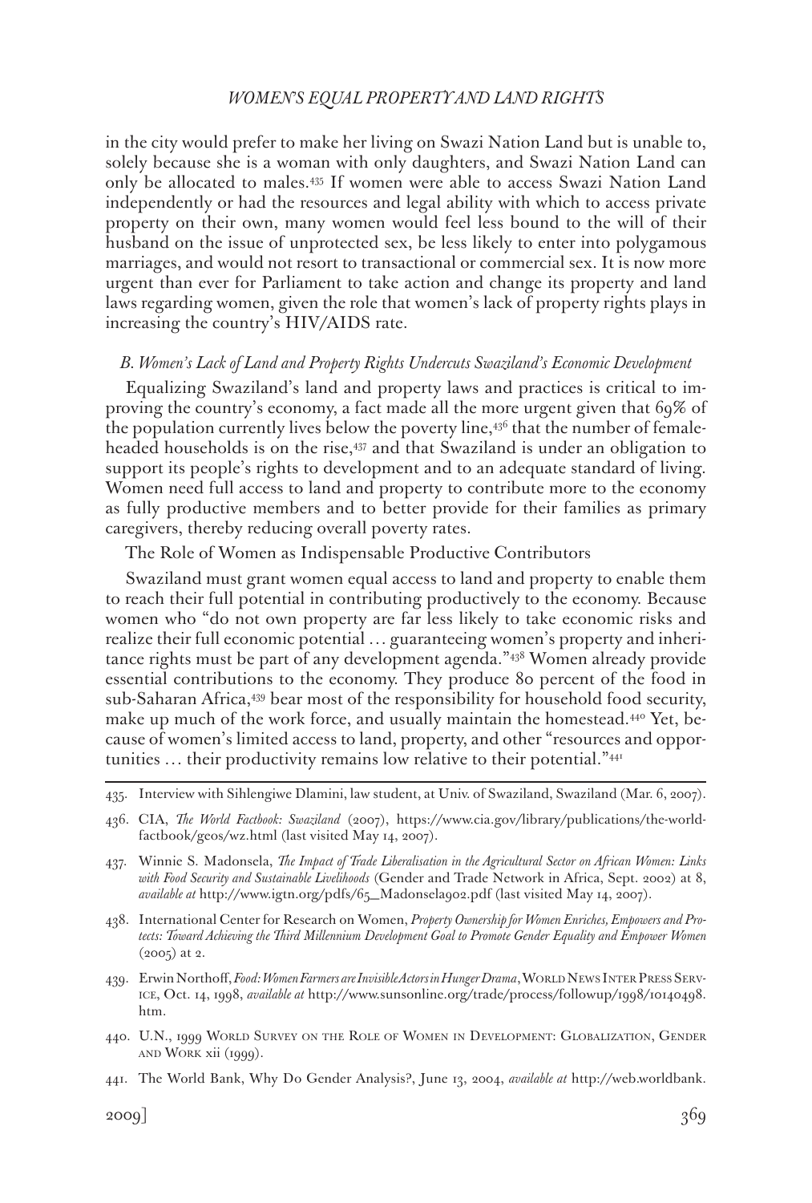in the city would prefer to make her living on Swazi Nation Land but is unable to, solely because she is a woman with only daughters, and Swazi Nation Land can only be allocated to males.[435] If women were able to access Swazi Nation Land independently or had the resources and legal ability with which to access private property on their own, many women would feel less bound to the will of their husband on the issue of unprotected sex, be less likely to enter into polygamous marriages, and would not resort to transactional or commercial sex. It is now more urgent than ever for Parliament to take action and change its property and land laws regarding women, given the role that women's lack of property rights plays in increasing the country's HIV/AIDS rate.

### *B. Women's Lack of Land and Property Rights Undercuts Swaziland's Economic Development*

Equalizing Swaziland's land and property laws and practices is critical to improving the country's economy, a fact made all the more urgent given that 69% of the population currently lives below the poverty line,[436] that the number of female-headed households is on the rise,[437] and that Swaziland is under an obligation to support its people's rights to development and to an adequate standard of living. Women need full access to land and property to contribute more to the economy as fully productive members and to better provide for their families as primary caregivers, thereby reducing overall poverty rates.

The Role of Women as Indispensable Productive Contributors

Swaziland must grant women equal access to land and property to enable them to reach their full potential in contributing productively to the economy. Because women who "do not own property are far less likely to take economic risks and realize their full economic potential … guaranteeing women's property and inheritance rights must be part of any development agenda."[438] Women already provide essential contributions to the economy. They produce 80 percent of the food in sub-Saharan Africa,[439] bear most of the responsibility for household food security, make up much of the work force, and usually maintain the homestead.[440] Yet, because of women's limited access to land, property, and other "resources and opportunities … their productivity remains low relative to their potential."[441]

---

435. Interview with Sihlengiwe Dlamini, law student, at Univ. of Swaziland, Swaziland (Mar. 6, 2007).

436. CIA, *The World Factbook: Swaziland* (2007), https://www.cia.gov/library/publications/the-world-factbook/geos/wz.html (last visited May 14, 2007).

437. Winnie S. Madonsela, *The Impact of Trade Liberalisation in the Agricultural Sector on African Women: Links with Food Security and Sustainable Livelihoods* (Gender and Trade Network in Africa, Sept. 2002) at 8, *available at* http://www.igtn.org/pdfs/65_Madonsela902.pdf (last visited May 14, 2007).

438. International Center for Research on Women, *Property Ownership for Women Enriches, Empowers and Protects: Toward Achieving the Third Millennium Development Goal to Promote Gender Equality and Empower Women* (2005) at 2.

439. Erwin Northoff, *Food: Women Farmers are Invisible Actors in Hunger Drama*, World News Inter Press Service, Oct. 14, 1998, *available at* http://www.sunsonline.org/trade/process/followup/1998/10140498.htm.

440. U.N., 1999 World Survey on the Role of Women in Development: Globalization, Gender and Work xii (1999).

441. The World Bank, Why Do Gender Analysis?, June 13, 2004, *available at* http://web.worldbank.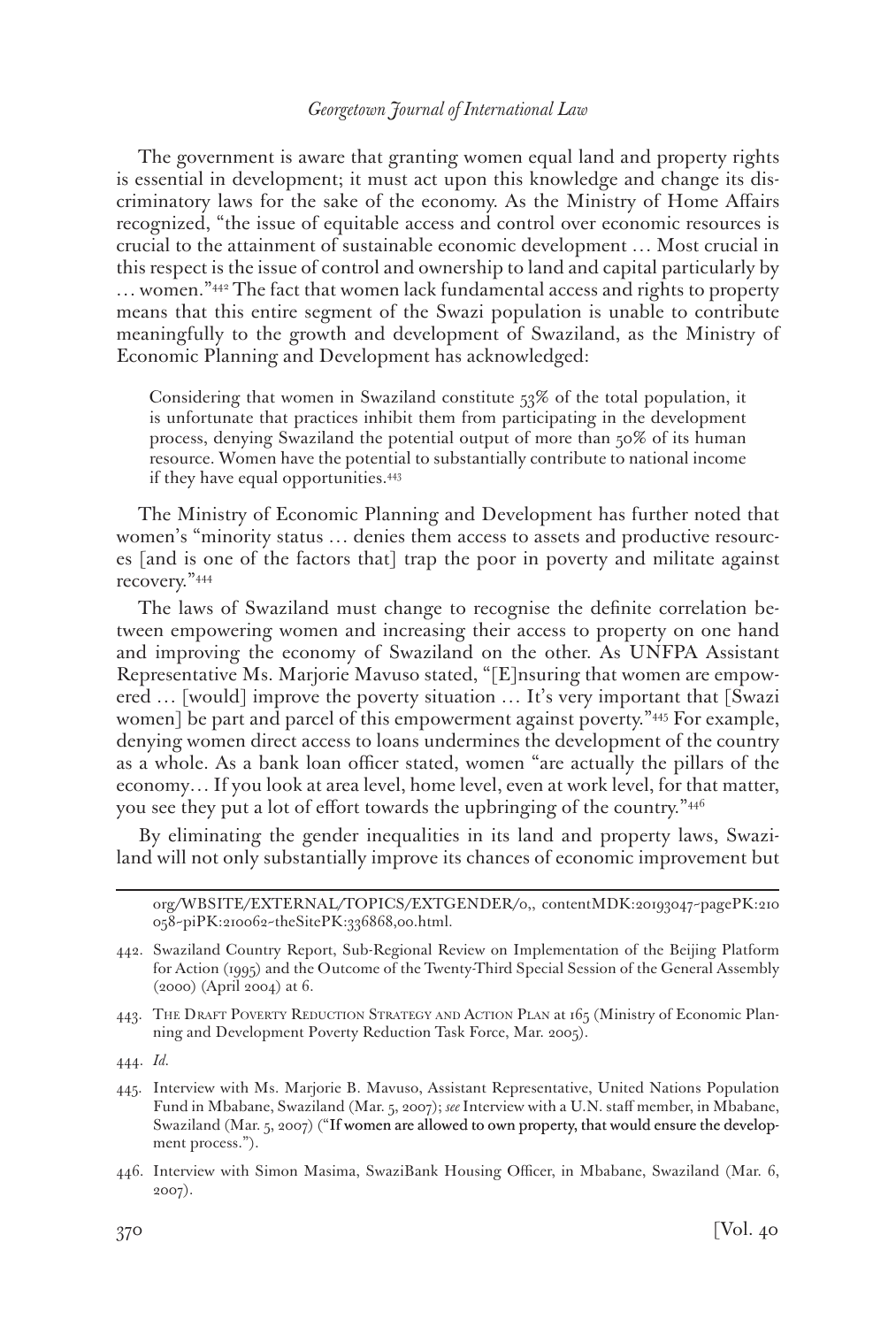The government is aware that granting women equal land and property rights is essential in development; it must act upon this knowledge and change its discriminatory laws for the sake of the economy. As the Ministry of Home Affairs recognized, "the issue of equitable access and control over economic resources is crucial to the attainment of sustainable economic development … Most crucial in this respect is the issue of control and ownership to land and capital particularly by … women."[442] The fact that women lack fundamental access and rights to property means that this entire segment of the Swazi population is unable to contribute meaningfully to the growth and development of Swaziland, as the Ministry of Economic Planning and Development has acknowledged:

> Considering that women in Swaziland constitute 53% of the total population, it is unfortunate that practices inhibit them from participating in the development process, denying Swaziland the potential output of more than 50% of its human resource. Women have the potential to substantially contribute to national income if they have equal opportunities.[443]

The Ministry of Economic Planning and Development has further noted that women's "minority status … denies them access to assets and productive resources [and is one of the factors that] trap the poor in poverty and militate against recovery."[444]

The laws of Swaziland must change to recognise the definite correlation between empowering women and increasing their access to property on one hand and improving the economy of Swaziland on the other. As UNFPA Assistant Representative Ms. Marjorie Mavuso stated, "[E]nsuring that women are empowered … [would] improve the poverty situation … It's very important that [Swazi women] be part and parcel of this empowerment against poverty."[445] For example, denying women direct access to loans undermines the development of the country as a whole. As a bank loan officer stated, women "are actually the pillars of the economy… If you look at area level, home level, even at work level, for that matter, you see they put a lot of effort towards the upbringing of the country."[446]

By eliminating the gender inequalities in its land and property laws, Swaziland will not only substantially improve its chances of economic improvement but

---

org/WBSITE/EXTERNAL/TOPICS/EXTGENDER/0,, contentMDK:20193047~pagePK:210058~piPK:210062~theSitePK:336868,00.html.

442. Swaziland Country Report, Sub-Regional Review on Implementation of the Beijing Platform for Action (1995) and the Outcome of the Twenty-Third Special Session of the General Assembly (2000) (April 2004) at 6.

443. The Draft Poverty Reduction Strategy and Action Plan at 165 (Ministry of Economic Planning and Development Poverty Reduction Task Force, Mar. 2005).

444. *Id.*

445. Interview with Ms. Marjorie B. Mavuso, Assistant Representative, United Nations Population Fund in Mbabane, Swaziland (Mar. 5, 2007); *see* Interview with a U.N. staff member, in Mbabane, Swaziland (Mar. 5, 2007) ("If women are allowed to own property, that would ensure the development process.").

446. Interview with Simon Masima, SwaziBank Housing Officer, in Mbabane, Swaziland (Mar. 6, 2007).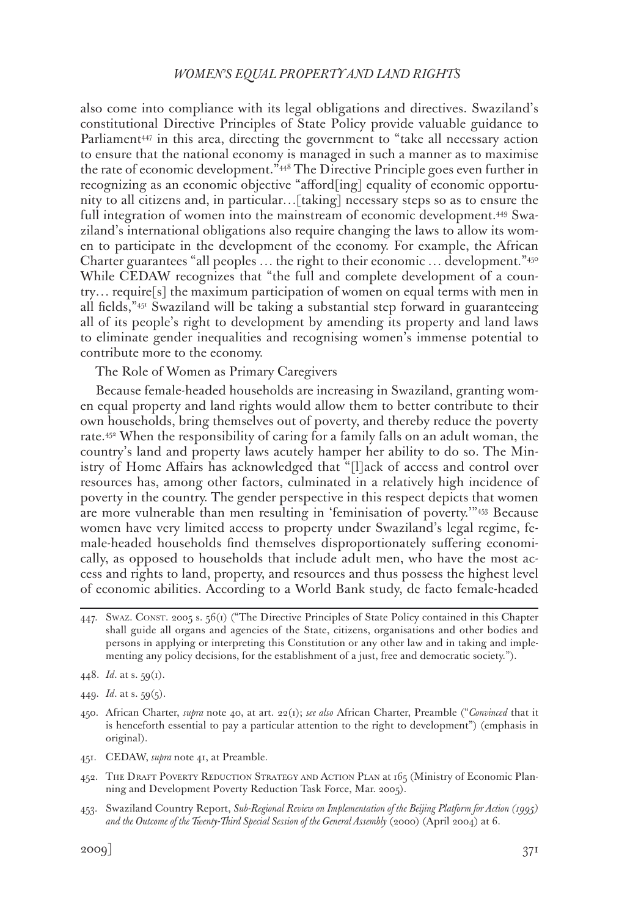also come into compliance with its legal obligations and directives. Swaziland's constitutional Directive Principles of State Policy provide valuable guidance to Parliament[447] in this area, directing the government to "take all necessary action to ensure that the national economy is managed in such a manner as to maximise the rate of economic development."[448] The Directive Principle goes even further in recognizing as an economic objective "afford[ing] equality of economic opportunity to all citizens and, in particular…[taking] necessary steps so as to ensure the full integration of women into the mainstream of economic development.[449] Swaziland's international obligations also require changing the laws to allow its women to participate in the development of the economy. For example, the African Charter guarantees "all peoples … the right to their economic … development."[450] While CEDAW recognizes that "the full and complete development of a country… require[s] the maximum participation of women on equal terms with men in all fields,"[451] Swaziland will be taking a substantial step forward in guaranteeing all of its people's right to development by amending its property and land laws to eliminate gender inequalities and recognising women's immense potential to contribute more to the economy.

The Role of Women as Primary Caregivers

Because female-headed households are increasing in Swaziland, granting women equal property and land rights would allow them to better contribute to their own households, bring themselves out of poverty, and thereby reduce the poverty rate.[452] When the responsibility of caring for a family falls on an adult woman, the country's land and property laws acutely hamper her ability to do so. The Ministry of Home Affairs has acknowledged that "[l]ack of access and control over resources has, among other factors, culminated in a relatively high incidence of poverty in the country. The gender perspective in this respect depicts that women are more vulnerable than men resulting in 'feminisation of poverty.'"[453] Because women have very limited access to property under Swaziland's legal regime, female-headed households find themselves disproportionately suffering economically, as opposed to households that include adult men, who have the most access and rights to land, property, and resources and thus possess the highest level of economic abilities. According to a World Bank study, de facto female-headed

---

447. Swaz. Const. 2005 s. 56(1) ("The Directive Principles of State Policy contained in this Chapter shall guide all organs and agencies of the State, citizens, organisations and other bodies and persons in applying or interpreting this Constitution or any other law and in taking and implementing any policy decisions, for the establishment of a just, free and democratic society.").

448. *Id*. at s. 59(1).

449. *Id*. at s. 59(5).

450. African Charter, *supra* note 40, at art. 22(1); *see also* African Charter, Preamble ("*Convinced* that it is henceforth essential to pay a particular attention to the right to development") (emphasis in original).

451. CEDAW, *supra* note 41, at Preamble.

452. The Draft Poverty Reduction Strategy and Action Plan at 165 (Ministry of Economic Planning and Development Poverty Reduction Task Force, Mar. 2005).

453. Swaziland Country Report, *Sub-Regional Review on Implementation of the Beijing Platform for Action (1995) and the Outcome of the Twenty-Third Special Session of the General Assembly* (2000) (April 2004) at 6.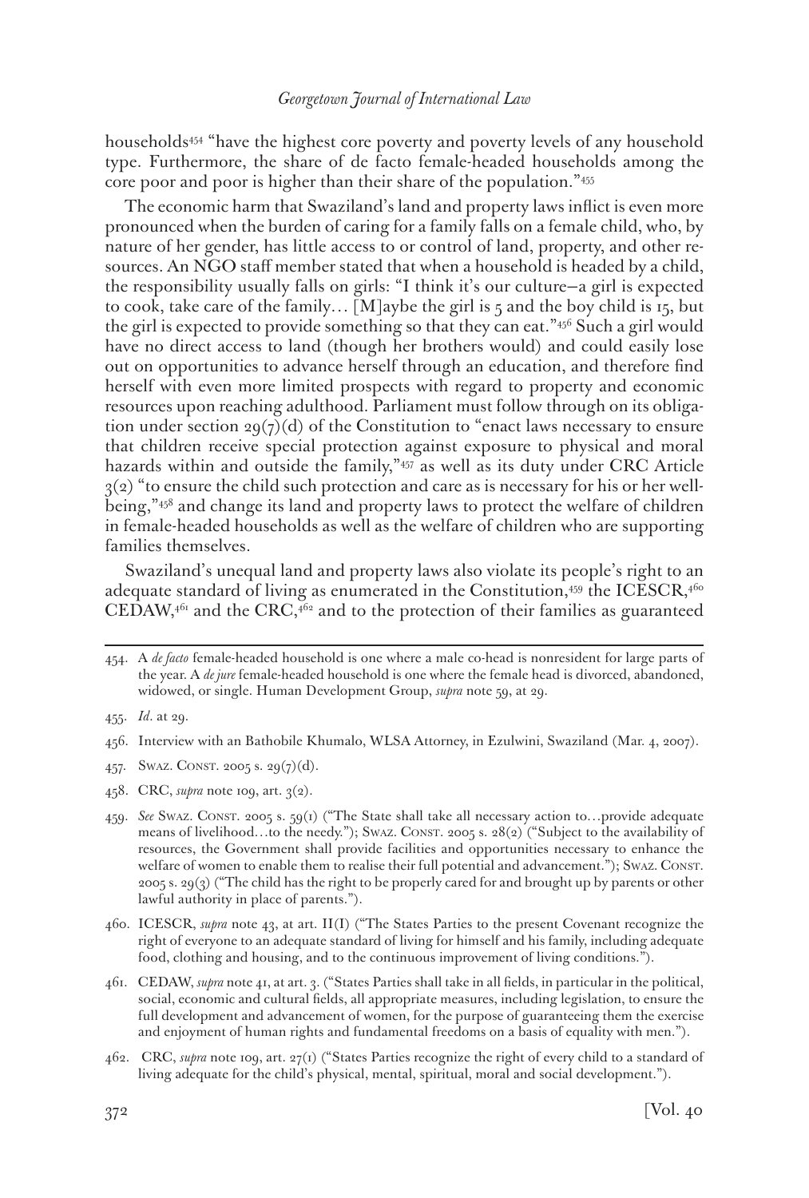households[454] "have the highest core poverty and poverty levels of any household type. Furthermore, the share of de facto female-headed households among the core poor and poor is higher than their share of the population."[455]

The economic harm that Swaziland's land and property laws inflict is even more pronounced when the burden of caring for a family falls on a female child, who, by nature of her gender, has little access to or control of land, property, and other resources. An NGO staff member stated that when a household is headed by a child, the responsibility usually falls on girls: "I think it's our culture—a girl is expected to cook, take care of the family… [M]aybe the girl is 5 and the boy child is 15, but the girl is expected to provide something so that they can eat."[456] Such a girl would have no direct access to land (though her brothers would) and could easily lose out on opportunities to advance herself through an education, and therefore find herself with even more limited prospects with regard to property and economic resources upon reaching adulthood. Parliament must follow through on its obligation under section 29(7)(d) of the Constitution to "enact laws necessary to ensure that children receive special protection against exposure to physical and moral hazards within and outside the family,"[457] as well as its duty under CRC Article 3(2) "to ensure the child such protection and care as is necessary for his or her well-being,"[458] and change its land and property laws to protect the welfare of children in female-headed households as well as the welfare of children who are supporting families themselves.

Swaziland's unequal land and property laws also violate its people's right to an adequate standard of living as enumerated in the Constitution,[459] the ICESCR,[460] CEDAW,[461] and the CRC,[462] and to the protection of their families as guaranteed

---

454. A *de facto* female-headed household is one where a male co-head is nonresident for large parts of the year. A *de jure* female-headed household is one where the female head is divorced, abandoned, widowed, or single. Human Development Group, *supra* note 59, at 29.

455. *Id*. at 29.

456. Interview with an Bathobile Khumalo, WLSA Attorney, in Ezulwini, Swaziland (Mar. 4, 2007).

457. SWAZ. CONST. 2005 s. 29(7)(d).

458. CRC, *supra* note 109, art. 3(2).

459. *See* SWAZ. CONST. 2005 s. 59(1) ("The State shall take all necessary action to…provide adequate means of livelihood…to the needy."); SWAZ. CONST. 2005 s. 28(2) ("Subject to the availability of resources, the Government shall provide facilities and opportunities necessary to enhance the welfare of women to enable them to realise their full potential and advancement."); SWAZ. CONST. 2005 s. 29(3) ("The child has the right to be properly cared for and brought up by parents or other lawful authority in place of parents.").

460. ICESCR, *supra* note 43, at art. 11(1) ("The States Parties to the present Covenant recognize the right of everyone to an adequate standard of living for himself and his family, including adequate food, clothing and housing, and to the continuous improvement of living conditions.").

461. CEDAW, *supra* note 41, at art. 3. ("States Parties shall take in all fields, in particular in the political, social, economic and cultural fields, all appropriate measures, including legislation, to ensure the full development and advancement of women, for the purpose of guaranteeing them the exercise and enjoyment of human rights and fundamental freedoms on a basis of equality with men.").

462. CRC, *supra* note 109, art. 27(1) ("States Parties recognize the right of every child to a standard of living adequate for the child's physical, mental, spiritual, moral and social development.").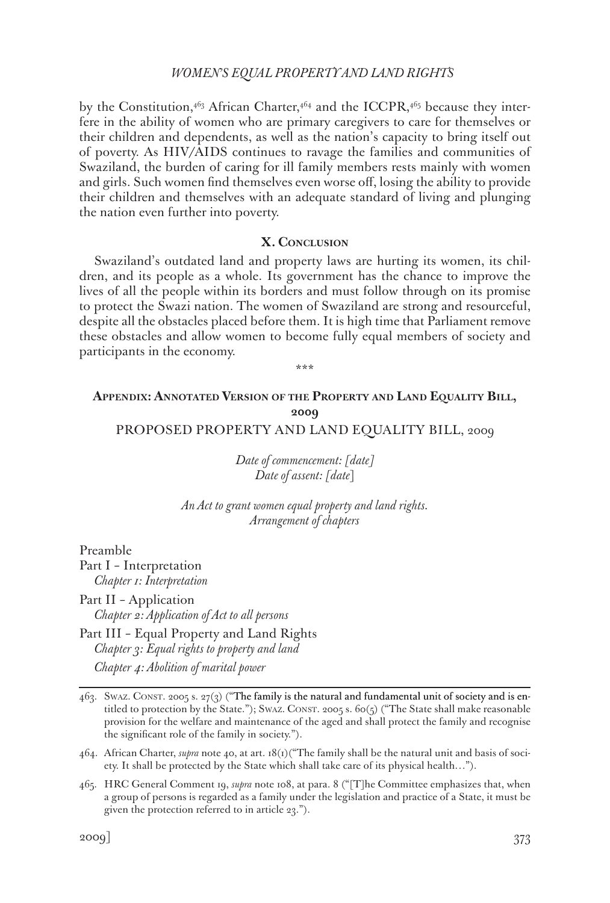by the Constitution,[463] African Charter,[464] and the ICCPR,[465] because they interfere in the ability of women who are primary caregivers to care for themselves or their children and dependents, as well as the nation's capacity to bring itself out of poverty. As HIV/AIDS continues to ravage the families and communities of Swaziland, the burden of caring for ill family members rests mainly with women and girls. Such women find themselves even worse off, losing the ability to provide their children and themselves with an adequate standard of living and plunging the nation even further into poverty.

## X. Conclusion

Swaziland's outdated land and property laws are hurting its women, its children, and its people as a whole. Its government has the chance to improve the lives of all the people within its borders and must follow through on its promise to protect the Swazi nation. The women of Swaziland are strong and resourceful, despite all the obstacles placed before them. It is high time that Parliament remove these obstacles and allow women to become fully equal members of society and participants in the economy.

\*\*\*

## Appendix: Annotated Version of the Property and Land Equality Bill, 2009

PROPOSED PROPERTY AND LAND EQUALITY BILL, 2009

*Date of commencement: [date]*
*Date of assent: [date]*

*An Act to grant women equal property and land rights.*
*Arrangement of chapters*

Preamble

Part I – Interpretation
*Chapter 1: Interpretation*

Part II – Application
*Chapter 2: Application of Act to all persons*

Part III – Equal Property and Land Rights
*Chapter 3: Equal rights to property and land*
*Chapter 4: Abolition of marital power*

---

463. Swaz. Const. 2005 s. 27(3) ("The family is the natural and fundamental unit of society and is entitled to protection by the State."); Swaz. Const. 2005 s. 60(5) ("The State shall make reasonable provision for the welfare and maintenance of the aged and shall protect the family and recognise the significant role of the family in society.").

464. African Charter, *supra* note 40, at art. 18(1)("The family shall be the natural unit and basis of society. It shall be protected by the State which shall take care of its physical health…").

465. HRC General Comment 19, *supra* note 108, at para. 8 ("[T]he Committee emphasizes that, when a group of persons is regarded as a family under the legislation and practice of a State, it must be given the protection referred to in article 23.").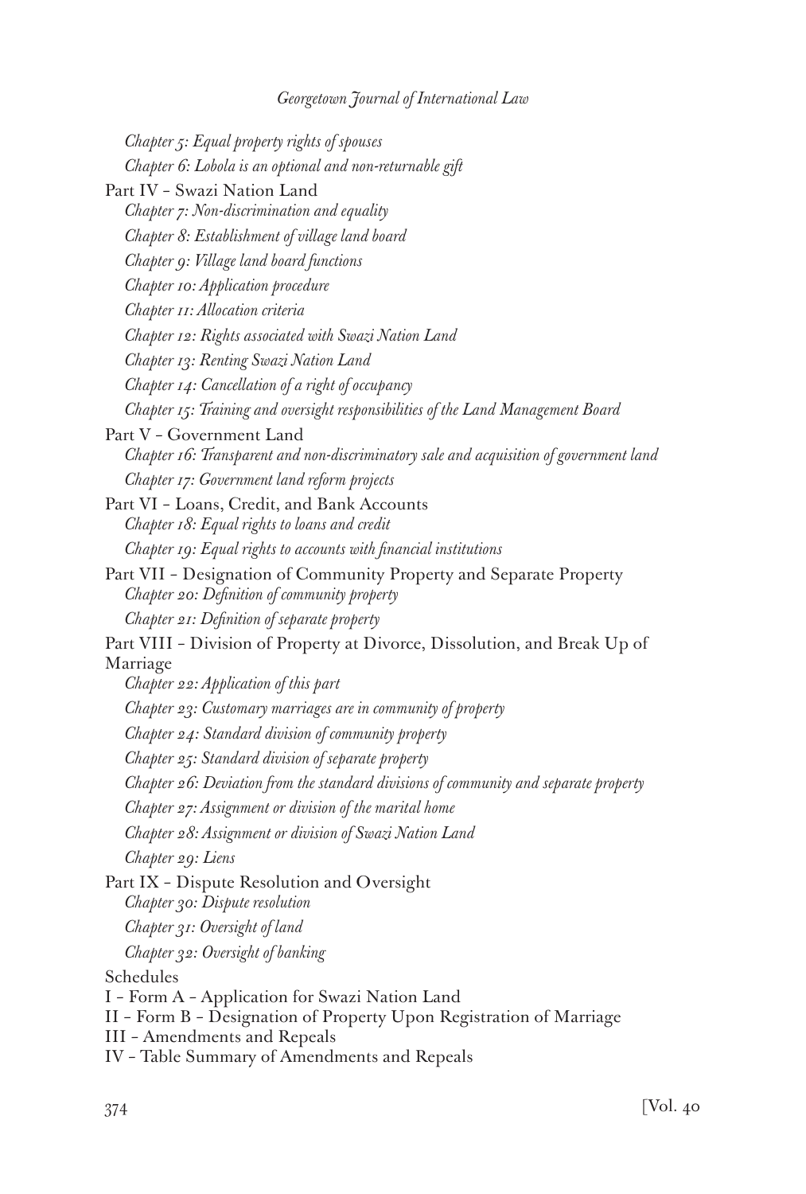*Chapter 5: Equal property rights of spouses*

*Chapter 6: Lobola is an optional and non-returnable gift*

Part IV – Swazi Nation Land

*Chapter 7: Non-discrimination and equality*

*Chapter 8: Establishment of village land board*

*Chapter 9: Village land board functions*

*Chapter 10: Application procedure*

*Chapter 11: Allocation criteria*

*Chapter 12: Rights associated with Swazi Nation Land*

*Chapter 13: Renting Swazi Nation Land*

*Chapter 14: Cancellation of a right of occupancy*

*Chapter 15: Training and oversight responsibilities of the Land Management Board*

Part V – Government Land

*Chapter 16: Transparent and non-discriminatory sale and acquisition of government land*

*Chapter 17: Government land reform projects*

Part VI – Loans, Credit, and Bank Accounts

*Chapter 18: Equal rights to loans and credit*

*Chapter 19: Equal rights to accounts with financial institutions*

Part VII – Designation of Community Property and Separate Property

*Chapter 20: Definition of community property*

*Chapter 21: Definition of separate property*

Part VIII – Division of Property at Divorce, Dissolution, and Break Up of Marriage

*Chapter 22: Application of this part*

*Chapter 23: Customary marriages are in community of property*

*Chapter 24: Standard division of community property*

*Chapter 25: Standard division of separate property*

*Chapter 26: Deviation from the standard divisions of community and separate property*

*Chapter 27: Assignment or division of the marital home*

*Chapter 28: Assignment or division of Swazi Nation Land*

*Chapter 29: Liens*

Part IX – Dispute Resolution and Oversight

*Chapter 30: Dispute resolution*

*Chapter 31: Oversight of land*

*Chapter 32: Oversight of banking*

Schedules

I – Form A – Application for Swazi Nation Land

II – Form B – Designation of Property Upon Registration of Marriage

III – Amendments and Repeals

IV – Table Summary of Amendments and Repeals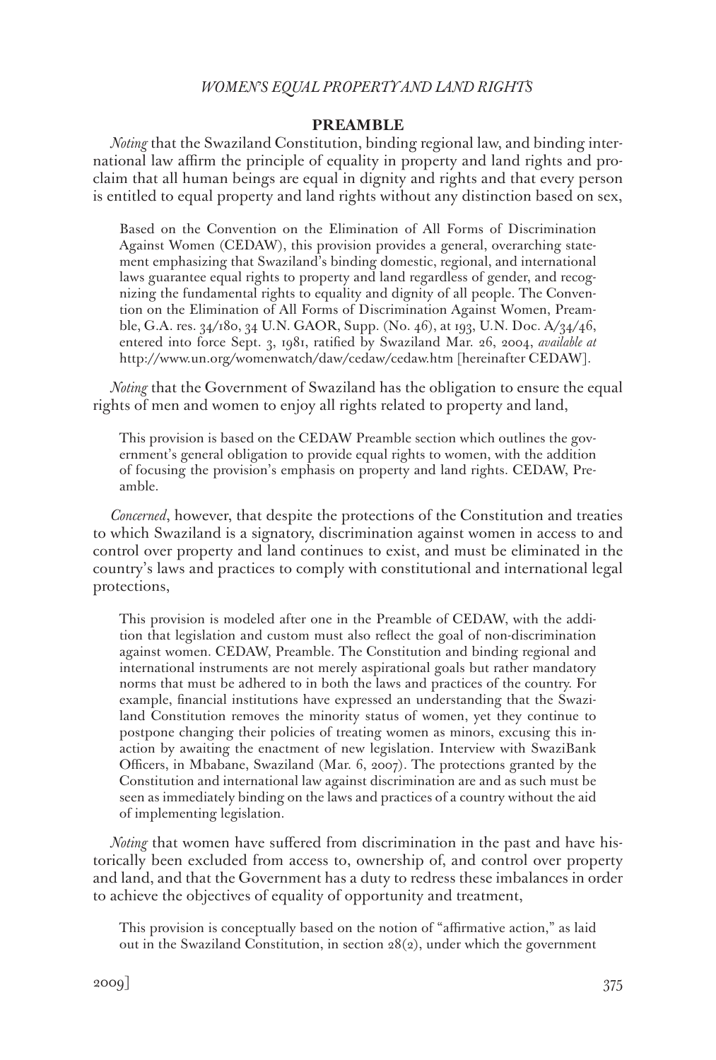## PREAMBLE

*Noting* that the Swaziland Constitution, binding regional law, and binding international law affirm the principle of equality in property and land rights and proclaim that all human beings are equal in dignity and rights and that every person is entitled to equal property and land rights without any distinction based on sex,

> Based on the Convention on the Elimination of All Forms of Discrimination Against Women (CEDAW), this provision provides a general, overarching statement emphasizing that Swaziland's binding domestic, regional, and international laws guarantee equal rights to property and land regardless of gender, and recognizing the fundamental rights to equality and dignity of all people. The Convention on the Elimination of All Forms of Discrimination Against Women, Preamble, G.A. res. 34/180, 34 U.N. GAOR, Supp. (No. 46), at 193, U.N. Doc. A/34/46, entered into force Sept. 3, 1981, ratified by Swaziland Mar. 26, 2004, *available at* http://www.un.org/womenwatch/daw/cedaw/cedaw.htm [hereinafter CEDAW].

*Noting* that the Government of Swaziland has the obligation to ensure the equal rights of men and women to enjoy all rights related to property and land,

> This provision is based on the CEDAW Preamble section which outlines the government's general obligation to provide equal rights to women, with the addition of focusing the provision's emphasis on property and land rights. CEDAW, Preamble.

*Concerned*, however, that despite the protections of the Constitution and treaties to which Swaziland is a signatory, discrimination against women in access to and control over property and land continues to exist, and must be eliminated in the country's laws and practices to comply with constitutional and international legal protections,

> This provision is modeled after one in the Preamble of CEDAW, with the addition that legislation and custom must also reflect the goal of non-discrimination against women. CEDAW, Preamble. The Constitution and binding regional and international instruments are not merely aspirational goals but rather mandatory norms that must be adhered to in both the laws and practices of the country. For example, financial institutions have expressed an understanding that the Swaziland Constitution removes the minority status of women, yet they continue to postpone changing their policies of treating women as minors, excusing this inaction by awaiting the enactment of new legislation. Interview with SwaziBank Officers, in Mbabane, Swaziland (Mar. 6, 2007). The protections granted by the Constitution and international law against discrimination are and as such must be seen as immediately binding on the laws and practices of a country without the aid of implementing legislation.

*Noting* that women have suffered from discrimination in the past and have historically been excluded from access to, ownership of, and control over property and land, and that the Government has a duty to redress these imbalances in order to achieve the objectives of equality of opportunity and treatment,

> This provision is conceptually based on the notion of "affirmative action," as laid out in the Swaziland Constitution, in section 28(2), under which the government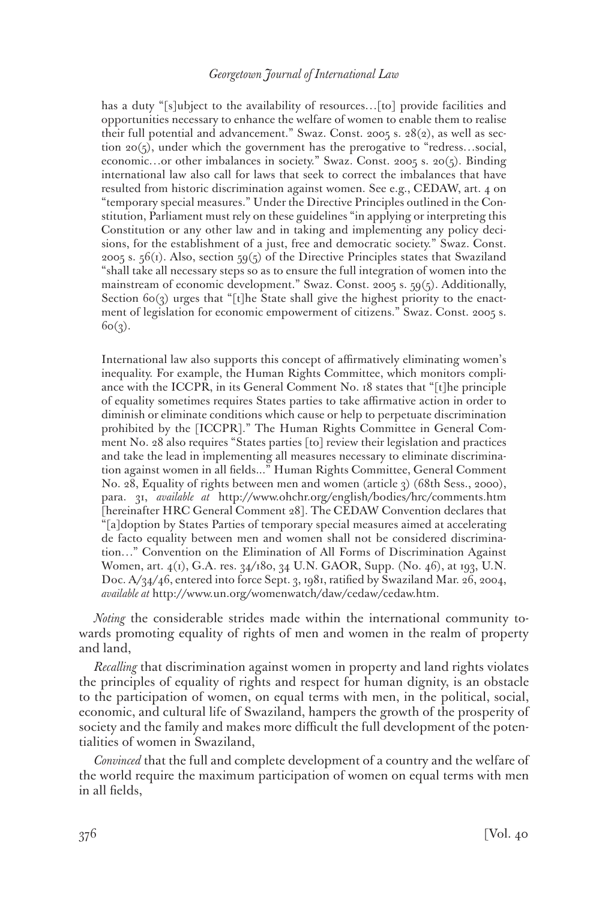has a duty "[s]ubject to the availability of resources…[to] provide facilities and opportunities necessary to enhance the welfare of women to enable them to realise their full potential and advancement." Swaz. Const. 2005 s. 28(2), as well as section 20(5), under which the government has the prerogative to "redress…social, economic…or other imbalances in society." Swaz. Const. 2005 s. 20(5). Binding international law also call for laws that seek to correct the imbalances that have resulted from historic discrimination against women. See e.g., CEDAW, art. 4 on "temporary special measures." Under the Directive Principles outlined in the Constitution, Parliament must rely on these guidelines "in applying or interpreting this Constitution or any other law and in taking and implementing any policy decisions, for the establishment of a just, free and democratic society." Swaz. Const. 2005 s. 56(1). Also, section 59(5) of the Directive Principles states that Swaziland "shall take all necessary steps so as to ensure the full integration of women into the mainstream of economic development." Swaz. Const. 2005 s. 59(5). Additionally, Section 60(3) urges that "[t]he State shall give the highest priority to the enactment of legislation for economic empowerment of citizens." Swaz. Const. 2005 s. 60(3).

International law also supports this concept of affirmatively eliminating women's inequality. For example, the Human Rights Committee, which monitors compliance with the ICCPR, in its General Comment No. 18 states that "[t]he principle of equality sometimes requires States parties to take affirmative action in order to diminish or eliminate conditions which cause or help to perpetuate discrimination prohibited by the [ICCPR]." The Human Rights Committee in General Comment No. 28 also requires "States parties [to] review their legislation and practices and take the lead in implementing all measures necessary to eliminate discrimination against women in all fields..." Human Rights Committee, General Comment No. 28, Equality of rights between men and women (article 3) (68th Sess., 2000), para. 31, *available at* http://www.ohchr.org/english/bodies/hrc/comments.htm [hereinafter HRC General Comment 28]. The CEDAW Convention declares that "[a]doption by States Parties of temporary special measures aimed at accelerating de facto equality between men and women shall not be considered discrimination…" Convention on the Elimination of All Forms of Discrimination Against Women, art. 4(1), G.A. res. 34/180, 34 U.N. GAOR, Supp. (No. 46), at 193, U.N. Doc. A/34/46, entered into force Sept. 3, 1981, ratified by Swaziland Mar. 26, 2004, *available at* http://www.un.org/womenwatch/daw/cedaw/cedaw.htm.

*Noting* the considerable strides made within the international community towards promoting equality of rights of men and women in the realm of property and land,

*Recalling* that discrimination against women in property and land rights violates the principles of equality of rights and respect for human dignity, is an obstacle to the participation of women, on equal terms with men, in the political, social, economic, and cultural life of Swaziland, hampers the growth of the prosperity of society and the family and makes more difficult the full development of the potentialities of women in Swaziland,

*Convinced* that the full and complete development of a country and the welfare of the world require the maximum participation of women on equal terms with men in all fields,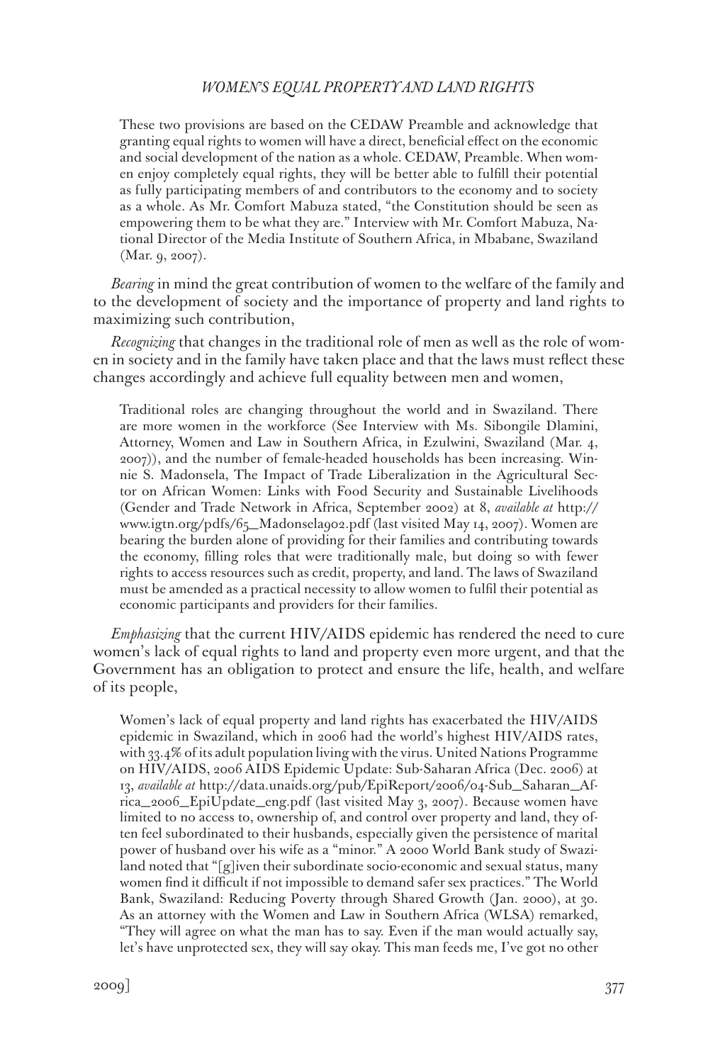These two provisions are based on the CEDAW Preamble and acknowledge that granting equal rights to women will have a direct, beneficial effect on the economic and social development of the nation as a whole. CEDAW, Preamble. When women enjoy completely equal rights, they will be better able to fulfill their potential as fully participating members of and contributors to the economy and to society as a whole. As Mr. Comfort Mabuza stated, "the Constitution should be seen as empowering them to be what they are." Interview with Mr. Comfort Mabuza, National Director of the Media Institute of Southern Africa, in Mbabane, Swaziland (Mar. 9, 2007).

*Bearing* in mind the great contribution of women to the welfare of the family and to the development of society and the importance of property and land rights to maximizing such contribution,

*Recognizing* that changes in the traditional role of men as well as the role of women in society and in the family have taken place and that the laws must reflect these changes accordingly and achieve full equality between men and women,

Traditional roles are changing throughout the world and in Swaziland. There are more women in the workforce (See Interview with Ms. Sibongile Dlamini, Attorney, Women and Law in Southern Africa, in Ezulwini, Swaziland (Mar. 4, 2007)), and the number of female-headed households has been increasing. Winnie S. Madonsela, The Impact of Trade Liberalization in the Agricultural Sector on African Women: Links with Food Security and Sustainable Livelihoods (Gender and Trade Network in Africa, September 2002) at 8, *available at* http://www.igtn.org/pdfs/65_Madonsela902.pdf (last visited May 14, 2007). Women are bearing the burden alone of providing for their families and contributing towards the economy, filling roles that were traditionally male, but doing so with fewer rights to access resources such as credit, property, and land. The laws of Swaziland must be amended as a practical necessity to allow women to fulfil their potential as economic participants and providers for their families.

*Emphasizing* that the current HIV/AIDS epidemic has rendered the need to cure women's lack of equal rights to land and property even more urgent, and that the Government has an obligation to protect and ensure the life, health, and welfare of its people,

Women's lack of equal property and land rights has exacerbated the HIV/AIDS epidemic in Swaziland, which in 2006 had the world's highest HIV/AIDS rates, with 33.4% of its adult population living with the virus. United Nations Programme on HIV/AIDS, 2006 AIDS Epidemic Update: Sub-Saharan Africa (Dec. 2006) at 13, *available at* http://data.unaids.org/pub/EpiReport/2006/04-Sub_Saharan_Africa_2006_EpiUpdate_eng.pdf (last visited May 3, 2007). Because women have limited to no access to, ownership of, and control over property and land, they often feel subordinated to their husbands, especially given the persistence of marital power of husband over his wife as a "minor." A 2000 World Bank study of Swaziland noted that "[g]iven their subordinate socio-economic and sexual status, many women find it difficult if not impossible to demand safer sex practices." The World Bank, Swaziland: Reducing Poverty through Shared Growth (Jan. 2000), at 30. As an attorney with the Women and Law in Southern Africa (WLSA) remarked, "They will agree on what the man has to say. Even if the man would actually say, let's have unprotected sex, they will say okay. This man feeds me, I've got no other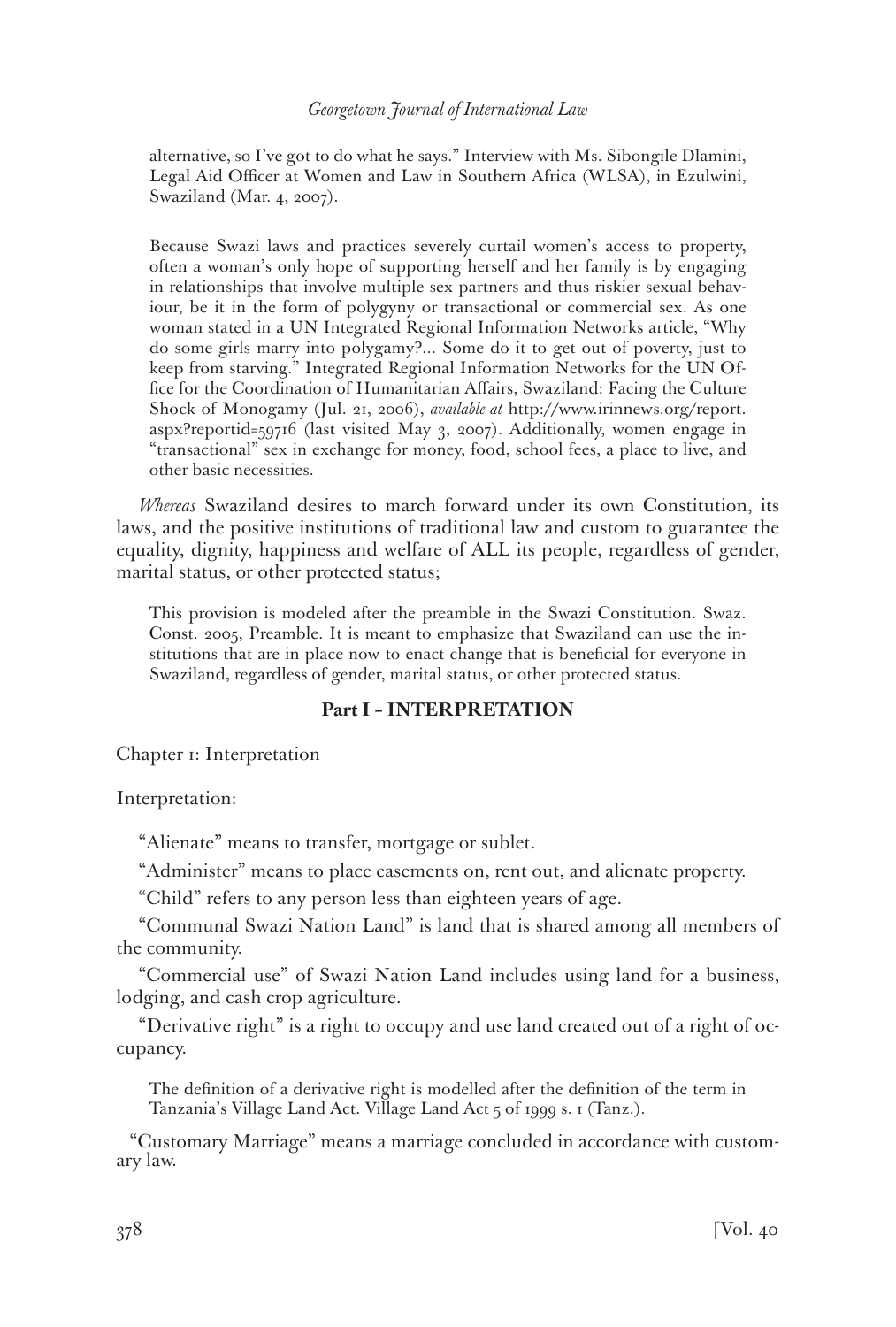alternative, so I've got to do what he says." Interview with Ms. Sibongile Dlamini, Legal Aid Officer at Women and Law in Southern Africa (WLSA), in Ezulwini, Swaziland (Mar. 4, 2007).

Because Swazi laws and practices severely curtail women's access to property, often a woman's only hope of supporting herself and her family is by engaging in relationships that involve multiple sex partners and thus riskier sexual behaviour, be it in the form of polygyny or transactional or commercial sex. As one woman stated in a UN Integrated Regional Information Networks article, "Why do some girls marry into polygamy?... Some do it to get out of poverty, just to keep from starving." Integrated Regional Information Networks for the UN Office for the Coordination of Humanitarian Affairs, Swaziland: Facing the Culture Shock of Monogamy (Jul. 21, 2006), *available at* http://www.irinnews.org/report.aspx?reportid=59716 (last visited May 3, 2007). Additionally, women engage in "transactional" sex in exchange for money, food, school fees, a place to live, and other basic necessities.

*Whereas* Swaziland desires to march forward under its own Constitution, its laws, and the positive institutions of traditional law and custom to guarantee the equality, dignity, happiness and welfare of ALL its people, regardless of gender, marital status, or other protected status;

This provision is modeled after the preamble in the Swazi Constitution. Swaz. Const. 2005, Preamble. It is meant to emphasize that Swaziland can use the institutions that are in place now to enact change that is beneficial for everyone in Swaziland, regardless of gender, marital status, or other protected status.

**Part I – INTERPRETATION**

Chapter 1: Interpretation

Interpretation:

"Alienate" means to transfer, mortgage or sublet.

"Administer" means to place easements on, rent out, and alienate property.

"Child" refers to any person less than eighteen years of age.

"Communal Swazi Nation Land" is land that is shared among all members of the community.

"Commercial use" of Swazi Nation Land includes using land for a business, lodging, and cash crop agriculture.

"Derivative right" is a right to occupy and use land created out of a right of occupancy.

The definition of a derivative right is modelled after the definition of the term in Tanzania's Village Land Act. Village Land Act 5 of 1999 s. 1 (Tanz.).

"Customary Marriage" means a marriage concluded in accordance with customary law.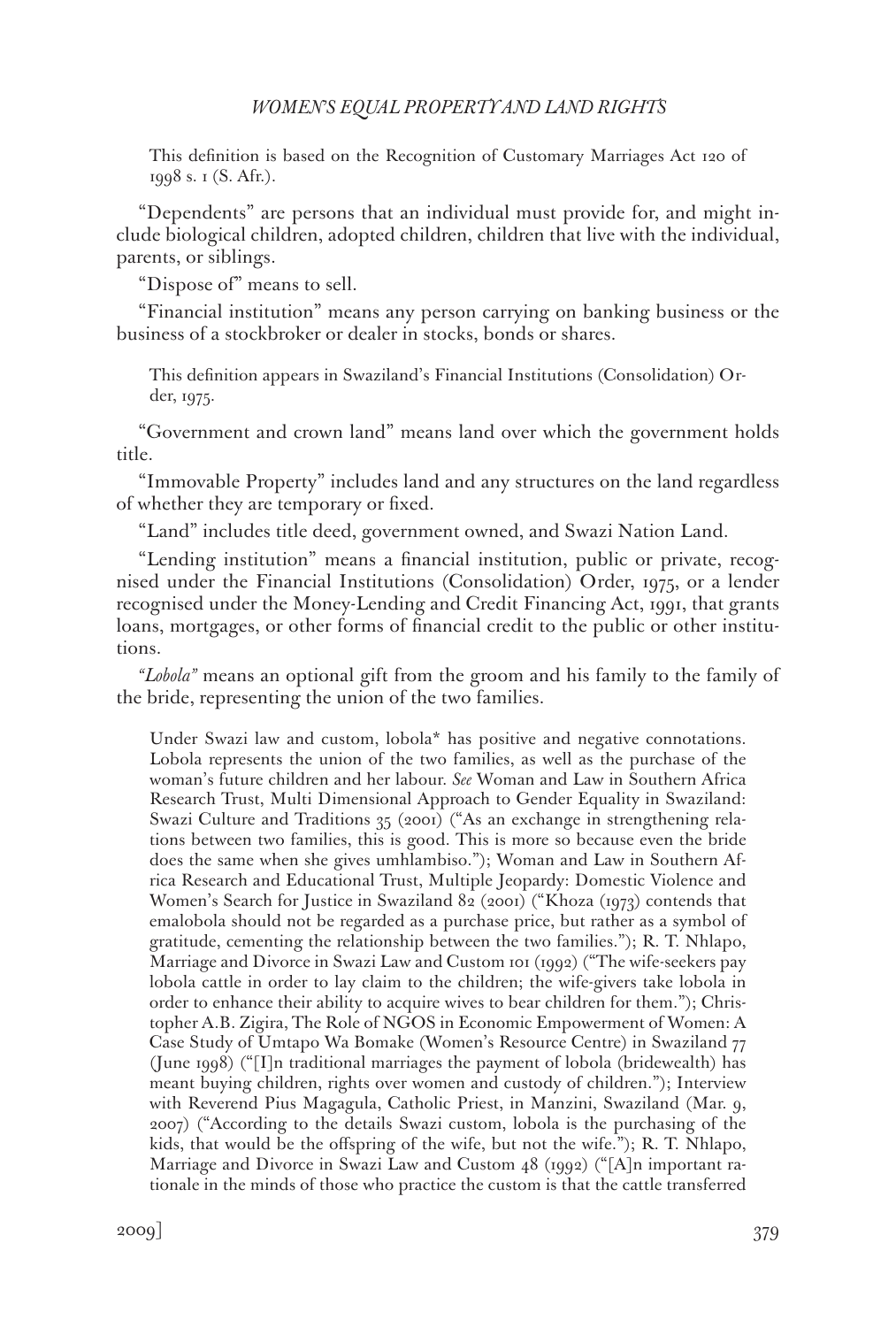This definition is based on the Recognition of Customary Marriages Act 120 of 1998 s. 1 (S. Afr.).

"Dependents" are persons that an individual must provide for, and might include biological children, adopted children, children that live with the individual, parents, or siblings.

"Dispose of" means to sell.

"Financial institution" means any person carrying on banking business or the business of a stockbroker or dealer in stocks, bonds or shares.

This definition appears in Swaziland's Financial Institutions (Consolidation) Order, 1975.

"Government and crown land" means land over which the government holds title.

"Immovable Property" includes land and any structures on the land regardless of whether they are temporary or fixed.

"Land" includes title deed, government owned, and Swazi Nation Land.

"Lending institution" means a financial institution, public or private, recognised under the Financial Institutions (Consolidation) Order, 1975, or a lender recognised under the Money-Lending and Credit Financing Act, 1991, that grants loans, mortgages, or other forms of financial credit to the public or other institutions.

*"Lobola"* means an optional gift from the groom and his family to the family of the bride, representing the union of the two families.

Under Swazi law and custom, lobola* has positive and negative connotations. Lobola represents the union of the two families, as well as the purchase of the woman's future children and her labour. *See* Woman and Law in Southern Africa Research Trust, Multi Dimensional Approach to Gender Equality in Swaziland: Swazi Culture and Traditions 35 (2001) ("As an exchange in strengthening relations between two families, this is good. This is more so because even the bride does the same when she gives umhlambiso."); Woman and Law in Southern Africa Research and Educational Trust, Multiple Jeopardy: Domestic Violence and Women's Search for Justice in Swaziland 82 (2001) ("Khoza (1973) contends that emalobola should not be regarded as a purchase price, but rather as a symbol of gratitude, cementing the relationship between the two families."); R. T. Nhlapo, Marriage and Divorce in Swazi Law and Custom 101 (1992) ("The wife-seekers pay lobola cattle in order to lay claim to the children; the wife-givers take lobola in order to enhance their ability to acquire wives to bear children for them."); Christopher A.B. Zigira, The Role of NGOS in Economic Empowerment of Women: A Case Study of Umtapo Wa Bomake (Women's Resource Centre) in Swaziland 77 (June 1998) ("[I]n traditional marriages the payment of lobola (bridewealth) has meant buying children, rights over women and custody of children."); Interview with Reverend Pius Magagula, Catholic Priest, in Manzini, Swaziland (Mar. 9, 2007) ("According to the details Swazi custom, lobola is the purchasing of the kids, that would be the offspring of the wife, but not the wife."); R. T. Nhlapo, Marriage and Divorce in Swazi Law and Custom 48 (1992) ("[A]n important rationale in the minds of those who practice the custom is that the cattle transferred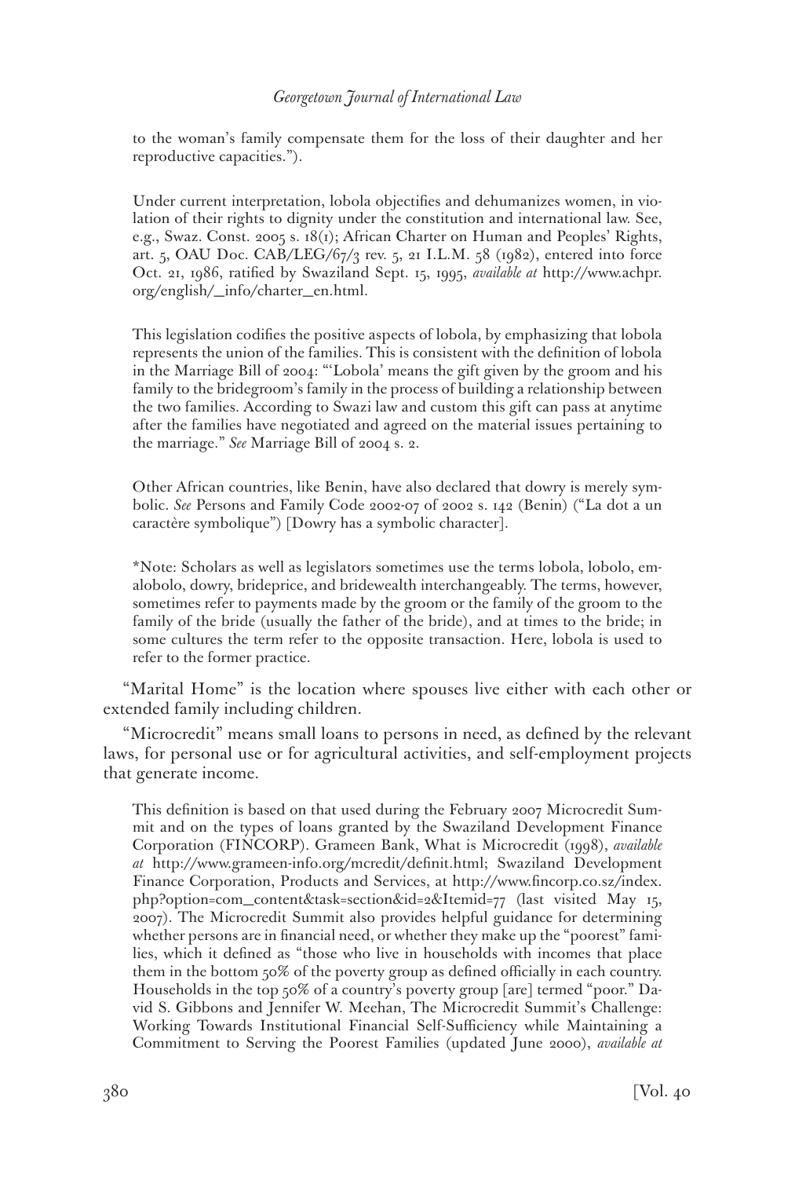to the woman's family compensate them for the loss of their daughter and her reproductive capacities.").

Under current interpretation, lobola objectifies and dehumanizes women, in violation of their rights to dignity under the constitution and international law. See, e.g., Swaz. Const. 2005 s. 18(1); African Charter on Human and Peoples' Rights, art. 5, OAU Doc. CAB/LEG/67/3 rev. 5, 21 I.L.M. 58 (1982), entered into force Oct. 21, 1986, ratified by Swaziland Sept. 15, 1995, *available at* http://www.achpr.org/english/_info/charter_en.html.

This legislation codifies the positive aspects of lobola, by emphasizing that lobola represents the union of the families. This is consistent with the definition of lobola in the Marriage Bill of 2004: "'Lobola' means the gift given by the groom and his family to the bridegroom's family in the process of building a relationship between the two families. According to Swazi law and custom this gift can pass at anytime after the families have negotiated and agreed on the material issues pertaining to the marriage." *See* Marriage Bill of 2004 s. 2.

Other African countries, like Benin, have also declared that dowry is merely symbolic. *See* Persons and Family Code 2002-07 of 2002 s. 142 (Benin) ("La dot a un caractère symbolique") [Dowry has a symbolic character].

*Note: Scholars as well as legislators sometimes use the terms lobola, lobolo, emalobolo, dowry, brideprice, and bridewealth interchangeably. The terms, however, sometimes refer to payments made by the groom or the family of the groom to the family of the bride (usually the father of the bride), and at times to the bride; in some cultures the term refer to the opposite transaction. Here, lobola is used to refer to the former practice.

"Marital Home" is the location where spouses live either with each other or extended family including children.

"Microcredit" means small loans to persons in need, as defined by the relevant laws, for personal use or for agricultural activities, and self-employment projects that generate income.

This definition is based on that used during the February 2007 Microcredit Summit and on the types of loans granted by the Swaziland Development Finance Corporation (FINCORP). Grameen Bank, What is Microcredit (1998), *available at* http://www.grameen-info.org/mcredit/definit.html; Swaziland Development Finance Corporation, Products and Services, at http://www.fincorp.co.sz/index.php?option=com_content&task=section&id=2&Itemid=77 (last visited May 15, 2007). The Microcredit Summit also provides helpful guidance for determining whether persons are in financial need, or whether they make up the "poorest" families, which it defined as "those who live in households with incomes that place them in the bottom 50% of the poverty group as defined officially in each country. Households in the top 50% of a country's poverty group [are] termed "poor." David S. Gibbons and Jennifer W. Meehan, The Microcredit Summit's Challenge: Working Towards Institutional Financial Self-Sufficiency while Maintaining a Commitment to Serving the Poorest Families (updated June 2000), *available at*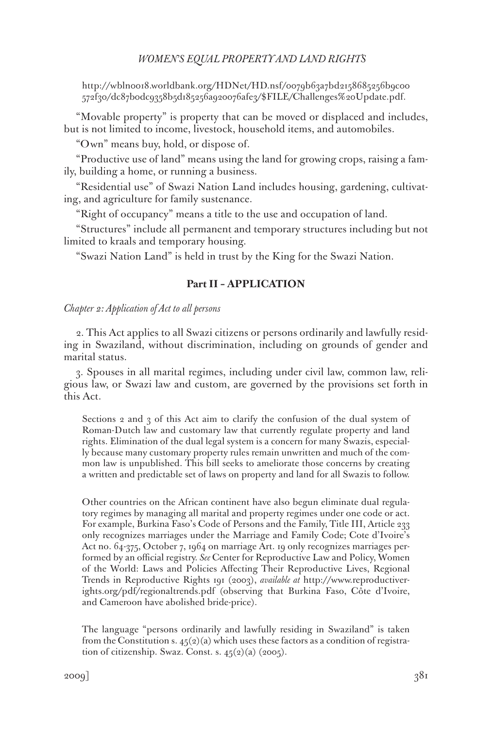http://wbln0018.worldbank.org/HDNet/HD.nsf/0079b63a7bd2158685256b9c00572f30/dc87b0dc9358b5d185256a920076afe3/$FILE/Challenges%20Update.pdf.

"Movable property" is property that can be moved or displaced and includes, but is not limited to income, livestock, household items, and automobiles.

"Own" means buy, hold, or dispose of.

"Productive use of land" means using the land for growing crops, raising a family, building a home, or running a business.

"Residential use" of Swazi Nation Land includes housing, gardening, cultivating, and agriculture for family sustenance.

"Right of occupancy" means a title to the use and occupation of land.

"Structures" include all permanent and temporary structures including but not limited to kraals and temporary housing.

"Swazi Nation Land" is held in trust by the King for the Swazi Nation.

## Part II – APPLICATION

*Chapter 2: Application of Act to all persons*

2. This Act applies to all Swazi citizens or persons ordinarily and lawfully residing in Swaziland, without discrimination, including on grounds of gender and marital status.

3. Spouses in all marital regimes, including under civil law, common law, religious law, or Swazi law and custom, are governed by the provisions set forth in this Act.

> Sections 2 and 3 of this Act aim to clarify the confusion of the dual system of Roman-Dutch law and customary law that currently regulate property and land rights. Elimination of the dual legal system is a concern for many Swazis, especially because many customary property rules remain unwritten and much of the common law is unpublished. This bill seeks to ameliorate those concerns by creating a written and predictable set of laws on property and land for all Swazis to follow.
>
> Other countries on the African continent have also begun eliminate dual regulatory regimes by managing all marital and property regimes under one code or act. For example, Burkina Faso's Code of Persons and the Family, Title III, Article 233 only recognizes marriages under the Marriage and Family Code; Cote d'Ivoire's Act no. 64-375, October 7, 1964 on marriage Art. 19 only recognizes marriages performed by an official registry. *See* Center for Reproductive Law and Policy, Women of the World: Laws and Policies Affecting Their Reproductive Lives, Regional Trends in Reproductive Rights 191 (2003), *available at* http://www.reproductiverights.org/pdf/regionaltrends.pdf (observing that Burkina Faso, Côte d'Ivoire, and Cameroon have abolished bride-price).
>
> The language "persons ordinarily and lawfully residing in Swaziland" is taken from the Constitution s. 45(2)(a) which uses these factors as a condition of registration of citizenship. Swaz. Const. s. 45(2)(a) (2005).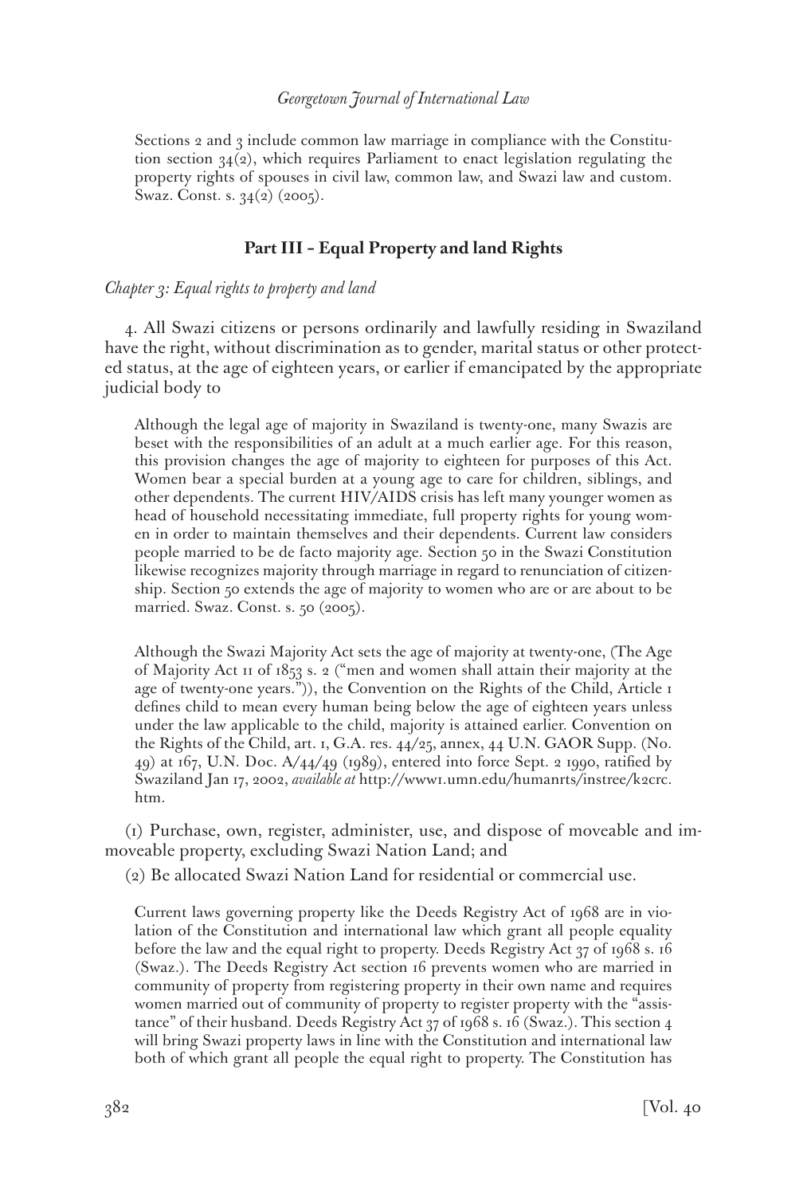Sections 2 and 3 include common law marriage in compliance with the Constitution section 34(2), which requires Parliament to enact legislation regulating the property rights of spouses in civil law, common law, and Swazi law and custom. Swaz. Const. s. 34(2) (2005).

### Part III – Equal Property and land Rights

*Chapter 3: Equal rights to property and land*

4. All Swazi citizens or persons ordinarily and lawfully residing in Swaziland have the right, without discrimination as to gender, marital status or other protected status, at the age of eighteen years, or earlier if emancipated by the appropriate judicial body to

> Although the legal age of majority in Swaziland is twenty-one, many Swazis are beset with the responsibilities of an adult at a much earlier age. For this reason, this provision changes the age of majority to eighteen for purposes of this Act. Women bear a special burden at a young age to care for children, siblings, and other dependents. The current HIV/AIDS crisis has left many younger women as head of household necessitating immediate, full property rights for young women in order to maintain themselves and their dependents. Current law considers people married to be de facto majority age. Section 50 in the Swazi Constitution likewise recognizes majority through marriage in regard to renunciation of citizenship. Section 50 extends the age of majority to women who are or are about to be married. Swaz. Const. s. 50 (2005).

> Although the Swazi Majority Act sets the age of majority at twenty-one, (The Age of Majority Act 11 of 1853 s. 2 ("men and women shall attain their majority at the age of twenty-one years.")), the Convention on the Rights of the Child, Article 1 defines child to mean every human being below the age of eighteen years unless under the law applicable to the child, majority is attained earlier. Convention on the Rights of the Child, art. 1, G.A. res. 44/25, annex, 44 U.N. GAOR Supp. (No. 49) at 167, U.N. Doc. A/44/49 (1989), entered into force Sept. 2 1990, ratified by Swaziland Jan 17, 2002, *available at* http://www1.umn.edu/humanrts/instree/k2crc.htm.

(1) Purchase, own, register, administer, use, and dispose of moveable and immoveable property, excluding Swazi Nation Land; and

(2) Be allocated Swazi Nation Land for residential or commercial use.

> Current laws governing property like the Deeds Registry Act of 1968 are in violation of the Constitution and international law which grant all people equality before the law and the equal right to property. Deeds Registry Act 37 of 1968 s. 16 (Swaz.). The Deeds Registry Act section 16 prevents women who are married in community of property from registering property in their own name and requires women married out of community of property to register property with the "assistance" of their husband. Deeds Registry Act 37 of 1968 s. 16 (Swaz.). This section 4 will bring Swazi property laws in line with the Constitution and international law both of which grant all people the equal right to property. The Constitution has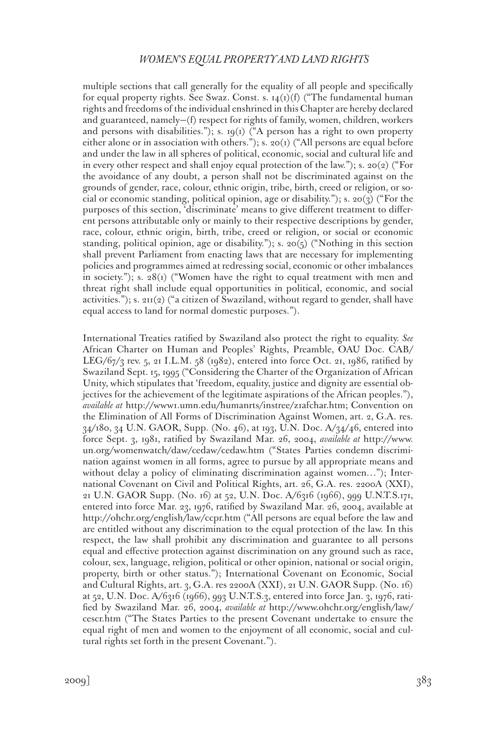multiple sections that call generally for the equality of all people and specifically for equal property rights. See Swaz. Const. s. 14(1)(f) ("The fundamental human rights and freedoms of the individual enshrined in this Chapter are hereby declared and guaranteed, namely—(f) respect for rights of family, women, children, workers and persons with disabilities."); s. 19(1) ("A person has a right to own property either alone or in association with others."); s. 20(1) ("All persons are equal before and under the law in all spheres of political, economic, social and cultural life and in every other respect and shall enjoy equal protection of the law."); s. 20(2) ("For the avoidance of any doubt, a person shall not be discriminated against on the grounds of gender, race, colour, ethnic origin, tribe, birth, creed or religion, or social or economic standing, political opinion, age or disability."); s. 20(3) ("For the purposes of this section, 'discriminate' means to give different treatment to different persons attributable only or mainly to their respective descriptions by gender, race, colour, ethnic origin, birth, tribe, creed or religion, or social or economic standing, political opinion, age or disability."); s. 20(5) ("Nothing in this section shall prevent Parliament from enacting laws that are necessary for implementing policies and programmes aimed at redressing social, economic or other imbalances in society."); s. 28(1) ("Women have the right to equal treatment with men and threat right shall include equal opportunities in political, economic, and social activities."); s. 211(2) ("a citizen of Swaziland, without regard to gender, shall have equal access to land for normal domestic purposes.").

International Treaties ratified by Swaziland also protect the right to equality. *See* African Charter on Human and Peoples' Rights, Preamble, OAU Doc. CAB/LEG/67/3 rev. 5, 21 I.L.M. 58 (1982), entered into force Oct. 21, 1986, ratified by Swaziland Sept. 15, 1995 ("Considering the Charter of the Organization of African Unity, which stipulates that 'freedom, equality, justice and dignity are essential objectives for the achievement of the legitimate aspirations of the African peoples."), *available at* http://www1.umn.edu/humanrts/instree/z1afchar.htm; Convention on the Elimination of All Forms of Discrimination Against Women, art. 2, G.A. res. 34/180, 34 U.N. GAOR, Supp. (No. 46), at 193, U.N. Doc. A/34/46, entered into force Sept. 3, 1981, ratified by Swaziland Mar. 26, 2004, *available at* http://www.un.org/womenwatch/daw/cedaw/cedaw.htm ("States Parties condemn discrimination against women in all forms, agree to pursue by all appropriate means and without delay a policy of eliminating discrimination against women…"); International Covenant on Civil and Political Rights, art. 26, G.A. res. 2200A (XXI), 21 U.N. GAOR Supp. (No. 16) at 52, U.N. Doc. A/6316 (1966), 999 U.N.T.S.171, entered into force Mar. 23, 1976, ratified by Swaziland Mar. 26, 2004, available at http://ohchr.org/english/law/ccpr.htm ("All persons are equal before the law and are entitled without any discrimination to the equal protection of the law. In this respect, the law shall prohibit any discrimination and guarantee to all persons equal and effective protection against discrimination on any ground such as race, colour, sex, language, religion, political or other opinion, national or social origin, property, birth or other status."); International Covenant on Economic, Social and Cultural Rights, art. 3, G.A. res 2200A (XXI), 21 U.N. GAOR Supp. (No. 16) at 52, U.N. Doc. A/6316 (1966), 993 U.N.T.S.3, entered into force Jan. 3, 1976, ratified by Swaziland Mar. 26, 2004, *available at* http://www.ohchr.org/english/law/cescr.htm ("The States Parties to the present Covenant undertake to ensure the equal right of men and women to the enjoyment of all economic, social and cultural rights set forth in the present Covenant.").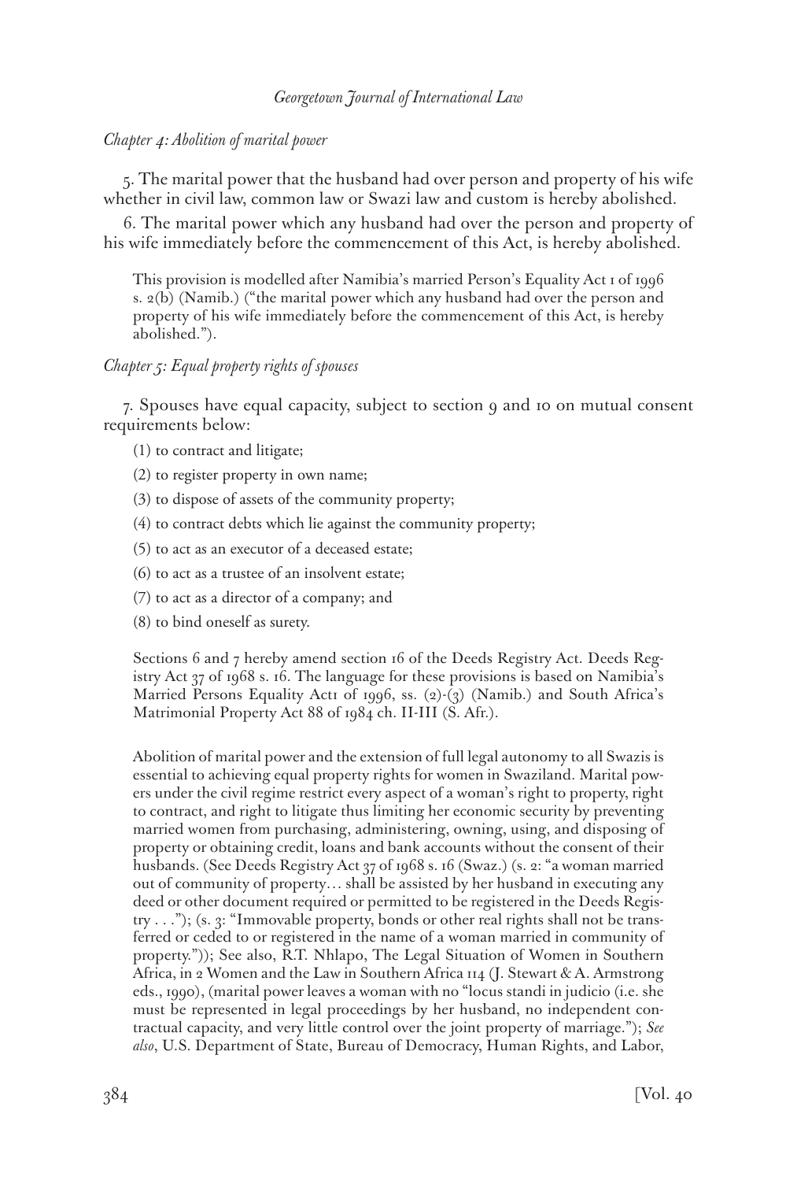*Chapter 4: Abolition of marital power*

5. The marital power that the husband had over person and property of his wife whether in civil law, common law or Swazi law and custom is hereby abolished.

6. The marital power which any husband had over the person and property of his wife immediately before the commencement of this Act, is hereby abolished.

> This provision is modelled after Namibia's married Person's Equality Act 1 of 1996 s. 2(b) (Namib.) ("the marital power which any husband had over the person and property of his wife immediately before the commencement of this Act, is hereby abolished.").

*Chapter 5: Equal property rights of spouses*

7. Spouses have equal capacity, subject to section 9 and 10 on mutual consent requirements below:

(1) to contract and litigate;

(2) to register property in own name;

(3) to dispose of assets of the community property;

(4) to contract debts which lie against the community property;

(5) to act as an executor of a deceased estate;

(6) to act as a trustee of an insolvent estate;

(7) to act as a director of a company; and

(8) to bind oneself as surety.

> Sections 6 and 7 hereby amend section 16 of the Deeds Registry Act. Deeds Registry Act 37 of 1968 s. 16. The language for these provisions is based on Namibia's Married Persons Equality Act1 of 1996, ss. (2)-(3) (Namib.) and South Africa's Matrimonial Property Act 88 of 1984 ch. II-III (S. Afr.).

> Abolition of marital power and the extension of full legal autonomy to all Swazis is essential to achieving equal property rights for women in Swaziland. Marital powers under the civil regime restrict every aspect of a woman's right to property, right to contract, and right to litigate thus limiting her economic security by preventing married women from purchasing, administering, owning, using, and disposing of property or obtaining credit, loans and bank accounts without the consent of their husbands. (See Deeds Registry Act 37 of 1968 s. 16 (Swaz.) (s. 2: "a woman married out of community of property… shall be assisted by her husband in executing any deed or other document required or permitted to be registered in the Deeds Registry . . ."); (s. 3: "Immovable property, bonds or other real rights shall not be transferred or ceded to or registered in the name of a woman married in community of property.")); See also, R.T. Nhlapo, The Legal Situation of Women in Southern Africa, in 2 Women and the Law in Southern Africa 114 (J. Stewart & A. Armstrong eds., 1990), (marital power leaves a woman with no "locus standi in judicio (i.e. she must be represented in legal proceedings by her husband, no independent contractual capacity, and very little control over the joint property of marriage."); *See also*, U.S. Department of State, Bureau of Democracy, Human Rights, and Labor,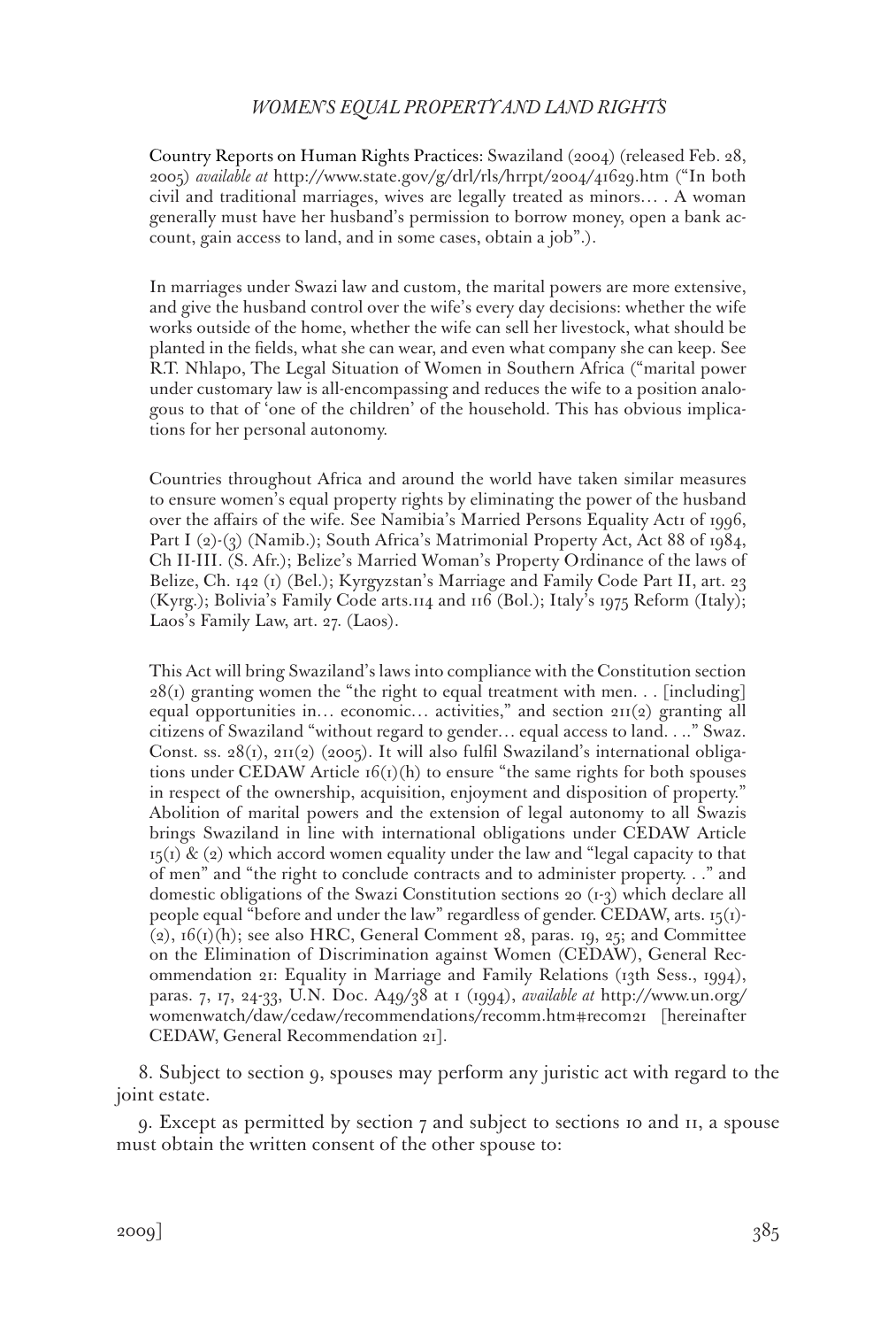Country Reports on Human Rights Practices: Swaziland (2004) (released Feb. 28, 2005) *available at* http://www.state.gov/g/drl/rls/hrrpt/2004/41629.htm ("In both civil and traditional marriages, wives are legally treated as minors… . A woman generally must have her husband's permission to borrow money, open a bank account, gain access to land, and in some cases, obtain a job".).

In marriages under Swazi law and custom, the marital powers are more extensive, and give the husband control over the wife's every day decisions: whether the wife works outside of the home, whether the wife can sell her livestock, what should be planted in the fields, what she can wear, and even what company she can keep. See R.T. Nhlapo, The Legal Situation of Women in Southern Africa ("marital power under customary law is all-encompassing and reduces the wife to a position analogous to that of 'one of the children' of the household. This has obvious implications for her personal autonomy.

Countries throughout Africa and around the world have taken similar measures to ensure women's equal property rights by eliminating the power of the husband over the affairs of the wife. See Namibia's Married Persons Equality Act1 of 1996, Part I (2)-(3) (Namib.); South Africa's Matrimonial Property Act, Act 88 of 1984, Ch II-III. (S. Afr.); Belize's Married Woman's Property Ordinance of the laws of Belize, Ch. 142 (1) (Bel.); Kyrgyzstan's Marriage and Family Code Part II, art. 23 (Kyrg.); Bolivia's Family Code arts.114 and 116 (Bol.); Italy's 1975 Reform (Italy); Laos's Family Law, art. 27. (Laos).

This Act will bring Swaziland's laws into compliance with the Constitution section 28(1) granting women the "the right to equal treatment with men. . . [including] equal opportunities in… economic… activities," and section 211(2) granting all citizens of Swaziland "without regard to gender… equal access to land. . .." Swaz. Const. ss. 28(1), 211(2) (2005). It will also fulfil Swaziland's international obligations under CEDAW Article 16(1)(h) to ensure "the same rights for both spouses in respect of the ownership, acquisition, enjoyment and disposition of property." Abolition of marital powers and the extension of legal autonomy to all Swazis brings Swaziland in line with international obligations under CEDAW Article 15(1) & (2) which accord women equality under the law and "legal capacity to that of men" and "the right to conclude contracts and to administer property. . ." and domestic obligations of the Swazi Constitution sections 20 (1-3) which declare all people equal "before and under the law" regardless of gender. CEDAW, arts. 15(1)-(2), 16(1)(h); see also HRC, General Comment 28, paras. 19, 25; and Committee on the Elimination of Discrimination against Women (CEDAW), General Recommendation 21: Equality in Marriage and Family Relations (13th Sess., 1994), paras. 7, 17, 24-33, U.N. Doc. A49/38 at 1 (1994), *available at* http://www.un.org/womenwatch/daw/cedaw/recommendations/recomm.htm#recom21 [hereinafter CEDAW, General Recommendation 21].

8. Subject to section 9, spouses may perform any juristic act with regard to the joint estate.

9. Except as permitted by section 7 and subject to sections 10 and 11, a spouse must obtain the written consent of the other spouse to: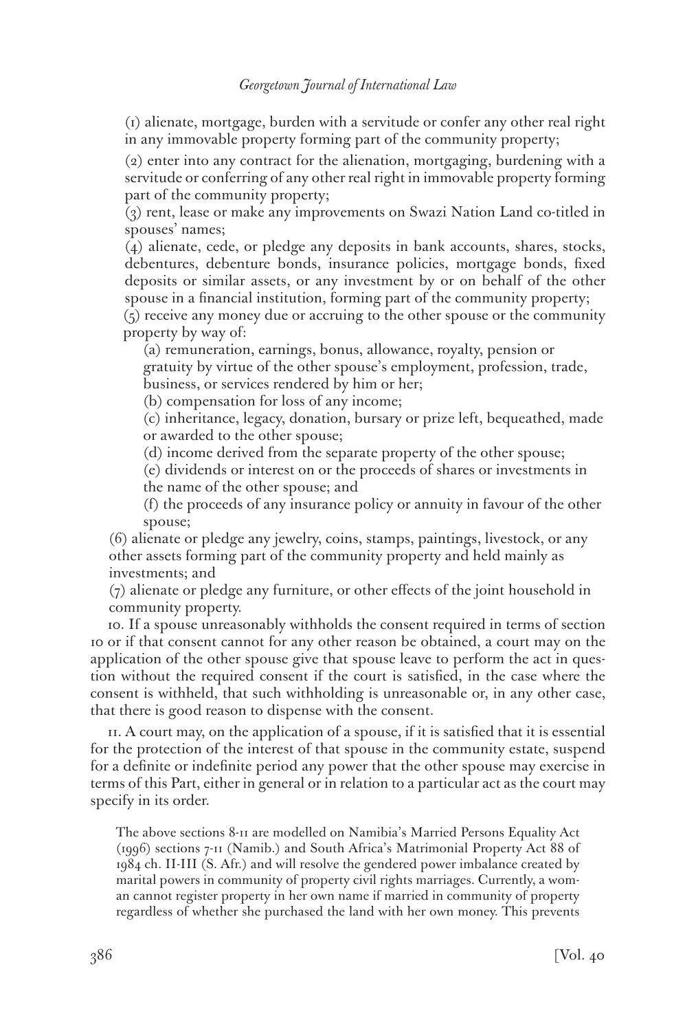(1) alienate, mortgage, burden with a servitude or confer any other real right in any immovable property forming part of the community property;

(2) enter into any contract for the alienation, mortgaging, burdening with a servitude or conferring of any other real right in immovable property forming part of the community property;

(3) rent, lease or make any improvements on Swazi Nation Land co-titled in spouses' names;

(4) alienate, cede, or pledge any deposits in bank accounts, shares, stocks, debentures, debenture bonds, insurance policies, mortgage bonds, fixed deposits or similar assets, or any investment by or on behalf of the other spouse in a financial institution, forming part of the community property;

(5) receive any money due or accruing to the other spouse or the community property by way of:

(a) remuneration, earnings, bonus, allowance, royalty, pension or gratuity by virtue of the other spouse's employment, profession, trade, business, or services rendered by him or her;

(b) compensation for loss of any income;

(c) inheritance, legacy, donation, bursary or prize left, bequeathed, made or awarded to the other spouse;

(d) income derived from the separate property of the other spouse;

(e) dividends or interest on or the proceeds of shares or investments in the name of the other spouse; and

(f) the proceeds of any insurance policy or annuity in favour of the other spouse;

(6) alienate or pledge any jewelry, coins, stamps, paintings, livestock, or any other assets forming part of the community property and held mainly as investments; and

(7) alienate or pledge any furniture, or other effects of the joint household in community property.

10. If a spouse unreasonably withholds the consent required in terms of section 10 or if that consent cannot for any other reason be obtained, a court may on the application of the other spouse give that spouse leave to perform the act in question without the required consent if the court is satisfied, in the case where the consent is withheld, that such withholding is unreasonable or, in any other case, that there is good reason to dispense with the consent.

11. A court may, on the application of a spouse, if it is satisfied that it is essential for the protection of the interest of that spouse in the community estate, suspend for a definite or indefinite period any power that the other spouse may exercise in terms of this Part, either in general or in relation to a particular act as the court may specify in its order.

The above sections 8-11 are modelled on Namibia's Married Persons Equality Act (1996) sections 7-11 (Namib.) and South Africa's Matrimonial Property Act 88 of 1984 ch. II-III (S. Afr.) and will resolve the gendered power imbalance created by marital powers in community of property civil rights marriages. Currently, a woman cannot register property in her own name if married in community of property regardless of whether she purchased the land with her own money. This prevents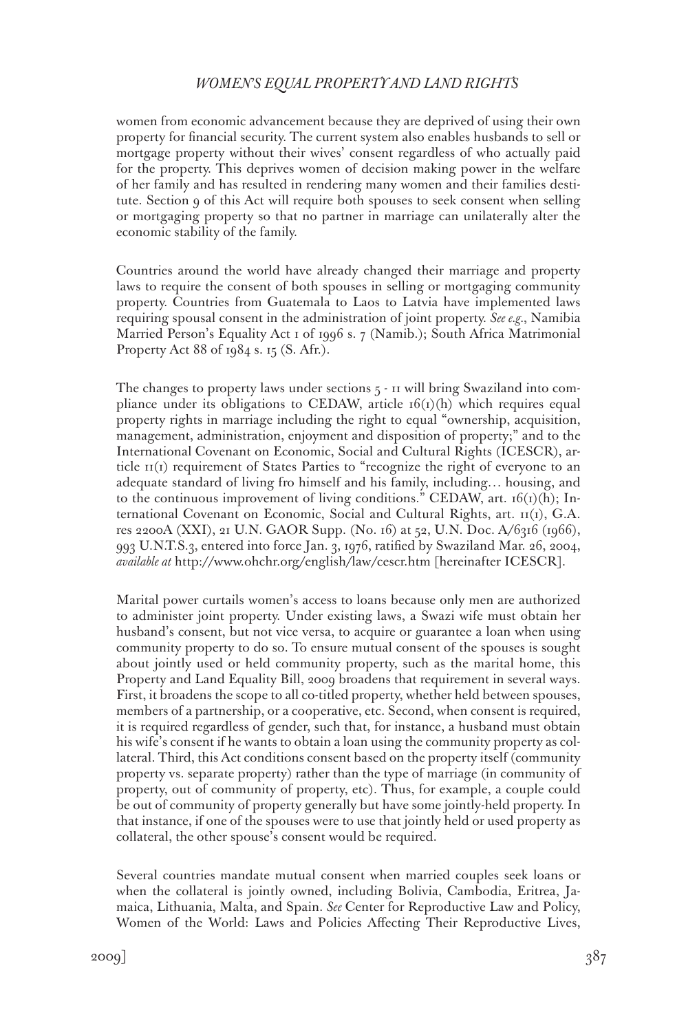women from economic advancement because they are deprived of using their own property for financial security. The current system also enables husbands to sell or mortgage property without their wives' consent regardless of who actually paid for the property. This deprives women of decision making power in the welfare of her family and has resulted in rendering many women and their families destitute. Section 9 of this Act will require both spouses to seek consent when selling or mortgaging property so that no partner in marriage can unilaterally alter the economic stability of the family.

Countries around the world have already changed their marriage and property laws to require the consent of both spouses in selling or mortgaging community property. Countries from Guatemala to Laos to Latvia have implemented laws requiring spousal consent in the administration of joint property. *See e.g.*, Namibia Married Person's Equality Act 1 of 1996 s. 7 (Namib.); South Africa Matrimonial Property Act 88 of 1984 s. 15 (S. Afr.).

The changes to property laws under sections 5 - 11 will bring Swaziland into compliance under its obligations to CEDAW, article 16(1)(h) which requires equal property rights in marriage including the right to equal "ownership, acquisition, management, administration, enjoyment and disposition of property;" and to the International Covenant on Economic, Social and Cultural Rights (ICESCR), article 11(1) requirement of States Parties to "recognize the right of everyone to an adequate standard of living fro himself and his family, including… housing, and to the continuous improvement of living conditions." CEDAW, art. 16(1)(h); International Covenant on Economic, Social and Cultural Rights, art. 11(1), G.A. res 2200A (XXI), 21 U.N. GAOR Supp. (No. 16) at 52, U.N. Doc. A/6316 (1966), 993 U.N.T.S.3, entered into force Jan. 3, 1976, ratified by Swaziland Mar. 26, 2004, *available at* http://www.ohchr.org/english/law/cescr.htm [hereinafter ICESCR].

Marital power curtails women's access to loans because only men are authorized to administer joint property. Under existing laws, a Swazi wife must obtain her husband's consent, but not vice versa, to acquire or guarantee a loan when using community property to do so. To ensure mutual consent of the spouses is sought about jointly used or held community property, such as the marital home, this Property and Land Equality Bill, 2009 broadens that requirement in several ways. First, it broadens the scope to all co-titled property, whether held between spouses, members of a partnership, or a cooperative, etc. Second, when consent is required, it is required regardless of gender, such that, for instance, a husband must obtain his wife's consent if he wants to obtain a loan using the community property as collateral. Third, this Act conditions consent based on the property itself (community property vs. separate property) rather than the type of marriage (in community of property, out of community of property, etc). Thus, for example, a couple could be out of community of property generally but have some jointly-held property. In that instance, if one of the spouses were to use that jointly held or used property as collateral, the other spouse's consent would be required.

Several countries mandate mutual consent when married couples seek loans or when the collateral is jointly owned, including Bolivia, Cambodia, Eritrea, Jamaica, Lithuania, Malta, and Spain. *See* Center for Reproductive Law and Policy, Women of the World: Laws and Policies Affecting Their Reproductive Lives,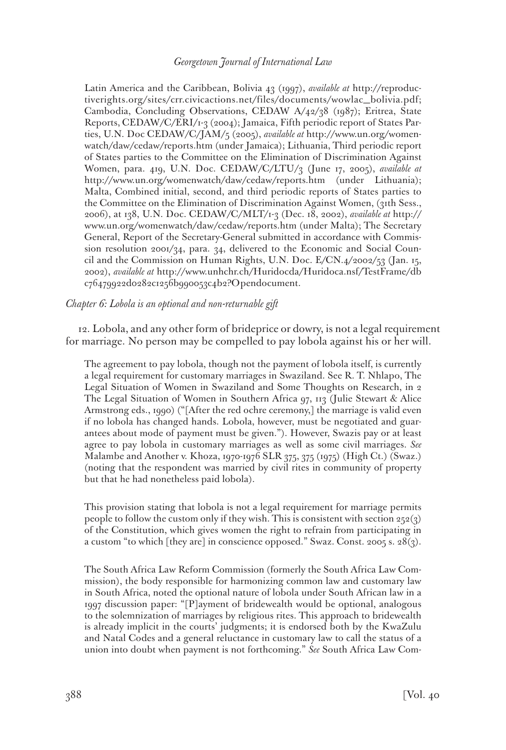Latin America and the Caribbean, Bolivia 43 (1997), *available at* http://reproductiverights.org/sites/crr.civicactions.net/files/documents/wowlac_bolivia.pdf; Cambodia, Concluding Observations, CEDAW A/42/38 (1987); Eritrea, State Reports, CEDAW/C/ERI/1-3 (2004); Jamaica, Fifth periodic report of States Parties, U.N. Doc CEDAW/C/JAM/5 (2005), *available at* http://www.un.org/womenwatch/daw/cedaw/reports.htm (under Jamaica); Lithuania, Third periodic report of States parties to the Committee on the Elimination of Discrimination Against Women, para. 419, U.N. Doc. CEDAW/C/LTU/3 (June 17, 2005), *available at* http://www.un.org/womenwatch/daw/cedaw/reports.htm (under Lithuania); Malta, Combined initial, second, and third periodic reports of States parties to the Committee on the Elimination of Discrimination Against Women, (31th Sess., 2006), at 138, U.N. Doc. CEDAW/C/MLT/1-3 (Dec. 18, 2002), *available at* http://www.un.org/womenwatch/daw/cedaw/reports.htm (under Malta); The Secretary General, Report of the Secretary-General submitted in accordance with Commission resolution 2001/34, para. 34, delivered to the Economic and Social Council and the Commission on Human Rights, U.N. Doc. E/CN.4/2002/53 (Jan. 15, 2002), *available at* http://www.unhchr.ch/Huridocda/Huridoca.nsf/TestFrame/dbc76479922d0282c1256b990053c4b2?Opendocument.

*Chapter 6: Lobola is an optional and non-returnable gift*

12. Lobola, and any other form of brideprice or dowry, is not a legal requirement for marriage. No person may be compelled to pay lobola against his or her will.

The agreement to pay lobola, though not the payment of lobola itself, is currently a legal requirement for customary marriages in Swaziland. See R. T. Nhlapo, The Legal Situation of Women in Swaziland and Some Thoughts on Research, in 2 The Legal Situation of Women in Southern Africa 97, 113 (Julie Stewart & Alice Armstrong eds., 1990) ("[After the red ochre ceremony,] the marriage is valid even if no lobola has changed hands. Lobola, however, must be negotiated and guarantees about mode of payment must be given."). However, Swazis pay or at least agree to pay lobola in customary marriages as well as some civil marriages. *See* Malambe and Another v. Khoza, 1970-1976 SLR 375, 375 (1975) (High Ct.) (Swaz.) (noting that the respondent was married by civil rites in community of property but that he had nonetheless paid lobola).

This provision stating that lobola is not a legal requirement for marriage permits people to follow the custom only if they wish. This is consistent with section 252(3) of the Constitution, which gives women the right to refrain from participating in a custom "to which [they are] in conscience opposed." Swaz. Const. 2005 s. 28(3).

The South Africa Law Reform Commission (formerly the South Africa Law Commission), the body responsible for harmonizing common law and customary law in South Africa, noted the optional nature of lobola under South African law in a 1997 discussion paper: "[P]ayment of bridewealth would be optional, analogous to the solemnization of marriages by religious rites. This approach to bridewealth is already implicit in the courts' judgments; it is endorsed both by the KwaZulu and Natal Codes and a general reluctance in customary law to call the status of a union into doubt when payment is not forthcoming." *See* South Africa Law Com-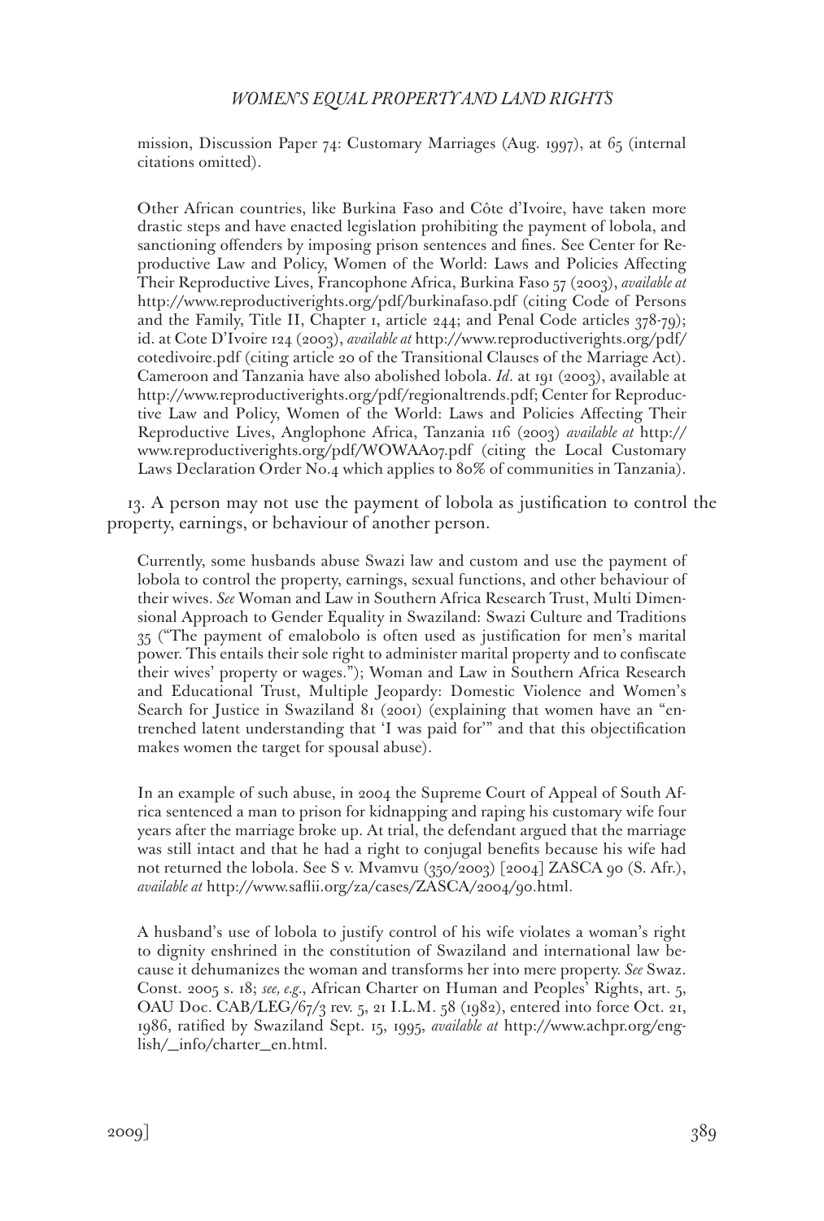mission, Discussion Paper 74: Customary Marriages (Aug. 1997), at 65 (internal citations omitted).

Other African countries, like Burkina Faso and Côte d'Ivoire, have taken more drastic steps and have enacted legislation prohibiting the payment of lobola, and sanctioning offenders by imposing prison sentences and fines. See Center for Reproductive Law and Policy, Women of the World: Laws and Policies Affecting Their Reproductive Lives, Francophone Africa, Burkina Faso 57 (2003), *available at* http://www.reproductiverights.org/pdf/burkinafaso.pdf (citing Code of Persons and the Family, Title II, Chapter 1, article 244; and Penal Code articles 378-79); id. at Cote D'Ivoire 124 (2003), *available at* http://www.reproductiverights.org/pdf/cotedivoire.pdf (citing article 20 of the Transitional Clauses of the Marriage Act). Cameroon and Tanzania have also abolished lobola. *Id*. at 191 (2003), available at http://www.reproductiverights.org/pdf/regionaltrends.pdf; Center for Reproductive Law and Policy, Women of the World: Laws and Policies Affecting Their Reproductive Lives, Anglophone Africa, Tanzania 116 (2003) *available at* http://www.reproductiverights.org/pdf/WOWAA07.pdf (citing the Local Customary Laws Declaration Order No.4 which applies to 80% of communities in Tanzania).

13. A person may not use the payment of lobola as justification to control the property, earnings, or behaviour of another person.

Currently, some husbands abuse Swazi law and custom and use the payment of lobola to control the property, earnings, sexual functions, and other behaviour of their wives. *See* Woman and Law in Southern Africa Research Trust, Multi Dimensional Approach to Gender Equality in Swaziland: Swazi Culture and Traditions 35 ("The payment of emalobolo is often used as justification for men's marital power. This entails their sole right to administer marital property and to confiscate their wives' property or wages."); Woman and Law in Southern Africa Research and Educational Trust, Multiple Jeopardy: Domestic Violence and Women's Search for Justice in Swaziland 81 (2001) (explaining that women have an "entrenched latent understanding that 'I was paid for'" and that this objectification makes women the target for spousal abuse).

In an example of such abuse, in 2004 the Supreme Court of Appeal of South Africa sentenced a man to prison for kidnapping and raping his customary wife four years after the marriage broke up. At trial, the defendant argued that the marriage was still intact and that he had a right to conjugal benefits because his wife had not returned the lobola. See S v. Mvamvu (350/2003) [2004] ZASCA 90 (S. Afr.), *available at* http://www.saflii.org/za/cases/ZASCA/2004/90.html.

A husband's use of lobola to justify control of his wife violates a woman's right to dignity enshrined in the constitution of Swaziland and international law because it dehumanizes the woman and transforms her into mere property. *See* Swaz. Const. 2005 s. 18; *see, e.g.*, African Charter on Human and Peoples' Rights, art. 5, OAU Doc. CAB/LEG/67/3 rev. 5, 21 I.L.M. 58 (1982), entered into force Oct. 21, 1986, ratified by Swaziland Sept. 15, 1995, *available at* http://www.achpr.org/english/_info/charter_en.html.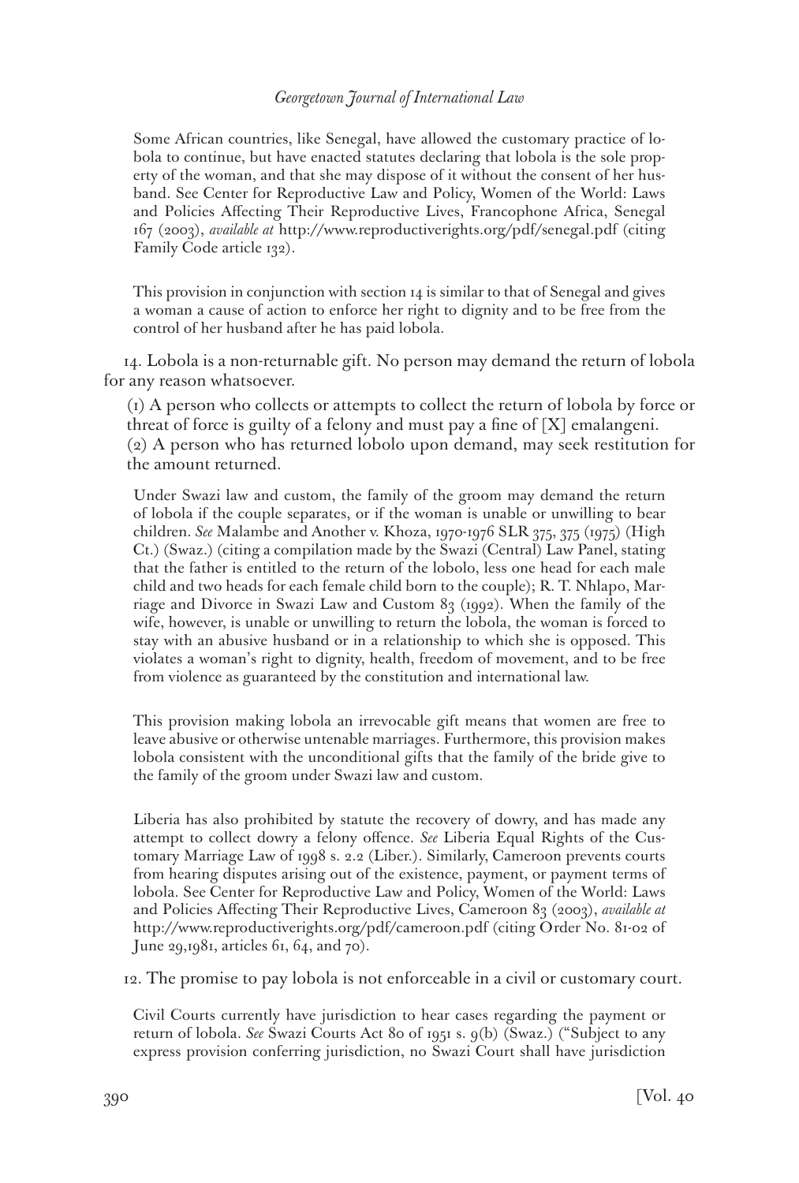Some African countries, like Senegal, have allowed the customary practice of lobola to continue, but have enacted statutes declaring that lobola is the sole property of the woman, and that she may dispose of it without the consent of her husband. See Center for Reproductive Law and Policy, Women of the World: Laws and Policies Affecting Their Reproductive Lives, Francophone Africa, Senegal 167 (2003), *available at* http://www.reproductiverights.org/pdf/senegal.pdf (citing Family Code article 132).

This provision in conjunction with section 14 is similar to that of Senegal and gives a woman a cause of action to enforce her right to dignity and to be free from the control of her husband after he has paid lobola.

14. Lobola is a non-returnable gift. No person may demand the return of lobola for any reason whatsoever.

(1) A person who collects or attempts to collect the return of lobola by force or threat of force is guilty of a felony and must pay a fine of [X] emalangeni.
(2) A person who has returned lobolo upon demand, may seek restitution for the amount returned.

Under Swazi law and custom, the family of the groom may demand the return of lobola if the couple separates, or if the woman is unable or unwilling to bear children. *See* Malambe and Another v. Khoza, 1970-1976 SLR 375, 375 (1975) (High Ct.) (Swaz.) (citing a compilation made by the Swazi (Central) Law Panel, stating that the father is entitled to the return of the lobolo, less one head for each male child and two heads for each female child born to the couple); R. T. Nhlapo, Marriage and Divorce in Swazi Law and Custom 83 (1992). When the family of the wife, however, is unable or unwilling to return the lobola, the woman is forced to stay with an abusive husband or in a relationship to which she is opposed. This violates a woman's right to dignity, health, freedom of movement, and to be free from violence as guaranteed by the constitution and international law.

This provision making lobola an irrevocable gift means that women are free to leave abusive or otherwise untenable marriages. Furthermore, this provision makes lobola consistent with the unconditional gifts that the family of the bride give to the family of the groom under Swazi law and custom.

Liberia has also prohibited by statute the recovery of dowry, and has made any attempt to collect dowry a felony offence. *See* Liberia Equal Rights of the Customary Marriage Law of 1998 s. 2.2 (Liber.). Similarly, Cameroon prevents courts from hearing disputes arising out of the existence, payment, or payment terms of lobola. See Center for Reproductive Law and Policy, Women of the World: Laws and Policies Affecting Their Reproductive Lives, Cameroon 83 (2003), *available at* http://www.reproductiverights.org/pdf/cameroon.pdf (citing Order No. 81-02 of June 29,1981, articles 61, 64, and 70).

12. The promise to pay lobola is not enforceable in a civil or customary court.

Civil Courts currently have jurisdiction to hear cases regarding the payment or return of lobola. *See* Swazi Courts Act 80 of 1951 s. 9(b) (Swaz.) ("Subject to any express provision conferring jurisdiction, no Swazi Court shall have jurisdiction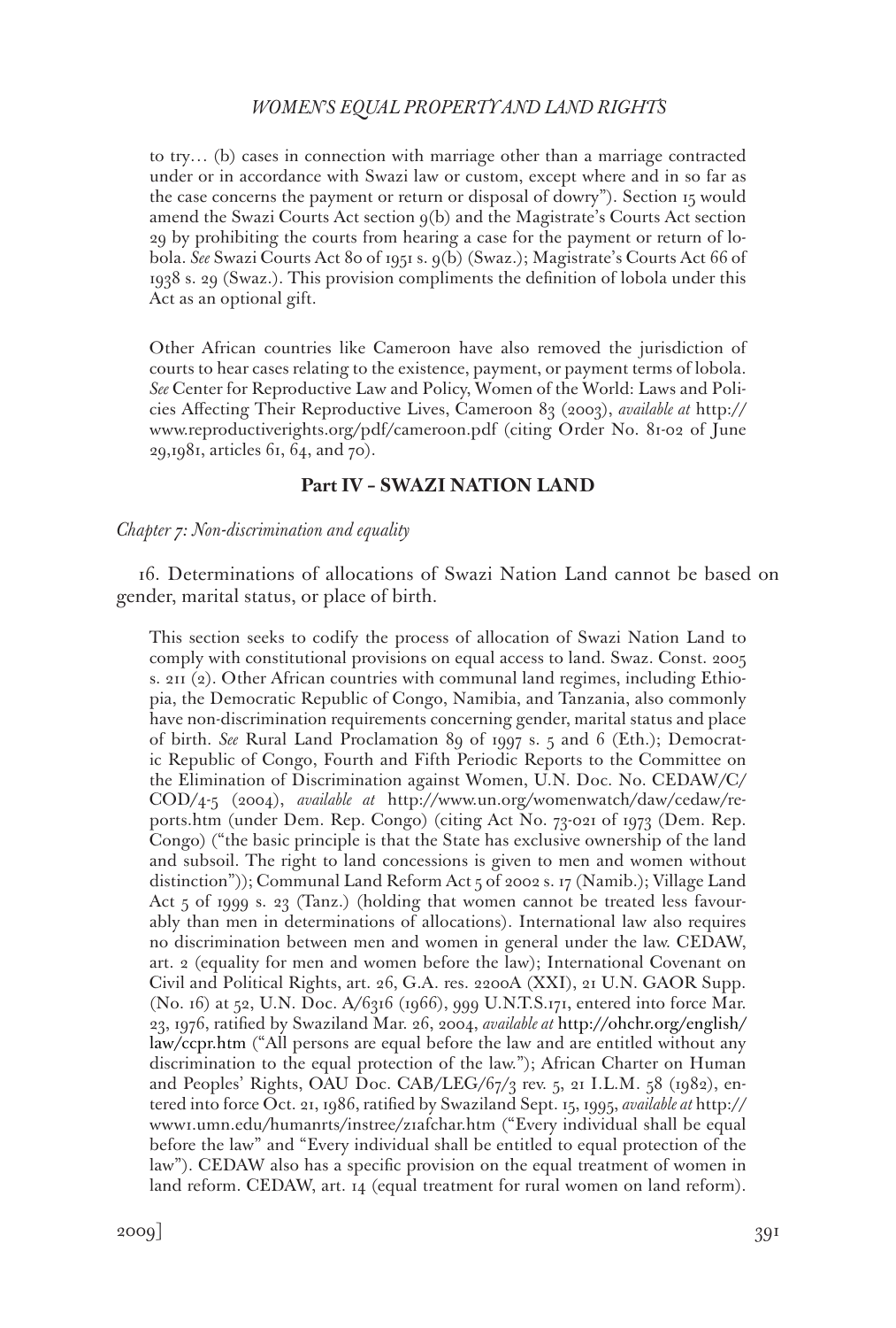to try… (b) cases in connection with marriage other than a marriage contracted under or in accordance with Swazi law or custom, except where and in so far as the case concerns the payment or return or disposal of dowry"). Section 15 would amend the Swazi Courts Act section 9(b) and the Magistrate's Courts Act section 29 by prohibiting the courts from hearing a case for the payment or return of lobola. *See* Swazi Courts Act 80 of 1951 s. 9(b) (Swaz.); Magistrate's Courts Act 66 of 1938 s. 29 (Swaz.). This provision compliments the definition of lobola under this Act as an optional gift.

Other African countries like Cameroon have also removed the jurisdiction of courts to hear cases relating to the existence, payment, or payment terms of lobola. *See* Center for Reproductive Law and Policy, Women of the World: Laws and Policies Affecting Their Reproductive Lives, Cameroon 83 (2003), *available at* http://www.reproductiverights.org/pdf/cameroon.pdf (citing Order No. 81-02 of June 29,1981, articles 61, 64, and 70).

## Part IV – SWAZI NATION LAND

*Chapter 7: Non-discrimination and equality*

16. Determinations of allocations of Swazi Nation Land cannot be based on gender, marital status, or place of birth.

This section seeks to codify the process of allocation of Swazi Nation Land to comply with constitutional provisions on equal access to land. Swaz. Const. 2005 s. 211 (2). Other African countries with communal land regimes, including Ethiopia, the Democratic Republic of Congo, Namibia, and Tanzania, also commonly have non-discrimination requirements concerning gender, marital status and place of birth. *See* Rural Land Proclamation 89 of 1997 s. 5 and 6 (Eth.); Democratic Republic of Congo, Fourth and Fifth Periodic Reports to the Committee on the Elimination of Discrimination against Women, U.N. Doc. No. CEDAW/C/COD/4-5 (2004), *available at* http://www.un.org/womenwatch/daw/cedaw/reports.htm (under Dem. Rep. Congo) (citing Act No. 73-021 of 1973 (Dem. Rep. Congo) ("the basic principle is that the State has exclusive ownership of the land and subsoil. The right to land concessions is given to men and women without distinction")); Communal Land Reform Act 5 of 2002 s. 17 (Namib.); Village Land Act 5 of 1999 s. 23 (Tanz.) (holding that women cannot be treated less favourably than men in determinations of allocations). International law also requires no discrimination between men and women in general under the law. CEDAW, art. 2 (equality for men and women before the law); International Covenant on Civil and Political Rights, art. 26, G.A. res. 2200A (XXI), 21 U.N. GAOR Supp. (No. 16) at 52, U.N. Doc. A/6316 (1966), 999 U.N.T.S.171, entered into force Mar. 23, 1976, ratified by Swaziland Mar. 26, 2004, *available at* http://ohchr.org/english/law/ccpr.htm ("All persons are equal before the law and are entitled without any discrimination to the equal protection of the law."); African Charter on Human and Peoples' Rights, OAU Doc. CAB/LEG/67/3 rev. 5, 21 I.L.M. 58 (1982), entered into force Oct. 21, 1986, ratified by Swaziland Sept. 15, 1995, *available at* http://www1.umn.edu/humanrts/instree/z1afchar.htm ("Every individual shall be equal before the law" and "Every individual shall be entitled to equal protection of the law"). CEDAW also has a specific provision on the equal treatment of women in land reform. CEDAW, art. 14 (equal treatment for rural women on land reform).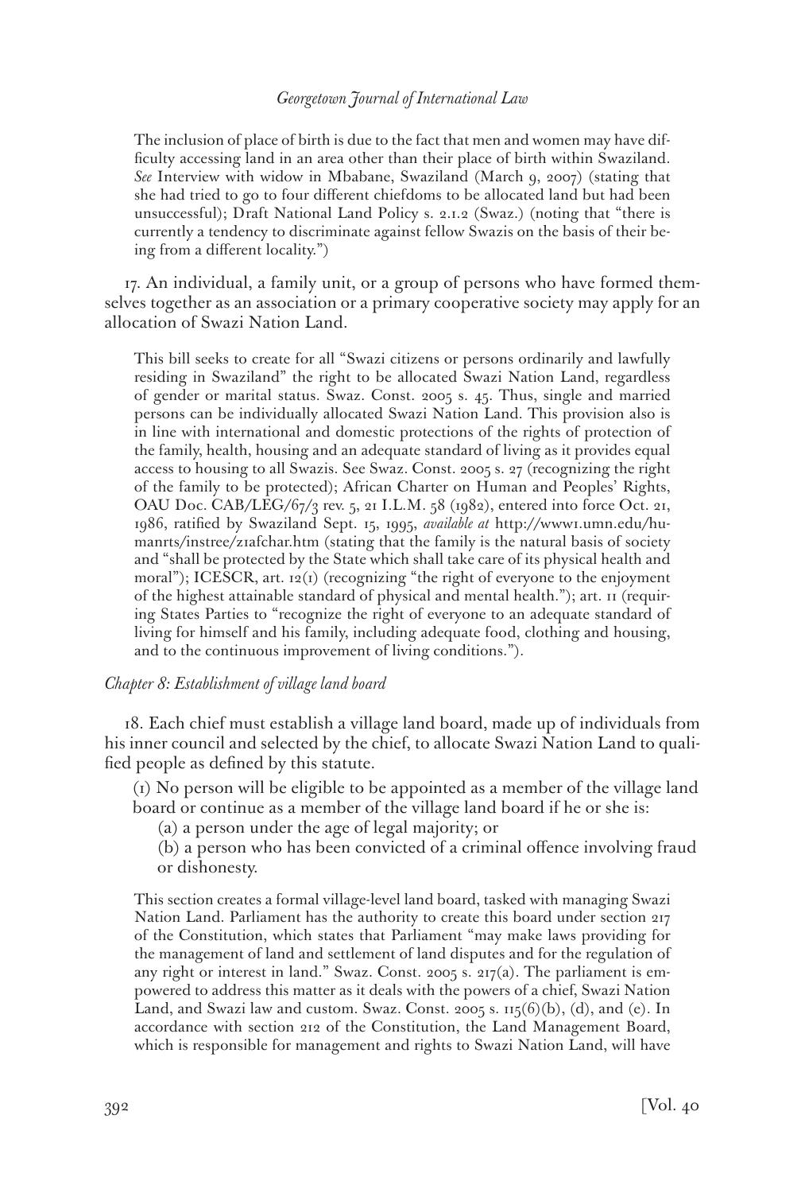The inclusion of place of birth is due to the fact that men and women may have difficulty accessing land in an area other than their place of birth within Swaziland. *See* Interview with widow in Mbabane, Swaziland (March 9, 2007) (stating that she had tried to go to four different chiefdoms to be allocated land but had been unsuccessful); Draft National Land Policy s. 2.1.2 (Swaz.) (noting that "there is currently a tendency to discriminate against fellow Swazis on the basis of their being from a different locality.")

17. An individual, a family unit, or a group of persons who have formed themselves together as an association or a primary cooperative society may apply for an allocation of Swazi Nation Land.

This bill seeks to create for all "Swazi citizens or persons ordinarily and lawfully residing in Swaziland" the right to be allocated Swazi Nation Land, regardless of gender or marital status. Swaz. Const. 2005 s. 45. Thus, single and married persons can be individually allocated Swazi Nation Land. This provision also is in line with international and domestic protections of the rights of protection of the family, health, housing and an adequate standard of living as it provides equal access to housing to all Swazis. See Swaz. Const. 2005 s. 27 (recognizing the right of the family to be protected); African Charter on Human and Peoples' Rights, OAU Doc. CAB/LEG/67/3 rev. 5, 21 I.L.M. 58 (1982), entered into force Oct. 21, 1986, ratified by Swaziland Sept. 15, 1995, *available at* http://www1.umn.edu/humanrts/instree/z1afchar.htm (stating that the family is the natural basis of society and "shall be protected by the State which shall take care of its physical health and moral"); ICESCR, art. 12(1) (recognizing "the right of everyone to the enjoyment of the highest attainable standard of physical and mental health."); art. 11 (requiring States Parties to "recognize the right of everyone to an adequate standard of living for himself and his family, including adequate food, clothing and housing, and to the continuous improvement of living conditions.").

*Chapter 8: Establishment of village land board*

18. Each chief must establish a village land board, made up of individuals from his inner council and selected by the chief, to allocate Swazi Nation Land to qualified people as defined by this statute.

(1) No person will be eligible to be appointed as a member of the village land board or continue as a member of the village land board if he or she is:

(a) a person under the age of legal majority; or

(b) a person who has been convicted of a criminal offence involving fraud or dishonesty.

This section creates a formal village-level land board, tasked with managing Swazi Nation Land. Parliament has the authority to create this board under section 217 of the Constitution, which states that Parliament "may make laws providing for the management of land and settlement of land disputes and for the regulation of any right or interest in land." Swaz. Const. 2005 s. 217(a). The parliament is empowered to address this matter as it deals with the powers of a chief, Swazi Nation Land, and Swazi law and custom. Swaz. Const. 2005 s. 115(6)(b), (d), and (e). In accordance with section 212 of the Constitution, the Land Management Board, which is responsible for management and rights to Swazi Nation Land, will have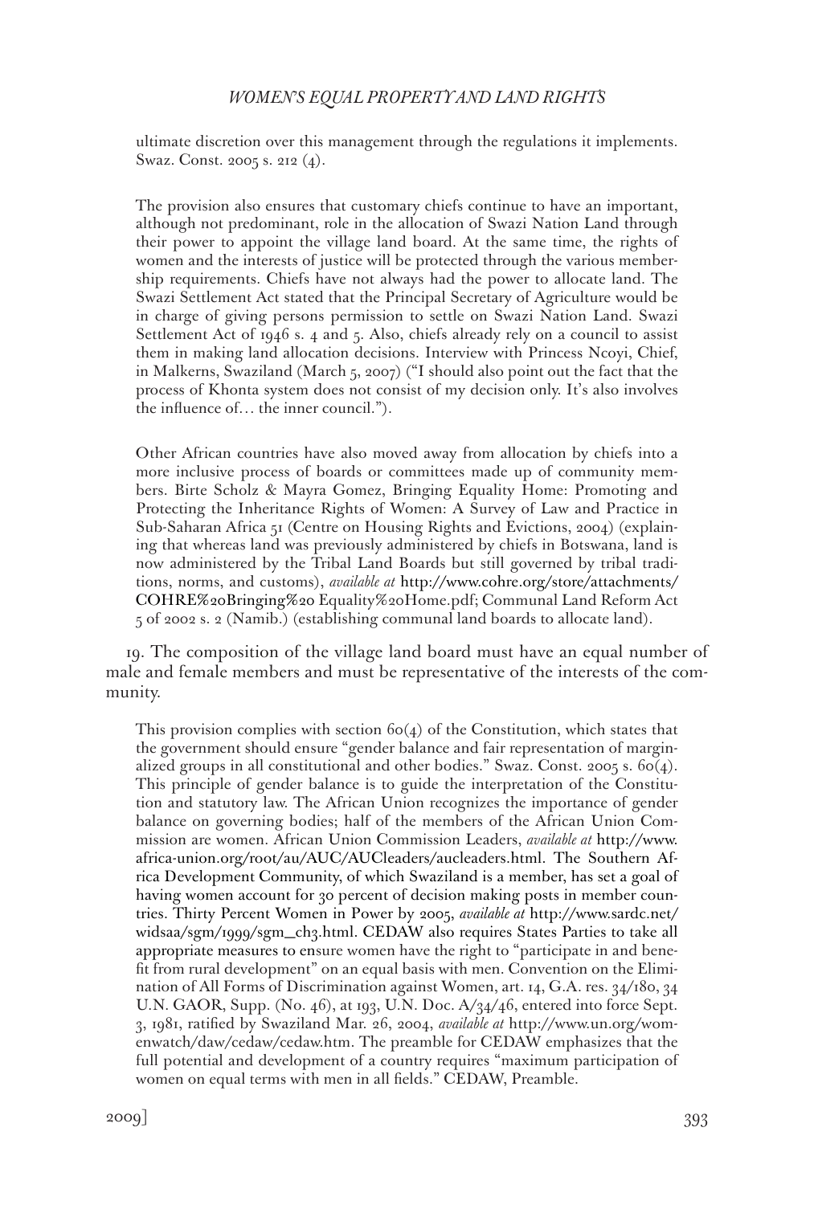ultimate discretion over this management through the regulations it implements. Swaz. Const. 2005 s. 212 (4).

The provision also ensures that customary chiefs continue to have an important, although not predominant, role in the allocation of Swazi Nation Land through their power to appoint the village land board. At the same time, the rights of women and the interests of justice will be protected through the various membership requirements. Chiefs have not always had the power to allocate land. The Swazi Settlement Act stated that the Principal Secretary of Agriculture would be in charge of giving persons permission to settle on Swazi Nation Land. Swazi Settlement Act of 1946 s. 4 and 5. Also, chiefs already rely on a council to assist them in making land allocation decisions. Interview with Princess Ncoyi, Chief, in Malkerns, Swaziland (March 5, 2007) ("I should also point out the fact that the process of Khonta system does not consist of my decision only. It's also involves the influence of… the inner council.").

Other African countries have also moved away from allocation by chiefs into a more inclusive process of boards or committees made up of community members. Birte Scholz & Mayra Gomez, Bringing Equality Home: Promoting and Protecting the Inheritance Rights of Women: A Survey of Law and Practice in Sub-Saharan Africa 51 (Centre on Housing Rights and Evictions, 2004) (explaining that whereas land was previously administered by chiefs in Botswana, land is now administered by the Tribal Land Boards but still governed by tribal traditions, norms, and customs), *available at* http://www.cohre.org/store/attachments/COHRE%20Bringing%20 Equality%20Home.pdf; Communal Land Reform Act 5 of 2002 s. 2 (Namib.) (establishing communal land boards to allocate land).

19. The composition of the village land board must have an equal number of male and female members and must be representative of the interests of the community.

This provision complies with section 60(4) of the Constitution, which states that the government should ensure "gender balance and fair representation of marginalized groups in all constitutional and other bodies." Swaz. Const. 2005 s. 60(4). This principle of gender balance is to guide the interpretation of the Constitution and statutory law. The African Union recognizes the importance of gender balance on governing bodies; half of the members of the African Union Commission are women. African Union Commission Leaders, *available at* http://www.africa-union.org/root/au/AUC/AUCleaders/aucleaders.html. The Southern Africa Development Community, of which Swaziland is a member, has set a goal of having women account for 30 percent of decision making posts in member countries. Thirty Percent Women in Power by 2005, *available at* http://www.sardc.net/widsaa/sgm/1999/sgm_ch3.html. CEDAW also requires States Parties to take all appropriate measures to ensure women have the right to "participate in and benefit from rural development" on an equal basis with men. Convention on the Elimination of All Forms of Discrimination against Women, art. 14, G.A. res. 34/180, 34 U.N. GAOR, Supp. (No. 46), at 193, U.N. Doc. A/34/46, entered into force Sept. 3, 1981, ratified by Swaziland Mar. 26, 2004, *available at* http://www.un.org/womenwatch/daw/cedaw/cedaw.htm. The preamble for CEDAW emphasizes that the full potential and development of a country requires "maximum participation of women on equal terms with men in all fields." CEDAW, Preamble.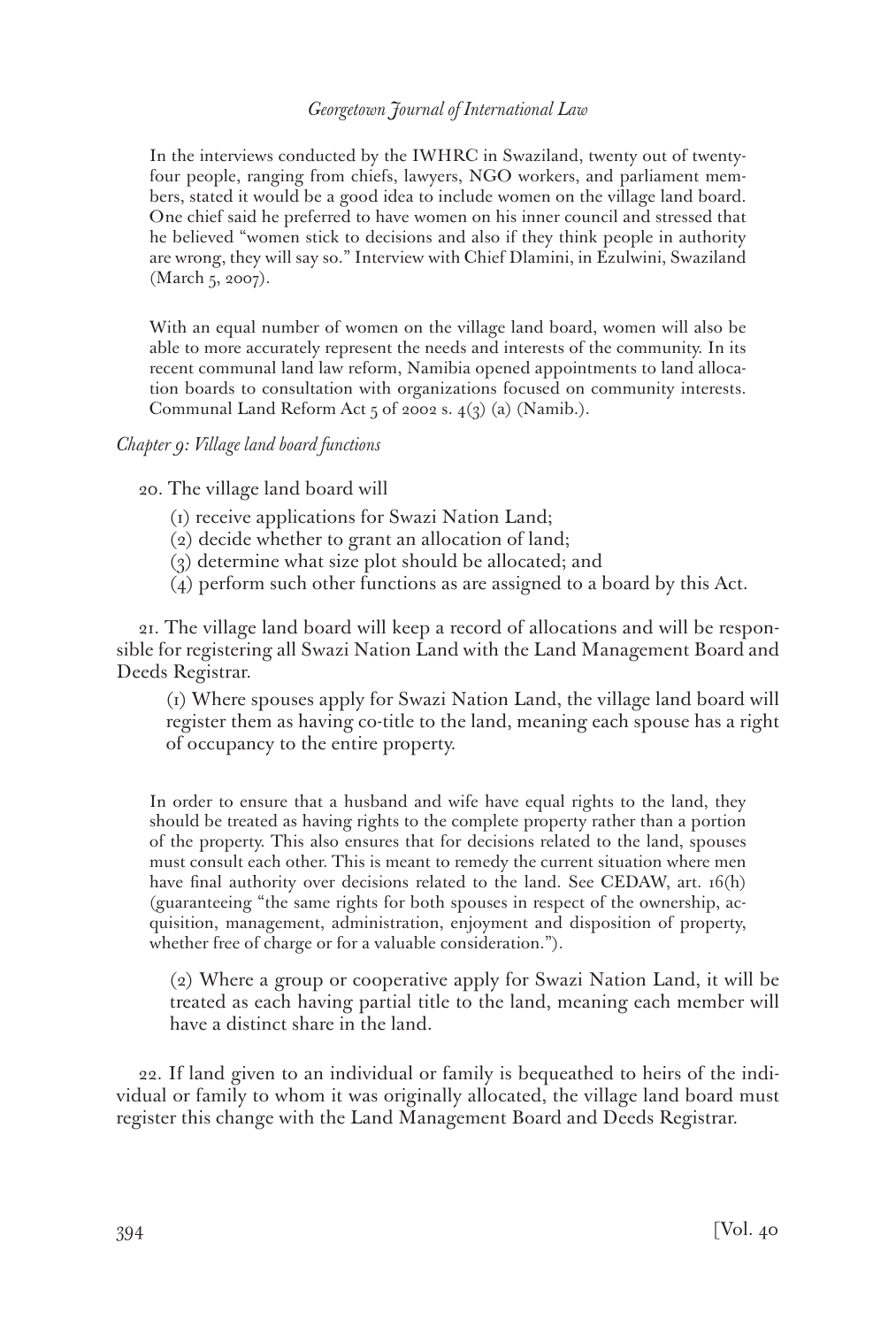In the interviews conducted by the IWHRC in Swaziland, twenty out of twenty-four people, ranging from chiefs, lawyers, NGO workers, and parliament members, stated it would be a good idea to include women on the village land board. One chief said he preferred to have women on his inner council and stressed that he believed "women stick to decisions and also if they think people in authority are wrong, they will say so." Interview with Chief Dlamini, in Ezulwini, Swaziland (March 5, 2007).

With an equal number of women on the village land board, women will also be able to more accurately represent the needs and interests of the community. In its recent communal land law reform, Namibia opened appointments to land allocation boards to consultation with organizations focused on community interests. Communal Land Reform Act 5 of 2002 s. 4(3) (a) (Namib.).

*Chapter 9: Village land board functions*

20. The village land board will

(1) receive applications for Swazi Nation Land;
(2) decide whether to grant an allocation of land;
(3) determine what size plot should be allocated; and
(4) perform such other functions as are assigned to a board by this Act.

21. The village land board will keep a record of allocations and will be responsible for registering all Swazi Nation Land with the Land Management Board and Deeds Registrar.

(1) Where spouses apply for Swazi Nation Land, the village land board will register them as having co-title to the land, meaning each spouse has a right of occupancy to the entire property.

In order to ensure that a husband and wife have equal rights to the land, they should be treated as having rights to the complete property rather than a portion of the property. This also ensures that for decisions related to the land, spouses must consult each other. This is meant to remedy the current situation where men have final authority over decisions related to the land. See CEDAW, art. 16(h) (guaranteeing "the same rights for both spouses in respect of the ownership, acquisition, management, administration, enjoyment and disposition of property, whether free of charge or for a valuable consideration.").

(2) Where a group or cooperative apply for Swazi Nation Land, it will be treated as each having partial title to the land, meaning each member will have a distinct share in the land.

22. If land given to an individual or family is bequeathed to heirs of the individual or family to whom it was originally allocated, the village land board must register this change with the Land Management Board and Deeds Registrar.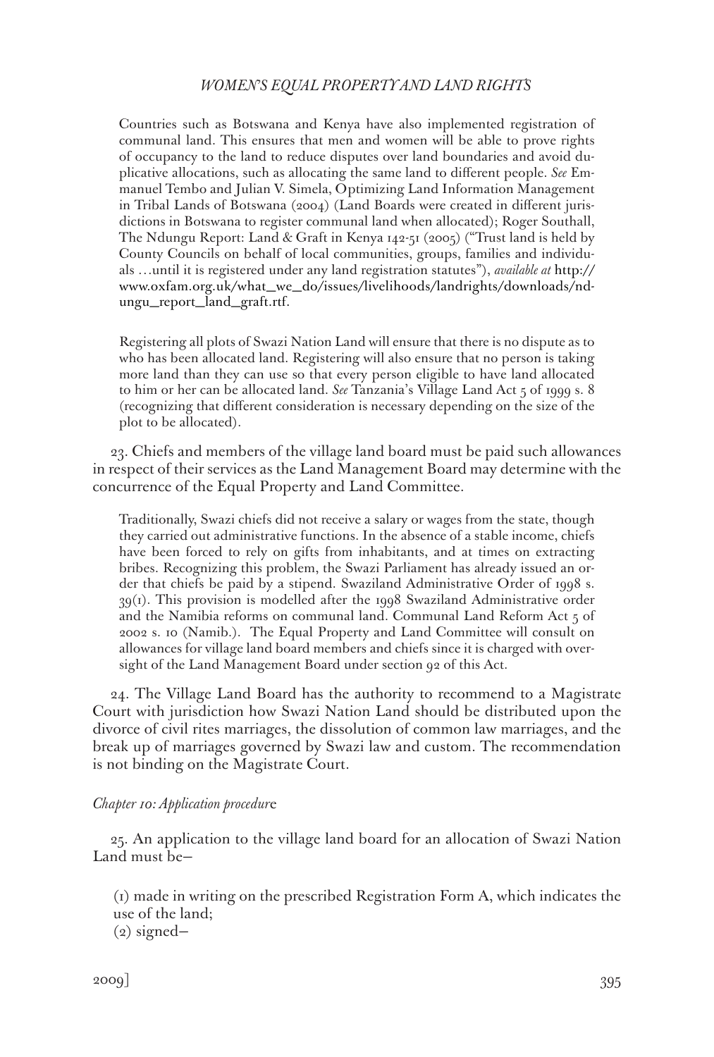Countries such as Botswana and Kenya have also implemented registration of communal land. This ensures that men and women will be able to prove rights of occupancy to the land to reduce disputes over land boundaries and avoid duplicative allocations, such as allocating the same land to different people. *See* Emmanuel Tembo and Julian V. Simela, Optimizing Land Information Management in Tribal Lands of Botswana (2004) (Land Boards were created in different jurisdictions in Botswana to register communal land when allocated); Roger Southall, The Ndungu Report: Land & Graft in Kenya 142-51 (2005) ("Trust land is held by County Councils on behalf of local communities, groups, families and individuals …until it is registered under any land registration statutes"), *available at* http://www.oxfam.org.uk/what_we_do/issues/livelihoods/landrights/downloads/ndungu_report_land_graft.rtf.

Registering all plots of Swazi Nation Land will ensure that there is no dispute as to who has been allocated land. Registering will also ensure that no person is taking more land than they can use so that every person eligible to have land allocated to him or her can be allocated land. *See* Tanzania's Village Land Act 5 of 1999 s. 8 (recognizing that different consideration is necessary depending on the size of the plot to be allocated).

23. Chiefs and members of the village land board must be paid such allowances in respect of their services as the Land Management Board may determine with the concurrence of the Equal Property and Land Committee.

Traditionally, Swazi chiefs did not receive a salary or wages from the state, though they carried out administrative functions. In the absence of a stable income, chiefs have been forced to rely on gifts from inhabitants, and at times on extracting bribes. Recognizing this problem, the Swazi Parliament has already issued an order that chiefs be paid by a stipend. Swaziland Administrative Order of 1998 s. 39(1). This provision is modelled after the 1998 Swaziland Administrative order and the Namibia reforms on communal land. Communal Land Reform Act 5 of 2002 s. 10 (Namib.). The Equal Property and Land Committee will consult on allowances for village land board members and chiefs since it is charged with oversight of the Land Management Board under section 92 of this Act.

24. The Village Land Board has the authority to recommend to a Magistrate Court with jurisdiction how Swazi Nation Land should be distributed upon the divorce of civil rites marriages, the dissolution of common law marriages, and the break up of marriages governed by Swazi law and custom. The recommendation is not binding on the Magistrate Court.

*Chapter 10: Application procedure*

25. An application to the village land board for an allocation of Swazi Nation Land must be—

(1) made in writing on the prescribed Registration Form A, which indicates the use of the land;
(2) signed—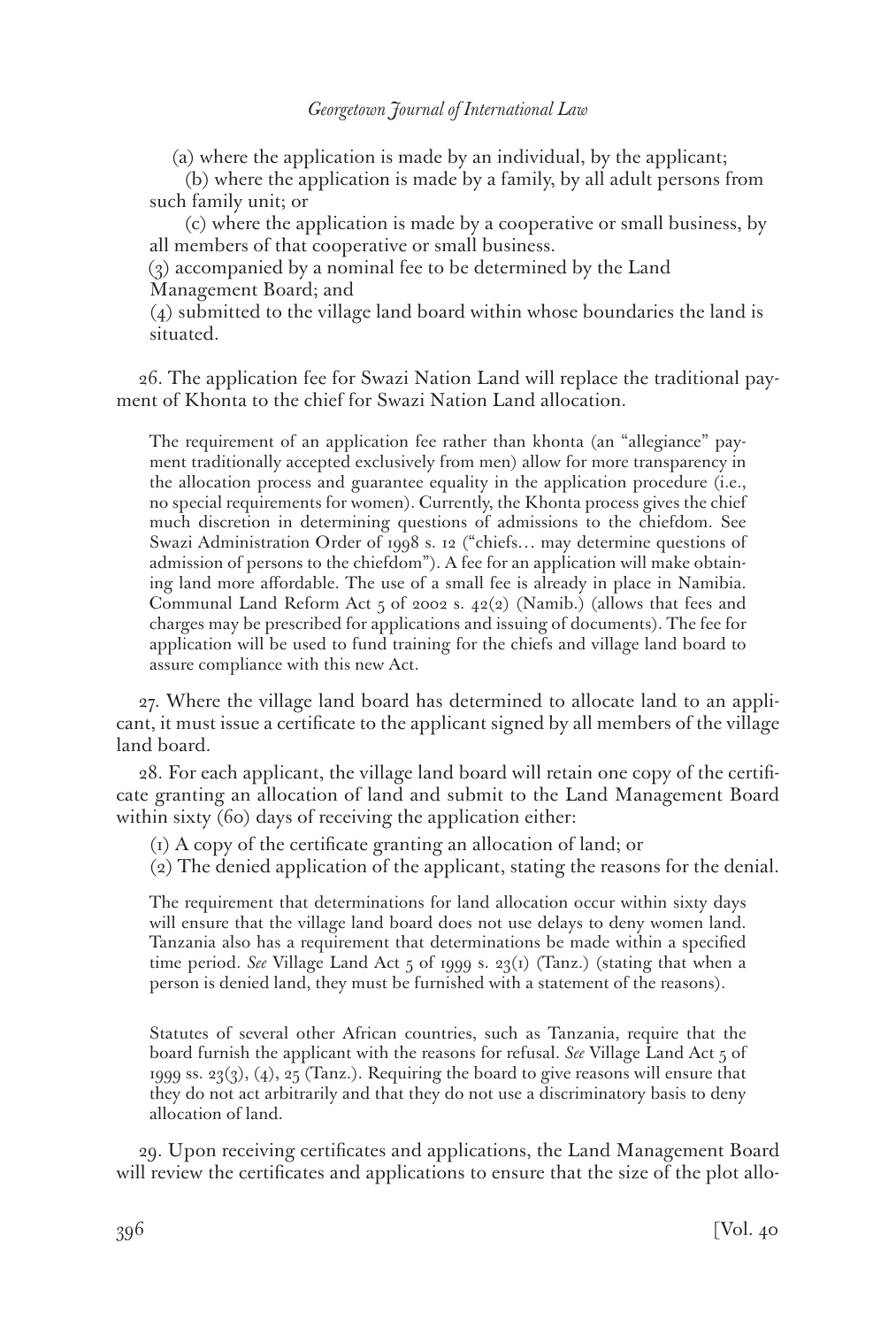(a) where the application is made by an individual, by the applicant;

(b) where the application is made by a family, by all adult persons from such family unit; or

(c) where the application is made by a cooperative or small business, by all members of that cooperative or small business.

(3) accompanied by a nominal fee to be determined by the Land Management Board; and

(4) submitted to the village land board within whose boundaries the land is situated.

26. The application fee for Swazi Nation Land will replace the traditional payment of Khonta to the chief for Swazi Nation Land allocation.

> The requirement of an application fee rather than khonta (an "allegiance" payment traditionally accepted exclusively from men) allow for more transparency in the allocation process and guarantee equality in the application procedure (i.e., no special requirements for women). Currently, the Khonta process gives the chief much discretion in determining questions of admissions to the chiefdom. See Swazi Administration Order of 1998 s. 12 ("chiefs... may determine questions of admission of persons to the chiefdom"). A fee for an application will make obtaining land more affordable. The use of a small fee is already in place in Namibia. Communal Land Reform Act 5 of 2002 s. 42(2) (Namib.) (allows that fees and charges may be prescribed for applications and issuing of documents). The fee for application will be used to fund training for the chiefs and village land board to assure compliance with this new Act.

27. Where the village land board has determined to allocate land to an applicant, it must issue a certificate to the applicant signed by all members of the village land board.

28. For each applicant, the village land board will retain one copy of the certificate granting an allocation of land and submit to the Land Management Board within sixty (60) days of receiving the application either:

(1) A copy of the certificate granting an allocation of land; or

(2) The denied application of the applicant, stating the reasons for the denial.

> The requirement that determinations for land allocation occur within sixty days will ensure that the village land board does not use delays to deny women land. Tanzania also has a requirement that determinations be made within a specified time period. *See* Village Land Act 5 of 1999 s. 23(1) (Tanz.) (stating that when a person is denied land, they must be furnished with a statement of the reasons).

> Statutes of several other African countries, such as Tanzania, require that the board furnish the applicant with the reasons for refusal. *See* Village Land Act 5 of 1999 ss. 23(3), (4), 25 (Tanz.). Requiring the board to give reasons will ensure that they do not act arbitrarily and that they do not use a discriminatory basis to deny allocation of land.

29. Upon receiving certificates and applications, the Land Management Board will review the certificates and applications to ensure that the size of the plot allo-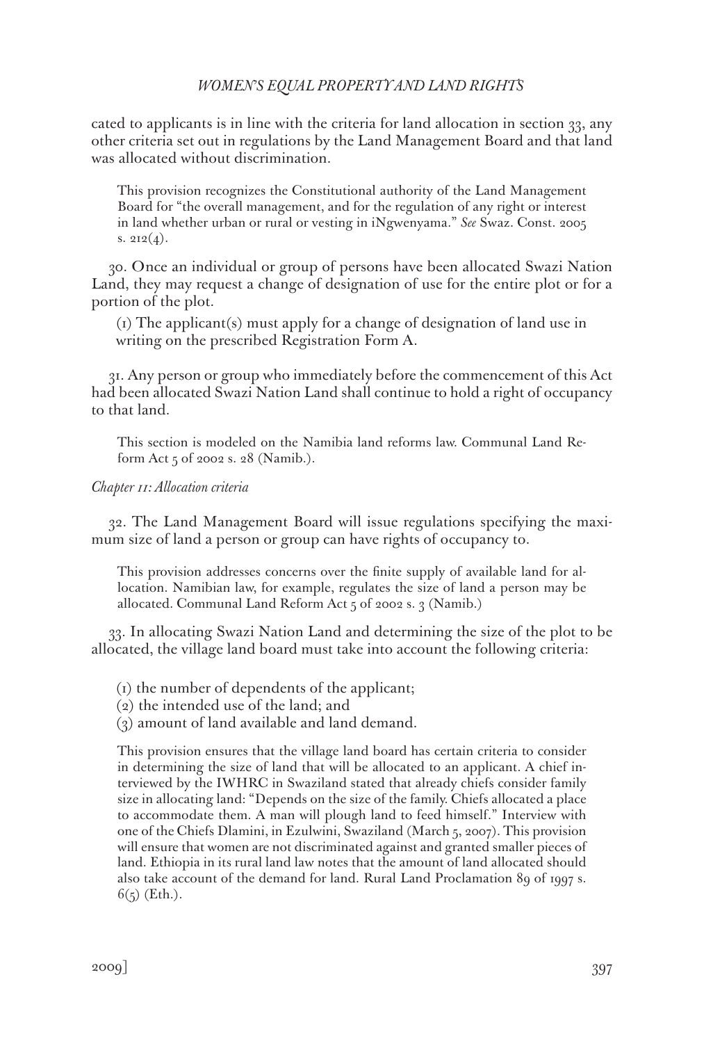cated to applicants is in line with the criteria for land allocation in section 33, any other criteria set out in regulations by the Land Management Board and that land was allocated without discrimination.

> This provision recognizes the Constitutional authority of the Land Management Board for "the overall management, and for the regulation of any right or interest in land whether urban or rural or vesting in iNgwenyama." *See* Swaz. Const. 2005 s. 212(4).

30. Once an individual or group of persons have been allocated Swazi Nation Land, they may request a change of designation of use for the entire plot or for a portion of the plot.

(1) The applicant(s) must apply for a change of designation of land use in writing on the prescribed Registration Form A.

31. Any person or group who immediately before the commencement of this Act had been allocated Swazi Nation Land shall continue to hold a right of occupancy to that land.

> This section is modeled on the Namibia land reforms law. Communal Land Reform Act 5 of 2002 s. 28 (Namib.).

*Chapter 11: Allocation criteria*

32. The Land Management Board will issue regulations specifying the maximum size of land a person or group can have rights of occupancy to.

> This provision addresses concerns over the finite supply of available land for allocation. Namibian law, for example, regulates the size of land a person may be allocated. Communal Land Reform Act 5 of 2002 s. 3 (Namib.)

33. In allocating Swazi Nation Land and determining the size of the plot to be allocated, the village land board must take into account the following criteria:

(1) the number of dependents of the applicant;
(2) the intended use of the land; and
(3) amount of land available and land demand.

> This provision ensures that the village land board has certain criteria to consider in determining the size of land that will be allocated to an applicant. A chief interviewed by the IWHRC in Swaziland stated that already chiefs consider family size in allocating land: "Depends on the size of the family. Chiefs allocated a place to accommodate them. A man will plough land to feed himself." Interview with one of the Chiefs Dlamini, in Ezulwini, Swaziland (March 5, 2007). This provision will ensure that women are not discriminated against and granted smaller pieces of land. Ethiopia in its rural land law notes that the amount of land allocated should also take account of the demand for land. Rural Land Proclamation 89 of 1997 s. 6(5) (Eth.).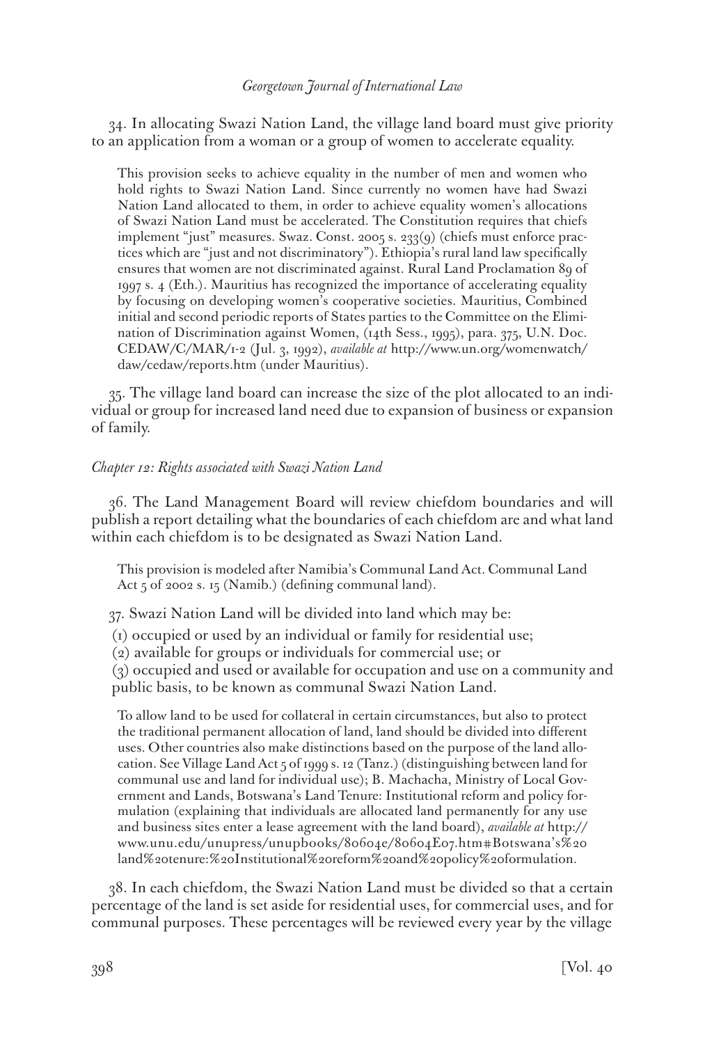34. In allocating Swazi Nation Land, the village land board must give priority to an application from a woman or a group of women to accelerate equality.

> This provision seeks to achieve equality in the number of men and women who hold rights to Swazi Nation Land. Since currently no women have had Swazi Nation Land allocated to them, in order to achieve equality women's allocations of Swazi Nation Land must be accelerated. The Constitution requires that chiefs implement "just" measures. Swaz. Const. 2005 s. 233(9) (chiefs must enforce practices which are "just and not discriminatory"). Ethiopia's rural land law specifically ensures that women are not discriminated against. Rural Land Proclamation 89 of 1997 s. 4 (Eth.). Mauritius has recognized the importance of accelerating equality by focusing on developing women's cooperative societies. Mauritius, Combined initial and second periodic reports of States parties to the Committee on the Elimination of Discrimination against Women, (14th Sess., 1995), para. 375, U.N. Doc. CEDAW/C/MAR/1-2 (Jul. 3, 1992), *available at* http://www.un.org/womenwatch/daw/cedaw/reports.htm (under Mauritius).

35. The village land board can increase the size of the plot allocated to an individual or group for increased land need due to expansion of business or expansion of family.

*Chapter 12: Rights associated with Swazi Nation Land*

36. The Land Management Board will review chiefdom boundaries and will publish a report detailing what the boundaries of each chiefdom are and what land within each chiefdom is to be designated as Swazi Nation Land.

> This provision is modeled after Namibia's Communal Land Act. Communal Land Act 5 of 2002 s. 15 (Namib.) (defining communal land).

37. Swazi Nation Land will be divided into land which may be:

(1) occupied or used by an individual or family for residential use;
(2) available for groups or individuals for commercial use; or
(3) occupied and used or available for occupation and use on a community and public basis, to be known as communal Swazi Nation Land.

> To allow land to be used for collateral in certain circumstances, but also to protect the traditional permanent allocation of land, land should be divided into different uses. Other countries also make distinctions based on the purpose of the land allocation. See Village Land Act 5 of 1999 s. 12 (Tanz.) (distinguishing between land for communal use and land for individual use); B. Machacha, Ministry of Local Government and Lands, Botswana's Land Tenure: Institutional reform and policy formulation (explaining that individuals are allocated land permanently for any use and business sites enter a lease agreement with the land board), *available at* http://www.unu.edu/unupress/unupbooks/80604e/80604E07.htm#Botswana's%20land%20tenure:%20Institutional%20reform%20and%20policy%20formulation.

38. In each chiefdom, the Swazi Nation Land must be divided so that a certain percentage of the land is set aside for residential uses, for commercial uses, and for communal purposes. These percentages will be reviewed every year by the village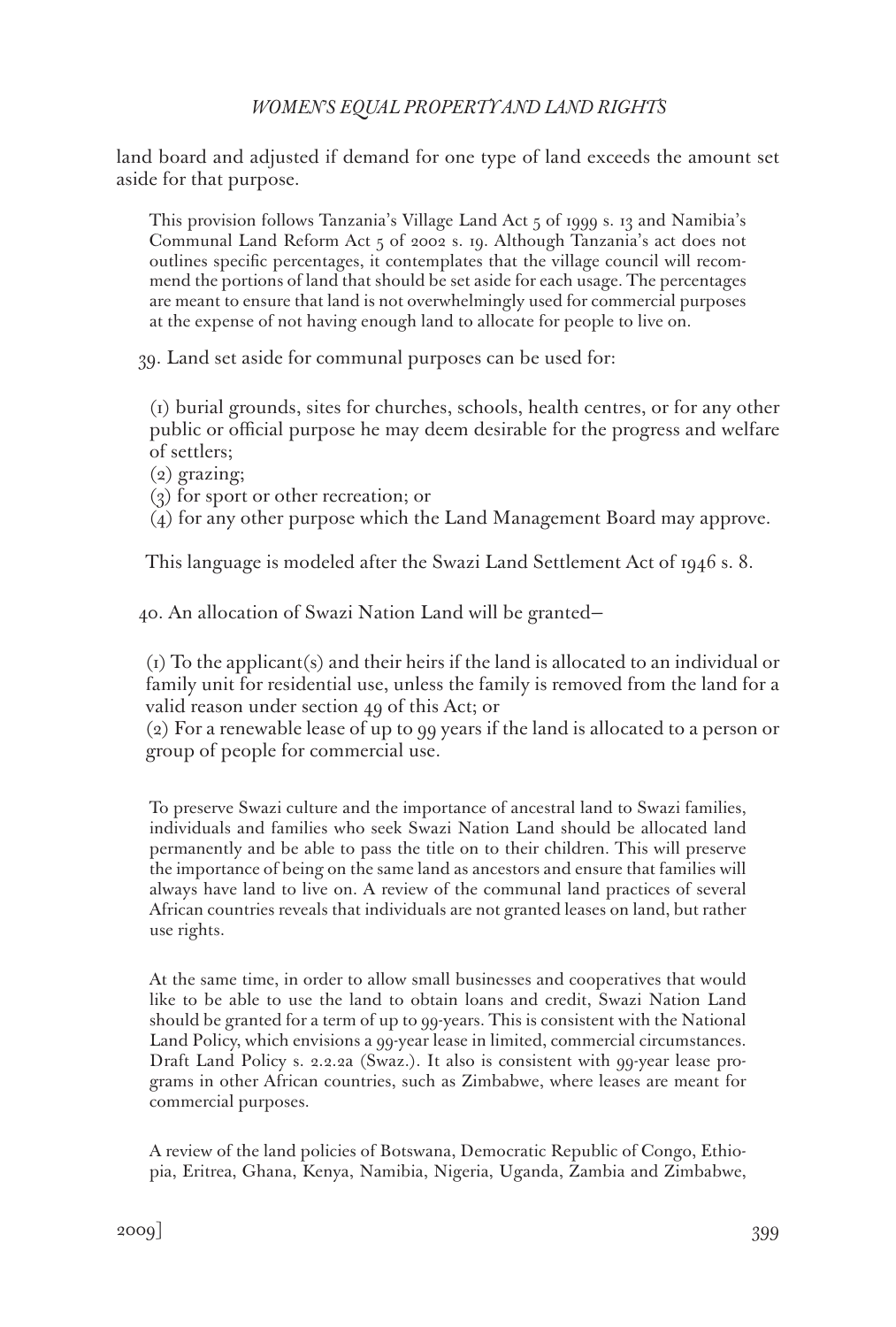land board and adjusted if demand for one type of land exceeds the amount set aside for that purpose.

> This provision follows Tanzania's Village Land Act 5 of 1999 s. 13 and Namibia's Communal Land Reform Act 5 of 2002 s. 19. Although Tanzania's act does not outlines specific percentages, it contemplates that the village council will recommend the portions of land that should be set aside for each usage. The percentages are meant to ensure that land is not overwhelmingly used for commercial purposes at the expense of not having enough land to allocate for people to live on.

39. Land set aside for communal purposes can be used for:

(1) burial grounds, sites for churches, schools, health centres, or for any other public or official purpose he may deem desirable for the progress and welfare of settlers;
(2) grazing;
(3) for sport or other recreation; or
(4) for any other purpose which the Land Management Board may approve.

This language is modeled after the Swazi Land Settlement Act of 1946 s. 8.

40. An allocation of Swazi Nation Land will be granted—

(1) To the applicant(s) and their heirs if the land is allocated to an individual or family unit for residential use, unless the family is removed from the land for a valid reason under section 49 of this Act; or
(2) For a renewable lease of up to 99 years if the land is allocated to a person or group of people for commercial use.

> To preserve Swazi culture and the importance of ancestral land to Swazi families, individuals and families who seek Swazi Nation Land should be allocated land permanently and be able to pass the title on to their children. This will preserve the importance of being on the same land as ancestors and ensure that families will always have land to live on. A review of the communal land practices of several African countries reveals that individuals are not granted leases on land, but rather use rights.
>
> At the same time, in order to allow small businesses and cooperatives that would like to be able to use the land to obtain loans and credit, Swazi Nation Land should be granted for a term of up to 99-years. This is consistent with the National Land Policy, which envisions a 99-year lease in limited, commercial circumstances. Draft Land Policy s. 2.2.2a (Swaz.). It also is consistent with 99-year lease programs in other African countries, such as Zimbabwe, where leases are meant for commercial purposes.
>
> A review of the land policies of Botswana, Democratic Republic of Congo, Ethiopia, Eritrea, Ghana, Kenya, Namibia, Nigeria, Uganda, Zambia and Zimbabwe,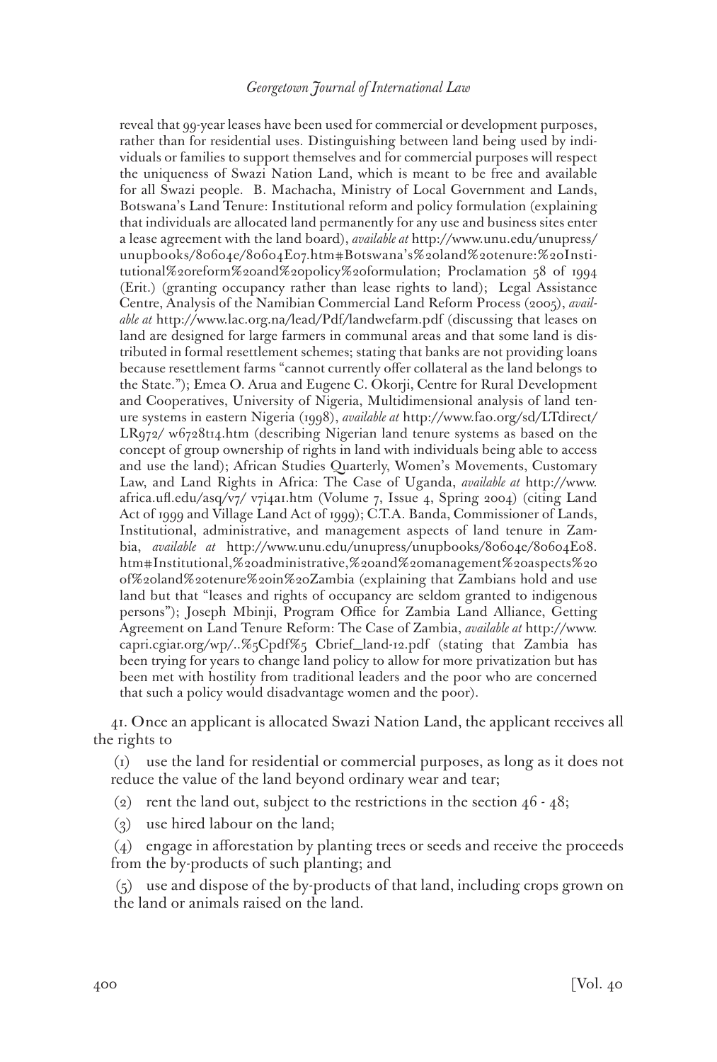reveal that 99-year leases have been used for commercial or development purposes, rather than for residential uses. Distinguishing between land being used by individuals or families to support themselves and for commercial purposes will respect the uniqueness of Swazi Nation Land, which is meant to be free and available for all Swazi people. B. Machacha, Ministry of Local Government and Lands, Botswana's Land Tenure: Institutional reform and policy formulation (explaining that individuals are allocated land permanently for any use and business sites enter a lease agreement with the land board), *available at* http://www.unu.edu/unupress/unupbooks/80604e/80604E07.htm#Botswana's%20land%20tenure:%20Institutional%20reform%20and%20policy%20formulation; Proclamation 58 of 1994 (Erit.) (granting occupancy rather than lease rights to land); Legal Assistance Centre, Analysis of the Namibian Commercial Land Reform Process (2005), *available at* http://www.lac.org.na/lead/Pdf/landwefarm.pdf (discussing that leases on land are designed for large farmers in communal areas and that some land is distributed in formal resettlement schemes; stating that banks are not providing loans because resettlement farms "cannot currently offer collateral as the land belongs to the State."); Emea O. Arua and Eugene C. Okorji, Centre for Rural Development and Cooperatives, University of Nigeria, Multidimensional analysis of land tenure systems in eastern Nigeria (1998), *available at* http://www.fao.org/sd/LTdirect/LR972/ w6728t14.htm (describing Nigerian land tenure systems as based on the concept of group ownership of rights in land with individuals being able to access and use the land); African Studies Quarterly, Women's Movements, Customary Law, and Land Rights in Africa: The Case of Uganda, *available at* http://www.africa.ufl.edu/asq/v7/ v7i4a1.htm (Volume 7, Issue 4, Spring 2004) (citing Land Act of 1999 and Village Land Act of 1999); C.T.A. Banda, Commissioner of Lands, Institutional, administrative, and management aspects of land tenure in Zambia, *available at* http://www.unu.edu/unupress/unupbooks/80604e/80604E08.htm#Institutional,%20administrative,%20and%20management%20aspects%20of%20land%20tenure%20in%20Zambia (explaining that Zambians hold and use land but that "leases and rights of occupancy are seldom granted to indigenous persons"); Joseph Mbinji, Program Office for Zambia Land Alliance, Getting Agreement on Land Tenure Reform: The Case of Zambia, *available at* http://www.capri.cgiar.org/wp/..%5Cpdf%5 Cbrief_land-12.pdf (stating that Zambia has been trying for years to change land policy to allow for more privatization but has been met with hostility from traditional leaders and the poor who are concerned that such a policy would disadvantage women and the poor).

41. Once an applicant is allocated Swazi Nation Land, the applicant receives all the rights to

(1) use the land for residential or commercial purposes, as long as it does not reduce the value of the land beyond ordinary wear and tear;

(2) rent the land out, subject to the restrictions in the section 46 - 48;

(3) use hired labour on the land;

(4) engage in afforestation by planting trees or seeds and receive the proceeds from the by-products of such planting; and

(5) use and dispose of the by-products of that land, including crops grown on the land or animals raised on the land.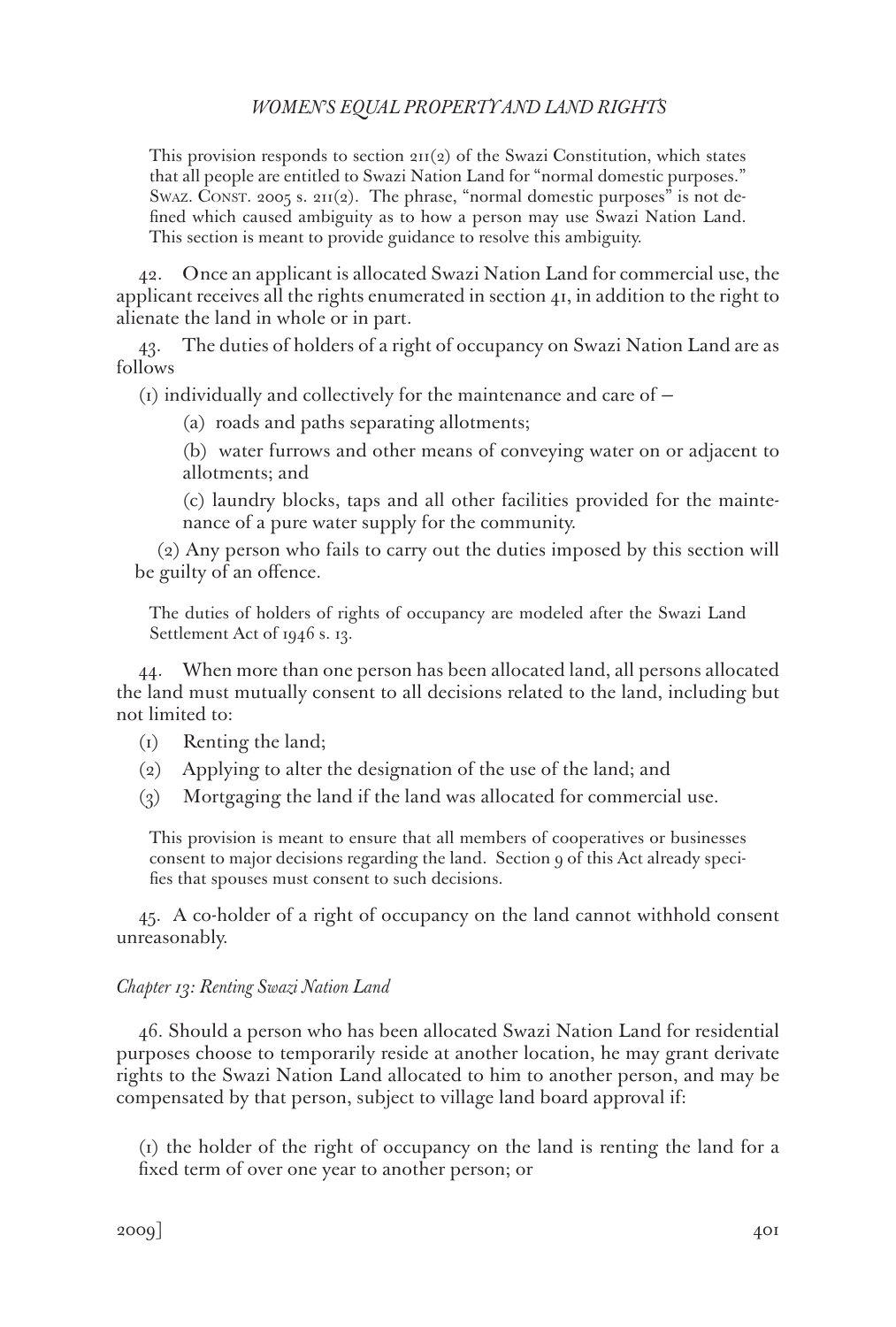This provision responds to section 211(2) of the Swazi Constitution, which states that all people are entitled to Swazi Nation Land for "normal domestic purposes." Swaz. Const. 2005 s. 211(2). The phrase, "normal domestic purposes" is not defined which caused ambiguity as to how a person may use Swazi Nation Land. This section is meant to provide guidance to resolve this ambiguity.

42. Once an applicant is allocated Swazi Nation Land for commercial use, the applicant receives all the rights enumerated in section 41, in addition to the right to alienate the land in whole or in part.

43. The duties of holders of a right of occupancy on Swazi Nation Land are as follows

(1) individually and collectively for the maintenance and care of –

(a) roads and paths separating allotments;

(b) water furrows and other means of conveying water on or adjacent to allotments; and

(c) laundry blocks, taps and all other facilities provided for the maintenance of a pure water supply for the community.

(2) Any person who fails to carry out the duties imposed by this section will be guilty of an offence.

The duties of holders of rights of occupancy are modeled after the Swazi Land Settlement Act of 1946 s. 13.

44. When more than one person has been allocated land, all persons allocated the land must mutually consent to all decisions related to the land, including but not limited to:

(1) Renting the land;

(2) Applying to alter the designation of the use of the land; and

(3) Mortgaging the land if the land was allocated for commercial use.

This provision is meant to ensure that all members of cooperatives or businesses consent to major decisions regarding the land. Section 9 of this Act already specifies that spouses must consent to such decisions.

45. A co-holder of a right of occupancy on the land cannot withhold consent unreasonably.

*Chapter 13: Renting Swazi Nation Land*

46. Should a person who has been allocated Swazi Nation Land for residential purposes choose to temporarily reside at another location, he may grant derivate rights to the Swazi Nation Land allocated to him to another person, and may be compensated by that person, subject to village land board approval if:

(1) the holder of the right of occupancy on the land is renting the land for a fixed term of over one year to another person; or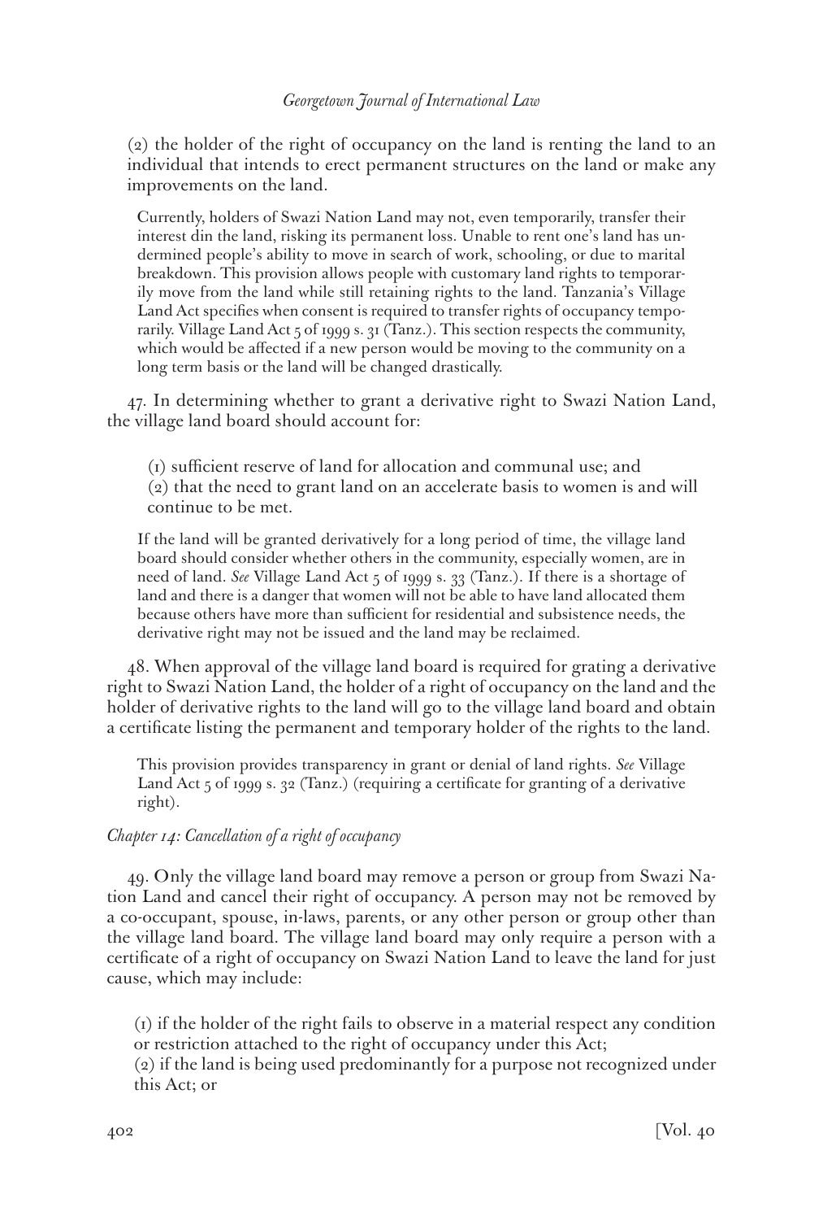(2) the holder of the right of occupancy on the land is renting the land to an individual that intends to erect permanent structures on the land or make any improvements on the land.

> Currently, holders of Swazi Nation Land may not, even temporarily, transfer their interest din the land, risking its permanent loss. Unable to rent one's land has undermined people's ability to move in search of work, schooling, or due to marital breakdown. This provision allows people with customary land rights to temporarily move from the land while still retaining rights to the land. Tanzania's Village Land Act specifies when consent is required to transfer rights of occupancy temporarily. Village Land Act 5 of 1999 s. 31 (Tanz.). This section respects the community, which would be affected if a new person would be moving to the community on a long term basis or the land will be changed drastically.

47. In determining whether to grant a derivative right to Swazi Nation Land, the village land board should account for:

(1) sufficient reserve of land for allocation and communal use; and
(2) that the need to grant land on an accelerate basis to women is and will continue to be met.

> If the land will be granted derivatively for a long period of time, the village land board should consider whether others in the community, especially women, are in need of land. *See* Village Land Act 5 of 1999 s. 33 (Tanz.). If there is a shortage of land and there is a danger that women will not be able to have land allocated them because others have more than sufficient for residential and subsistence needs, the derivative right may not be issued and the land may be reclaimed.

48. When approval of the village land board is required for grating a derivative right to Swazi Nation Land, the holder of a right of occupancy on the land and the holder of derivative rights to the land will go to the village land board and obtain a certificate listing the permanent and temporary holder of the rights to the land.

> This provision provides transparency in grant or denial of land rights. *See* Village Land Act 5 of 1999 s. 32 (Tanz.) (requiring a certificate for granting of a derivative right).

*Chapter 14: Cancellation of a right of occupancy*

49. Only the village land board may remove a person or group from Swazi Nation Land and cancel their right of occupancy. A person may not be removed by a co-occupant, spouse, in-laws, parents, or any other person or group other than the village land board. The village land board may only require a person with a certificate of a right of occupancy on Swazi Nation Land to leave the land for just cause, which may include:

(1) if the holder of the right fails to observe in a material respect any condition or restriction attached to the right of occupancy under this Act;
(2) if the land is being used predominantly for a purpose not recognized under this Act; or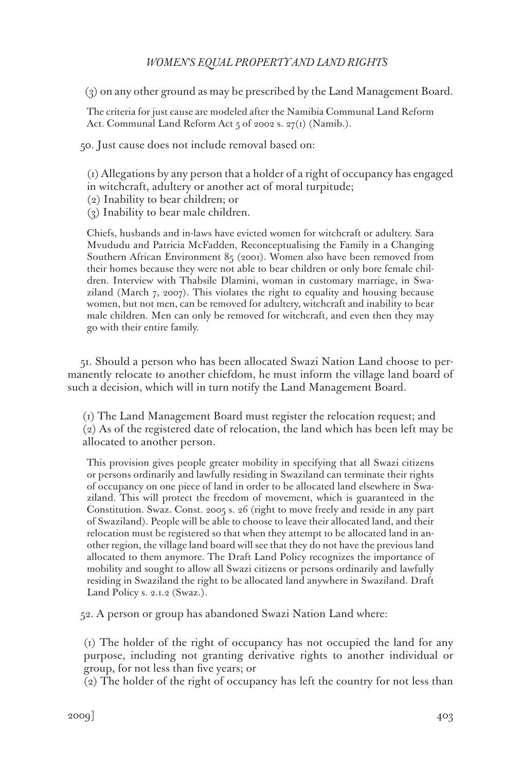(3) on any other ground as may be prescribed by the Land Management Board.

> The criteria for just cause are modeled after the Namibia Communal Land Reform Act. Communal Land Reform Act 5 of 2002 s. 27(1) (Namib.).

50. Just cause does not include removal based on:

(1) Allegations by any person that a holder of a right of occupancy has engaged in witchcraft, adultery or another act of moral turpitude;
(2) Inability to bear children; or
(3) Inability to bear male children.

> Chiefs, husbands and in-laws have evicted women for witchcraft or adultery. Sara Mvududu and Patricia McFadden, Reconceptualising the Family in a Changing Southern African Environment 85 (2001). Women also have been removed from their homes because they were not able to bear children or only bore female children. Interview with Thabsile Dlamini, woman in customary marriage, in Swaziland (March 7, 2007). This violates the right to equality and housing because women, but not men, can be removed for adultery, witchcraft and inability to bear male children. Men can only be removed for witchcraft, and even then they may go with their entire family.

51. Should a person who has been allocated Swazi Nation Land choose to permanently relocate to another chiefdom, he must inform the village land board of such a decision, which will in turn notify the Land Management Board.

(1) The Land Management Board must register the relocation request; and
(2) As of the registered date of relocation, the land which has been left may be allocated to another person.

> This provision gives people greater mobility in specifying that all Swazi citizens or persons ordinarily and lawfully residing in Swaziland can terminate their rights of occupancy on one piece of land in order to be allocated land elsewhere in Swaziland. This will protect the freedom of movement, which is guaranteed in the Constitution. Swaz. Const. 2005 s. 26 (right to move freely and reside in any part of Swaziland). People will be able to choose to leave their allocated land, and their relocation must be registered so that when they attempt to be allocated land in another region, the village land board will see that they do not have the previous land allocated to them anymore. The Draft Land Policy recognizes the importance of mobility and sought to allow all Swazi citizens or persons ordinarily and lawfully residing in Swaziland the right to be allocated land anywhere in Swaziland. Draft Land Policy s. 2.1.2 (Swaz.).

52. A person or group has abandoned Swazi Nation Land where:

(1) The holder of the right of occupancy has not occupied the land for any purpose, including not granting derivative rights to another individual or group, for not less than five years; or
(2) The holder of the right of occupancy has left the country for not less than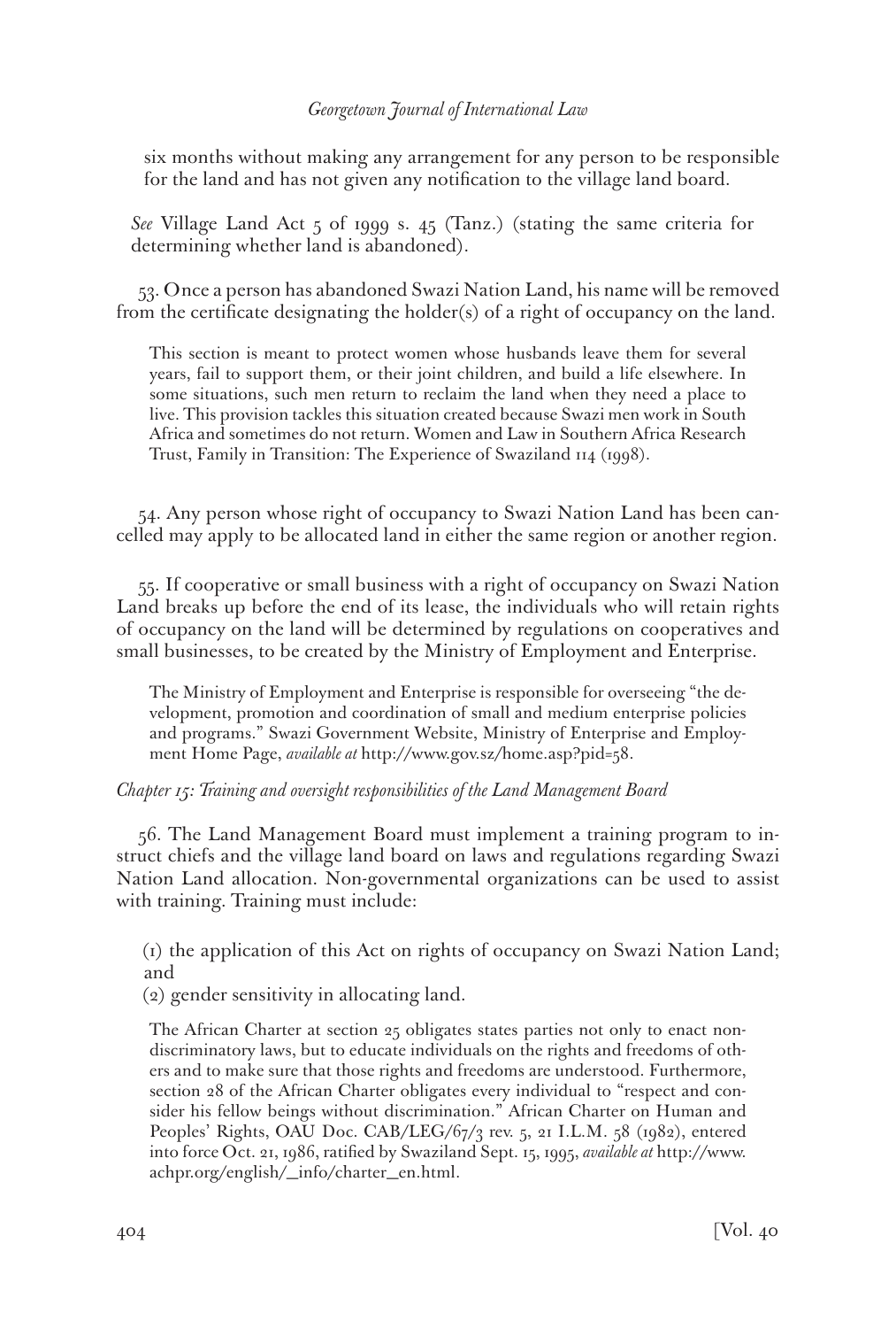six months without making any arrangement for any person to be responsible for the land and has not given any notification to the village land board.

*See* Village Land Act 5 of 1999 s. 45 (Tanz.) (stating the same criteria for determining whether land is abandoned).

53. Once a person has abandoned Swazi Nation Land, his name will be removed from the certificate designating the holder(s) of a right of occupancy on the land.

This section is meant to protect women whose husbands leave them for several years, fail to support them, or their joint children, and build a life elsewhere. In some situations, such men return to reclaim the land when they need a place to live. This provision tackles this situation created because Swazi men work in South Africa and sometimes do not return. Women and Law in Southern Africa Research Trust, Family in Transition: The Experience of Swaziland 114 (1998).

54. Any person whose right of occupancy to Swazi Nation Land has been cancelled may apply to be allocated land in either the same region or another region.

55. If cooperative or small business with a right of occupancy on Swazi Nation Land breaks up before the end of its lease, the individuals who will retain rights of occupancy on the land will be determined by regulations on cooperatives and small businesses, to be created by the Ministry of Employment and Enterprise.

The Ministry of Employment and Enterprise is responsible for overseeing "the development, promotion and coordination of small and medium enterprise policies and programs." Swazi Government Website, Ministry of Enterprise and Employment Home Page, *available at* http://www.gov.sz/home.asp?pid=58.

*Chapter 15: Training and oversight responsibilities of the Land Management Board*

56. The Land Management Board must implement a training program to instruct chiefs and the village land board on laws and regulations regarding Swazi Nation Land allocation. Non-governmental organizations can be used to assist with training. Training must include:

(1) the application of this Act on rights of occupancy on Swazi Nation Land; and
(2) gender sensitivity in allocating land.

The African Charter at section 25 obligates states parties not only to enact nondiscriminatory laws, but to educate individuals on the rights and freedoms of others and to make sure that those rights and freedoms are understood. Furthermore, section 28 of the African Charter obligates every individual to "respect and consider his fellow beings without discrimination." African Charter on Human and Peoples' Rights, OAU Doc. CAB/LEG/67/3 rev. 5, 21 I.L.M. 58 (1982), entered into force Oct. 21, 1986, ratified by Swaziland Sept. 15, 1995, *available at* http://www.achpr.org/english/_info/charter_en.html.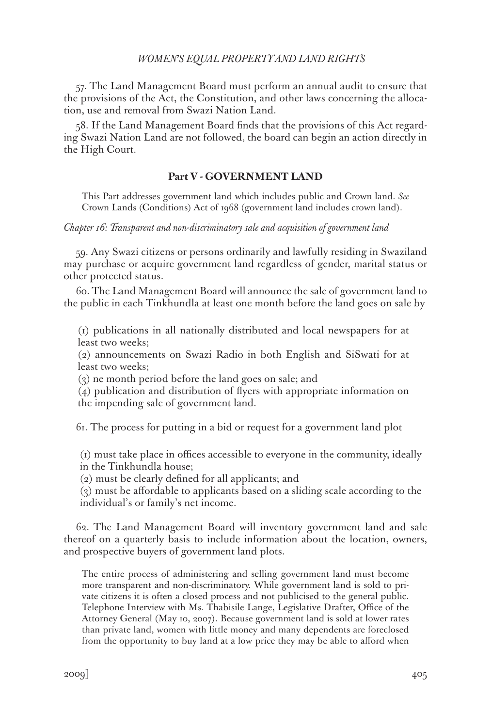57. The Land Management Board must perform an annual audit to ensure that the provisions of the Act, the Constitution, and other laws concerning the allocation, use and removal from Swazi Nation Land.

58. If the Land Management Board finds that the provisions of this Act regarding Swazi Nation Land are not followed, the board can begin an action directly in the High Court.

## Part V - GOVERNMENT LAND

> This Part addresses government land which includes public and Crown land. *See* Crown Lands (Conditions) Act of 1968 (government land includes crown land).

*Chapter 16: Transparent and non-discriminatory sale and acquisition of government land*

59. Any Swazi citizens or persons ordinarily and lawfully residing in Swaziland may purchase or acquire government land regardless of gender, marital status or other protected status.

60. The Land Management Board will announce the sale of government land to the public in each Tinkhundla at least one month before the land goes on sale by

> (1) publications in all nationally distributed and local newspapers for at least two weeks;
> (2) announcements on Swazi Radio in both English and SiSwati for at least two weeks;
> (3) ne month period before the land goes on sale; and
> (4) publication and distribution of flyers with appropriate information on the impending sale of government land.

61. The process for putting in a bid or request for a government land plot

> (1) must take place in offices accessible to everyone in the community, ideally in the Tinkhundla house;
> (2) must be clearly defined for all applicants; and
> (3) must be affordable to applicants based on a sliding scale according to the individual's or family's net income.

62. The Land Management Board will inventory government land and sale thereof on a quarterly basis to include information about the location, owners, and prospective buyers of government land plots.

> The entire process of administering and selling government land must become more transparent and non-discriminatory. While government land is sold to private citizens it is often a closed process and not publicised to the general public. Telephone Interview with Ms. Thabisile Lange, Legislative Drafter, Office of the Attorney General (May 10, 2007). Because government land is sold at lower rates than private land, women with little money and many dependents are foreclosed from the opportunity to buy land at a low price they may be able to afford when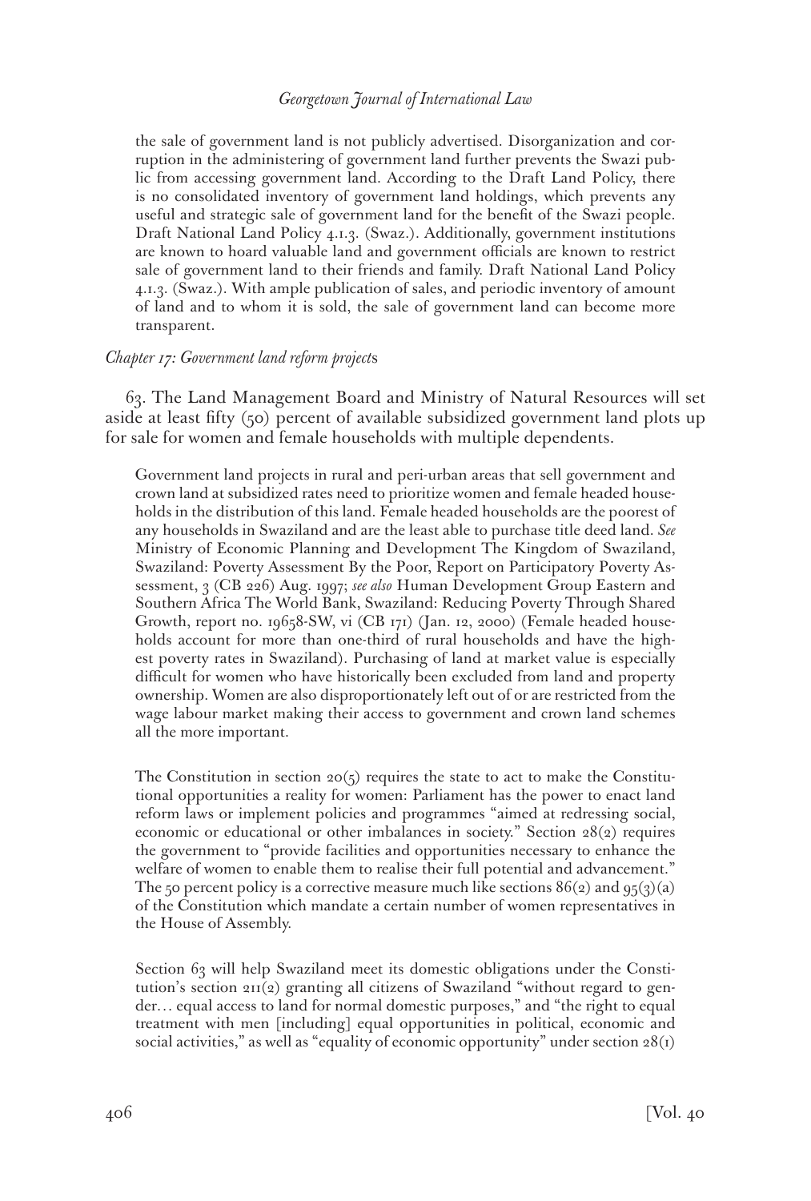the sale of government land is not publicly advertised. Disorganization and corruption in the administering of government land further prevents the Swazi public from accessing government land. According to the Draft Land Policy, there is no consolidated inventory of government land holdings, which prevents any useful and strategic sale of government land for the benefit of the Swazi people. Draft National Land Policy 4.1.3. (Swaz.). Additionally, government institutions are known to hoard valuable land and government officials are known to restrict sale of government land to their friends and family. Draft National Land Policy 4.1.3. (Swaz.). With ample publication of sales, and periodic inventory of amount of land and to whom it is sold, the sale of government land can become more transparent.

*Chapter 17: Government land reform projects*

63. The Land Management Board and Ministry of Natural Resources will set aside at least fifty (50) percent of available subsidized government land plots up for sale for women and female households with multiple dependents.

Government land projects in rural and peri-urban areas that sell government and crown land at subsidized rates need to prioritize women and female headed households in the distribution of this land. Female headed households are the poorest of any households in Swaziland and are the least able to purchase title deed land. *See* Ministry of Economic Planning and Development The Kingdom of Swaziland, Swaziland: Poverty Assessment By the Poor, Report on Participatory Poverty Assessment, 3 (CB 226) Aug. 1997; *see also* Human Development Group Eastern and Southern Africa The World Bank, Swaziland: Reducing Poverty Through Shared Growth, report no. 19658-SW, vi (CB 171) (Jan. 12, 2000) (Female headed households account for more than one-third of rural households and have the highest poverty rates in Swaziland). Purchasing of land at market value is especially difficult for women who have historically been excluded from land and property ownership. Women are also disproportionately left out of or are restricted from the wage labour market making their access to government and crown land schemes all the more important.

The Constitution in section 20(5) requires the state to act to make the Constitutional opportunities a reality for women: Parliament has the power to enact land reform laws or implement policies and programmes "aimed at redressing social, economic or educational or other imbalances in society." Section 28(2) requires the government to "provide facilities and opportunities necessary to enhance the welfare of women to enable them to realise their full potential and advancement." The 50 percent policy is a corrective measure much like sections 86(2) and 95(3)(a) of the Constitution which mandate a certain number of women representatives in the House of Assembly.

Section 63 will help Swaziland meet its domestic obligations under the Constitution's section 211(2) granting all citizens of Swaziland "without regard to gender… equal access to land for normal domestic purposes," and "the right to equal treatment with men [including] equal opportunities in political, economic and social activities," as well as "equality of economic opportunity" under section 28(1)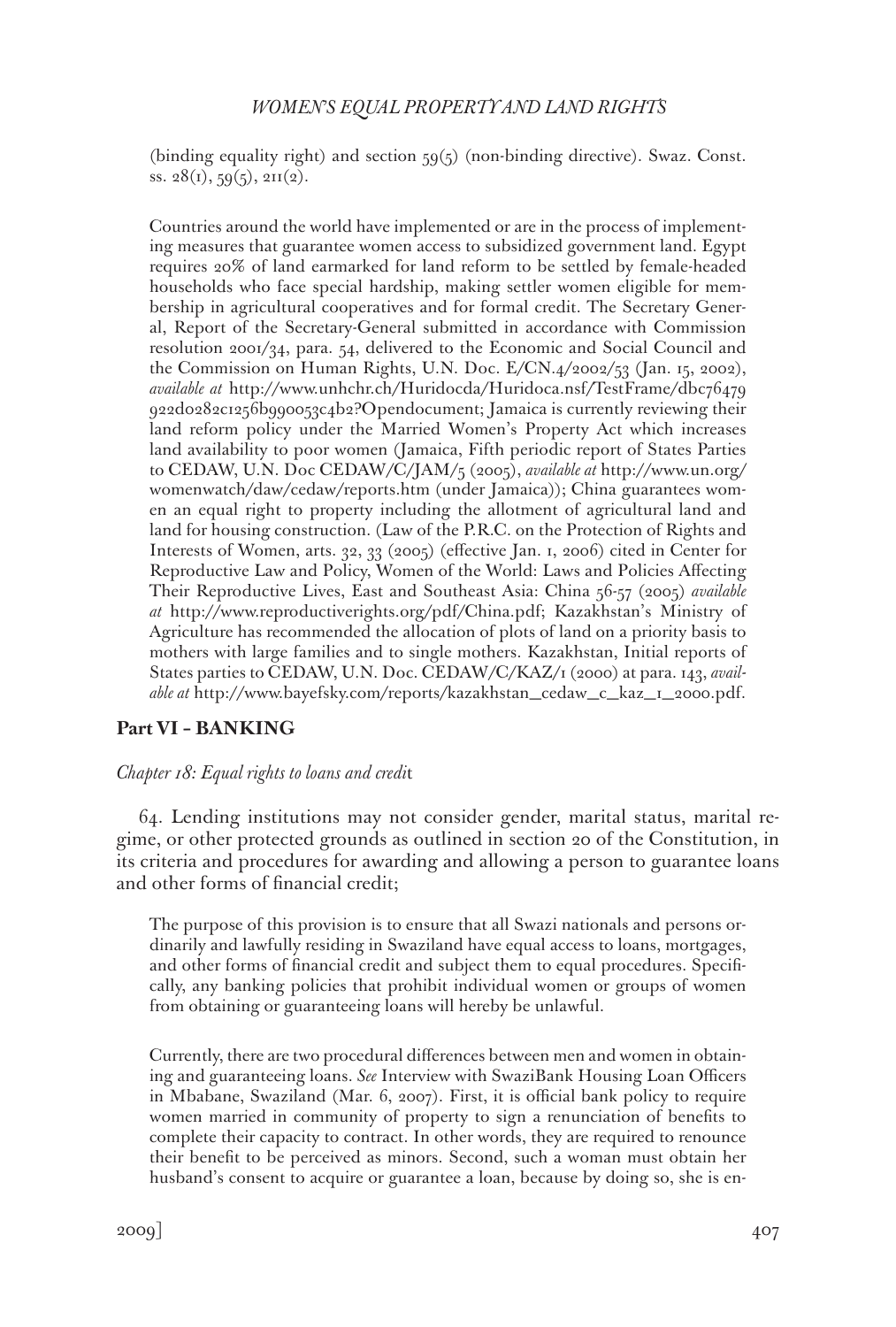(binding equality right) and section 59(5) (non-binding directive). Swaz. Const. ss. 28(1), 59(5), 211(2).

Countries around the world have implemented or are in the process of implementing measures that guarantee women access to subsidized government land. Egypt requires 20% of land earmarked for land reform to be settled by female-headed households who face special hardship, making settler women eligible for membership in agricultural cooperatives and for formal credit. The Secretary General, Report of the Secretary-General submitted in accordance with Commission resolution 2001/34, para. 54, delivered to the Economic and Social Council and the Commission on Human Rights, U.N. Doc. E/CN.4/2002/53 (Jan. 15, 2002), *available at* http://www.unhchr.ch/Huridocda/Huridoca.nsf/TestFrame/dbc76479922d0282c1256b990053c4b2?Opendocument; Jamaica is currently reviewing their land reform policy under the Married Women's Property Act which increases land availability to poor women (Jamaica, Fifth periodic report of States Parties to CEDAW, U.N. Doc CEDAW/C/JAM/5 (2005), *available at* http://www.un.org/womenwatch/daw/cedaw/reports.htm (under Jamaica)); China guarantees women an equal right to property including the allotment of agricultural land and land for housing construction. (Law of the P.R.C. on the Protection of Rights and Interests of Women, arts. 32, 33 (2005) (effective Jan. 1, 2006) cited in Center for Reproductive Law and Policy, Women of the World: Laws and Policies Affecting Their Reproductive Lives, East and Southeast Asia: China 56-57 (2005) *available at* http://www.reproductiverights.org/pdf/China.pdf; Kazakhstan's Ministry of Agriculture has recommended the allocation of plots of land on a priority basis to mothers with large families and to single mothers. Kazakhstan, Initial reports of States parties to CEDAW, U.N. Doc. CEDAW/C/KAZ/1 (2000) at para. 143, *available at* http://www.bayefsky.com/reports/kazakhstan_cedaw_c_kaz_1_2000.pdf.

## Part VI – BANKING

### *Chapter 18: Equal rights to loans and credit*

64. Lending institutions may not consider gender, marital status, marital regime, or other protected grounds as outlined in section 20 of the Constitution, in its criteria and procedures for awarding and allowing a person to guarantee loans and other forms of financial credit;

The purpose of this provision is to ensure that all Swazi nationals and persons ordinarily and lawfully residing in Swaziland have equal access to loans, mortgages, and other forms of financial credit and subject them to equal procedures. Specifically, any banking policies that prohibit individual women or groups of women from obtaining or guaranteeing loans will hereby be unlawful.

Currently, there are two procedural differences between men and women in obtaining and guaranteeing loans. *See* Interview with SwaziBank Housing Loan Officers in Mbabane, Swaziland (Mar. 6, 2007). First, it is official bank policy to require women married in community of property to sign a renunciation of benefits to complete their capacity to contract. In other words, they are required to renounce their benefit to be perceived as minors. Second, such a woman must obtain her husband's consent to acquire or guarantee a loan, because by doing so, she is en-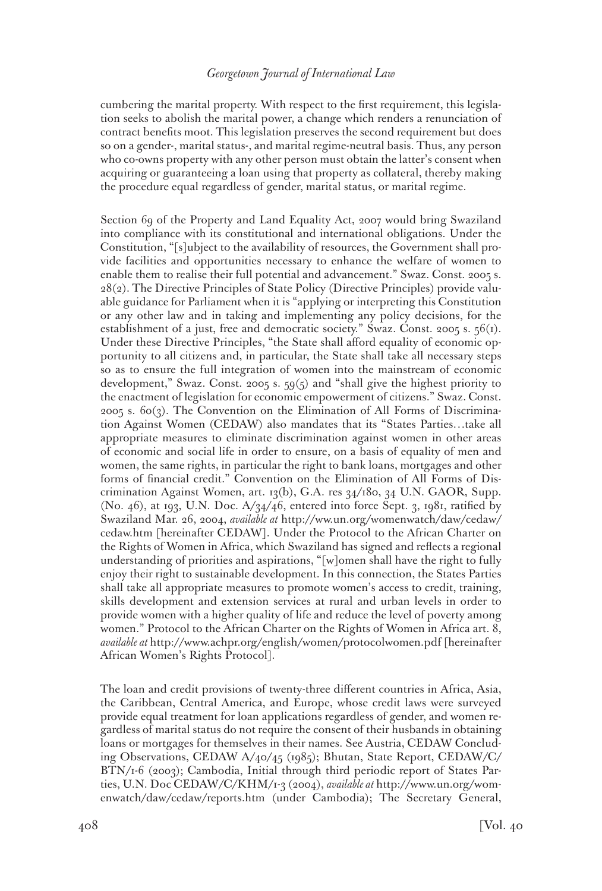cumbering the marital property. With respect to the first requirement, this legislation seeks to abolish the marital power, a change which renders a renunciation of contract benefits moot. This legislation preserves the second requirement but does so on a gender-, marital status-, and marital regime-neutral basis. Thus, any person who co-owns property with any other person must obtain the latter's consent when acquiring or guaranteeing a loan using that property as collateral, thereby making the procedure equal regardless of gender, marital status, or marital regime.

Section 69 of the Property and Land Equality Act, 2007 would bring Swaziland into compliance with its constitutional and international obligations. Under the Constitution, "[s]ubject to the availability of resources, the Government shall provide facilities and opportunities necessary to enhance the welfare of women to enable them to realise their full potential and advancement." Swaz. Const. 2005 s. 28(2). The Directive Principles of State Policy (Directive Principles) provide valuable guidance for Parliament when it is "applying or interpreting this Constitution or any other law and in taking and implementing any policy decisions, for the establishment of a just, free and democratic society." Swaz. Const. 2005 s. 56(1). Under these Directive Principles, "the State shall afford equality of economic opportunity to all citizens and, in particular, the State shall take all necessary steps so as to ensure the full integration of women into the mainstream of economic development," Swaz. Const. 2005 s. 59(5) and "shall give the highest priority to the enactment of legislation for economic empowerment of citizens." Swaz. Const. 2005 s. 60(3). The Convention on the Elimination of All Forms of Discrimination Against Women (CEDAW) also mandates that its "States Parties…take all appropriate measures to eliminate discrimination against women in other areas of economic and social life in order to ensure, on a basis of equality of men and women, the same rights, in particular the right to bank loans, mortgages and other forms of financial credit." Convention on the Elimination of All Forms of Discrimination Against Women, art. 13(b), G.A. res 34/180, 34 U.N. GAOR, Supp. (No. 46), at 193, U.N. Doc. A/34/46, entered into force Sept. 3, 1981, ratified by Swaziland Mar. 26, 2004, *available at* http://ww.un.org/womenwatch/daw/cedaw/cedaw.htm [hereinafter CEDAW]. Under the Protocol to the African Charter on the Rights of Women in Africa, which Swaziland has signed and reflects a regional understanding of priorities and aspirations, "[w]omen shall have the right to fully enjoy their right to sustainable development. In this connection, the States Parties shall take all appropriate measures to promote women's access to credit, training, skills development and extension services at rural and urban levels in order to provide women with a higher quality of life and reduce the level of poverty among women." Protocol to the African Charter on the Rights of Women in Africa art. 8, *available at* http://www.achpr.org/english/women/protocolwomen.pdf [hereinafter African Women's Rights Protocol].

The loan and credit provisions of twenty-three different countries in Africa, Asia, the Caribbean, Central America, and Europe, whose credit laws were surveyed provide equal treatment for loan applications regardless of gender, and women regardless of marital status do not require the consent of their husbands in obtaining loans or mortgages for themselves in their names. See Austria, CEDAW Concluding Observations, CEDAW A/40/45 (1985); Bhutan, State Report, CEDAW/C/BTN/1-6 (2003); Cambodia, Initial through third periodic report of States Parties, U.N. Doc CEDAW/C/KHM/1-3 (2004), *available at* http://www.un.org/womenwatch/daw/cedaw/reports.htm (under Cambodia); The Secretary General,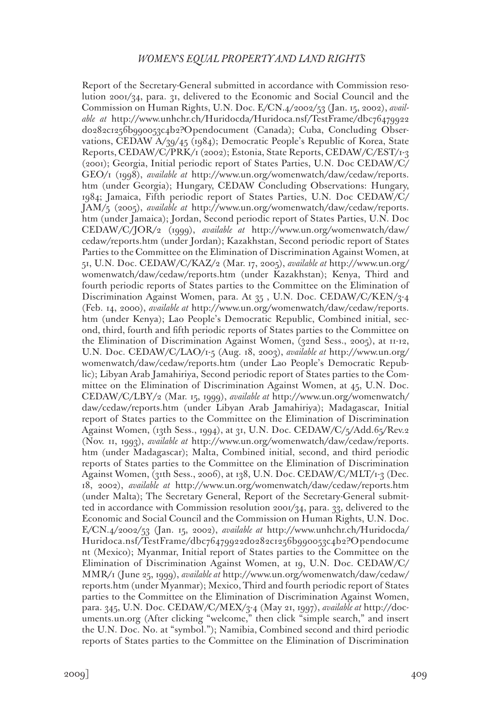Report of the Secretary-General submitted in accordance with Commission resolution 2001/34, para. 31, delivered to the Economic and Social Council and the Commission on Human Rights, U.N. Doc. E/CN.4/2002/53 (Jan. 15, 2002), *available at* http://www.unhchr.ch/Huridocda/Huridoca.nsf/TestFrame/dbc76479922d0282c1256b990053c4b2?Opendocument (Canada); Cuba, Concluding Observations, CEDAW A/39/45 (1984); Democratic People's Republic of Korea, State Reports, CEDAW/C/PRK/1 (2002); Estonia, State Reports, CEDAW/C/EST/1-3 (2001); Georgia, Initial periodic report of States Parties, U.N. Doc CEDAW/C/GEO/1 (1998), *available at* http://www.un.org/womenwatch/daw/cedaw/reports.htm (under Georgia); Hungary, CEDAW Concluding Observations: Hungary, 1984; Jamaica, Fifth periodic report of States Parties, U.N. Doc CEDAW/C/JAM/5 (2005), *available at* http://www.un.org/womenwatch/daw/cedaw/reports.htm (under Jamaica); Jordan, Second periodic report of States Parties, U.N. Doc CEDAW/C/JOR/2 (1999), *available at* http://www.un.org/womenwatch/daw/cedaw/reports.htm (under Jordan); Kazakhstan, Second periodic report of States Parties to the Committee on the Elimination of Discrimination Against Women, at 51, U.N. Doc. CEDAW/C/KAZ/2 (Mar. 17, 2005), *available at* http://www.un.org/womenwatch/daw/cedaw/reports.htm (under Kazakhstan); Kenya, Third and fourth periodic reports of States parties to the Committee on the Elimination of Discrimination Against Women, para. At 35 , U.N. Doc. CEDAW/C/KEN/3-4 (Feb. 14, 2000), *available at* http://www.un.org/womenwatch/daw/cedaw/reports.htm (under Kenya); Lao People's Democratic Republic, Combined initial, second, third, fourth and fifth periodic reports of States parties to the Committee on the Elimination of Discrimination Against Women, (32nd Sess., 2005), at 11-12, U.N. Doc. CEDAW/C/LAO/1-5 (Aug. 18, 2003), *available at* http://www.un.org/womenwatch/daw/cedaw/reports.htm (under Lao People's Democratic Republic); Libyan Arab Jamahiriya, Second periodic report of States parties to the Committee on the Elimination of Discrimination Against Women, at 45, U.N. Doc. CEDAW/C/LBY/2 (Mar. 15, 1999), *available at* http://www.un.org/womenwatch/daw/cedaw/reports.htm (under Libyan Arab Jamahiriya); Madagascar, Initial report of States parties to the Committee on the Elimination of Discrimination Against Women, (13th Sess., 1994), at 31, U.N. Doc. CEDAW/C/5/Add.65/Rev.2 (Nov. 11, 1993), *available at* http://www.un.org/womenwatch/daw/cedaw/reports.htm (under Madagascar); Malta, Combined initial, second, and third periodic reports of States parties to the Committee on the Elimination of Discrimination Against Women, (31th Sess., 2006), at 138, U.N. Doc. CEDAW/C/MLT/1-3 (Dec. 18, 2002), *available at* http://www.un.org/womenwatch/daw/cedaw/reports.htm (under Malta); The Secretary General, Report of the Secretary-General submitted in accordance with Commission resolution 2001/34, para. 33, delivered to the Economic and Social Council and the Commission on Human Rights, U.N. Doc. E/CN.4/2002/53 (Jan. 15, 2002), *available at* http://www.unhchr.ch/Huridocda/Huridoca.nsf/TestFrame/dbc76479922d0282c1256b990053c4b2?Opendocument (Mexico); Myanmar, Initial report of States parties to the Committee on the Elimination of Discrimination Against Women, at 19, U.N. Doc. CEDAW/C/MMR/1 (June 25, 1999), *available at* http://www.un.org/womenwatch/daw/cedaw/reports.htm (under Myanmar); Mexico, Third and fourth periodic report of States parties to the Committee on the Elimination of Discrimination Against Women, para. 345, U.N. Doc. CEDAW/C/MEX/3-4 (May 21, 1997), *available at* http://documents.un.org (After clicking "welcome," then click "simple search," and insert the U.N. Doc. No. at "symbol."); Namibia, Combined second and third periodic reports of States parties to the Committee on the Elimination of Discrimination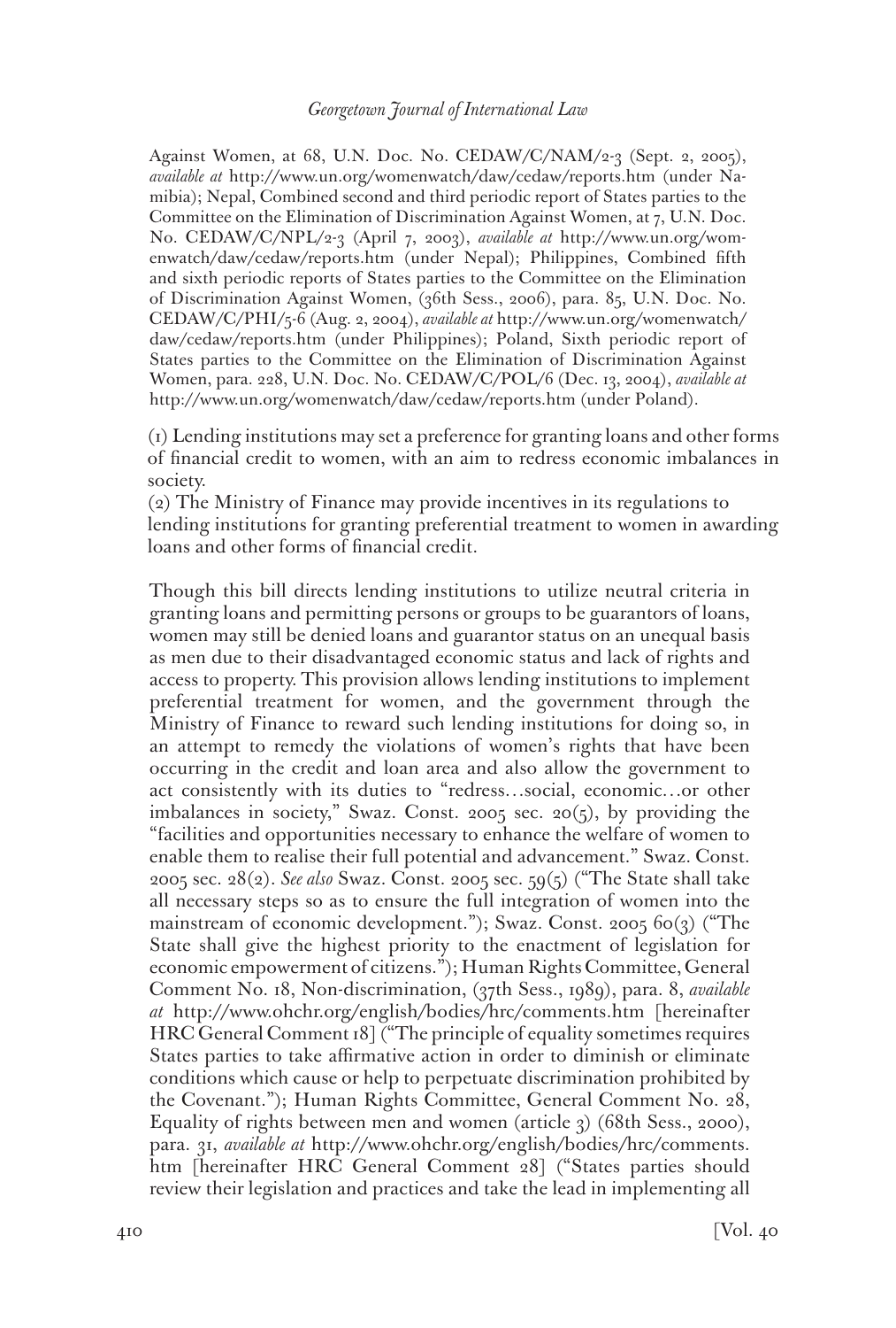Against Women, at 68, U.N. Doc. No. CEDAW/C/NAM/2-3 (Sept. 2, 2005), *available at* http://www.un.org/womenwatch/daw/cedaw/reports.htm (under Namibia); Nepal, Combined second and third periodic report of States parties to the Committee on the Elimination of Discrimination Against Women, at 7, U.N. Doc. No. CEDAW/C/NPL/2-3 (April 7, 2003), *available at* http://www.un.org/womenwatch/daw/cedaw/reports.htm (under Nepal); Philippines, Combined fifth and sixth periodic reports of States parties to the Committee on the Elimination of Discrimination Against Women, (36th Sess., 2006), para. 85, U.N. Doc. No. CEDAW/C/PHI/5-6 (Aug. 2, 2004), *available at* http://www.un.org/womenwatch/daw/cedaw/reports.htm (under Philippines); Poland, Sixth periodic report of States parties to the Committee on the Elimination of Discrimination Against Women, para. 228, U.N. Doc. No. CEDAW/C/POL/6 (Dec. 13, 2004), *available at* http://www.un.org/womenwatch/daw/cedaw/reports.htm (under Poland).

(1) Lending institutions may set a preference for granting loans and other forms of financial credit to women, with an aim to redress economic imbalances in society.
(2) The Ministry of Finance may provide incentives in its regulations to lending institutions for granting preferential treatment to women in awarding loans and other forms of financial credit.

Though this bill directs lending institutions to utilize neutral criteria in granting loans and permitting persons or groups to be guarantors of loans, women may still be denied loans and guarantor status on an unequal basis as men due to their disadvantaged economic status and lack of rights and access to property. This provision allows lending institutions to implement preferential treatment for women, and the government through the Ministry of Finance to reward such lending institutions for doing so, in an attempt to remedy the violations of women's rights that have been occurring in the credit and loan area and also allow the government to act consistently with its duties to "redress…social, economic…or other imbalances in society," Swaz. Const. 2005 sec. 20(5), by providing the "facilities and opportunities necessary to enhance the welfare of women to enable them to realise their full potential and advancement." Swaz. Const. 2005 sec. 28(2). *See also* Swaz. Const. 2005 sec. 59(5) ("The State shall take all necessary steps so as to ensure the full integration of women into the mainstream of economic development."); Swaz. Const. 2005 60(3) ("The State shall give the highest priority to the enactment of legislation for economic empowerment of citizens."); Human Rights Committee, General Comment No. 18, Non-discrimination, (37th Sess., 1989), para. 8, *available at* http://www.ohchr.org/english/bodies/hrc/comments.htm [hereinafter HRC General Comment 18] ("The principle of equality sometimes requires States parties to take affirmative action in order to diminish or eliminate conditions which cause or help to perpetuate discrimination prohibited by the Covenant."); Human Rights Committee, General Comment No. 28, Equality of rights between men and women (article 3) (68th Sess., 2000), para. 31, *available at* http://www.ohchr.org/english/bodies/hrc/comments.htm [hereinafter HRC General Comment 28] ("States parties should review their legislation and practices and take the lead in implementing all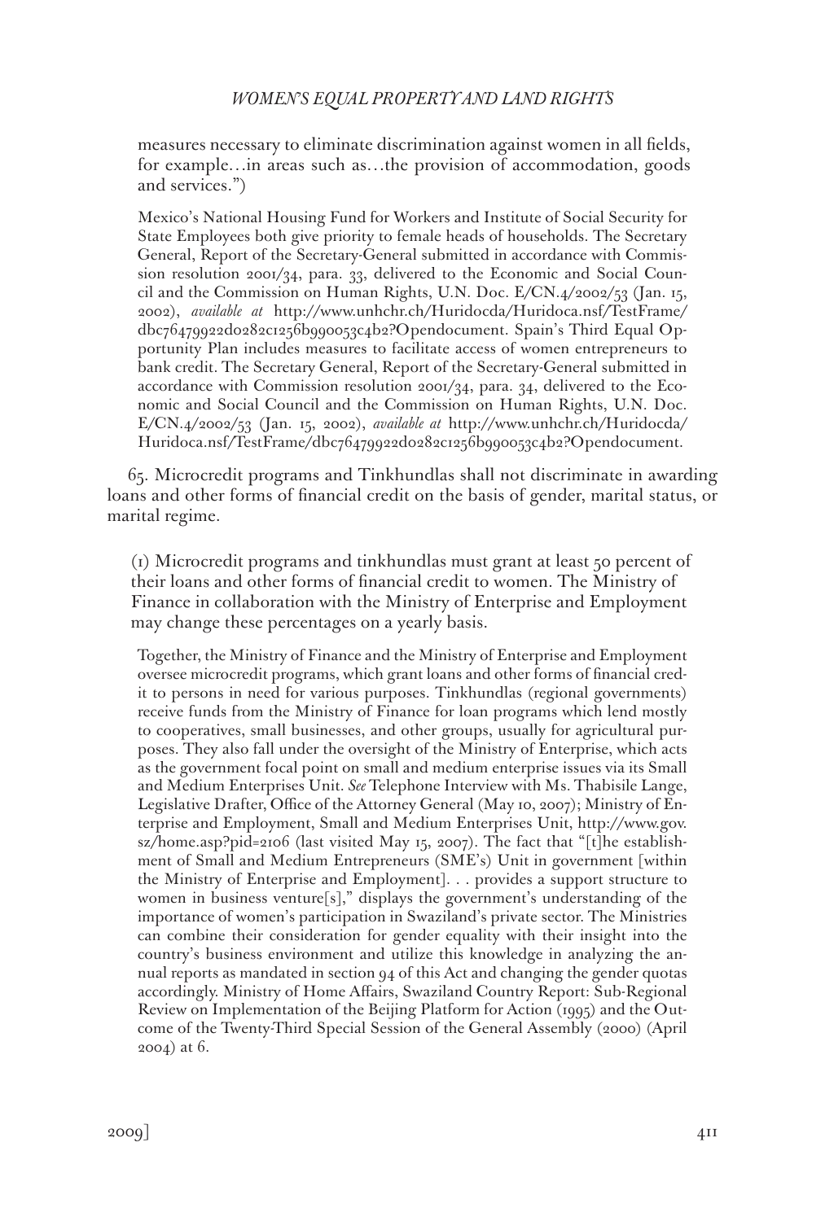measures necessary to eliminate discrimination against women in all fields, for example…in areas such as…the provision of accommodation, goods and services.")

Mexico's National Housing Fund for Workers and Institute of Social Security for State Employees both give priority to female heads of households. The Secretary General, Report of the Secretary-General submitted in accordance with Commission resolution 2001/34, para. 33, delivered to the Economic and Social Council and the Commission on Human Rights, U.N. Doc. E/CN.4/2002/53 (Jan. 15, 2002), *available at* http://www.unhchr.ch/Huridocda/Huridoca.nsf/TestFrame/dbc76479922d0282c1256b990053c4b2?Opendocument. Spain's Third Equal Opportunity Plan includes measures to facilitate access of women entrepreneurs to bank credit. The Secretary General, Report of the Secretary-General submitted in accordance with Commission resolution 2001/34, para. 34, delivered to the Economic and Social Council and the Commission on Human Rights, U.N. Doc. E/CN.4/2002/53 (Jan. 15, 2002), *available at* http://www.unhchr.ch/Huridocda/Huridoca.nsf/TestFrame/dbc76479922d0282c1256b990053c4b2?Opendocument.

65. Microcredit programs and Tinkhundlas shall not discriminate in awarding loans and other forms of financial credit on the basis of gender, marital status, or marital regime.

(1) Microcredit programs and tinkhundlas must grant at least 50 percent of their loans and other forms of financial credit to women. The Ministry of Finance in collaboration with the Ministry of Enterprise and Employment may change these percentages on a yearly basis.

Together, the Ministry of Finance and the Ministry of Enterprise and Employment oversee microcredit programs, which grant loans and other forms of financial credit to persons in need for various purposes. Tinkhundlas (regional governments) receive funds from the Ministry of Finance for loan programs which lend mostly to cooperatives, small businesses, and other groups, usually for agricultural purposes. They also fall under the oversight of the Ministry of Enterprise, which acts as the government focal point on small and medium enterprise issues via its Small and Medium Enterprises Unit. *See* Telephone Interview with Ms. Thabisile Lange, Legislative Drafter, Office of the Attorney General (May 10, 2007); Ministry of Enterprise and Employment, Small and Medium Enterprises Unit, http://www.gov.sz/home.asp?pid=2106 (last visited May 15, 2007). The fact that "[t]he establishment of Small and Medium Entrepreneurs (SME's) Unit in government [within the Ministry of Enterprise and Employment]. . . provides a support structure to women in business venture[s]," displays the government's understanding of the importance of women's participation in Swaziland's private sector. The Ministries can combine their consideration for gender equality with their insight into the country's business environment and utilize this knowledge in analyzing the annual reports as mandated in section 94 of this Act and changing the gender quotas accordingly. Ministry of Home Affairs, Swaziland Country Report: Sub-Regional Review on Implementation of the Beijing Platform for Action (1995) and the Outcome of the Twenty-Third Special Session of the General Assembly (2000) (April 2004) at 6.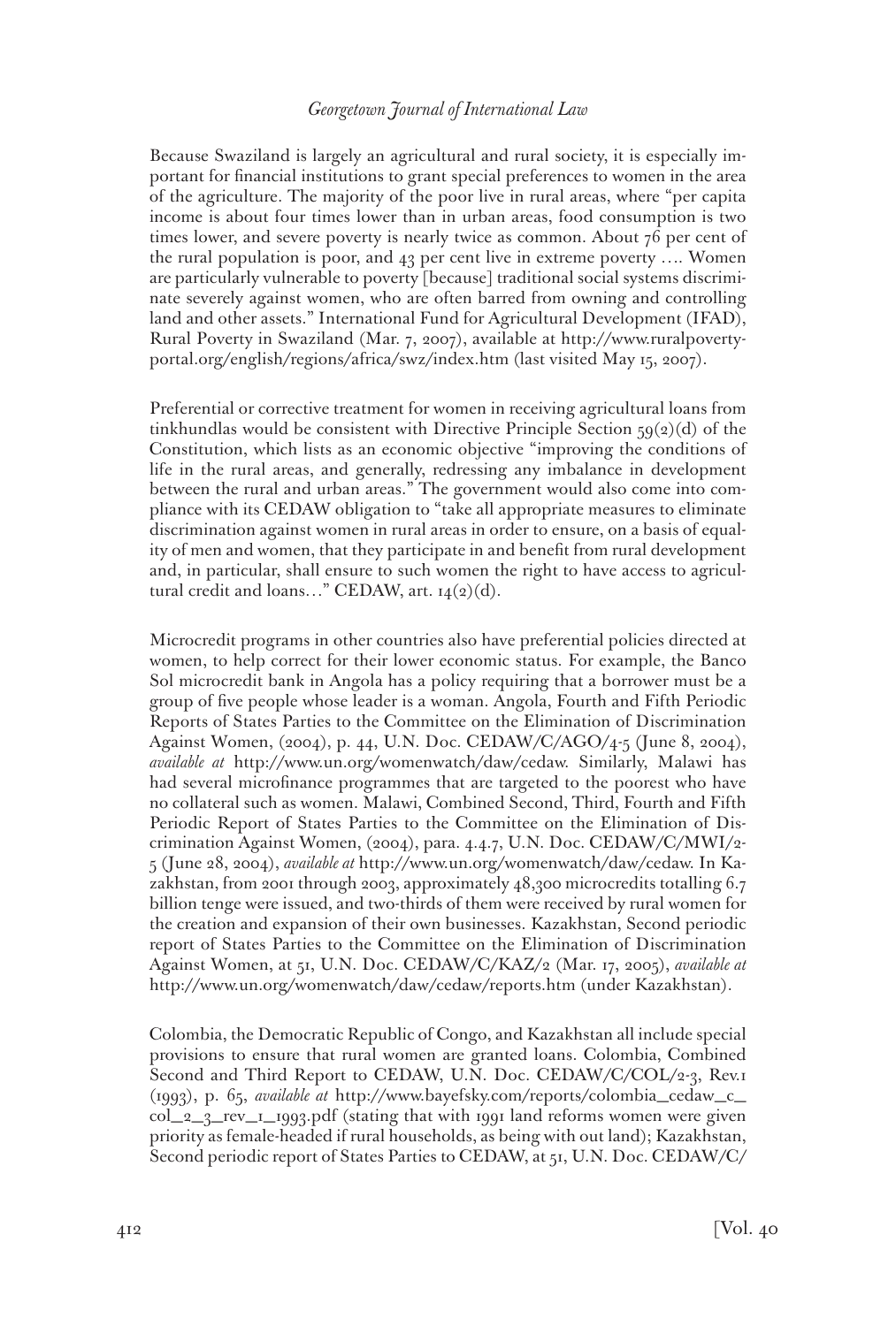Because Swaziland is largely an agricultural and rural society, it is especially important for financial institutions to grant special preferences to women in the area of the agriculture. The majority of the poor live in rural areas, where "per capita income is about four times lower than in urban areas, food consumption is two times lower, and severe poverty is nearly twice as common. About 76 per cent of the rural population is poor, and 43 per cent live in extreme poverty …. Women are particularly vulnerable to poverty [because] traditional social systems discriminate severely against women, who are often barred from owning and controlling land and other assets." International Fund for Agricultural Development (IFAD), Rural Poverty in Swaziland (Mar. 7, 2007), available at http://www.ruralpovertyportal.org/english/regions/africa/swz/index.htm (last visited May 15, 2007).

Preferential or corrective treatment for women in receiving agricultural loans from tinkhundlas would be consistent with Directive Principle Section 59(2)(d) of the Constitution, which lists as an economic objective "improving the conditions of life in the rural areas, and generally, redressing any imbalance in development between the rural and urban areas." The government would also come into compliance with its CEDAW obligation to "take all appropriate measures to eliminate discrimination against women in rural areas in order to ensure, on a basis of equality of men and women, that they participate in and benefit from rural development and, in particular, shall ensure to such women the right to have access to agricultural credit and loans…" CEDAW, art. 14(2)(d).

Microcredit programs in other countries also have preferential policies directed at women, to help correct for their lower economic status. For example, the Banco Sol microcredit bank in Angola has a policy requiring that a borrower must be a group of five people whose leader is a woman. Angola, Fourth and Fifth Periodic Reports of States Parties to the Committee on the Elimination of Discrimination Against Women, (2004), p. 44, U.N. Doc. CEDAW/C/AGO/4-5 (June 8, 2004), *available at* http://www.un.org/womenwatch/daw/cedaw. Similarly, Malawi has had several microfinance programmes that are targeted to the poorest who have no collateral such as women. Malawi, Combined Second, Third, Fourth and Fifth Periodic Report of States Parties to the Committee on the Elimination of Discrimination Against Women, (2004), para. 4.4.7, U.N. Doc. CEDAW/C/MWI/2-5 (June 28, 2004), *available at* http://www.un.org/womenwatch/daw/cedaw. In Kazakhstan, from 2001 through 2003, approximately 48,300 microcredits totalling 6.7 billion tenge were issued, and two-thirds of them were received by rural women for the creation and expansion of their own businesses. Kazakhstan, Second periodic report of States Parties to the Committee on the Elimination of Discrimination Against Women, at 51, U.N. Doc. CEDAW/C/KAZ/2 (Mar. 17, 2005), *available at* http://www.un.org/womenwatch/daw/cedaw/reports.htm (under Kazakhstan).

Colombia, the Democratic Republic of Congo, and Kazakhstan all include special provisions to ensure that rural women are granted loans. Colombia, Combined Second and Third Report to CEDAW, U.N. Doc. CEDAW/C/COL/2-3, Rev.1 (1993), p. 65, *available at* http://www.bayefsky.com/reports/colombia_cedaw_c_col_2_3_rev_1_1993.pdf (stating that with 1991 land reforms women were given priority as female-headed if rural households, as being with out land); Kazakhstan, Second periodic report of States Parties to CEDAW, at 51, U.N. Doc. CEDAW/C/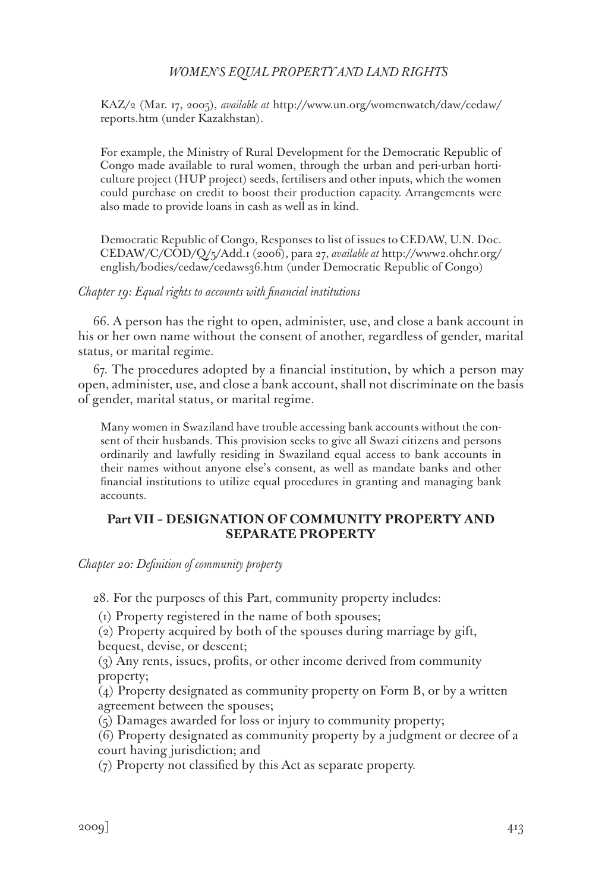KAZ/2 (Mar. 17, 2005), *available at* http://www.un.org/womenwatch/daw/cedaw/reports.htm (under Kazakhstan).

> For example, the Ministry of Rural Development for the Democratic Republic of Congo made available to rural women, through the urban and peri-urban horticulture project (HUP project) seeds, fertilisers and other inputs, which the women could purchase on credit to boost their production capacity. Arrangements were also made to provide loans in cash as well as in kind.

> Democratic Republic of Congo, Responses to list of issues to CEDAW, U.N. Doc. CEDAW/C/COD/Q/5/Add.1 (2006), para 27, *available at* http://www2.ohchr.org/english/bodies/cedaw/cedaws36.htm (under Democratic Republic of Congo)

*Chapter 19: Equal rights to accounts with financial institutions*

66. A person has the right to open, administer, use, and close a bank account in his or her own name without the consent of another, regardless of gender, marital status, or marital regime.

67. The procedures adopted by a financial institution, by which a person may open, administer, use, and close a bank account, shall not discriminate on the basis of gender, marital status, or marital regime.

> Many women in Swaziland have trouble accessing bank accounts without the consent of their husbands. This provision seeks to give all Swazi citizens and persons ordinarily and lawfully residing in Swaziland equal access to bank accounts in their names without anyone else's consent, as well as mandate banks and other financial institutions to utilize equal procedures in granting and managing bank accounts.

## Part VII – DESIGNATION OF COMMUNITY PROPERTY AND SEPARATE PROPERTY

*Chapter 20: Definition of community property*

28. For the purposes of this Part, community property includes:

(1) Property registered in the name of both spouses;

(2) Property acquired by both of the spouses during marriage by gift, bequest, devise, or descent;

(3) Any rents, issues, profits, or other income derived from community property;

(4) Property designated as community property on Form B, or by a written agreement between the spouses;

(5) Damages awarded for loss or injury to community property;

(6) Property designated as community property by a judgment or decree of a court having jurisdiction; and

(7) Property not classified by this Act as separate property.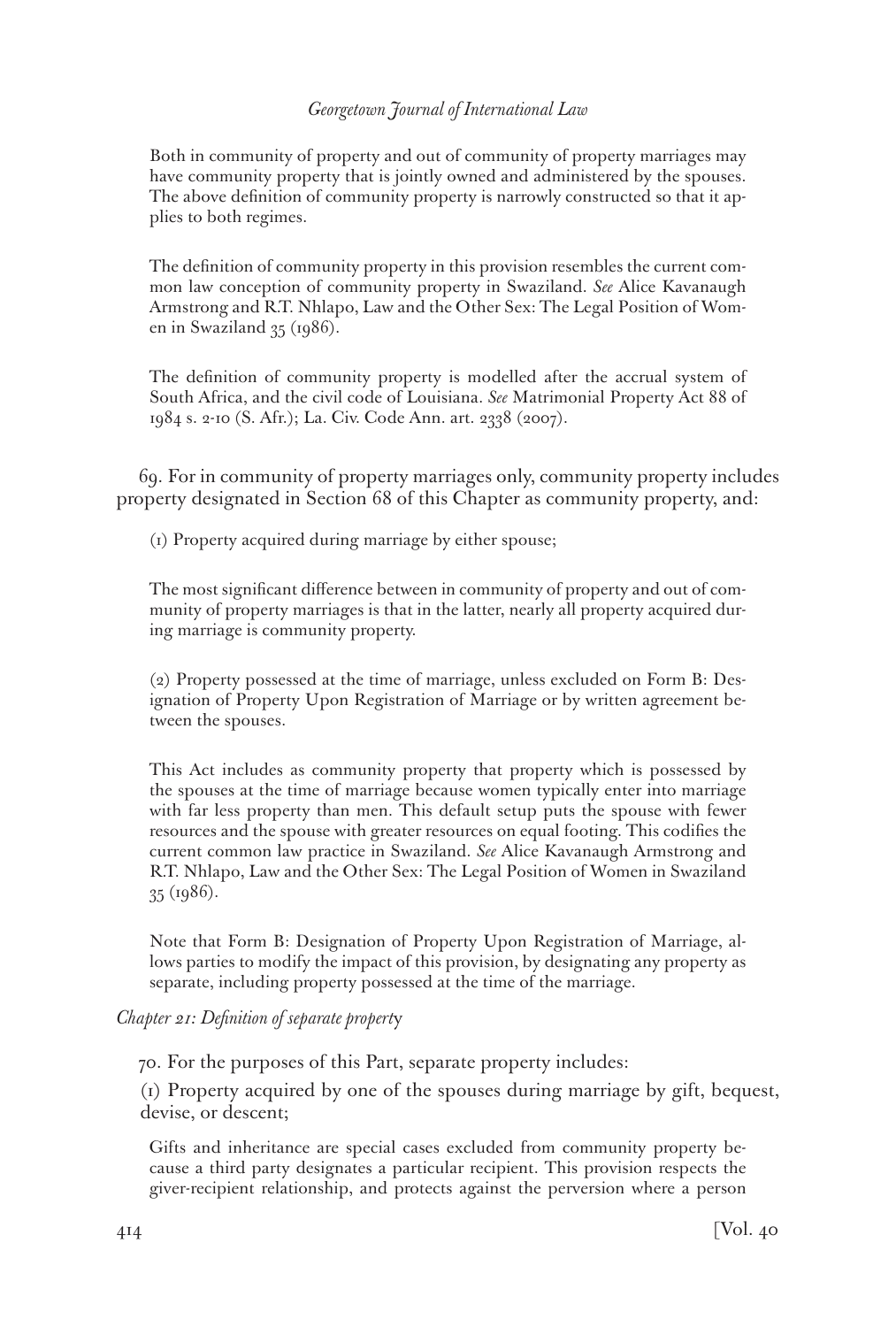Both in community of property and out of community of property marriages may have community property that is jointly owned and administered by the spouses. The above definition of community property is narrowly constructed so that it applies to both regimes.

The definition of community property in this provision resembles the current common law conception of community property in Swaziland. *See* Alice Kavanaugh Armstrong and R.T. Nhlapo, Law and the Other Sex: The Legal Position of Women in Swaziland 35 (1986).

The definition of community property is modelled after the accrual system of South Africa, and the civil code of Louisiana. *See* Matrimonial Property Act 88 of 1984 s. 2-10 (S. Afr.); La. Civ. Code Ann. art. 2338 (2007).

69. For in community of property marriages only, community property includes property designated in Section 68 of this Chapter as community property, and:

(1) Property acquired during marriage by either spouse;

The most significant difference between in community of property and out of community of property marriages is that in the latter, nearly all property acquired during marriage is community property.

(2) Property possessed at the time of marriage, unless excluded on Form B: Designation of Property Upon Registration of Marriage or by written agreement between the spouses.

This Act includes as community property that property which is possessed by the spouses at the time of marriage because women typically enter into marriage with far less property than men. This default setup puts the spouse with fewer resources and the spouse with greater resources on equal footing. This codifies the current common law practice in Swaziland. *See* Alice Kavanaugh Armstrong and R.T. Nhlapo, Law and the Other Sex: The Legal Position of Women in Swaziland 35 (1986).

Note that Form B: Designation of Property Upon Registration of Marriage, allows parties to modify the impact of this provision, by designating any property as separate, including property possessed at the time of the marriage.

*Chapter 21: Definition of separate property*

70. For the purposes of this Part, separate property includes:

(1) Property acquired by one of the spouses during marriage by gift, bequest, devise, or descent;

Gifts and inheritance are special cases excluded from community property because a third party designates a particular recipient. This provision respects the giver-recipient relationship, and protects against the perversion where a person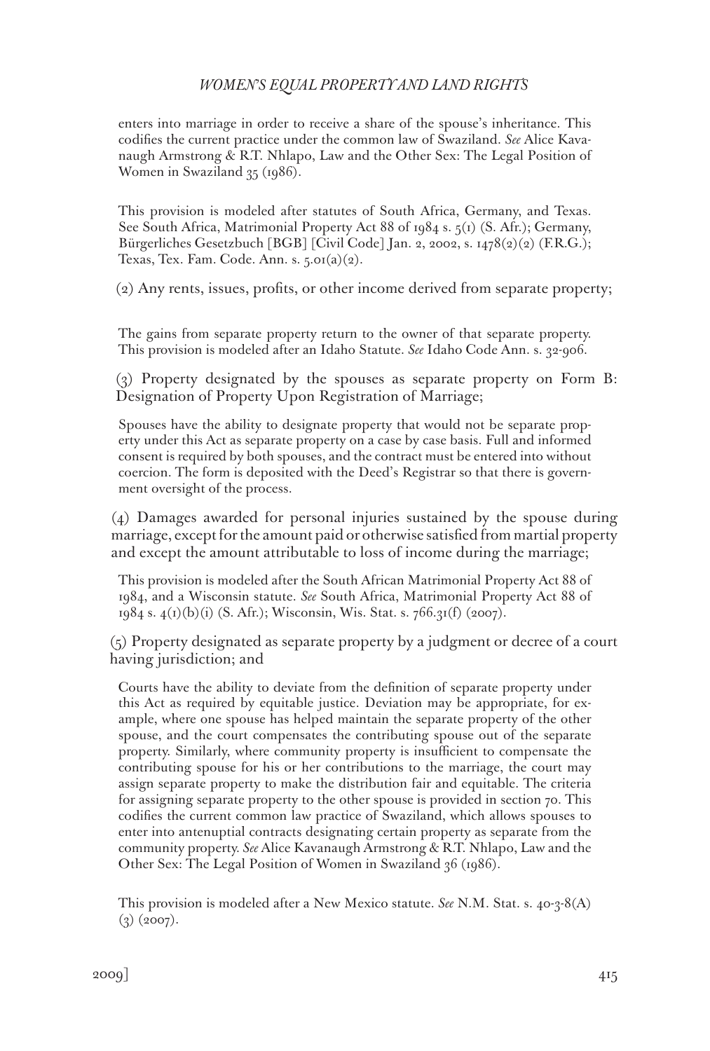enters into marriage in order to receive a share of the spouse's inheritance. This codifies the current practice under the common law of Swaziland. *See* Alice Kavanaugh Armstrong & R.T. Nhlapo, Law and the Other Sex: The Legal Position of Women in Swaziland 35 (1986).

This provision is modeled after statutes of South Africa, Germany, and Texas. See South Africa, Matrimonial Property Act 88 of 1984 s. 5(1) (S. Afr.); Germany, Bürgerliches Gesetzbuch [BGB] [Civil Code] Jan. 2, 2002, s. 1478(2)(2) (F.R.G.); Texas, Tex. Fam. Code. Ann. s. 5.01(a)(2).

(2) Any rents, issues, profits, or other income derived from separate property;

The gains from separate property return to the owner of that separate property. This provision is modeled after an Idaho Statute. *See* Idaho Code Ann. s. 32-906.

(3) Property designated by the spouses as separate property on Form B: Designation of Property Upon Registration of Marriage;

Spouses have the ability to designate property that would not be separate property under this Act as separate property on a case by case basis. Full and informed consent is required by both spouses, and the contract must be entered into without coercion. The form is deposited with the Deed's Registrar so that there is government oversight of the process.

(4) Damages awarded for personal injuries sustained by the spouse during marriage, except for the amount paid or otherwise satisfied from martial property and except the amount attributable to loss of income during the marriage;

This provision is modeled after the South African Matrimonial Property Act 88 of 1984, and a Wisconsin statute. *See* South Africa, Matrimonial Property Act 88 of 1984 s. 4(1)(b)(i) (S. Afr.); Wisconsin, Wis. Stat. s. 766.31(f) (2007).

(5) Property designated as separate property by a judgment or decree of a court having jurisdiction; and

Courts have the ability to deviate from the definition of separate property under this Act as required by equitable justice. Deviation may be appropriate, for example, where one spouse has helped maintain the separate property of the other spouse, and the court compensates the contributing spouse out of the separate property. Similarly, where community property is insufficient to compensate the contributing spouse for his or her contributions to the marriage, the court may assign separate property to make the distribution fair and equitable. The criteria for assigning separate property to the other spouse is provided in section 70. This codifies the current common law practice of Swaziland, which allows spouses to enter into antenuptial contracts designating certain property as separate from the community property. *See* Alice Kavanaugh Armstrong & R.T. Nhlapo, Law and the Other Sex: The Legal Position of Women in Swaziland 36 (1986).

This provision is modeled after a New Mexico statute. *See* N.M. Stat. s. 40-3-8(A)(3) (2007).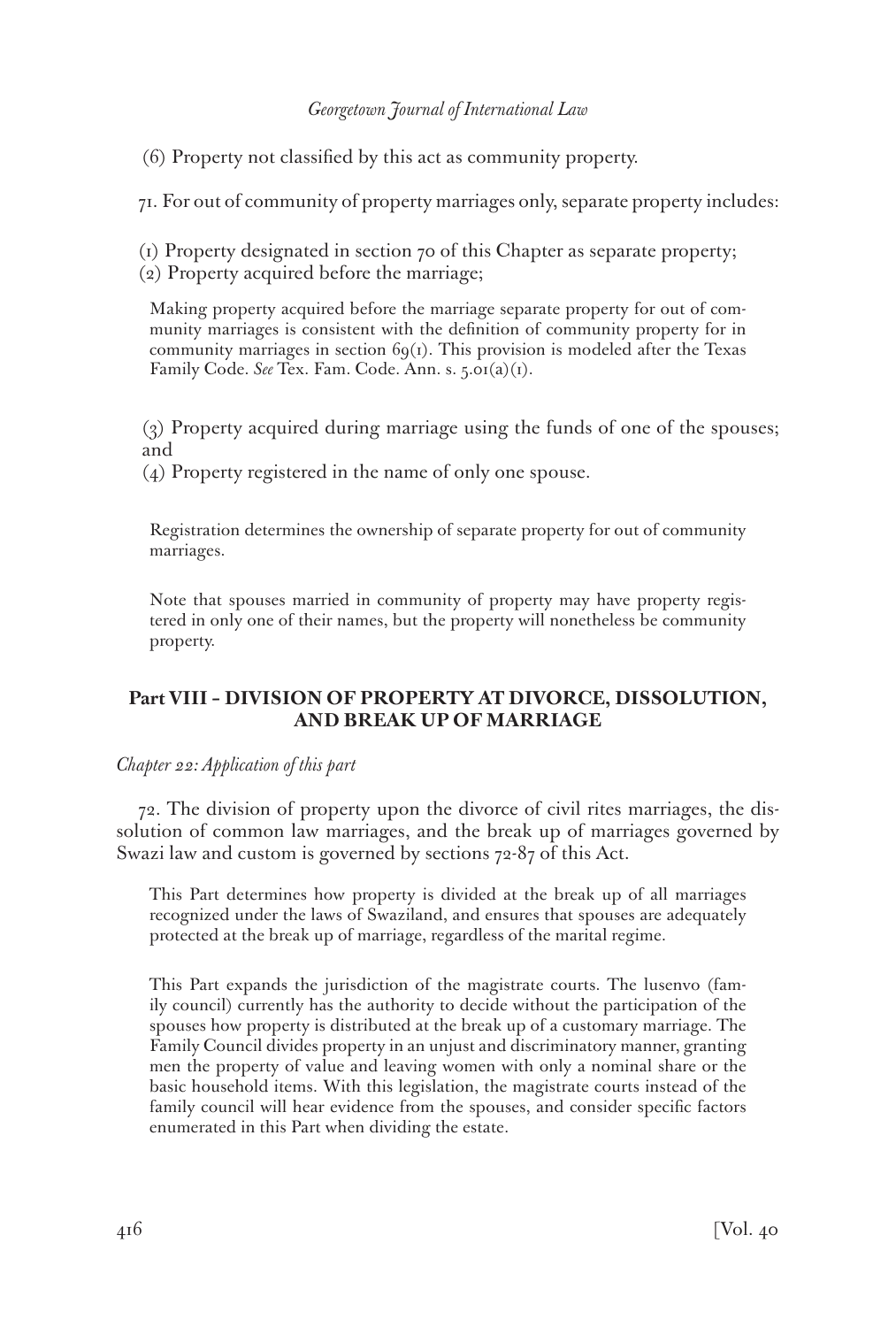(6) Property not classified by this act as community property.

71. For out of community of property marriages only, separate property includes:

(1) Property designated in section 70 of this Chapter as separate property;
(2) Property acquired before the marriage;

> Making property acquired before the marriage separate property for out of community marriages is consistent with the definition of community property for in community marriages in section 69(1). This provision is modeled after the Texas Family Code. *See* Tex. Fam. Code. Ann. s. 5.01(a)(1).

(3) Property acquired during marriage using the funds of one of the spouses; and
(4) Property registered in the name of only one spouse.

> Registration determines the ownership of separate property for out of community marriages.
>
> Note that spouses married in community of property may have property registered in only one of their names, but the property will nonetheless be community property.

## Part VIII – DIVISION OF PROPERTY AT DIVORCE, DISSOLUTION, AND BREAK UP OF MARRIAGE

*Chapter 22: Application of this part*

72. The division of property upon the divorce of civil rites marriages, the dissolution of common law marriages, and the break up of marriages governed by Swazi law and custom is governed by sections 72-87 of this Act.

> This Part determines how property is divided at the break up of all marriages recognized under the laws of Swaziland, and ensures that spouses are adequately protected at the break up of marriage, regardless of the marital regime.
>
> This Part expands the jurisdiction of the magistrate courts. The lusenvo (family council) currently has the authority to decide without the participation of the spouses how property is distributed at the break up of a customary marriage. The Family Council divides property in an unjust and discriminatory manner, granting men the property of value and leaving women with only a nominal share or the basic household items. With this legislation, the magistrate courts instead of the family council will hear evidence from the spouses, and consider specific factors enumerated in this Part when dividing the estate.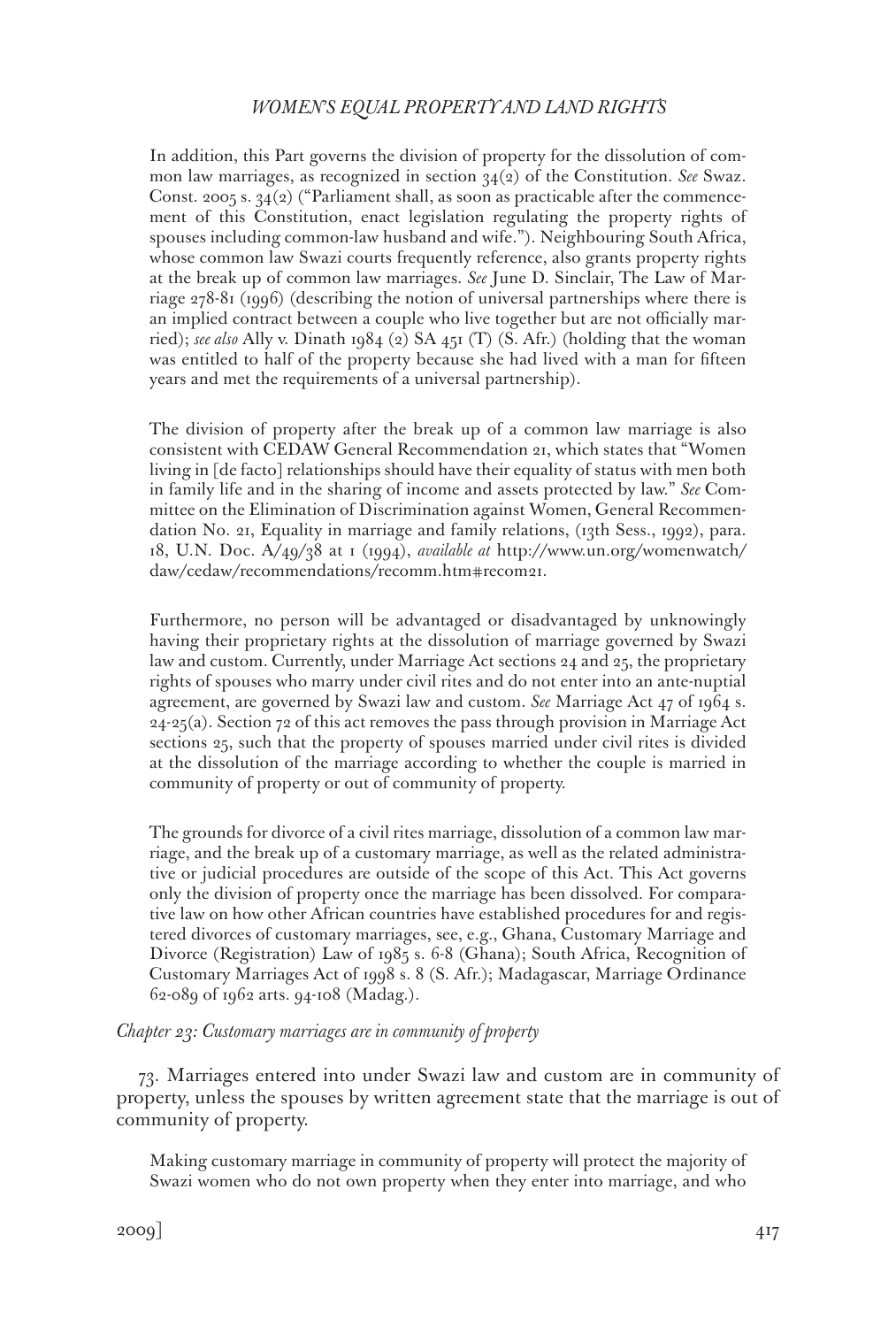In addition, this Part governs the division of property for the dissolution of common law marriages, as recognized in section 34(2) of the Constitution. *See* Swaz. Const. 2005 s. 34(2) ("Parliament shall, as soon as practicable after the commencement of this Constitution, enact legislation regulating the property rights of spouses including common-law husband and wife."). Neighbouring South Africa, whose common law Swazi courts frequently reference, also grants property rights at the break up of common law marriages. *See* June D. Sinclair, The Law of Marriage 278-81 (1996) (describing the notion of universal partnerships where there is an implied contract between a couple who live together but are not officially married); *see also* Ally v. Dinath 1984 (2) SA 451 (T) (S. Afr.) (holding that the woman was entitled to half of the property because she had lived with a man for fifteen years and met the requirements of a universal partnership).

The division of property after the break up of a common law marriage is also consistent with CEDAW General Recommendation 21, which states that "Women living in [de facto] relationships should have their equality of status with men both in family life and in the sharing of income and assets protected by law." *See* Committee on the Elimination of Discrimination against Women, General Recommendation No. 21, Equality in marriage and family relations, (13th Sess., 1992), para. 18, U.N. Doc. A/49/38 at 1 (1994), *available at* http://www.un.org/womenwatch/daw/cedaw/recommendations/recomm.htm#recom21.

Furthermore, no person will be advantaged or disadvantaged by unknowingly having their proprietary rights at the dissolution of marriage governed by Swazi law and custom. Currently, under Marriage Act sections 24 and 25, the proprietary rights of spouses who marry under civil rites and do not enter into an ante-nuptial agreement, are governed by Swazi law and custom. *See* Marriage Act 47 of 1964 s. 24-25(a). Section 72 of this act removes the pass through provision in Marriage Act sections 25, such that the property of spouses married under civil rites is divided at the dissolution of the marriage according to whether the couple is married in community of property or out of community of property.

The grounds for divorce of a civil rites marriage, dissolution of a common law marriage, and the break up of a customary marriage, as well as the related administrative or judicial procedures are outside of the scope of this Act. This Act governs only the division of property once the marriage has been dissolved. For comparative law on how other African countries have established procedures for and registered divorces of customary marriages, see, e.g., Ghana, Customary Marriage and Divorce (Registration) Law of 1985 s. 6-8 (Ghana); South Africa, Recognition of Customary Marriages Act of 1998 s. 8 (S. Afr.); Madagascar, Marriage Ordinance 62-089 of 1962 arts. 94-108 (Madag.).

*Chapter 23: Customary marriages are in community of property*

73. Marriages entered into under Swazi law and custom are in community of property, unless the spouses by written agreement state that the marriage is out of community of property.

Making customary marriage in community of property will protect the majority of Swazi women who do not own property when they enter into marriage, and who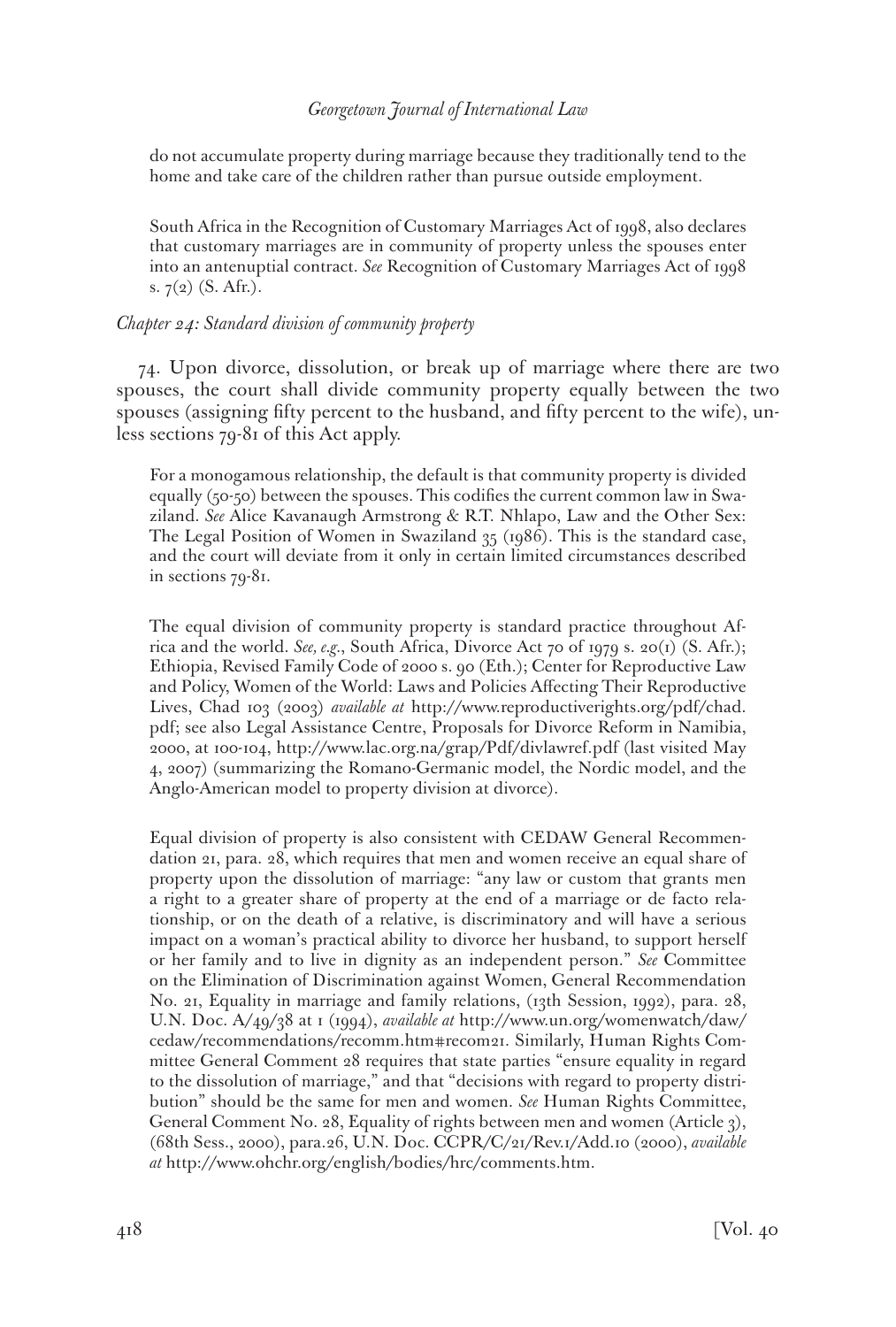do not accumulate property during marriage because they traditionally tend to the home and take care of the children rather than pursue outside employment.

South Africa in the Recognition of Customary Marriages Act of 1998, also declares that customary marriages are in community of property unless the spouses enter into an antenuptial contract. *See* Recognition of Customary Marriages Act of 1998 s. 7(2) (S. Afr.).

*Chapter 24: Standard division of community property*

74. Upon divorce, dissolution, or break up of marriage where there are two spouses, the court shall divide community property equally between the two spouses (assigning fifty percent to the husband, and fifty percent to the wife), unless sections 79-81 of this Act apply.

For a monogamous relationship, the default is that community property is divided equally (50-50) between the spouses. This codifies the current common law in Swaziland. *See* Alice Kavanaugh Armstrong & R.T. Nhlapo, Law and the Other Sex: The Legal Position of Women in Swaziland 35 (1986). This is the standard case, and the court will deviate from it only in certain limited circumstances described in sections 79-81.

The equal division of community property is standard practice throughout Africa and the world. *See, e.g.*, South Africa, Divorce Act 70 of 1979 s. 20(1) (S. Afr.); Ethiopia, Revised Family Code of 2000 s. 90 (Eth.); Center for Reproductive Law and Policy, Women of the World: Laws and Policies Affecting Their Reproductive Lives, Chad 103 (2003) *available at* http://www.reproductiverights.org/pdf/chad.pdf; see also Legal Assistance Centre, Proposals for Divorce Reform in Namibia, 2000, at 100-104, http://www.lac.org.na/grap/Pdf/divlawref.pdf (last visited May 4, 2007) (summarizing the Romano-Germanic model, the Nordic model, and the Anglo-American model to property division at divorce).

Equal division of property is also consistent with CEDAW General Recommendation 21, para. 28, which requires that men and women receive an equal share of property upon the dissolution of marriage: "any law or custom that grants men a right to a greater share of property at the end of a marriage or de facto relationship, or on the death of a relative, is discriminatory and will have a serious impact on a woman's practical ability to divorce her husband, to support herself or her family and to live in dignity as an independent person." *See* Committee on the Elimination of Discrimination against Women, General Recommendation No. 21, Equality in marriage and family relations, (13th Session, 1992), para. 28, U.N. Doc. A/49/38 at 1 (1994), *available at* http://www.un.org/womenwatch/daw/cedaw/recommendations/recomm.htm#recom21. Similarly, Human Rights Committee General Comment 28 requires that state parties "ensure equality in regard to the dissolution of marriage," and that "decisions with regard to property distribution" should be the same for men and women. *See* Human Rights Committee, General Comment No. 28, Equality of rights between men and women (Article 3), (68th Sess., 2000), para.26, U.N. Doc. CCPR/C/21/Rev.1/Add.10 (2000), *available at* http://www.ohchr.org/english/bodies/hrc/comments.htm.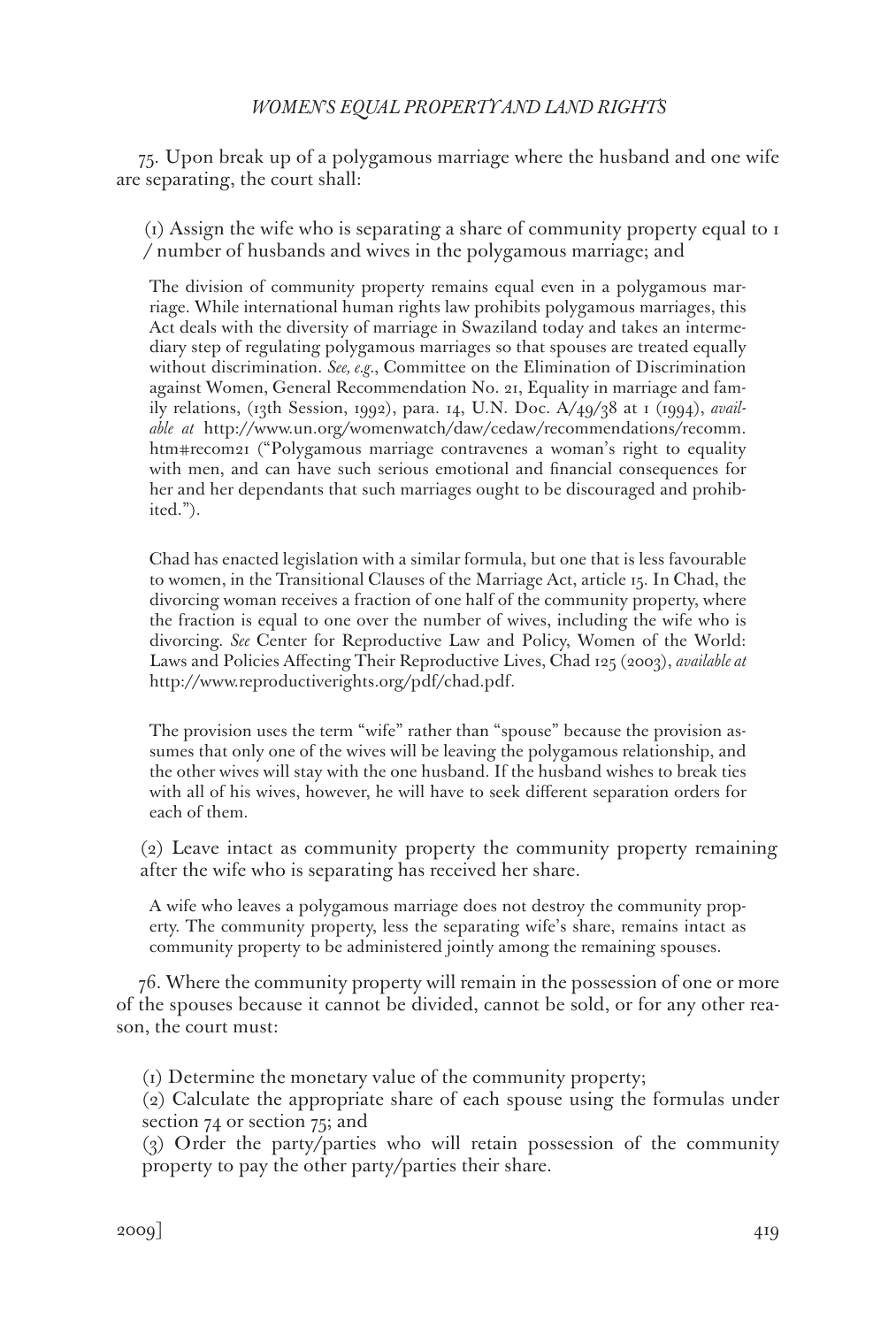75. Upon break up of a polygamous marriage where the husband and one wife are separating, the court shall:

(1) Assign the wife who is separating a share of community property equal to 1 / number of husbands and wives in the polygamous marriage; and

> The division of community property remains equal even in a polygamous marriage. While international human rights law prohibits polygamous marriages, this Act deals with the diversity of marriage in Swaziland today and takes an intermediary step of regulating polygamous marriages so that spouses are treated equally without discrimination. *See, e.g.*, Committee on the Elimination of Discrimination against Women, General Recommendation No. 21, Equality in marriage and family relations, (13th Session, 1992), para. 14, U.N. Doc. A/49/38 at 1 (1994), *available at* http://www.un.org/womenwatch/daw/cedaw/recommendations/recomm.htm#recom21 ("Polygamous marriage contravenes a woman's right to equality with men, and can have such serious emotional and financial consequences for her and her dependants that such marriages ought to be discouraged and prohibited.").
>
> Chad has enacted legislation with a similar formula, but one that is less favourable to women, in the Transitional Clauses of the Marriage Act, article 15. In Chad, the divorcing woman receives a fraction of one half of the community property, where the fraction is equal to one over the number of wives, including the wife who is divorcing. *See* Center for Reproductive Law and Policy, Women of the World: Laws and Policies Affecting Their Reproductive Lives, Chad 125 (2003), *available at* http://www.reproductiverights.org/pdf/chad.pdf.
>
> The provision uses the term "wife" rather than "spouse" because the provision assumes that only one of the wives will be leaving the polygamous relationship, and the other wives will stay with the one husband. If the husband wishes to break ties with all of his wives, however, he will have to seek different separation orders for each of them.

(2) Leave intact as community property the community property remaining after the wife who is separating has received her share.

> A wife who leaves a polygamous marriage does not destroy the community property. The community property, less the separating wife's share, remains intact as community property to be administered jointly among the remaining spouses.

76. Where the community property will remain in the possession of one or more of the spouses because it cannot be divided, cannot be sold, or for any other reason, the court must:

(1) Determine the monetary value of the community property;
(2) Calculate the appropriate share of each spouse using the formulas under section 74 or section 75; and
(3) Order the party/parties who will retain possession of the community property to pay the other party/parties their share.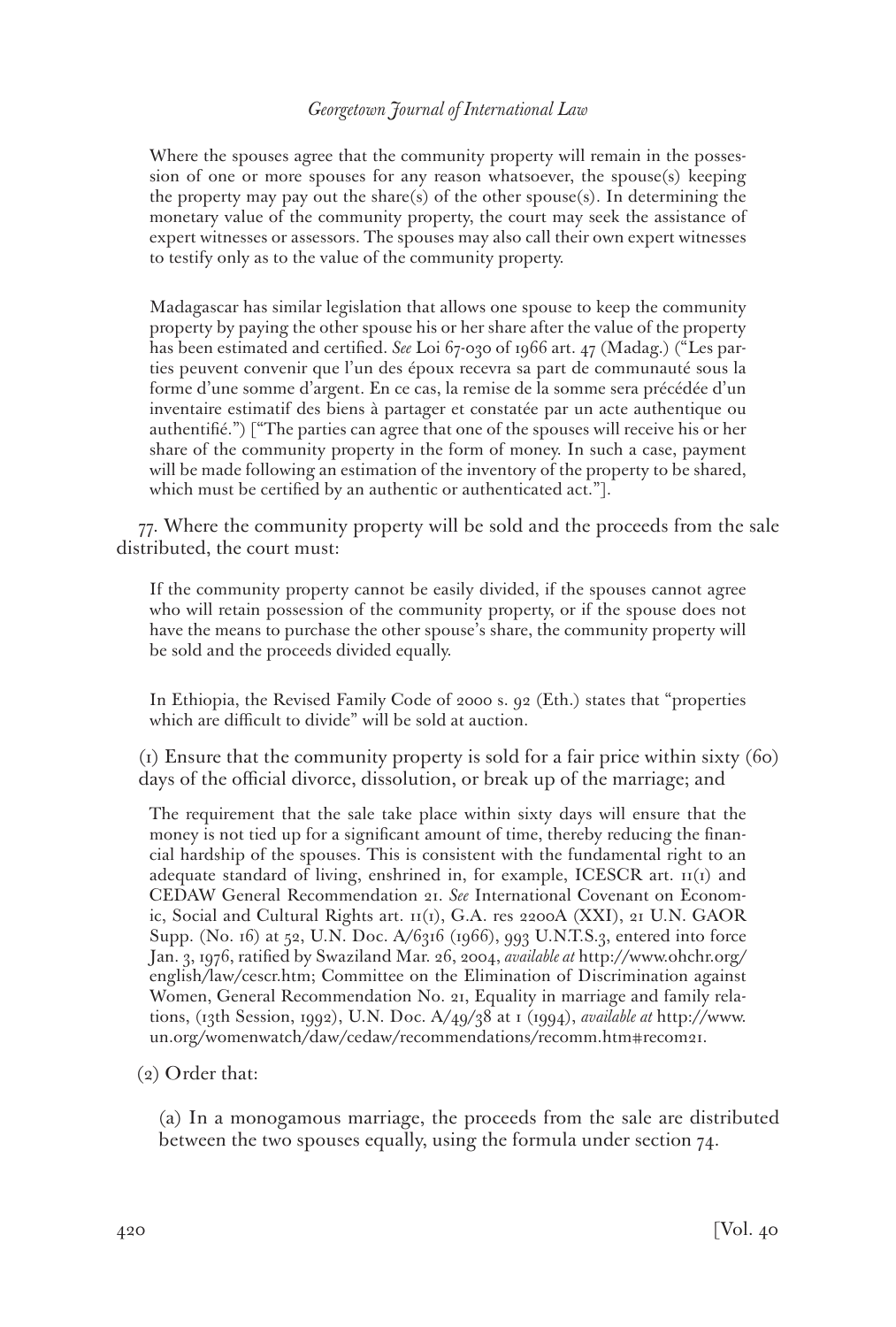Where the spouses agree that the community property will remain in the possession of one or more spouses for any reason whatsoever, the spouse(s) keeping the property may pay out the share(s) of the other spouse(s). In determining the monetary value of the community property, the court may seek the assistance of expert witnesses or assessors. The spouses may also call their own expert witnesses to testify only as to the value of the community property.

Madagascar has similar legislation that allows one spouse to keep the community property by paying the other spouse his or her share after the value of the property has been estimated and certified. *See* Loi 67-030 of 1966 art. 47 (Madag.) ("Les parties peuvent convenir que l'un des époux recevra sa part de communauté sous la forme d'une somme d'argent. En ce cas, la remise de la somme sera précédée d'un inventaire estimatif des biens à partager et constatée par un acte authentique ou authentifié.") ["The parties can agree that one of the spouses will receive his or her share of the community property in the form of money. In such a case, payment will be made following an estimation of the inventory of the property to be shared, which must be certified by an authentic or authenticated act."].

77. Where the community property will be sold and the proceeds from the sale distributed, the court must:

If the community property cannot be easily divided, if the spouses cannot agree who will retain possession of the community property, or if the spouse does not have the means to purchase the other spouse's share, the community property will be sold and the proceeds divided equally.

In Ethiopia, the Revised Family Code of 2000 s. 92 (Eth.) states that "properties which are difficult to divide" will be sold at auction.

(1) Ensure that the community property is sold for a fair price within sixty (60) days of the official divorce, dissolution, or break up of the marriage; and

The requirement that the sale take place within sixty days will ensure that the money is not tied up for a significant amount of time, thereby reducing the financial hardship of the spouses. This is consistent with the fundamental right to an adequate standard of living, enshrined in, for example, ICESCR art. 11(1) and CEDAW General Recommendation 21. *See* International Covenant on Economic, Social and Cultural Rights art. 11(1), G.A. res 2200A (XXI), 21 U.N. GAOR Supp. (No. 16) at 52, U.N. Doc. A/6316 (1966), 993 U.N.T.S.3, entered into force Jan. 3, 1976, ratified by Swaziland Mar. 26, 2004, *available at* http://www.ohchr.org/english/law/cescr.htm; Committee on the Elimination of Discrimination against Women, General Recommendation No. 21, Equality in marriage and family relations, (13th Session, 1992), U.N. Doc. A/49/38 at 1 (1994), *available at* http://www.un.org/womenwatch/daw/cedaw/recommendations/recomm.htm#recom21.

(2) Order that:

(a) In a monogamous marriage, the proceeds from the sale are distributed between the two spouses equally, using the formula under section 74.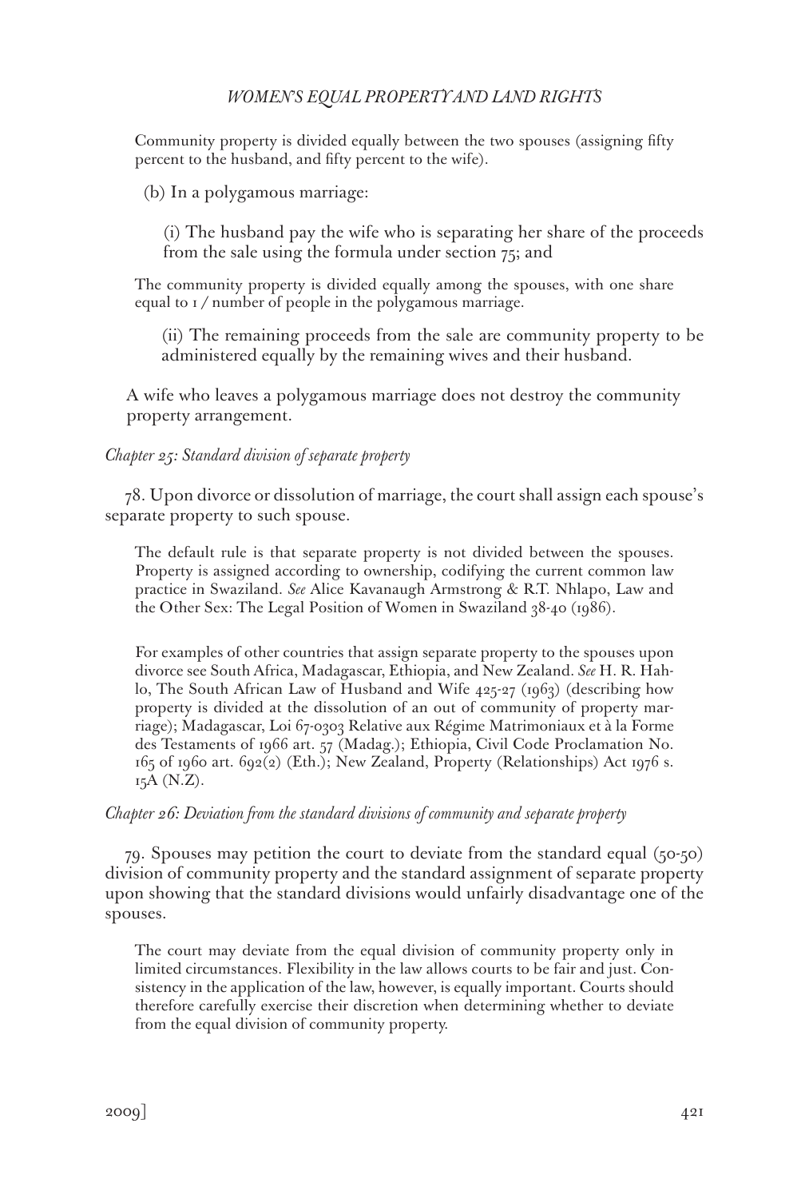Community property is divided equally between the two spouses (assigning fifty percent to the husband, and fifty percent to the wife).

(b) In a polygamous marriage:

(i) The husband pay the wife who is separating her share of the proceeds from the sale using the formula under section 75; and

The community property is divided equally among the spouses, with one share equal to 1 / number of people in the polygamous marriage.

(ii) The remaining proceeds from the sale are community property to be administered equally by the remaining wives and their husband.

A wife who leaves a polygamous marriage does not destroy the community property arrangement.

*Chapter 25: Standard division of separate property*

78. Upon divorce or dissolution of marriage, the court shall assign each spouse's separate property to such spouse.

The default rule is that separate property is not divided between the spouses. Property is assigned according to ownership, codifying the current common law practice in Swaziland. *See* Alice Kavanaugh Armstrong & R.T. Nhlapo, Law and the Other Sex: The Legal Position of Women in Swaziland 38-40 (1986).

For examples of other countries that assign separate property to the spouses upon divorce see South Africa, Madagascar, Ethiopia, and New Zealand. *See* H. R. Hahlo, The South African Law of Husband and Wife 425-27 (1963) (describing how property is divided at the dissolution of an out of community of property marriage); Madagascar, Loi 67-0303 Relative aux Régime Matrimoniaux et à la Forme des Testaments of 1966 art. 57 (Madag.); Ethiopia, Civil Code Proclamation No. 165 of 1960 art. 692(2) (Eth.); New Zealand, Property (Relationships) Act 1976 s. 15A (N.Z).

*Chapter 26: Deviation from the standard divisions of community and separate property*

79. Spouses may petition the court to deviate from the standard equal (50-50) division of community property and the standard assignment of separate property upon showing that the standard divisions would unfairly disadvantage one of the spouses.

The court may deviate from the equal division of community property only in limited circumstances. Flexibility in the law allows courts to be fair and just. Consistency in the application of the law, however, is equally important. Courts should therefore carefully exercise their discretion when determining whether to deviate from the equal division of community property.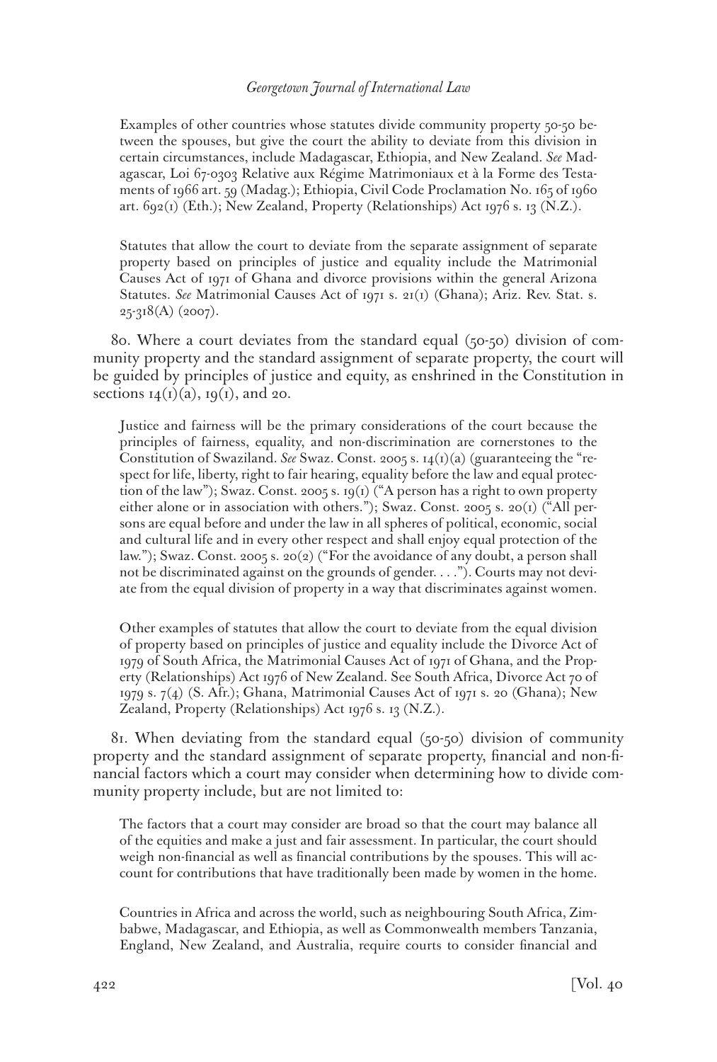Examples of other countries whose statutes divide community property 50-50 between the spouses, but give the court the ability to deviate from this division in certain circumstances, include Madagascar, Ethiopia, and New Zealand. *See* Madagascar, Loi 67-0303 Relative aux Régime Matrimoniaux et à la Forme des Testaments of 1966 art. 59 (Madag.); Ethiopia, Civil Code Proclamation No. 165 of 1960 art. 692(1) (Eth.); New Zealand, Property (Relationships) Act 1976 s. 13 (N.Z.).

Statutes that allow the court to deviate from the separate assignment of separate property based on principles of justice and equality include the Matrimonial Causes Act of 1971 of Ghana and divorce provisions within the general Arizona Statutes. *See* Matrimonial Causes Act of 1971 s. 21(1) (Ghana); Ariz. Rev. Stat. s. 25-318(A) (2007).

80. Where a court deviates from the standard equal (50-50) division of community property and the standard assignment of separate property, the court will be guided by principles of justice and equity, as enshrined in the Constitution in sections 14(1)(a), 19(1), and 20.

Justice and fairness will be the primary considerations of the court because the principles of fairness, equality, and non-discrimination are cornerstones to the Constitution of Swaziland. *See* Swaz. Const. 2005 s. 14(1)(a) (guaranteeing the "respect for life, liberty, right to fair hearing, equality before the law and equal protection of the law"); Swaz. Const. 2005 s. 19(1) ("A person has a right to own property either alone or in association with others."); Swaz. Const. 2005 s. 20(1) ("All persons are equal before and under the law in all spheres of political, economic, social and cultural life and in every other respect and shall enjoy equal protection of the law."); Swaz. Const. 2005 s. 20(2) ("For the avoidance of any doubt, a person shall not be discriminated against on the grounds of gender. . . ."). Courts may not deviate from the equal division of property in a way that discriminates against women.

Other examples of statutes that allow the court to deviate from the equal division of property based on principles of justice and equality include the Divorce Act of 1979 of South Africa, the Matrimonial Causes Act of 1971 of Ghana, and the Property (Relationships) Act 1976 of New Zealand. See South Africa, Divorce Act 70 of 1979 s. 7(4) (S. Afr.); Ghana, Matrimonial Causes Act of 1971 s. 20 (Ghana); New Zealand, Property (Relationships) Act 1976 s. 13 (N.Z.).

81. When deviating from the standard equal (50-50) division of community property and the standard assignment of separate property, financial and non-financial factors which a court may consider when determining how to divide community property include, but are not limited to:

The factors that a court may consider are broad so that the court may balance all of the equities and make a just and fair assessment. In particular, the court should weigh non-financial as well as financial contributions by the spouses. This will account for contributions that have traditionally been made by women in the home.

Countries in Africa and across the world, such as neighbouring South Africa, Zimbabwe, Madagascar, and Ethiopia, as well as Commonwealth members Tanzania, England, New Zealand, and Australia, require courts to consider financial and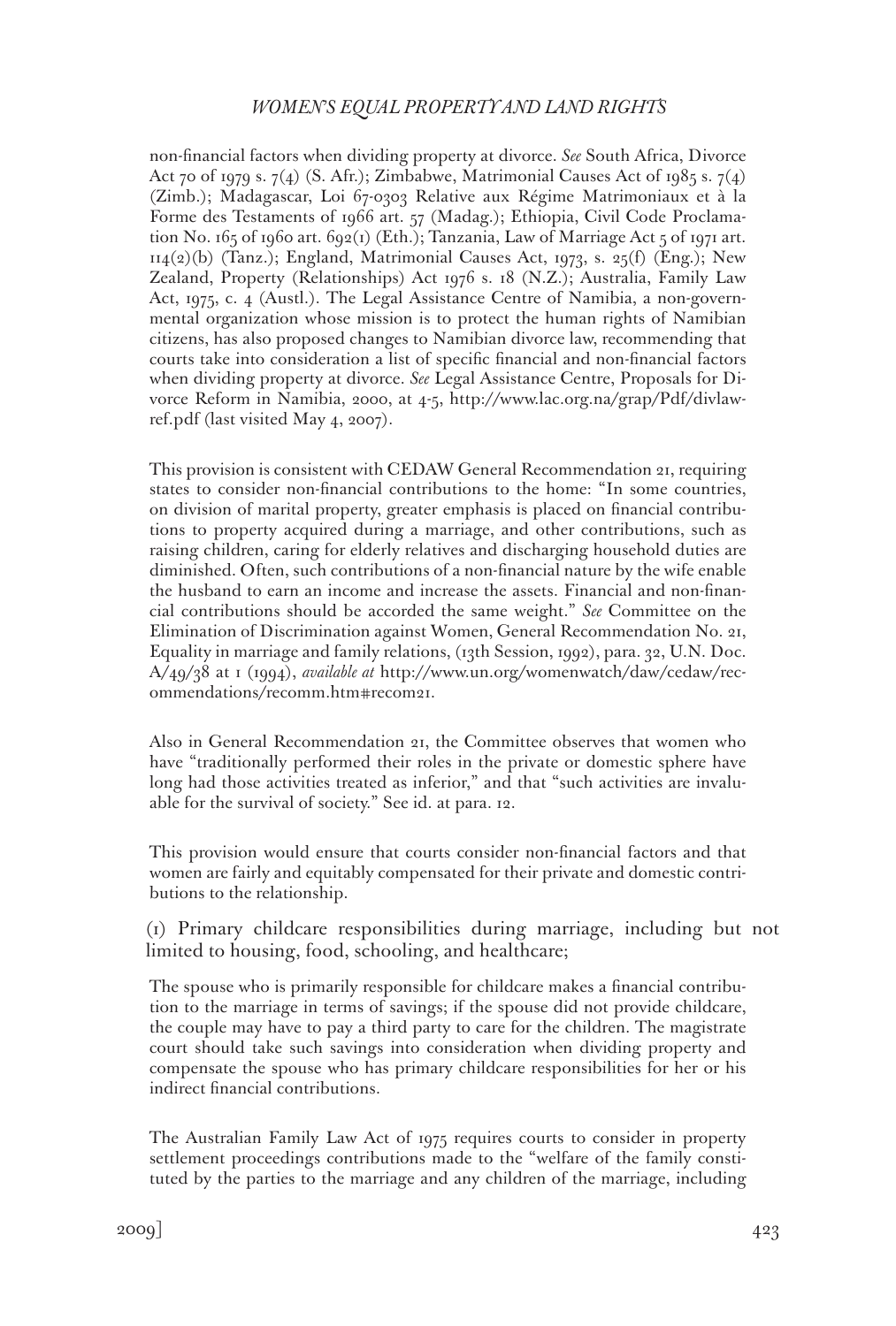non-financial factors when dividing property at divorce. *See* South Africa, Divorce Act 70 of 1979 s. 7(4) (S. Afr.); Zimbabwe, Matrimonial Causes Act of 1985 s. 7(4) (Zimb.); Madagascar, Loi 67-0303 Relative aux Régime Matrimoniaux et à la Forme des Testaments of 1966 art. 57 (Madag.); Ethiopia, Civil Code Proclamation No. 165 of 1960 art. 692(1) (Eth.); Tanzania, Law of Marriage Act 5 of 1971 art. 114(2)(b) (Tanz.); England, Matrimonial Causes Act, 1973, s. 25(f) (Eng.); New Zealand, Property (Relationships) Act 1976 s. 18 (N.Z.); Australia, Family Law Act, 1975, c. 4 (Austl.). The Legal Assistance Centre of Namibia, a non-governmental organization whose mission is to protect the human rights of Namibian citizens, has also proposed changes to Namibian divorce law, recommending that courts take into consideration a list of specific financial and non-financial factors when dividing property at divorce. *See* Legal Assistance Centre, Proposals for Divorce Reform in Namibia, 2000, at 4-5, http://www.lac.org.na/grap/Pdf/divlawref.pdf (last visited May 4, 2007).

This provision is consistent with CEDAW General Recommendation 21, requiring states to consider non-financial contributions to the home: "In some countries, on division of marital property, greater emphasis is placed on financial contributions to property acquired during a marriage, and other contributions, such as raising children, caring for elderly relatives and discharging household duties are diminished. Often, such contributions of a non-financial nature by the wife enable the husband to earn an income and increase the assets. Financial and non-financial contributions should be accorded the same weight." *See* Committee on the Elimination of Discrimination against Women, General Recommendation No. 21, Equality in marriage and family relations, (13th Session, 1992), para. 32, U.N. Doc. A/49/38 at 1 (1994), *available at* http://www.un.org/womenwatch/daw/cedaw/recommendations/recomm.htm#recom21.

Also in General Recommendation 21, the Committee observes that women who have "traditionally performed their roles in the private or domestic sphere have long had those activities treated as inferior," and that "such activities are invaluable for the survival of society." See id. at para. 12.

This provision would ensure that courts consider non-financial factors and that women are fairly and equitably compensated for their private and domestic contributions to the relationship.

(1) Primary childcare responsibilities during marriage, including but not limited to housing, food, schooling, and healthcare;

The spouse who is primarily responsible for childcare makes a financial contribution to the marriage in terms of savings; if the spouse did not provide childcare, the couple may have to pay a third party to care for the children. The magistrate court should take such savings into consideration when dividing property and compensate the spouse who has primary childcare responsibilities for her or his indirect financial contributions.

The Australian Family Law Act of 1975 requires courts to consider in property settlement proceedings contributions made to the "welfare of the family constituted by the parties to the marriage and any children of the marriage, including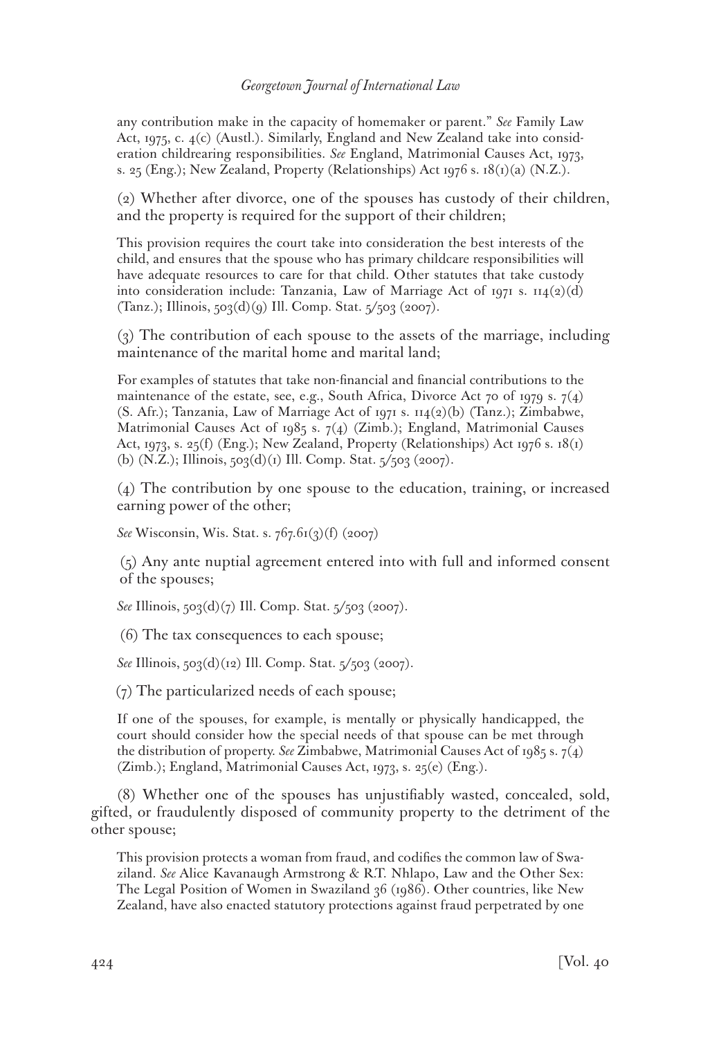any contribution make in the capacity of homemaker or parent." *See* Family Law Act, 1975, c. 4(c) (Austl.). Similarly, England and New Zealand take into consideration childrearing responsibilities. *See* England, Matrimonial Causes Act, 1973, s. 25 (Eng.); New Zealand, Property (Relationships) Act 1976 s. 18(1)(a) (N.Z.).

(2) Whether after divorce, one of the spouses has custody of their children, and the property is required for the support of their children;

This provision requires the court take into consideration the best interests of the child, and ensures that the spouse who has primary childcare responsibilities will have adequate resources to care for that child. Other statutes that take custody into consideration include: Tanzania, Law of Marriage Act of 1971 s. 114(2)(d) (Tanz.); Illinois, 503(d)(9) Ill. Comp. Stat. 5/503 (2007).

(3) The contribution of each spouse to the assets of the marriage, including maintenance of the marital home and marital land;

For examples of statutes that take non-financial and financial contributions to the maintenance of the estate, see, e.g., South Africa, Divorce Act 70 of 1979 s. 7(4) (S. Afr.); Tanzania, Law of Marriage Act of 1971 s. 114(2)(b) (Tanz.); Zimbabwe, Matrimonial Causes Act of 1985 s. 7(4) (Zimb.); England, Matrimonial Causes Act, 1973, s. 25(f) (Eng.); New Zealand, Property (Relationships) Act 1976 s. 18(1)(b) (N.Z.); Illinois, 503(d)(1) Ill. Comp. Stat. 5/503 (2007).

(4) The contribution by one spouse to the education, training, or increased earning power of the other;

*See* Wisconsin, Wis. Stat. s. 767.61(3)(f) (2007)

(5) Any ante nuptial agreement entered into with full and informed consent of the spouses;

*See* Illinois, 503(d)(7) Ill. Comp. Stat. 5/503 (2007).

(6) The tax consequences to each spouse;

*See* Illinois, 503(d)(12) Ill. Comp. Stat. 5/503 (2007).

(7) The particularized needs of each spouse;

If one of the spouses, for example, is mentally or physically handicapped, the court should consider how the special needs of that spouse can be met through the distribution of property. *See* Zimbabwe, Matrimonial Causes Act of 1985 s. 7(4) (Zimb.); England, Matrimonial Causes Act, 1973, s. 25(e) (Eng.).

(8) Whether one of the spouses has unjustifiably wasted, concealed, sold, gifted, or fraudulently disposed of community property to the detriment of the other spouse;

This provision protects a woman from fraud, and codifies the common law of Swaziland. *See* Alice Kavanaugh Armstrong & R.T. Nhlapo, Law and the Other Sex: The Legal Position of Women in Swaziland 36 (1986). Other countries, like New Zealand, have also enacted statutory protections against fraud perpetrated by one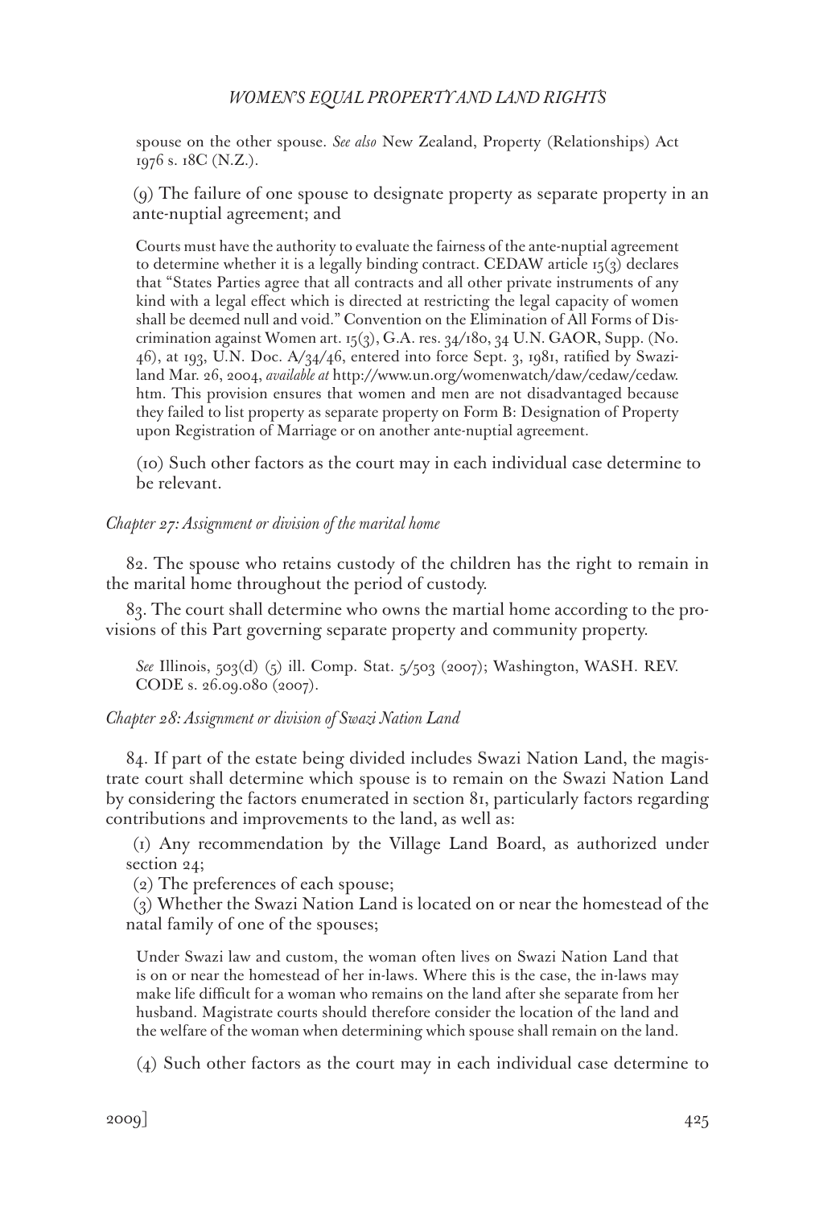spouse on the other spouse. *See also* New Zealand, Property (Relationships) Act 1976 s. 18C (N.Z.).

(9) The failure of one spouse to designate property as separate property in an ante-nuptial agreement; and

Courts must have the authority to evaluate the fairness of the ante-nuptial agreement to determine whether it is a legally binding contract. CEDAW article 15(3) declares that "States Parties agree that all contracts and all other private instruments of any kind with a legal effect which is directed at restricting the legal capacity of women shall be deemed null and void." Convention on the Elimination of All Forms of Discrimination against Women art. 15(3), G.A. res. 34/180, 34 U.N. GAOR, Supp. (No. 46), at 193, U.N. Doc. A/34/46, entered into force Sept. 3, 1981, ratified by Swaziland Mar. 26, 2004, *available at* http://www.un.org/womenwatch/daw/cedaw/cedaw.htm. This provision ensures that women and men are not disadvantaged because they failed to list property as separate property on Form B: Designation of Property upon Registration of Marriage or on another ante-nuptial agreement.

(10) Such other factors as the court may in each individual case determine to be relevant.

*Chapter 27: Assignment or division of the marital home*

82. The spouse who retains custody of the children has the right to remain in the marital home throughout the period of custody.

83. The court shall determine who owns the martial home according to the provisions of this Part governing separate property and community property.

*See* Illinois, 503(d) (5) ill. Comp. Stat. 5/503 (2007); Washington, WASH. REV. CODE s. 26.09.080 (2007).

*Chapter 28: Assignment or division of Swazi Nation Land*

84. If part of the estate being divided includes Swazi Nation Land, the magistrate court shall determine which spouse is to remain on the Swazi Nation Land by considering the factors enumerated in section 81, particularly factors regarding contributions and improvements to the land, as well as:

(1) Any recommendation by the Village Land Board, as authorized under section 24;

(2) The preferences of each spouse;

(3) Whether the Swazi Nation Land is located on or near the homestead of the natal family of one of the spouses;

Under Swazi law and custom, the woman often lives on Swazi Nation Land that is on or near the homestead of her in-laws. Where this is the case, the in-laws may make life difficult for a woman who remains on the land after she separate from her husband. Magistrate courts should therefore consider the location of the land and the welfare of the woman when determining which spouse shall remain on the land.

(4) Such other factors as the court may in each individual case determine to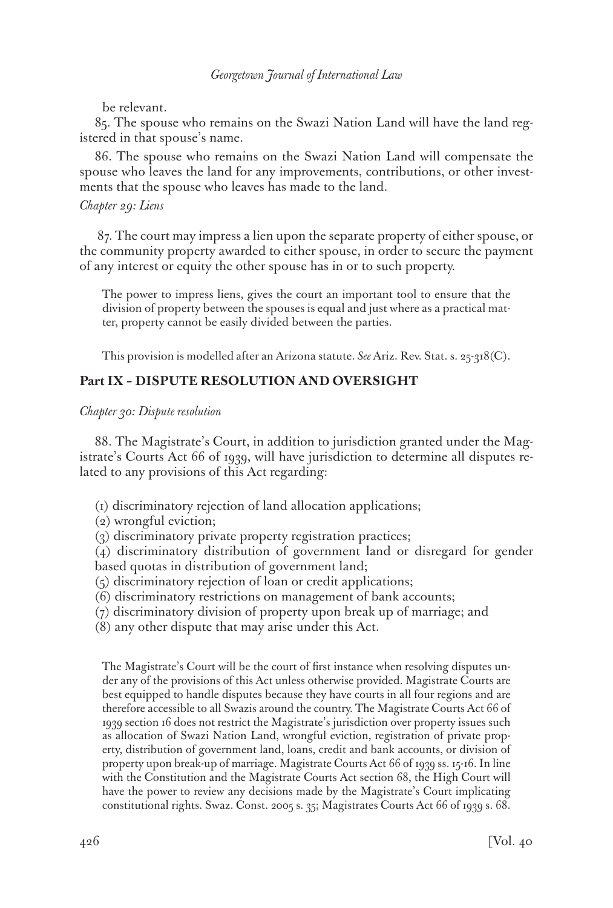be relevant.

85. The spouse who remains on the Swazi Nation Land will have the land registered in that spouse's name.

86. The spouse who remains on the Swazi Nation Land will compensate the spouse who leaves the land for any improvements, contributions, or other investments that the spouse who leaves has made to the land.

*Chapter 29: Liens*

87. The court may impress a lien upon the separate property of either spouse, or the community property awarded to either spouse, in order to secure the payment of any interest or equity the other spouse has in or to such property.

> The power to impress liens, gives the court an important tool to ensure that the division of property between the spouses is equal and just where as a practical matter, property cannot be easily divided between the parties.
>
> This provision is modelled after an Arizona statute. *See* Ariz. Rev. Stat. s. 25-318(C).

## Part IX – DISPUTE RESOLUTION AND OVERSIGHT

*Chapter 30: Dispute resolution*

88. The Magistrate's Court, in addition to jurisdiction granted under the Magistrate's Courts Act 66 of 1939, will have jurisdiction to determine all disputes related to any provisions of this Act regarding:

(1) discriminatory rejection of land allocation applications;
(2) wrongful eviction;
(3) discriminatory private property registration practices;
(4) discriminatory distribution of government land or disregard for gender based quotas in distribution of government land;
(5) discriminatory rejection of loan or credit applications;
(6) discriminatory restrictions on management of bank accounts;
(7) discriminatory division of property upon break up of marriage; and
(8) any other dispute that may arise under this Act.

> The Magistrate's Court will be the court of first instance when resolving disputes under any of the provisions of this Act unless otherwise provided. Magistrate Courts are best equipped to handle disputes because they have courts in all four regions and are therefore accessible to all Swazis around the country. The Magistrate Courts Act 66 of 1939 section 16 does not restrict the Magistrate's jurisdiction over property issues such as allocation of Swazi Nation Land, wrongful eviction, registration of private property, distribution of government land, loans, credit and bank accounts, or division of property upon break-up of marriage. Magistrate Courts Act 66 of 1939 ss. 15-16. In line with the Constitution and the Magistrate Courts Act section 68, the High Court will have the power to review any decisions made by the Magistrate's Court implicating constitutional rights. Swaz. Const. 2005 s. 35; Magistrates Courts Act 66 of 1939 s. 68.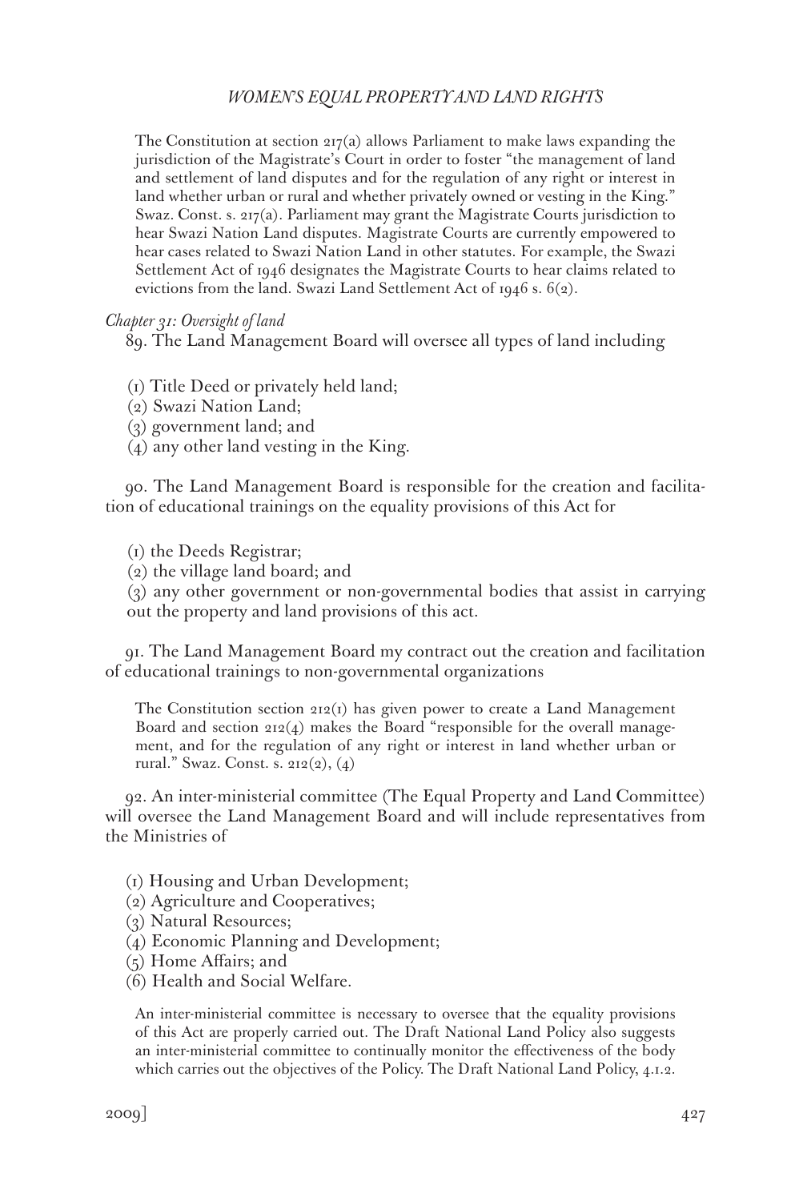The Constitution at section 217(a) allows Parliament to make laws expanding the jurisdiction of the Magistrate's Court in order to foster "the management of land and settlement of land disputes and for the regulation of any right or interest in land whether urban or rural and whether privately owned or vesting in the King." Swaz. Const. s. 217(a). Parliament may grant the Magistrate Courts jurisdiction to hear Swazi Nation Land disputes. Magistrate Courts are currently empowered to hear cases related to Swazi Nation Land in other statutes. For example, the Swazi Settlement Act of 1946 designates the Magistrate Courts to hear claims related to evictions from the land. Swazi Land Settlement Act of 1946 s. 6(2).

*Chapter 31: Oversight of land*

89. The Land Management Board will oversee all types of land including

(1) Title Deed or privately held land;
(2) Swazi Nation Land;
(3) government land; and
(4) any other land vesting in the King.

90. The Land Management Board is responsible for the creation and facilitation of educational trainings on the equality provisions of this Act for

(1) the Deeds Registrar;
(2) the village land board; and
(3) any other government or non-governmental bodies that assist in carrying out the property and land provisions of this act.

91. The Land Management Board my contract out the creation and facilitation of educational trainings to non-governmental organizations

The Constitution section 212(1) has given power to create a Land Management Board and section 212(4) makes the Board "responsible for the overall management, and for the regulation of any right or interest in land whether urban or rural." Swaz. Const. s. 212(2), (4)

92. An inter-ministerial committee (The Equal Property and Land Committee) will oversee the Land Management Board and will include representatives from the Ministries of

(1) Housing and Urban Development;
(2) Agriculture and Cooperatives;
(3) Natural Resources;
(4) Economic Planning and Development;
(5) Home Affairs; and
(6) Health and Social Welfare.

An inter-ministerial committee is necessary to oversee that the equality provisions of this Act are properly carried out. The Draft National Land Policy also suggests an inter-ministerial committee to continually monitor the effectiveness of the body which carries out the objectives of the Policy. The Draft National Land Policy, 4.1.2.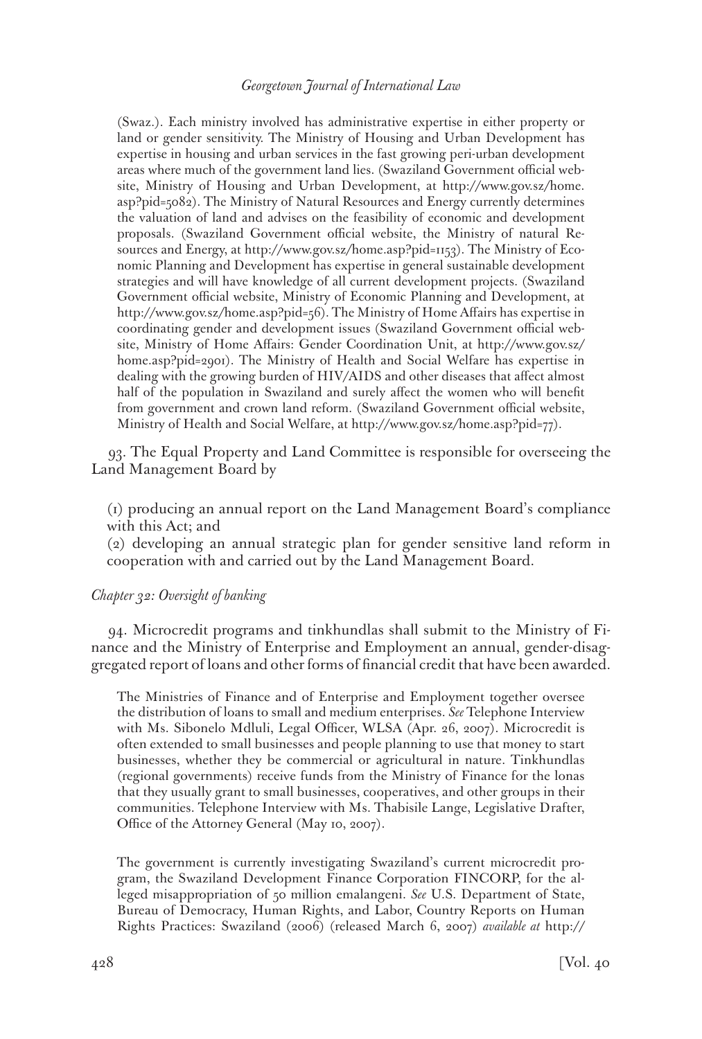(Swaz.). Each ministry involved has administrative expertise in either property or land or gender sensitivity. The Ministry of Housing and Urban Development has expertise in housing and urban services in the fast growing peri-urban development areas where much of the government land lies. (Swaziland Government official website, Ministry of Housing and Urban Development, at http://www.gov.sz/home.asp?pid=5082). The Ministry of Natural Resources and Energy currently determines the valuation of land and advises on the feasibility of economic and development proposals. (Swaziland Government official website, the Ministry of natural Resources and Energy, at http://www.gov.sz/home.asp?pid=1153). The Ministry of Economic Planning and Development has expertise in general sustainable development strategies and will have knowledge of all current development projects. (Swaziland Government official website, Ministry of Economic Planning and Development, at http://www.gov.sz/home.asp?pid=56). The Ministry of Home Affairs has expertise in coordinating gender and development issues (Swaziland Government official website, Ministry of Home Affairs: Gender Coordination Unit, at http://www.gov.sz/home.asp?pid=2901). The Ministry of Health and Social Welfare has expertise in dealing with the growing burden of HIV/AIDS and other diseases that affect almost half of the population in Swaziland and surely affect the women who will benefit from government and crown land reform. (Swaziland Government official website, Ministry of Health and Social Welfare, at http://www.gov.sz/home.asp?pid=77).

93. The Equal Property and Land Committee is responsible for overseeing the Land Management Board by

(1) producing an annual report on the Land Management Board's compliance with this Act; and
(2) developing an annual strategic plan for gender sensitive land reform in cooperation with and carried out by the Land Management Board.

*Chapter 32: Oversight of banking*

94. Microcredit programs and tinkhundlas shall submit to the Ministry of Finance and the Ministry of Enterprise and Employment an annual, gender-disaggregated report of loans and other forms of financial credit that have been awarded.

The Ministries of Finance and of Enterprise and Employment together oversee the distribution of loans to small and medium enterprises. *See* Telephone Interview with Ms. Sibonelo Mdluli, Legal Officer, WLSA (Apr. 26, 2007). Microcredit is often extended to small businesses and people planning to use that money to start businesses, whether they be commercial or agricultural in nature. Tinkhundlas (regional governments) receive funds from the Ministry of Finance for the lonas that they usually grant to small businesses, cooperatives, and other groups in their communities. Telephone Interview with Ms. Thabisile Lange, Legislative Drafter, Office of the Attorney General (May 10, 2007).

The government is currently investigating Swaziland's current microcredit program, the Swaziland Development Finance Corporation FINCORP, for the alleged misappropriation of 50 million emalangeni. *See* U.S. Department of State, Bureau of Democracy, Human Rights, and Labor, Country Reports on Human Rights Practices: Swaziland (2006) (released March 6, 2007) *available at* http://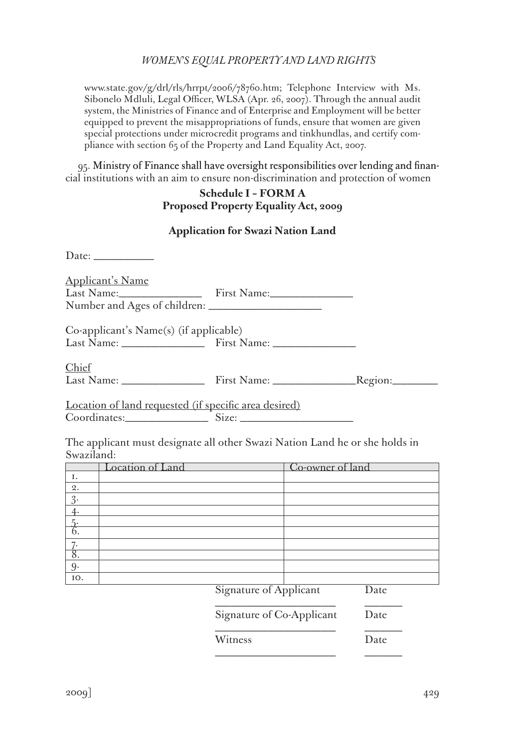www.state.gov/g/drl/rls/hrrpt/2006/78760.htm; Telephone Interview with Ms. Sibonelo Mdluli, Legal Officer, WLSA (Apr. 26, 2007). Through the annual audit system, the Ministries of Finance and of Enterprise and Employment will be better equipped to prevent the misappropriations of funds, ensure that women are given special protections under microcredit programs and tinkhundlas, and certify compliance with section 65 of the Property and Land Equality Act, 2007.

95. Ministry of Finance shall have oversight responsibilities over lending and financial institutions with an aim to ensure non-discrimination and protection of women

**Schedule I – FORM A**
**Proposed Property Equality Act, 2009**

**Application for Swazi Nation Land**

Date: __________

Applicant's Name
Last Name:______________ First Name:______________
Number and Ages of children: __________________

Co-applicant's Name(s) (if applicable)
Last Name: ______________ First Name: ______________

Chief
Last Name: ______________ First Name: ______________Region:________

Location of land requested (if specific area desired)
Coordinates:______________ Size: __________________

The applicant must designate all other Swazi Nation Land he or she holds in Swaziland:

| | Location of Land | Co-owner of land |
|---|---|---|
| 1. | | |
| 2. | | |
| 3. | | |
| 4. | | |
| 5. | | |
| 6. | | |
| 7. | | |
| 8. | | |
| 9. | | |
| 10. | | |

Signature of Applicant ____________________ Date ______

Signature of Co-Applicant ____________________ Date ______

Witness ____________________ Date ______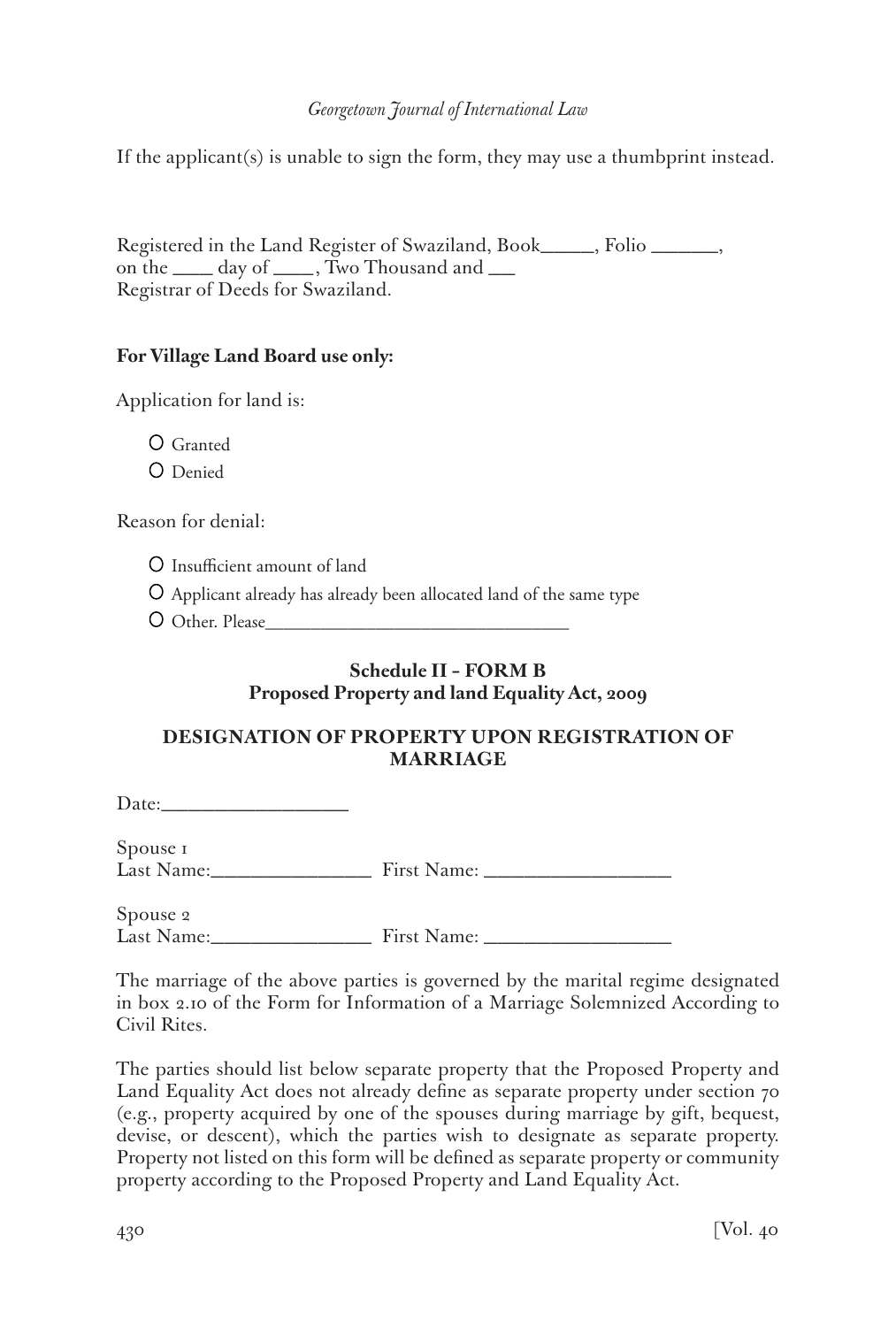If the applicant(s) is unable to sign the form, they may use a thumbprint instead.

Registered in the Land Register of Swaziland, Book_____, Folio ______,
on the ____ day of ____, Two Thousand and ___
Registrar of Deeds for Swaziland.

**For Village Land Board use only:**

Application for land is:

- O Granted
- O Denied

Reason for denial:

- O Insufficient amount of land
- O Applicant already has already been allocated land of the same type
- O Other. Please________________________________

**Schedule II – FORM B**
**Proposed Property and land Equality Act, 2009**

**DESIGNATION OF PROPERTY UPON REGISTRATION OF MARRIAGE**

Date:__________________

Spouse 1
Last Name:________________ First Name: __________________

Spouse 2
Last Name:________________ First Name: __________________

The marriage of the above parties is governed by the marital regime designated in box 2.10 of the Form for Information of a Marriage Solemnized According to Civil Rites.

The parties should list below separate property that the Proposed Property and Land Equality Act does not already define as separate property under section 70 (e.g., property acquired by one of the spouses during marriage by gift, bequest, devise, or descent), which the parties wish to designate as separate property. Property not listed on this form will be defined as separate property or community property according to the Proposed Property and Land Equality Act.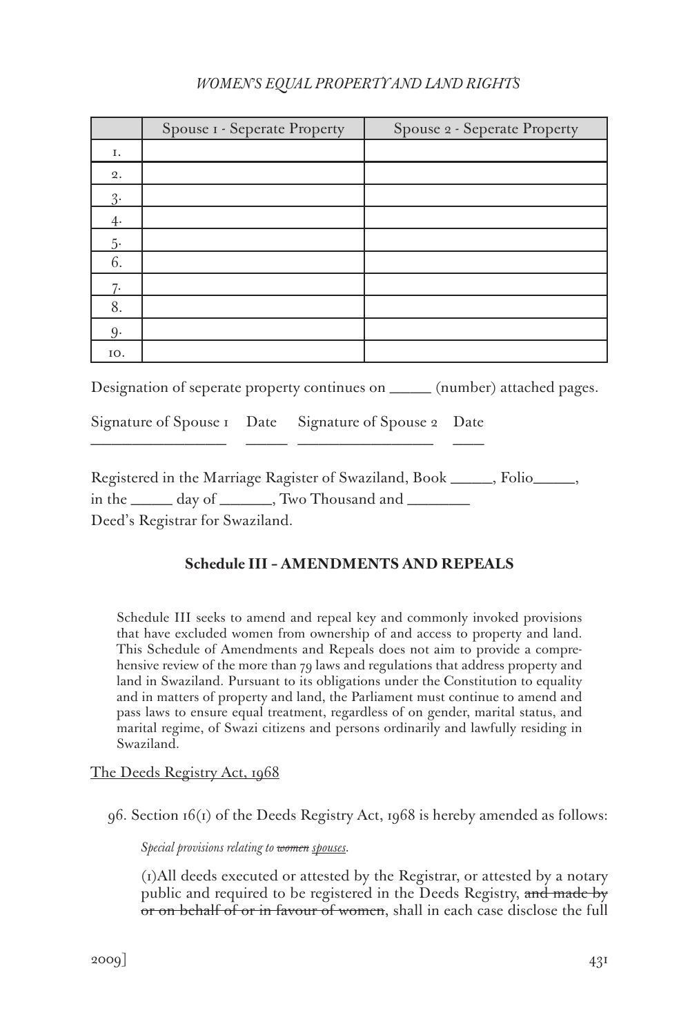| | Spouse 1 - Seperate Property | Spouse 2 - Seperate Property |
|---|---|---|
| 1. | | |
| 2. | | |
| 3. | | |
| 4. | | |
| 5. | | |
| 6. | | |
| 7. | | |
| 8. | | |
| 9. | | |
| 10. | | |

Designation of seperate property continues on _____ (number) attached pages.

Signature of Spouse 1 &nbsp;&nbsp; Date &nbsp;&nbsp; Signature of Spouse 2 &nbsp;&nbsp; Date

_________________ &nbsp;&nbsp; _____ &nbsp;&nbsp; _________________ &nbsp;&nbsp; ____

Registered in the Marriage Ragister of Swaziland, Book _____, Folio_____, in the _____ day of _______, Two Thousand and ________

Deed's Registrar for Swaziland.

**Schedule III – AMENDMENTS AND REPEALS**

> Schedule III seeks to amend and repeal key and commonly invoked provisions that have excluded women from ownership of and access to property and land. This Schedule of Amendments and Repeals does not aim to provide a comprehensive review of the more than 79 laws and regulations that address property and land in Swaziland. Pursuant to its obligations under the Constitution to equality and in matters of property and land, the Parliament must continue to amend and pass laws to ensure equal treatment, regardless of on gender, marital status, and marital regime, of Swazi citizens and persons ordinarily and lawfully residing in Swaziland.

<u>The Deeds Registry Act, 1968</u>

96. Section 16(1) of the Deeds Registry Act, 1968 is hereby amended as follows:

*Special provisions relating to ~~women~~ <u>spouses</u>.*

(1)All deeds executed or attested by the Registrar, or attested by a notary public and required to be registered in the Deeds Registry, ~~and made by or on behalf of or in favour of women~~, shall in each case disclose the full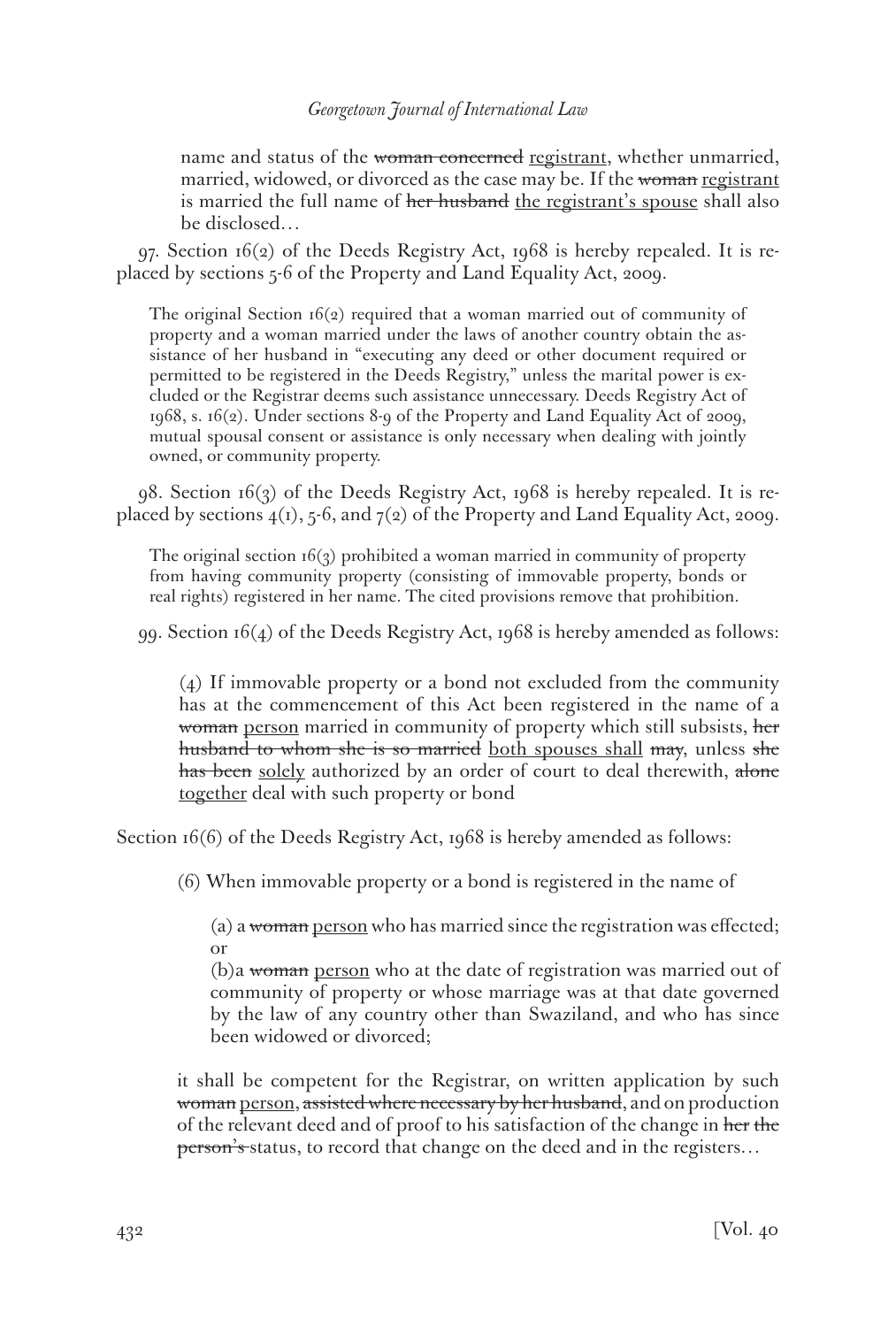> name and status of the ~~woman concerned~~ <u>registrant</u>, whether unmarried, married, widowed, or divorced as the case may be. If the ~~woman~~ <u>registrant</u> is married the full name of ~~her husband~~ <u>the registrant's spouse</u> shall also be disclosed…

97. Section 16(2) of the Deeds Registry Act, 1968 is hereby repealed. It is replaced by sections 5-6 of the Property and Land Equality Act, 2009.

> The original Section 16(2) required that a woman married out of community of property and a woman married under the laws of another country obtain the assistance of her husband in "executing any deed or other document required or permitted to be registered in the Deeds Registry," unless the marital power is excluded or the Registrar deems such assistance unnecessary. Deeds Registry Act of 1968, s. 16(2). Under sections 8-9 of the Property and Land Equality Act of 2009, mutual spousal consent or assistance is only necessary when dealing with jointly owned, or community property.

98. Section 16(3) of the Deeds Registry Act, 1968 is hereby repealed. It is replaced by sections 4(1), 5-6, and 7(2) of the Property and Land Equality Act, 2009.

> The original section 16(3) prohibited a woman married in community of property from having community property (consisting of immovable property, bonds or real rights) registered in her name. The cited provisions remove that prohibition.

99. Section 16(4) of the Deeds Registry Act, 1968 is hereby amended as follows:

> (4) If immovable property or a bond not excluded from the community has at the commencement of this Act been registered in the name of a ~~woman~~ <u>person</u> married in community of property which still subsists, ~~her husband to whom she is so married~~ <u>both spouses shall</u> ~~may~~, unless ~~she has been~~ <u>solely</u> authorized by an order of court to deal therewith, ~~alone~~ <u>together</u> deal with such property or bond

Section 16(6) of the Deeds Registry Act, 1968 is hereby amended as follows:

> (6) When immovable property or a bond is registered in the name of
>
> (a) a ~~woman~~ <u>person</u> who has married since the registration was effected; or
>
> (b)a ~~woman~~ <u>person</u> who at the date of registration was married out of community of property or whose marriage was at that date governed by the law of any country other than Swaziland, and who has since been widowed or divorced;
>
> it shall be competent for the Registrar, on written application by such ~~woman~~ <u>person</u>, ~~assisted where necessary by her husband~~, and on production of the relevant deed and of proof to his satisfaction of the change in ~~her~~ the ~~person's~~ status, to record that change on the deed and in the registers…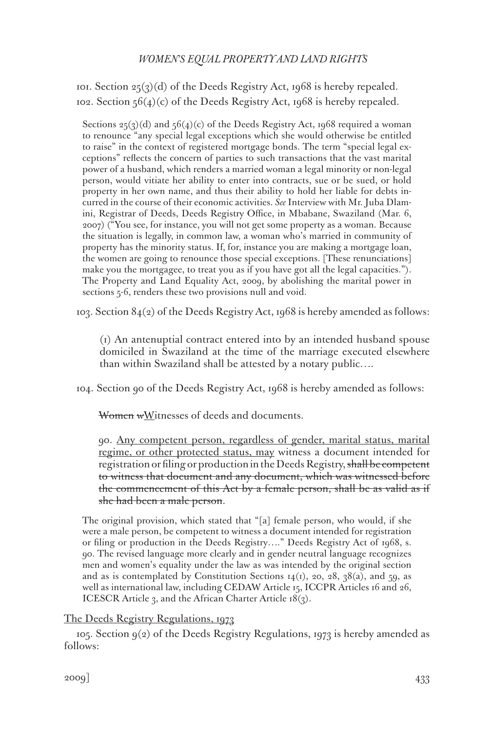101. Section 25(3)(d) of the Deeds Registry Act, 1968 is hereby repealed.

102. Section 56(4)(c) of the Deeds Registry Act, 1968 is hereby repealed.

> Sections 25(3)(d) and 56(4)(c) of the Deeds Registry Act, 1968 required a woman to renounce "any special legal exceptions which she would otherwise be entitled to raise" in the context of registered mortgage bonds. The term "special legal exceptions" reflects the concern of parties to such transactions that the vast marital power of a husband, which renders a married woman a legal minority or non-legal person, would vitiate her ability to enter into contracts, sue or be sued, or hold property in her own name, and thus their ability to hold her liable for debts incurred in the course of their economic activities. *See* Interview with Mr. Juba Dlamini, Registrar of Deeds, Deeds Registry Office, in Mbabane, Swaziland (Mar. 6, 2007) ("You see, for instance, you will not get some property as a woman. Because the situation is legally, in common law, a woman who's married in community of property has the minority status. If, for, instance you are making a mortgage loan, the women are going to renounce those special exceptions. [These renunciations] make you the mortgagee, to treat you as if you have got all the legal capacities."). The Property and Land Equality Act, 2009, by abolishing the marital power in sections 5-6, renders these two provisions null and void.

103. Section 84(2) of the Deeds Registry Act, 1968 is hereby amended as follows:

> (1) An antenuptial contract entered into by an intended husband spouse domiciled in Swaziland at the time of the marriage executed elsewhere than within Swaziland shall be attested by a notary public….

104. Section 90 of the Deeds Registry Act, 1968 is hereby amended as follows:

> ~~Women w~~<u>W</u>itnesses of deeds and documents.
>
> 90. <u>Any competent person, regardless of gender, marital status, marital regime, or other protected status, may</u> witness a document intended for registration or filing or production in the Deeds Registry, ~~shall be competent to witness that document and any document, which was witnessed before the commencement of this Act by a female person, shall be as valid as if she had been a male person~~.

> The original provision, which stated that "[a] female person, who would, if she were a male person, be competent to witness a document intended for registration or filing or production in the Deeds Registry…." Deeds Registry Act of 1968, s. 90. The revised language more clearly and in gender neutral language recognizes men and women's equality under the law as was intended by the original section and as is contemplated by Constitution Sections 14(1), 20, 28, 38(a), and 59, as well as international law, including CEDAW Article 15, ICCPR Articles 16 and 26, ICESCR Article 3, and the African Charter Article 18(3).

<u>The Deeds Registry Regulations, 1973</u>

105. Section 9(2) of the Deeds Registry Regulations, 1973 is hereby amended as follows: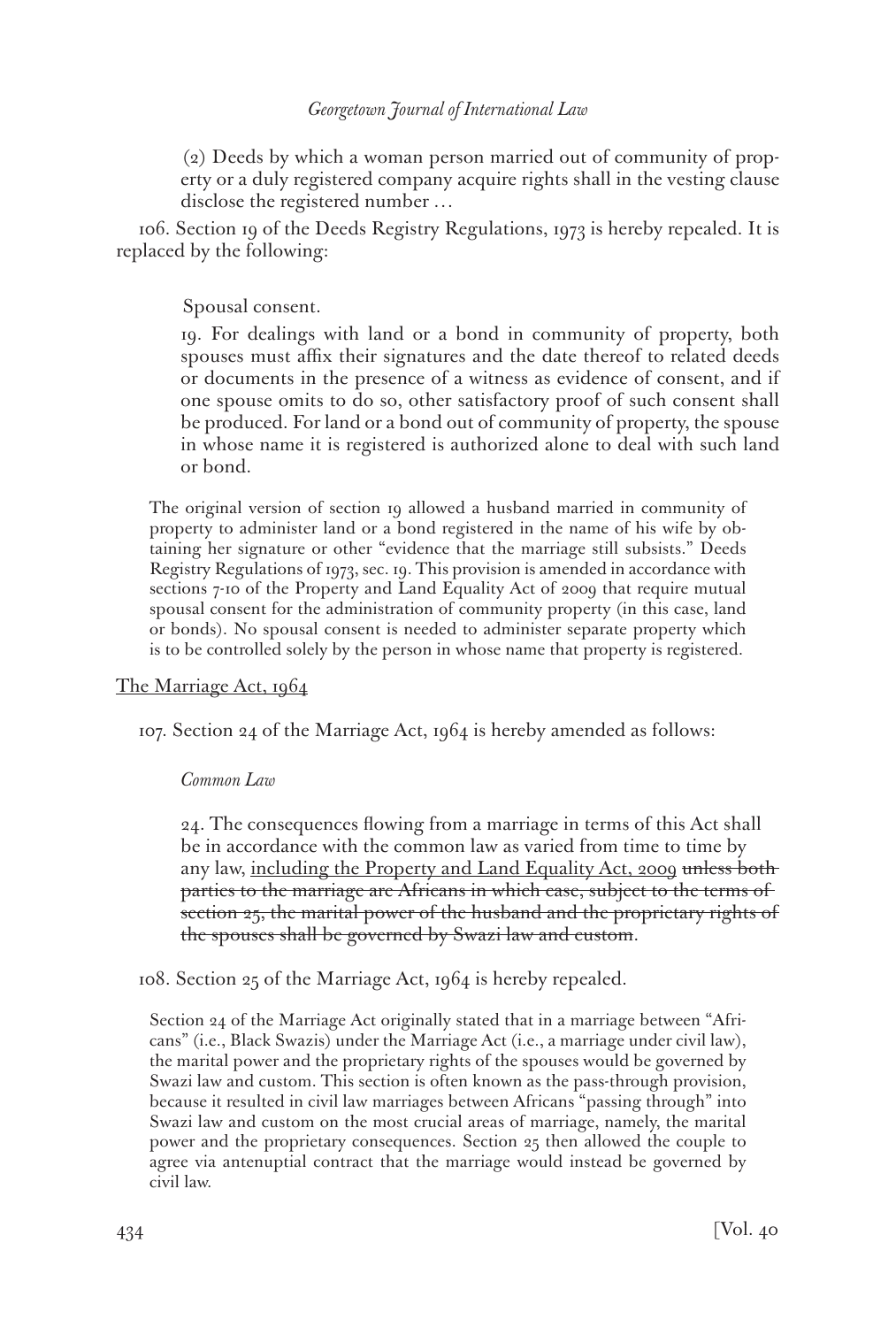> (2) Deeds by which a woman person married out of community of property or a duly registered company acquire rights shall in the vesting clause disclose the registered number …

106. Section 19 of the Deeds Registry Regulations, 1973 is hereby repealed. It is replaced by the following:

> Spousal consent.
>
> 19. For dealings with land or a bond in community of property, both spouses must affix their signatures and the date thereof to related deeds or documents in the presence of a witness as evidence of consent, and if one spouse omits to do so, other satisfactory proof of such consent shall be produced. For land or a bond out of community of property, the spouse in whose name it is registered is authorized alone to deal with such land or bond.

The original version of section 19 allowed a husband married in community of property to administer land or a bond registered in the name of his wife by obtaining her signature or other "evidence that the marriage still subsists." Deeds Registry Regulations of 1973, sec. 19. This provision is amended in accordance with sections 7-10 of the Property and Land Equality Act of 2009 that require mutual spousal consent for the administration of community property (in this case, land or bonds). No spousal consent is needed to administer separate property which is to be controlled solely by the person in whose name that property is registered.

<u>The Marriage Act, 1964</u>

107. Section 24 of the Marriage Act, 1964 is hereby amended as follows:

> *Common Law*
>
> 24. The consequences flowing from a marriage in terms of this Act shall be in accordance with the common law as varied from time to time by any law, <u>including the Property and Land Equality Act, 2009</u> ~~unless both parties to the marriage are Africans in which case, subject to the terms of section 25, the marital power of the husband and the proprietary rights of the spouses shall be governed by Swazi law and custom~~.

108. Section 25 of the Marriage Act, 1964 is hereby repealed.

Section 24 of the Marriage Act originally stated that in a marriage between "Africans" (i.e., Black Swazis) under the Marriage Act (i.e., a marriage under civil law), the marital power and the proprietary rights of the spouses would be governed by Swazi law and custom. This section is often known as the pass-through provision, because it resulted in civil law marriages between Africans "passing through" into Swazi law and custom on the most crucial areas of marriage, namely, the marital power and the proprietary consequences. Section 25 then allowed the couple to agree via antenuptial contract that the marriage would instead be governed by civil law.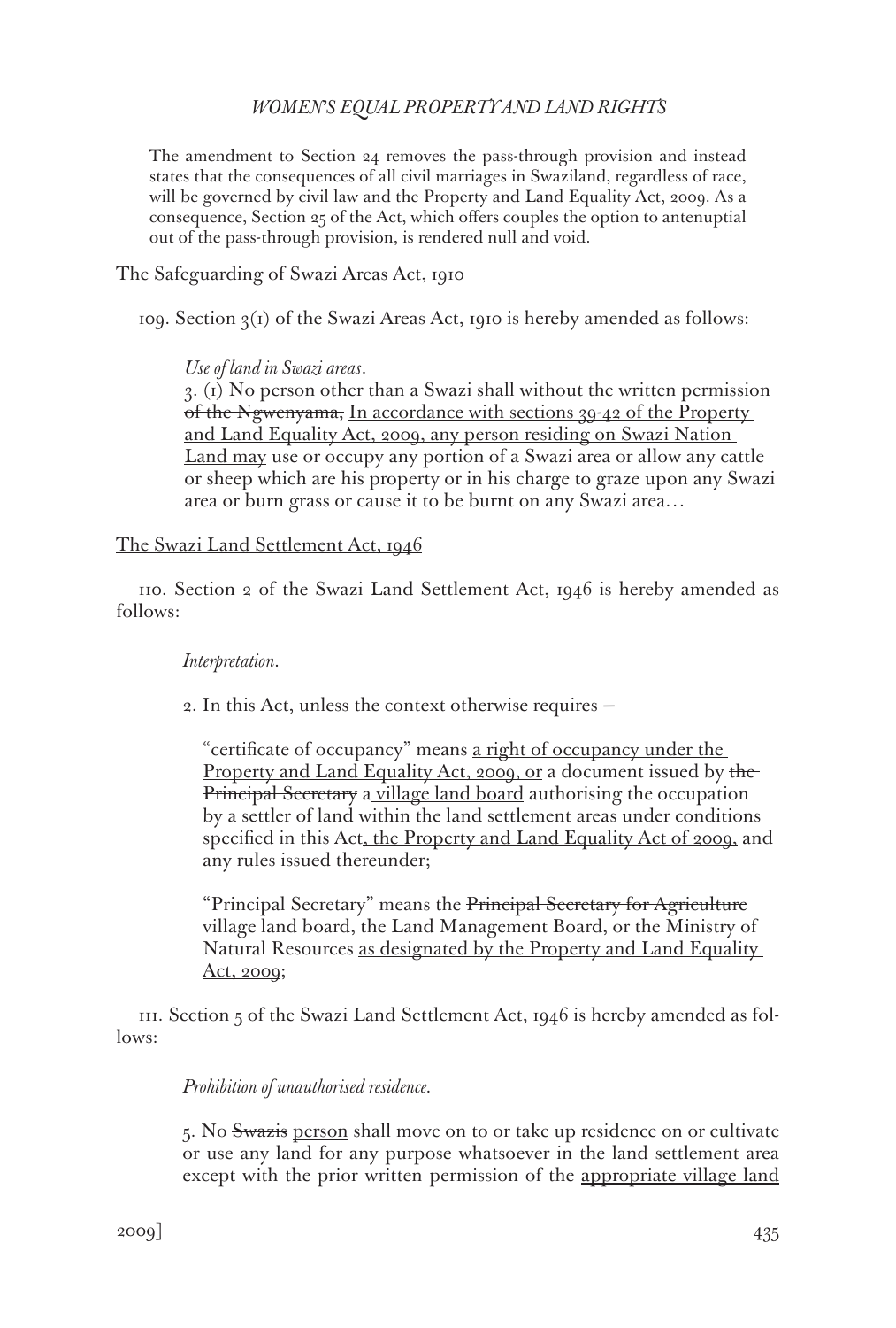The amendment to Section 24 removes the pass-through provision and instead states that the consequences of all civil marriages in Swaziland, regardless of race, will be governed by civil law and the Property and Land Equality Act, 2009. As a consequence, Section 25 of the Act, which offers couples the option to antenuptial out of the pass-through provision, is rendered null and void.

<u>The Safeguarding of Swazi Areas Act, 1910</u>

109. Section 3(1) of the Swazi Areas Act, 1910 is hereby amended as follows:

*Use of land in Swazi areas.*

3. (1) ~~No person other than a Swazi shall without the written permission of the Ngwenyama,~~ <u>In accordance with sections 39-42 of the Property and Land Equality Act, 2009, any person residing on Swazi Nation Land may</u> use or occupy any portion of a Swazi area or allow any cattle or sheep which are his property or in his charge to graze upon any Swazi area or burn grass or cause it to be burnt on any Swazi area…

<u>The Swazi Land Settlement Act, 1946</u>

110. Section 2 of the Swazi Land Settlement Act, 1946 is hereby amended as follows:

*Interpretation.*

2. In this Act, unless the context otherwise requires –

"certificate of occupancy" means <u>a right of occupancy under the Property and Land Equality Act, 2009, or</u> a document issued by ~~the Principal Secretary~~ a <u>village land board</u> authorising the occupation by a settler of land within the land settlement areas under conditions specified in this Act<u>, the Property and Land Equality Act of 2009,</u> and any rules issued thereunder;

"Principal Secretary" means the ~~Principal Secretary for Agriculture~~ village land board, the Land Management Board, or the Ministry of Natural Resources <u>as designated by the Property and Land Equality Act, 2009</u>;

111. Section 5 of the Swazi Land Settlement Act, 1946 is hereby amended as follows:

*Prohibition of unauthorised residence.*

5. No ~~Swazis~~ <u>person</u> shall move on to or take up residence on or cultivate or use any land for any purpose whatsoever in the land settlement area except with the prior written permission of the <u>appropriate village land</u>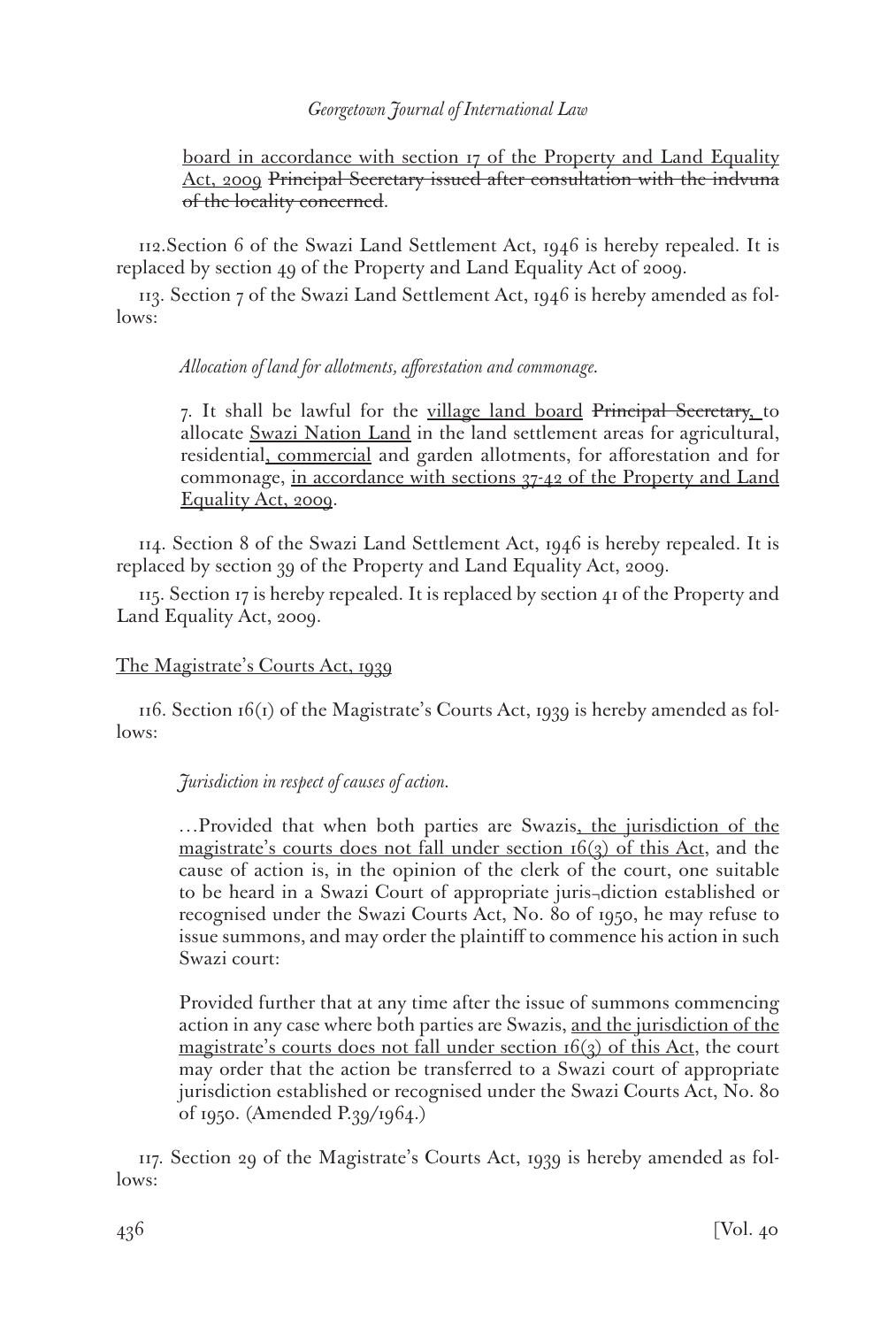<u>board in accordance with section 17 of the Property and Land Equality Act, 2009</u> ~~Principal Secretary issued after consultation with the indvuna of the locality concerned~~.

112.Section 6 of the Swazi Land Settlement Act, 1946 is hereby repealed. It is replaced by section 49 of the Property and Land Equality Act of 2009.

113. Section 7 of the Swazi Land Settlement Act, 1946 is hereby amended as follows:

> *Allocation of land for allotments, afforestation and commonage.*
>
> 7. It shall be lawful for the <u>village land board</u> ~~Principal Secretary,~~ to allocate <u>Swazi Nation Land</u> in the land settlement areas for agricultural, residential<u>, commercial</u> and garden allotments, for afforestation and for commonage, <u>in accordance with sections 37-42 of the Property and Land Equality Act, 2009</u>.

114. Section 8 of the Swazi Land Settlement Act, 1946 is hereby repealed. It is replaced by section 39 of the Property and Land Equality Act, 2009.

115. Section 17 is hereby repealed. It is replaced by section 41 of the Property and Land Equality Act, 2009.

<u>The Magistrate's Courts Act, 1939</u>

116. Section 16(1) of the Magistrate's Courts Act, 1939 is hereby amended as follows:

> *Jurisdiction in respect of causes of action.*
>
> …Provided that when both parties are Swazis<u>, the jurisdiction of the magistrate's courts does not fall under section 16(3) of this Act</u>, and the cause of action is, in the opinion of the clerk of the court, one suitable to be heard in a Swazi Court of appropriate juris¬diction established or recognised under the Swazi Courts Act, No. 80 of 1950, he may refuse to issue summons, and may order the plaintiff to commence his action in such Swazi court:
>
> Provided further that at any time after the issue of summons commencing action in any case where both parties are Swazis, <u>and the jurisdiction of the magistrate's courts does not fall under section 16(3) of this Act</u>, the court may order that the action be transferred to a Swazi court of appropriate jurisdiction established or recognised under the Swazi Courts Act, No. 80 of 1950. (Amended P.39/1964.)

117. Section 29 of the Magistrate's Courts Act, 1939 is hereby amended as follows: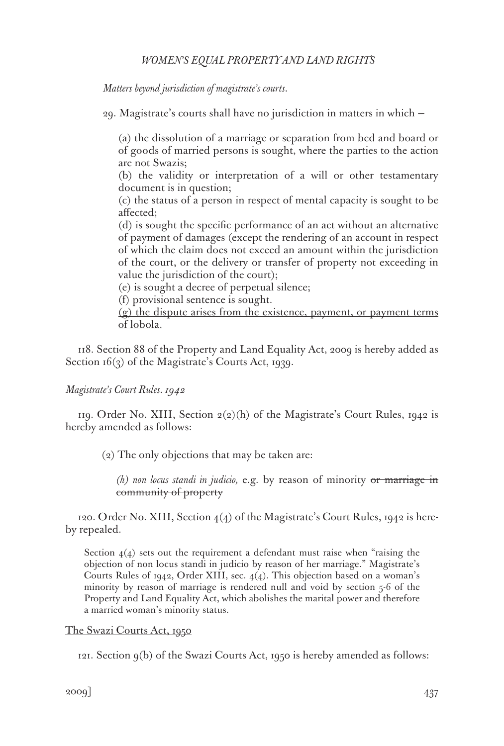*Matters beyond jurisdiction of magistrate's courts.*

29. Magistrate's courts shall have no jurisdiction in matters in which –

(a) the dissolution of a marriage or separation from bed and board or of goods of married persons is sought, where the parties to the action are not Swazis;
(b) the validity or interpretation of a will or other testamentary document is in question;
(c) the status of a person in respect of mental capacity is sought to be affected;
(d) is sought the specific performance of an act without an alternative of payment of damages (except the rendering of an account in respect of which the claim does not exceed an amount within the jurisdiction of the court, or the delivery or transfer of property not exceeding in value the jurisdiction of the court);
(e) is sought a decree of perpetual silence;
(f) provisional sentence is sought.
<u>(g) the dispute arises from the existence, payment, or payment terms of lobola.</u>

118. Section 88 of the Property and Land Equality Act, 2009 is hereby added as Section 16(3) of the Magistrate's Courts Act, 1939.

*Magistrate's Court Rules. 1942*

119. Order No. XIII, Section 2(2)(h) of the Magistrate's Court Rules, 1942 is hereby amended as follows:

(2) The only objections that may be taken are:

*(h) non locus standi in judicio,* e.g. by reason of minority ~~or marriage in community of property~~

120. Order No. XIII, Section 4(4) of the Magistrate's Court Rules, 1942 is hereby repealed.

Section 4(4) sets out the requirement a defendant must raise when "raising the objection of non locus standi in judicio by reason of her marriage." Magistrate's Courts Rules of 1942, Order XIII, sec. 4(4). This objection based on a woman's minority by reason of marriage is rendered null and void by section 5-6 of the Property and Land Equality Act, which abolishes the marital power and therefore a married woman's minority status.

<u>The Swazi Courts Act, 1950</u>

121. Section 9(b) of the Swazi Courts Act, 1950 is hereby amended as follows: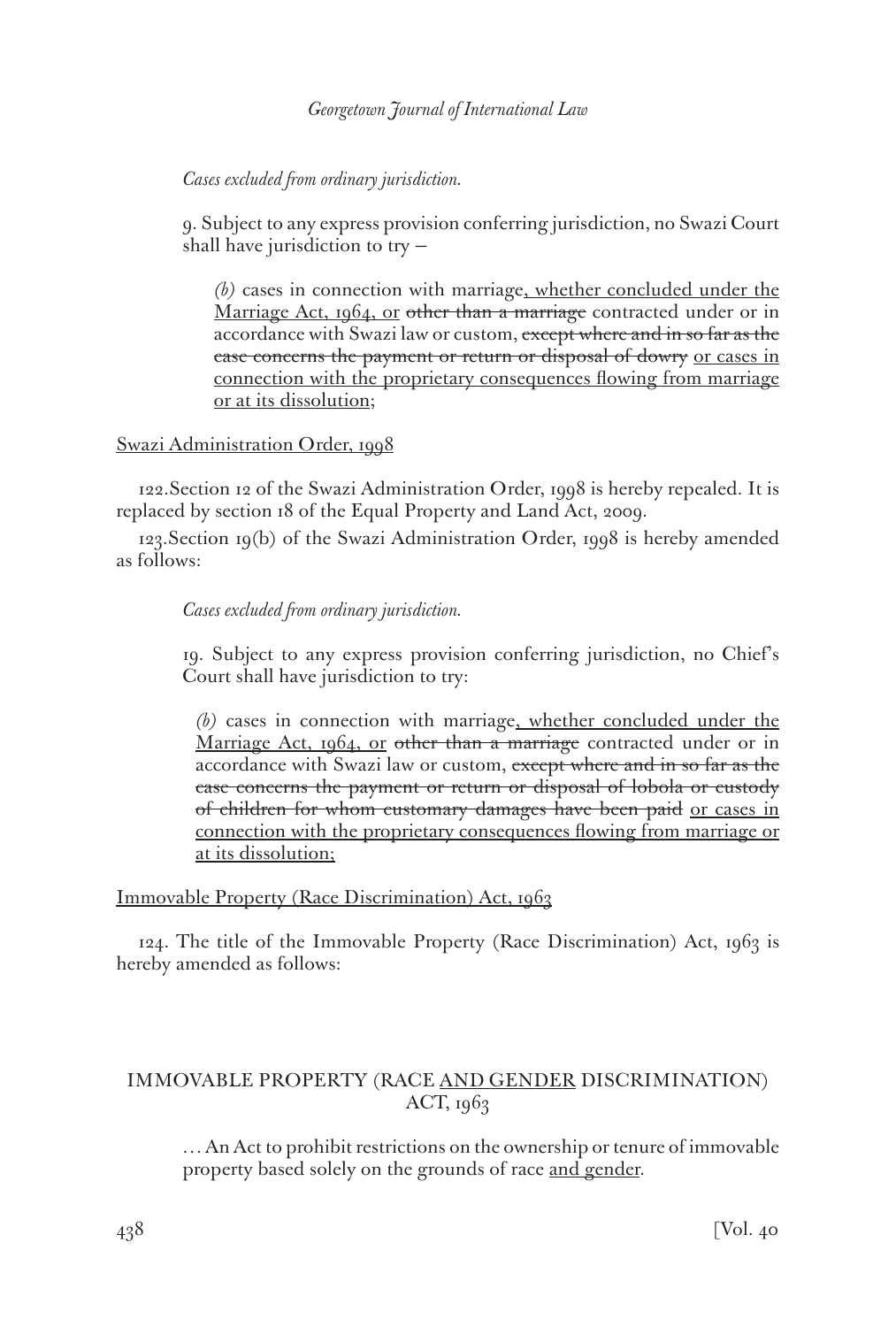*Cases excluded from ordinary jurisdiction.*

9. Subject to any express provision conferring jurisdiction, no Swazi Court shall have jurisdiction to try –

> *(b)* cases in connection with marriage<u>, whether concluded under the Marriage Act, 1964, or</u> ~~other than a marriage~~ contracted under or in accordance with Swazi law or custom, ~~except where and in so far as the case concerns the payment or return or disposal of dowry~~ <u>or cases in connection with the proprietary consequences flowing from marriage or at its dissolution</u>;

<u>Swazi Administration Order, 1998</u>

122. Section 12 of the Swazi Administration Order, 1998 is hereby repealed. It is replaced by section 18 of the Equal Property and Land Act, 2009.

123. Section 19(b) of the Swazi Administration Order, 1998 is hereby amended as follows:

*Cases excluded from ordinary jurisdiction.*

19. Subject to any express provision conferring jurisdiction, no Chief's Court shall have jurisdiction to try:

> *(b)* cases in connection with marriage<u>, whether concluded under the Marriage Act, 1964, or</u> ~~other than a marriage~~ contracted under or in accordance with Swazi law or custom, ~~except where and in so far as the case concerns the payment or return or disposal of lobola or custody of children for whom customary damages have been paid~~ <u>or cases in connection with the proprietary consequences flowing from marriage or at its dissolution;</u>

<u>Immovable Property (Race Discrimination) Act, 1963</u>

124. The title of the Immovable Property (Race Discrimination) Act, 1963 is hereby amended as follows:

IMMOVABLE PROPERTY (RACE <u>AND GENDER</u> DISCRIMINATION) ACT, 1963

> ... An Act to prohibit restrictions on the ownership or tenure of immovable property based solely on the grounds of race <u>and gender</u>.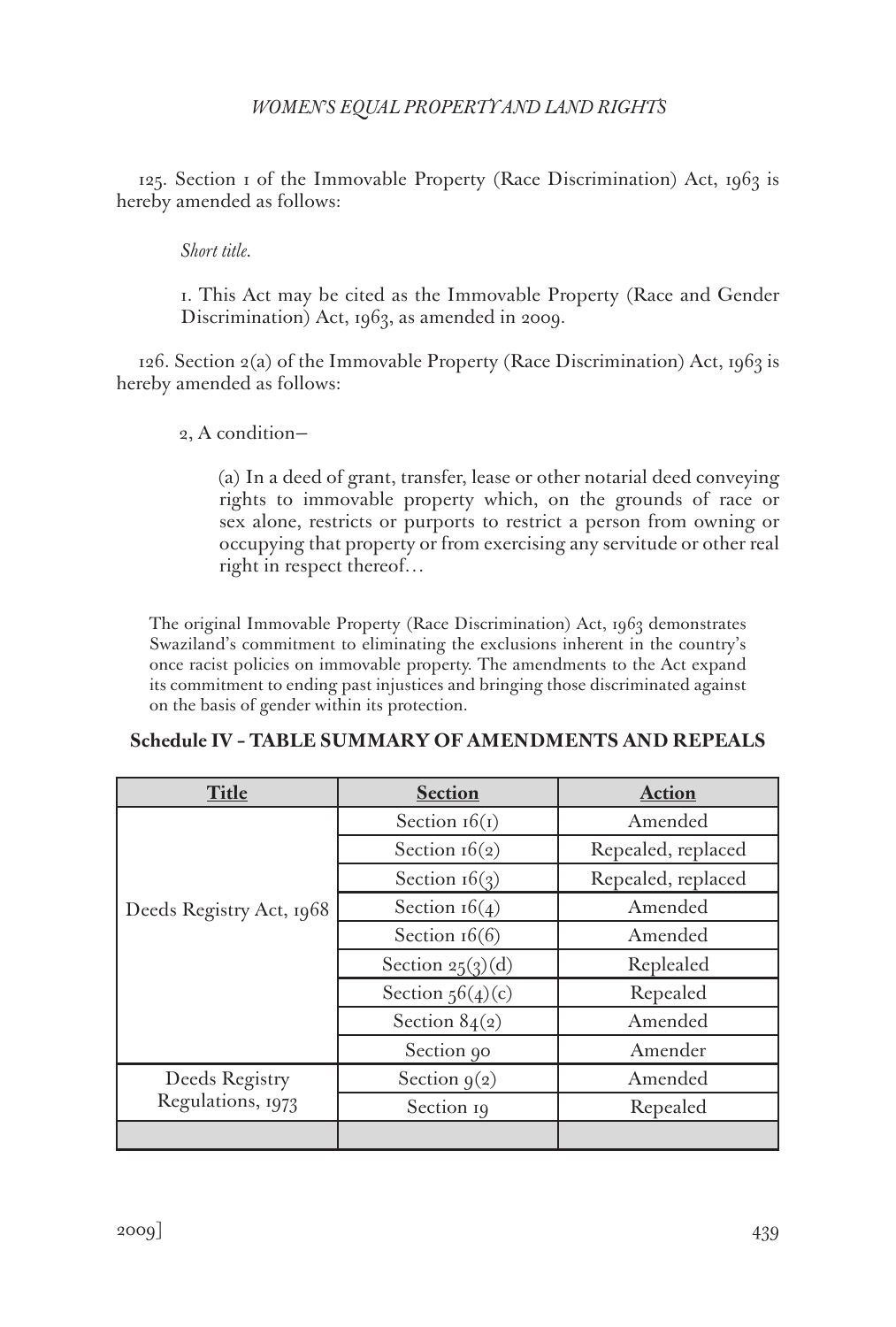125. Section 1 of the Immovable Property (Race Discrimination) Act, 1963 is hereby amended as follows:

> *Short title.*
>
> 1. This Act may be cited as the Immovable Property (Race and Gender Discrimination) Act, 1963, as amended in 2009.

126. Section 2(a) of the Immovable Property (Race Discrimination) Act, 1963 is hereby amended as follows:

> 2, A condition–
>
> > (a) In a deed of grant, transfer, lease or other notarial deed conveying rights to immovable property which, on the grounds of race or sex alone, restricts or purports to restrict a person from owning or occupying that property or from exercising any servitude or other real right in respect thereof…

The original Immovable Property (Race Discrimination) Act, 1963 demonstrates Swaziland's commitment to eliminating the exclusions inherent in the country's once racist policies on immovable property. The amendments to the Act expand its commitment to ending past injustices and bringing those discriminated against on the basis of gender within its protection.

**Schedule IV – TABLE SUMMARY OF AMENDMENTS AND REPEALS**

| Title | Section | Action |
|---|---|---|
| Deeds Registry Act, 1968 | Section 16(1) | Amended |
| | Section 16(2) | Repealed, replaced |
| | Section 16(3) | Repealed, replaced |
| | Section 16(4) | Amended |
| | Section 16(6) | Amended |
| | Section 25(3)(d) | Replealed |
| | Section 56(4)(c) | Repealed |
| | Section 84(2) | Amended |
| | Section 90 | Amender |
| Deeds Registry Regulations, 1973 | Section 9(2) | Amended |
| | Section 19 | Repealed |
| | | |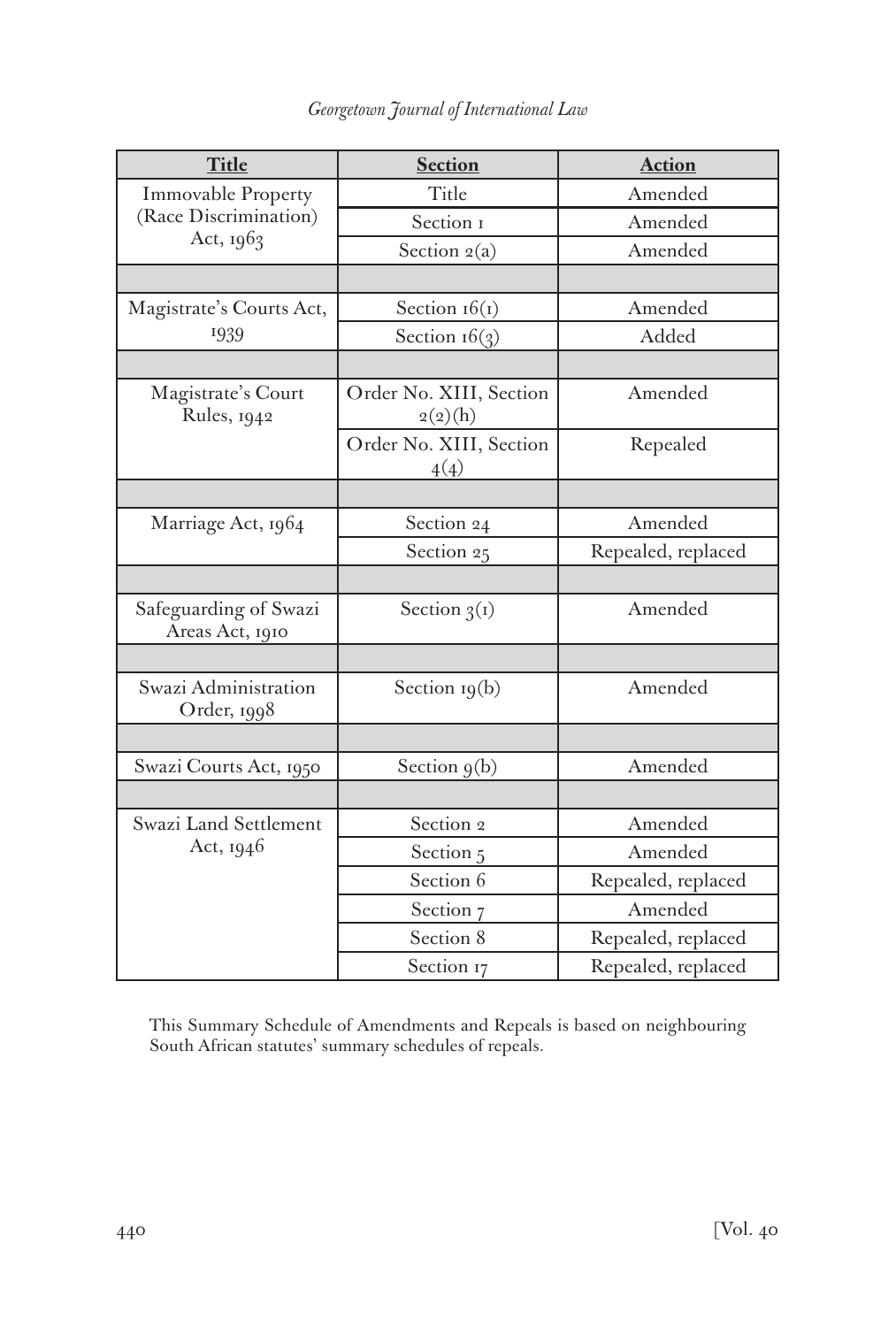| Title | Section | Action |
|---|---|---|
| Immovable Property (Race Discrimination) Act, 1963 | Title | Amended |
| | Section 1 | Amended |
| | Section 2(a) | Amended |
| | | |
| Magistrate's Courts Act, 1939 | Section 16(1) | Amended |
| | Section 16(3) | Added |
| | | |
| Magistrate's Court Rules, 1942 | Order No. XIII, Section 2(2)(h) | Amended |
| | Order No. XIII, Section 4(4) | Repealed |
| | | |
| Marriage Act, 1964 | Section 24 | Amended |
| | Section 25 | Repealed, replaced |
| | | |
| Safeguarding of Swazi Areas Act, 1910 | Section 3(1) | Amended |
| | | |
| Swazi Administration Order, 1998 | Section 19(b) | Amended |
| | | |
| Swazi Courts Act, 1950 | Section 9(b) | Amended |
| | | |
| Swazi Land Settlement Act, 1946 | Section 2 | Amended |
| | Section 5 | Amended |
| | Section 6 | Repealed, replaced |
| | Section 7 | Amended |
| | Section 8 | Repealed, replaced |
| | Section 17 | Repealed, replaced |

This Summary Schedule of Amendments and Repeals is based on neighbouring South African statutes' summary schedules of repeals.